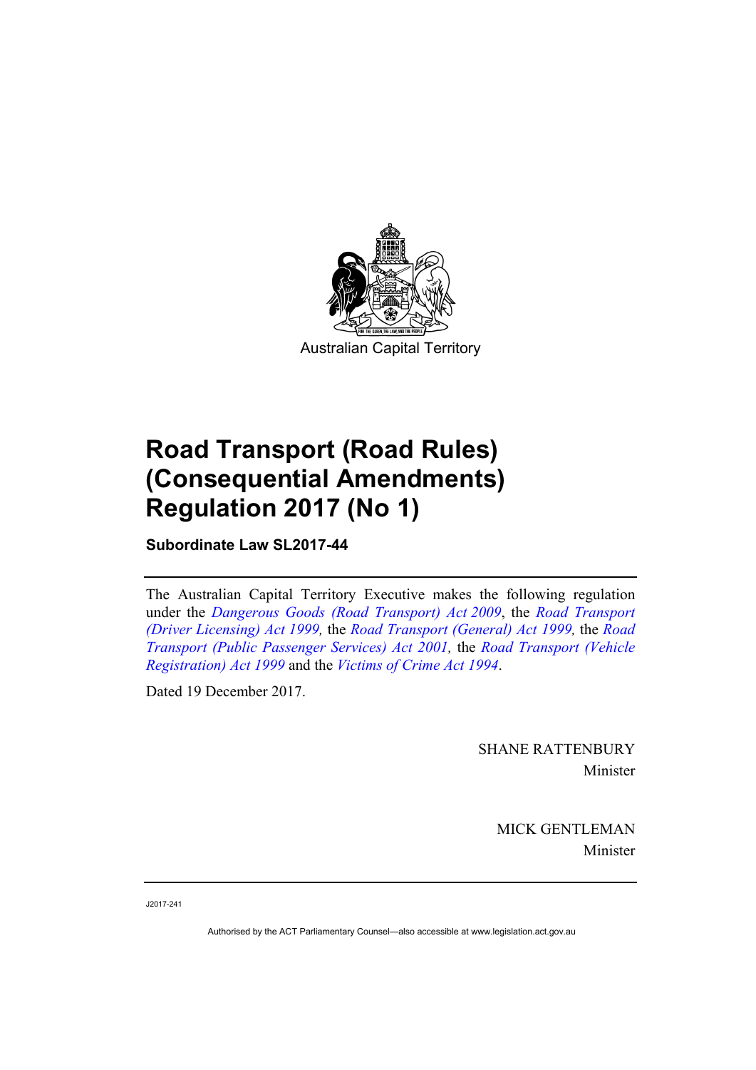Australian Capital Territory

# Road Transport (Road Rules) (Consequential Amendments) Regulation 2017 (No 1)

**Subordinate Law SL2017-44**

The Australian Capital Territory Executive makes the following regulation under the *Dangerous Goods (Road Transport) Act 2009*, the *Road Transport (Driver Licensing) Act 1999,* the *Road Transport (General) Act 1999,* the *Road Transport (Public Passenger Services) Act 2001,* the *Road Transport (Vehicle Registration) Act 1999* and the *Victims of Crime Act 1994*.

Dated 19 December 2017.

SHANE RATTENBURY
Minister

MICK GENTLEMAN
Minister

J2017-241

Authorised by the ACT Parliamentary Counsel—also accessible at www.legislation.act.gov.au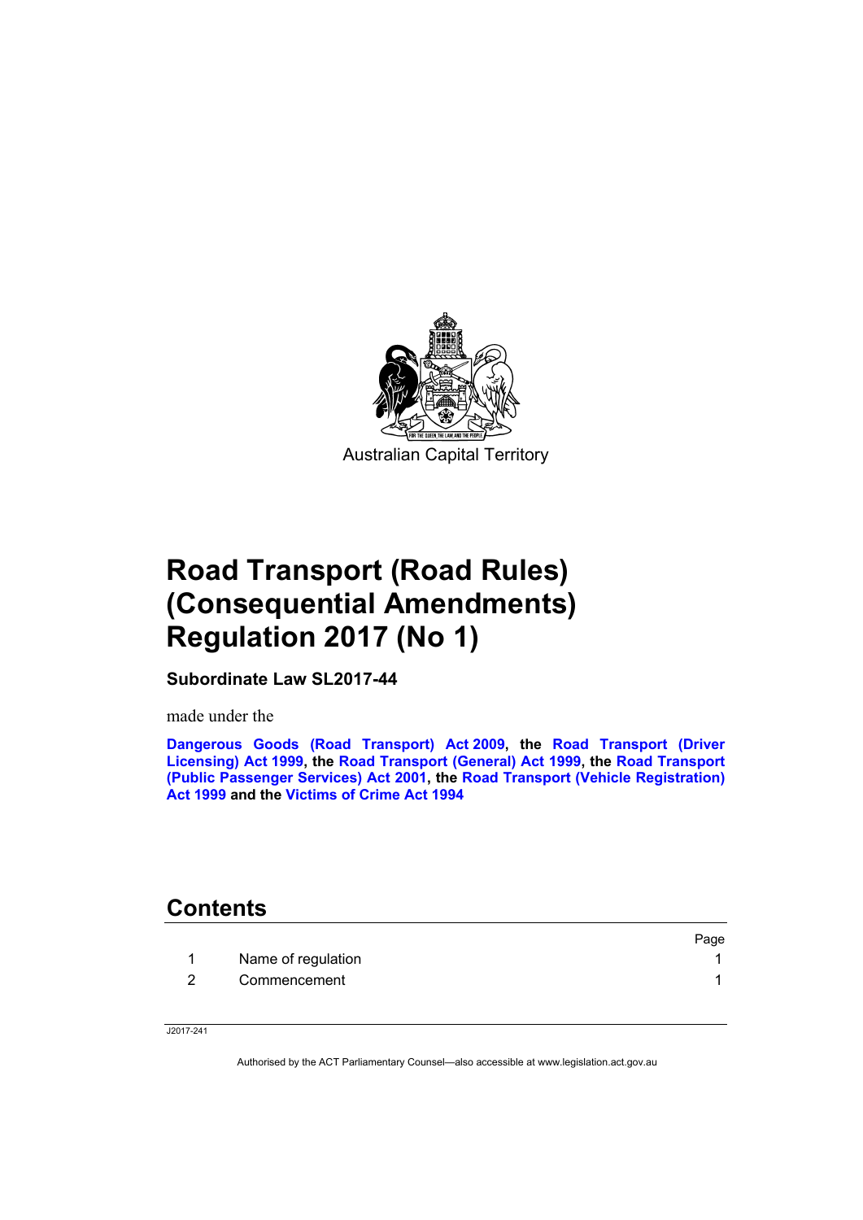Australian Capital Territory

# Road Transport (Road Rules) (Consequential Amendments) Regulation 2017 (No 1)

**Subordinate Law SL2017-44**

made under the

**Dangerous Goods (Road Transport) Act 2009, the Road Transport (Driver Licensing) Act 1999, the Road Transport (General) Act 1999, the Road Transport (Public Passenger Services) Act 2001, the Road Transport (Vehicle Registration) Act 1999 and the Victims of Crime Act 1994**

## Contents

| | | Page |
|---|---|---|
| 1 | Name of regulation | 1 |
| 2 | Commencement | 1 |

J2017-241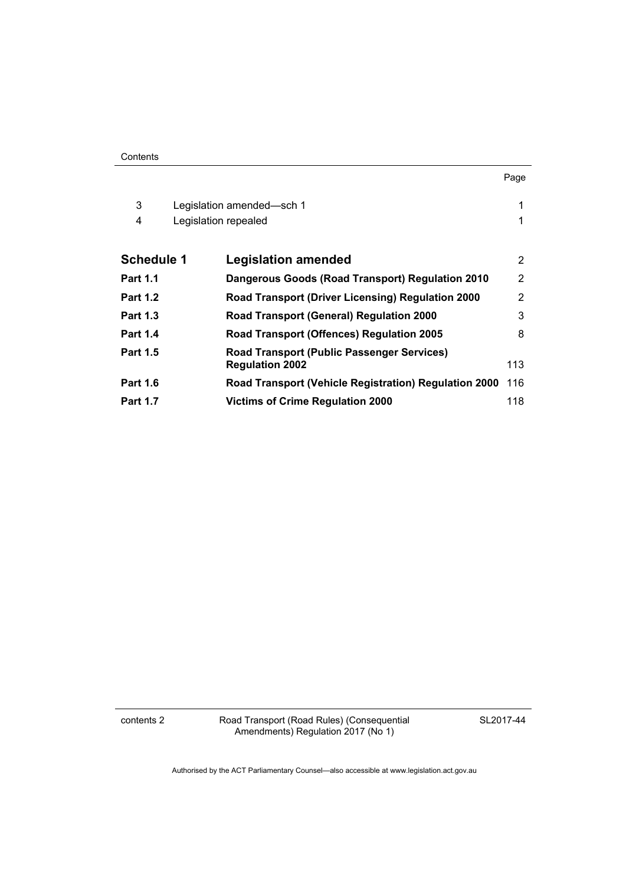| | | Page |
|---|---|---|
| 3 | Legislation amended—sch 1 | 1 |
| 4 | Legislation repealed | 1 |
| **Schedule 1** | **Legislation amended** | 2 |
| **Part 1.1** | **Dangerous Goods (Road Transport) Regulation 2010** | 2 |
| **Part 1.2** | **Road Transport (Driver Licensing) Regulation 2000** | 2 |
| **Part 1.3** | **Road Transport (General) Regulation 2000** | 3 |
| **Part 1.4** | **Road Transport (Offences) Regulation 2005** | 8 |
| **Part 1.5** | **Road Transport (Public Passenger Services) Regulation 2002** | 113 |
| **Part 1.6** | **Road Transport (Vehicle Registration) Regulation 2000** | 116 |
| **Part 1.7** | **Victims of Crime Regulation 2000** | 118 |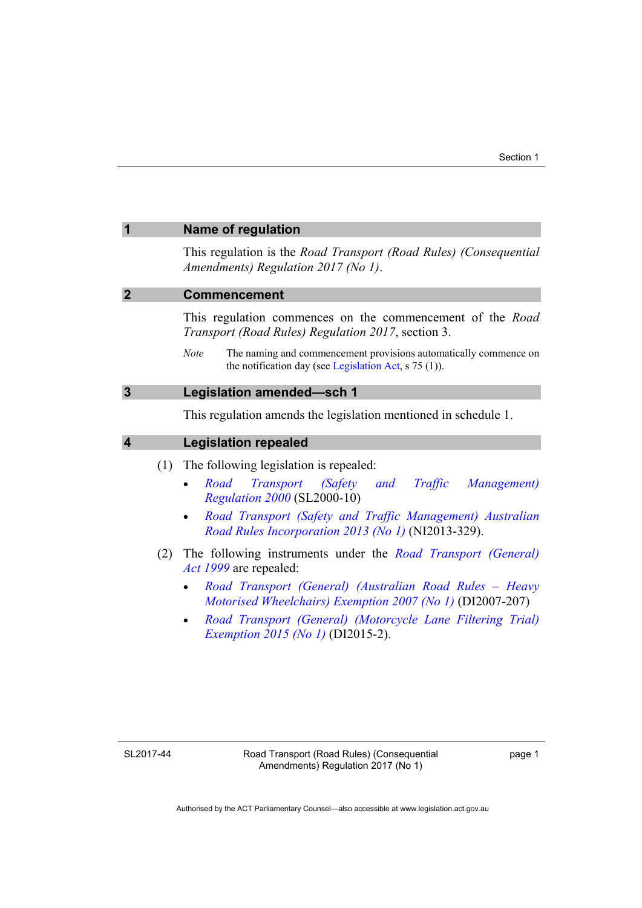## 1 Name of regulation

This regulation is the *Road Transport (Road Rules) (Consequential Amendments) Regulation 2017 (No 1)*.

## 2 Commencement

This regulation commences on the commencement of the *Road Transport (Road Rules) Regulation 2017*, section 3.

*Note* The naming and commencement provisions automatically commence on the notification day (see Legislation Act, s 75 (1)).

## 3 Legislation amended—sch 1

This regulation amends the legislation mentioned in schedule 1.

## 4 Legislation repealed

(1) The following legislation is repealed:

- *Road Transport (Safety and Traffic Management) Regulation 2000* (SL2000-10)
- *Road Transport (Safety and Traffic Management) Australian Road Rules Incorporation 2013 (No 1)* (NI2013-329).

(2) The following instruments under the *Road Transport (General) Act 1999* are repealed:

- *Road Transport (General) (Australian Road Rules – Heavy Motorised Wheelchairs) Exemption 2007 (No 1)* (DI2007-207)
- *Road Transport (General) (Motorcycle Lane Filtering Trial) Exemption 2015 (No 1)* (DI2015-2).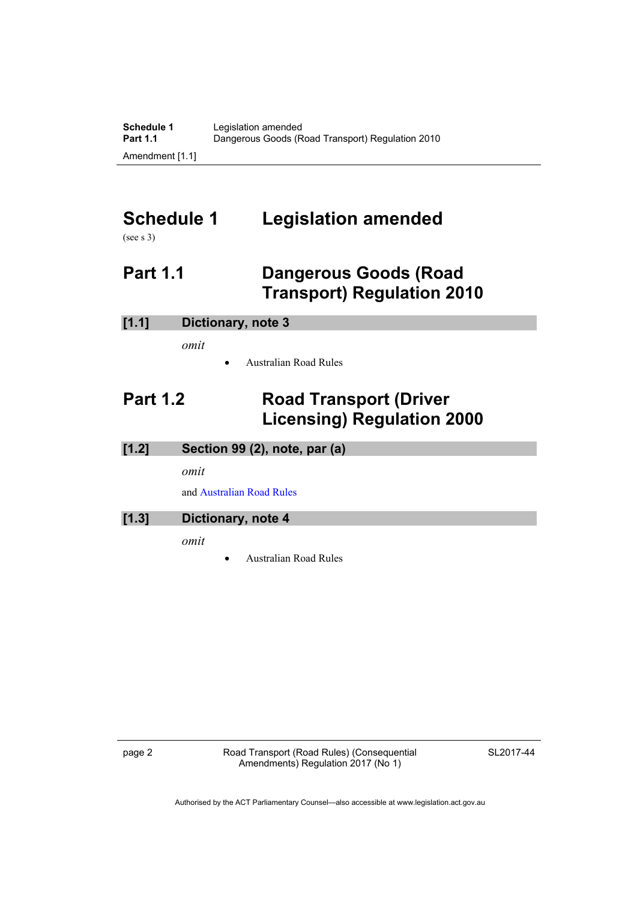# Schedule 1 Legislation amended

(see s 3)

## Part 1.1 Dangerous Goods (Road Transport) Regulation 2010

### [1.1] Dictionary, note 3

*omit*

- Australian Road Rules

## Part 1.2 Road Transport (Driver Licensing) Regulation 2000

### [1.2] Section 99 (2), note, par (a)

*omit*

and Australian Road Rules

### [1.3] Dictionary, note 4

*omit*

- Australian Road Rules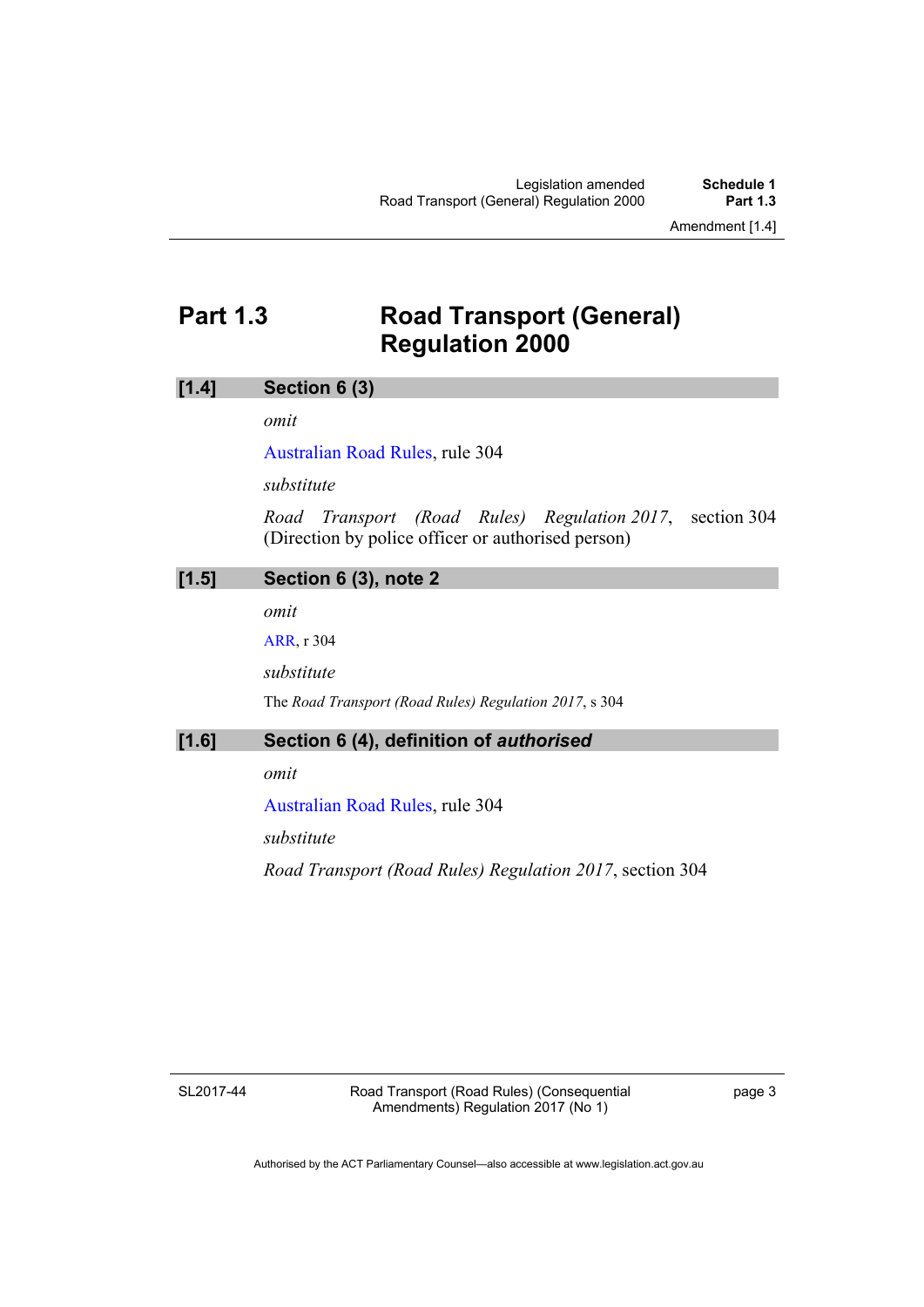# Part 1.3 Road Transport (General) Regulation 2000

## [1.4] Section 6 (3)

*omit*

Australian Road Rules, rule 304

*substitute*

*Road Transport (Road Rules) Regulation 2017*, section 304 (Direction by police officer or authorised person)

## [1.5] Section 6 (3), note 2

*omit*

ARR, r 304

*substitute*

The *Road Transport (Road Rules) Regulation 2017*, s 304

## [1.6] Section 6 (4), definition of *authorised*

*omit*

Australian Road Rules, rule 304

*substitute*

*Road Transport (Road Rules) Regulation 2017*, section 304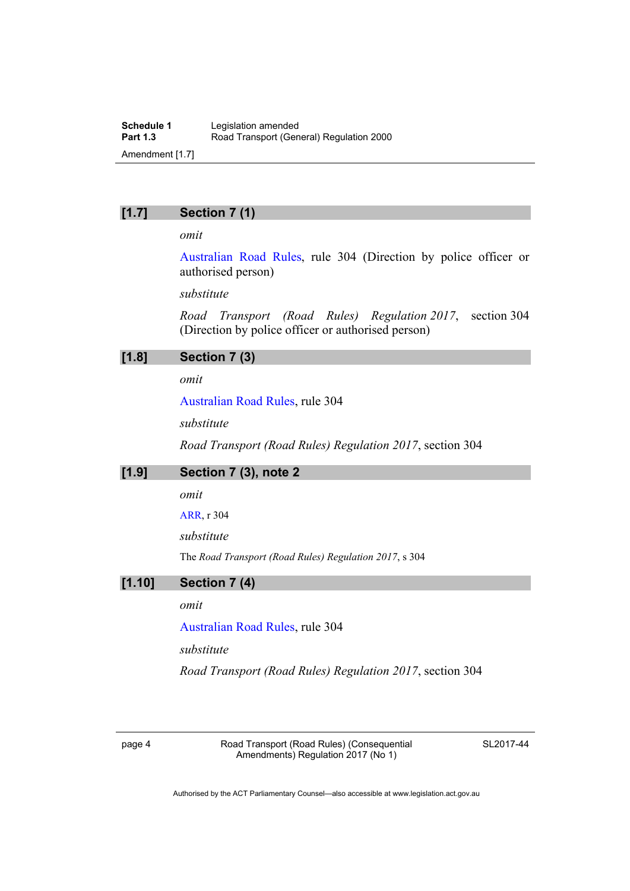## [1.7] Section 7 (1)

*omit*

Australian Road Rules, rule 304 (Direction by police officer or authorised person)

*substitute*

*Road Transport (Road Rules) Regulation 2017*, section 304 (Direction by police officer or authorised person)

## [1.8] Section 7 (3)

*omit*

Australian Road Rules, rule 304

*substitute*

*Road Transport (Road Rules) Regulation 2017*, section 304

## [1.9] Section 7 (3), note 2

*omit*

ARR, r 304

*substitute*

The *Road Transport (Road Rules) Regulation 2017*, s 304

## [1.10] Section 7 (4)

*omit*

Australian Road Rules, rule 304

*substitute*

*Road Transport (Road Rules) Regulation 2017*, section 304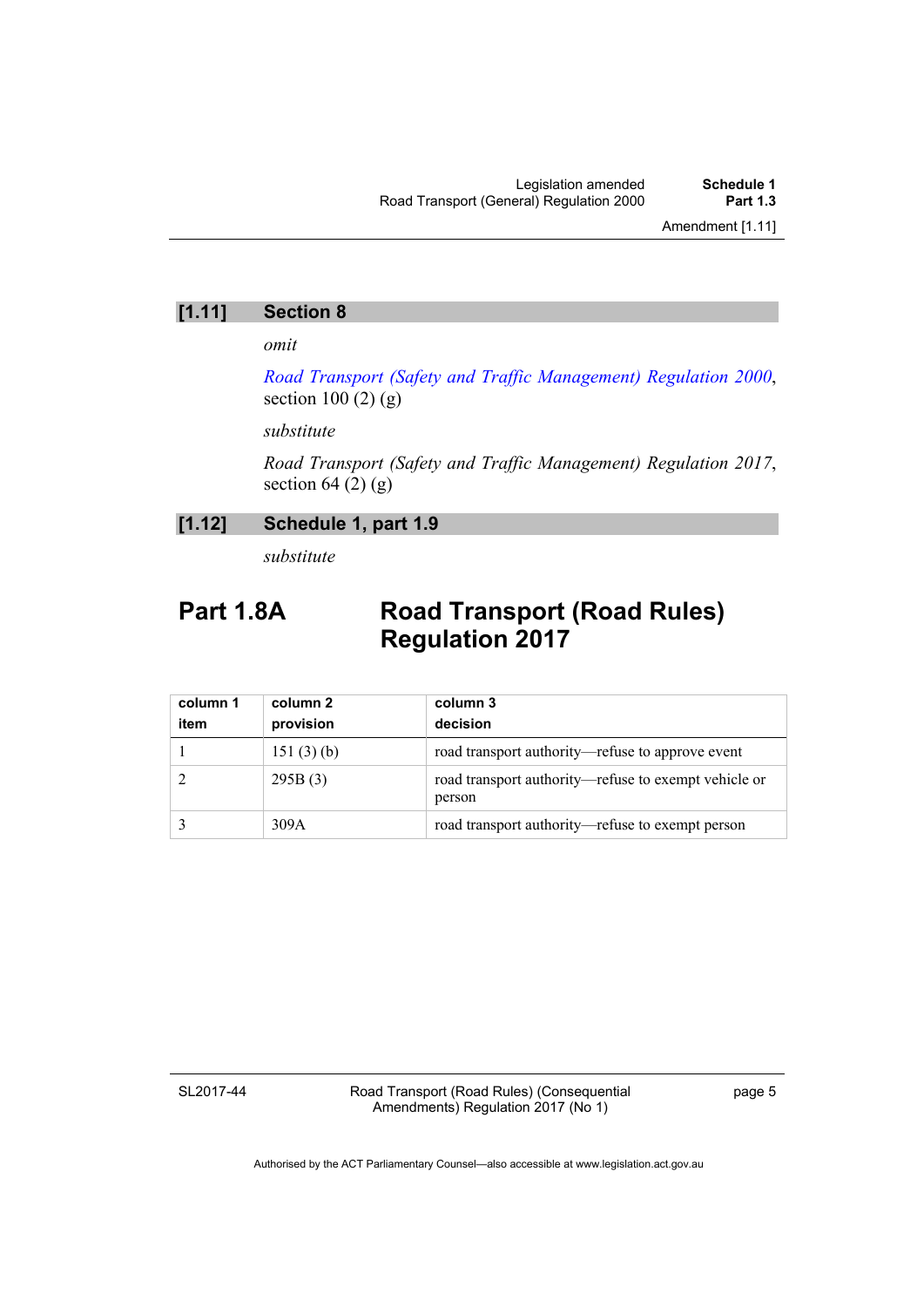## [1.11] Section 8

*omit*

*Road Transport (Safety and Traffic Management) Regulation 2000*, section 100 (2) (g)

*substitute*

*Road Transport (Safety and Traffic Management) Regulation 2017*, section 64 (2) (g)

## [1.12] Schedule 1, part 1.9

*substitute*

# Part 1.8A Road Transport (Road Rules) Regulation 2017

| column 1<br>item | column 2<br>provision | column 3<br>decision |
|---|---|---|
| 1 | 151 (3) (b) | road transport authority—refuse to approve event |
| 2 | 295B (3) | road transport authority—refuse to exempt vehicle or person |
| 3 | 309A | road transport authority—refuse to exempt person |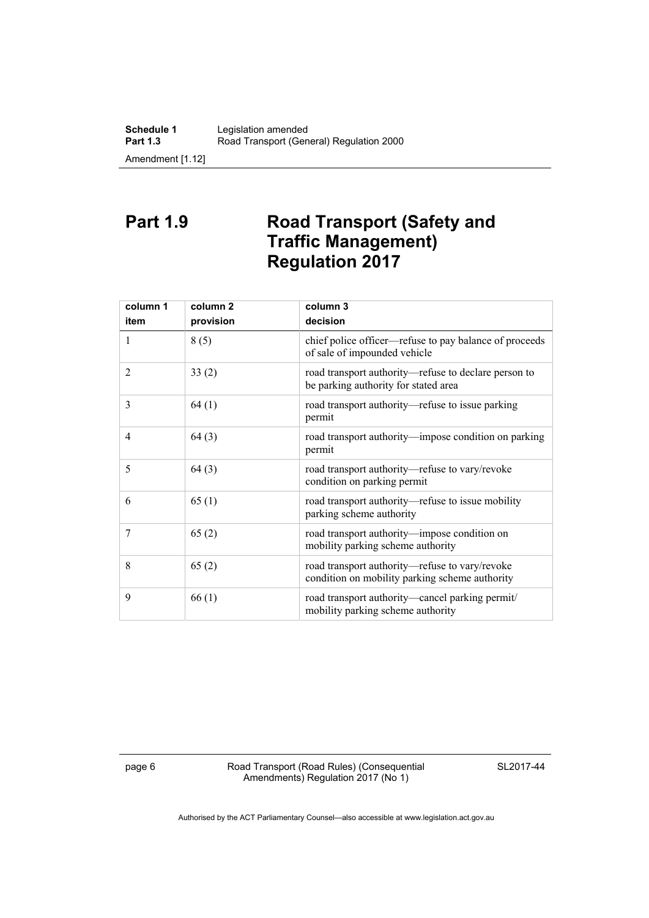# Part 1.9 Road Transport (Safety and Traffic Management) Regulation 2017

| column 1<br>item | column 2<br>provision | column 3<br>decision |
|---|---|---|
| 1 | 8 (5) | chief police officer—refuse to pay balance of proceeds of sale of impounded vehicle |
| 2 | 33 (2) | road transport authority—refuse to declare person to be parking authority for stated area |
| 3 | 64 (1) | road transport authority—refuse to issue parking permit |
| 4 | 64 (3) | road transport authority—impose condition on parking permit |
| 5 | 64 (3) | road transport authority—refuse to vary/revoke condition on parking permit |
| 6 | 65 (1) | road transport authority—refuse to issue mobility parking scheme authority |
| 7 | 65 (2) | road transport authority—impose condition on mobility parking scheme authority |
| 8 | 65 (2) | road transport authority—refuse to vary/revoke condition on mobility parking scheme authority |
| 9 | 66 (1) | road transport authority—cancel parking permit/ mobility parking scheme authority |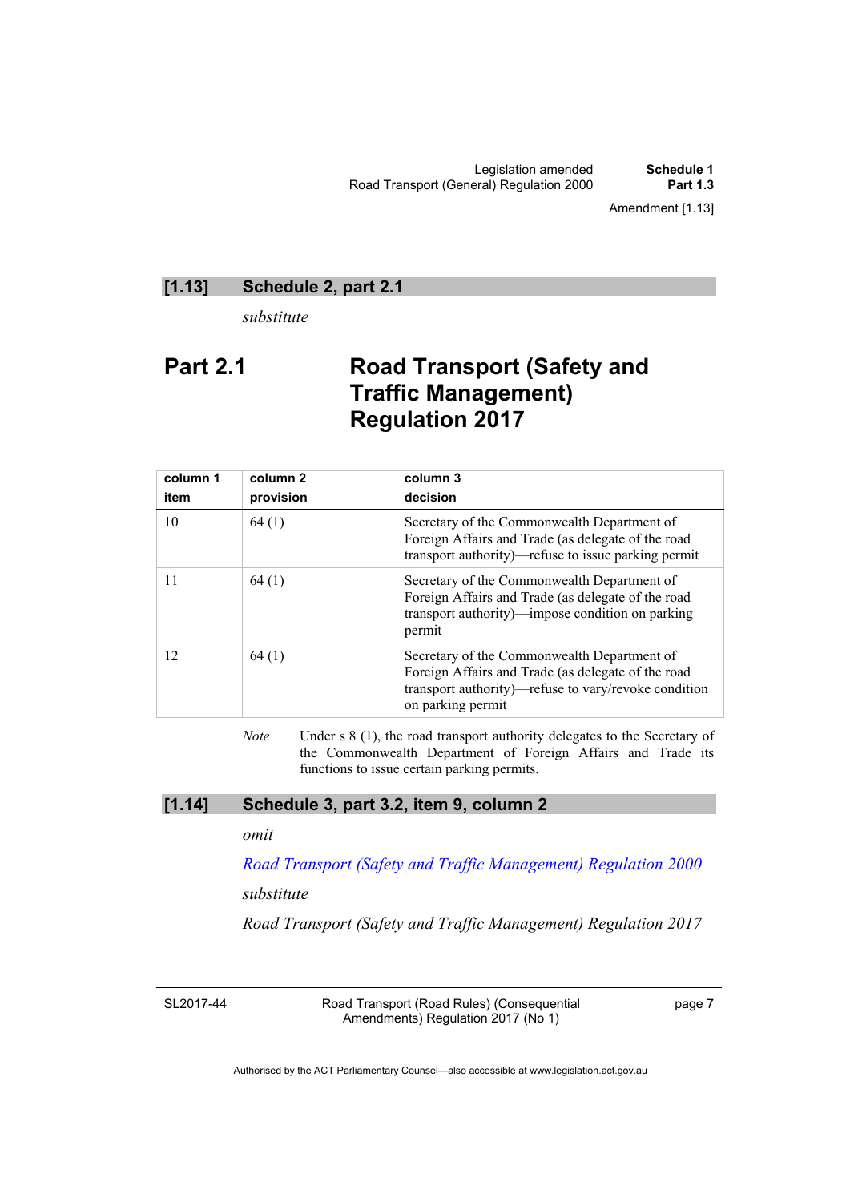## [1.13] Schedule 2, part 2.1

*substitute*

# Part 2.1 Road Transport (Safety and Traffic Management) Regulation 2017

| column 1<br>item | column 2<br>provision | column 3<br>decision |
|---|---|---|
| 10 | 64 (1) | Secretary of the Commonwealth Department of Foreign Affairs and Trade (as delegate of the road transport authority)—refuse to issue parking permit |
| 11 | 64 (1) | Secretary of the Commonwealth Department of Foreign Affairs and Trade (as delegate of the road transport authority)—impose condition on parking permit |
| 12 | 64 (1) | Secretary of the Commonwealth Department of Foreign Affairs and Trade (as delegate of the road transport authority)—refuse to vary/revoke condition on parking permit |

*Note* Under s 8 (1), the road transport authority delegates to the Secretary of the Commonwealth Department of Foreign Affairs and Trade its functions to issue certain parking permits.

## [1.14] Schedule 3, part 3.2, item 9, column 2

*omit*

*Road Transport (Safety and Traffic Management) Regulation 2000*

*substitute*

*Road Transport (Safety and Traffic Management) Regulation 2017*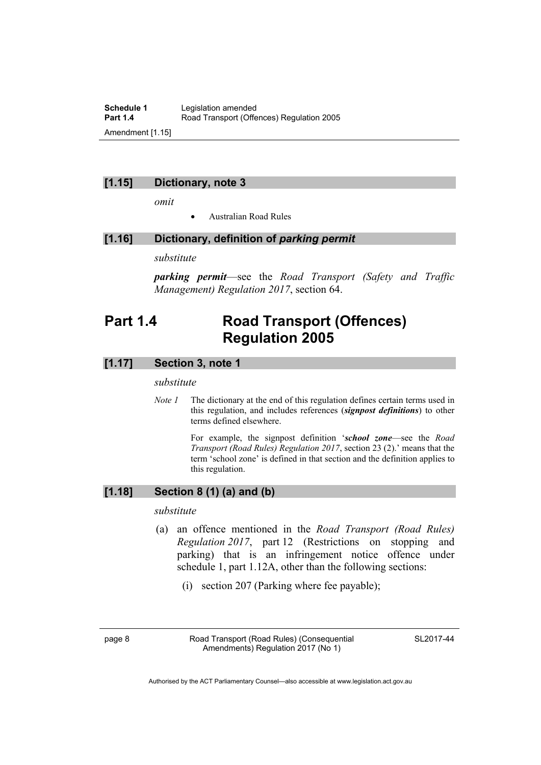### [1.15] Dictionary, note 3

*omit*

- Australian Road Rules

### [1.16] Dictionary, definition of *parking permit*

*substitute*

***parking permit***—see the *Road Transport (Safety and Traffic Management) Regulation 2017*, section 64.

## Part 1.4 Road Transport (Offences) Regulation 2005

### [1.17] Section 3, note 1

*substitute*

*Note 1* The dictionary at the end of this regulation defines certain terms used in this regulation, and includes references (***signpost definitions***) to other terms defined elsewhere.

For example, the signpost definition '***school zone***—see the *Road Transport (Road Rules) Regulation 2017*, section 23 (2).' means that the term 'school zone' is defined in that section and the definition applies to this regulation.

### [1.18] Section 8 (1) (a) and (b)

*substitute*

(a) an offence mentioned in the *Road Transport (Road Rules) Regulation 2017*, part 12 (Restrictions on stopping and parking) that is an infringement notice offence under schedule 1, part 1.12A, other than the following sections:

(i) section 207 (Parking where fee payable);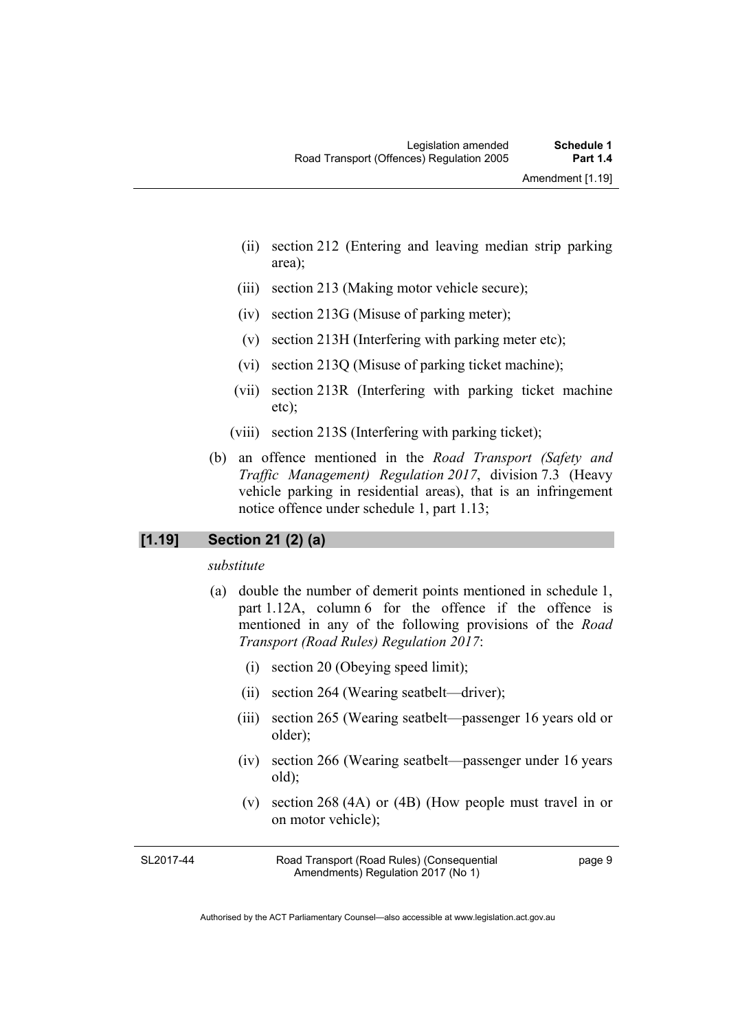(ii) section 212 (Entering and leaving median strip parking area);

(iii) section 213 (Making motor vehicle secure);

(iv) section 213G (Misuse of parking meter);

(v) section 213H (Interfering with parking meter etc);

(vi) section 213Q (Misuse of parking ticket machine);

(vii) section 213R (Interfering with parking ticket machine etc);

(viii) section 213S (Interfering with parking ticket);

(b) an offence mentioned in the *Road Transport (Safety and Traffic Management) Regulation 2017*, division 7.3 (Heavy vehicle parking in residential areas), that is an infringement notice offence under schedule 1, part 1.13;

## [1.19] Section 21 (2) (a)

*substitute*

(a) double the number of demerit points mentioned in schedule 1, part 1.12A, column 6 for the offence if the offence is mentioned in any of the following provisions of the *Road Transport (Road Rules) Regulation 2017*:

(i) section 20 (Obeying speed limit);

(ii) section 264 (Wearing seatbelt—driver);

(iii) section 265 (Wearing seatbelt—passenger 16 years old or older);

(iv) section 266 (Wearing seatbelt—passenger under 16 years old);

(v) section 268 (4A) or (4B) (How people must travel in or on motor vehicle);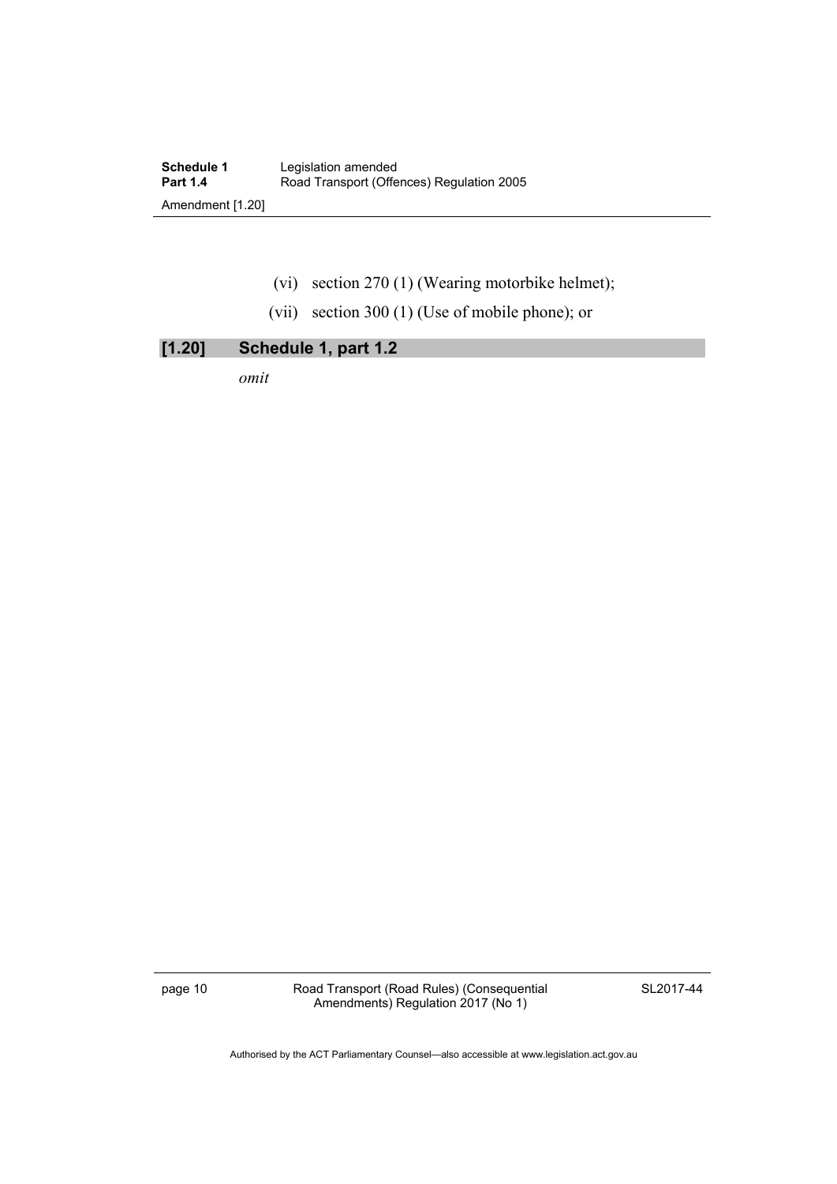(vi) section 270 (1) (Wearing motorbike helmet);

(vii) section 300 (1) (Use of mobile phone); or

### [1.20] Schedule 1, part 1.2

*omit*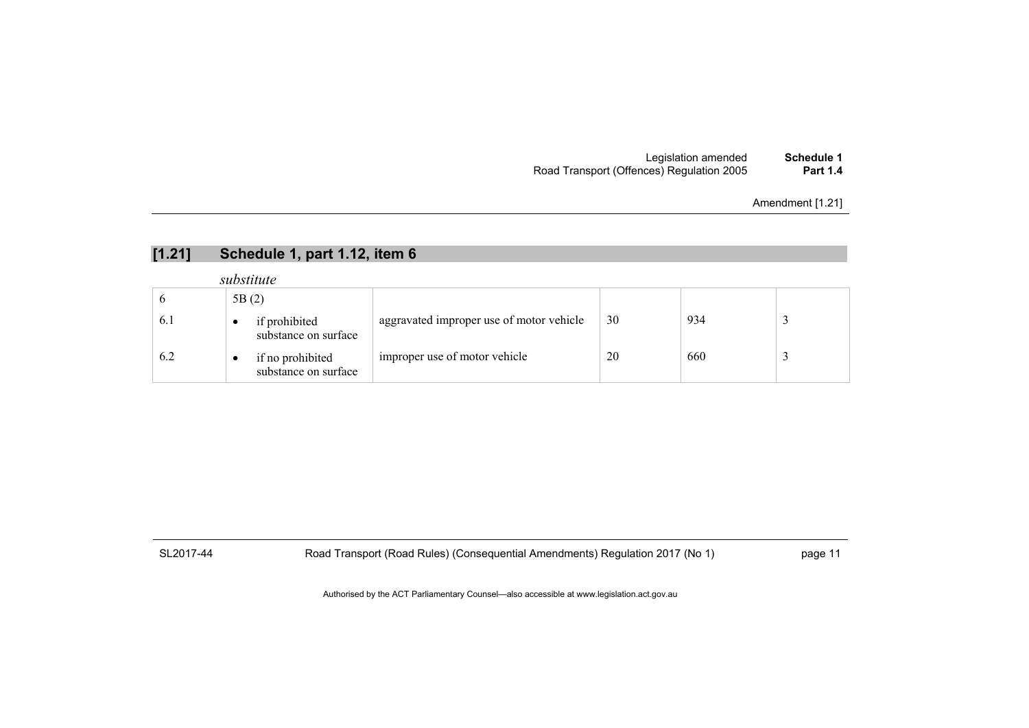## [1.21] Schedule 1, part 1.12, item 6

*substitute*

| | | | | | |
|---|---|---|---|---|---|
| 6 | 5B (2) | | | | |
| 6.1 | • if prohibited substance on surface | aggravated improper use of motor vehicle | 30 | 934 | 3 |
| 6.2 | • if no prohibited substance on surface | improper use of motor vehicle | 20 | 660 | 3 |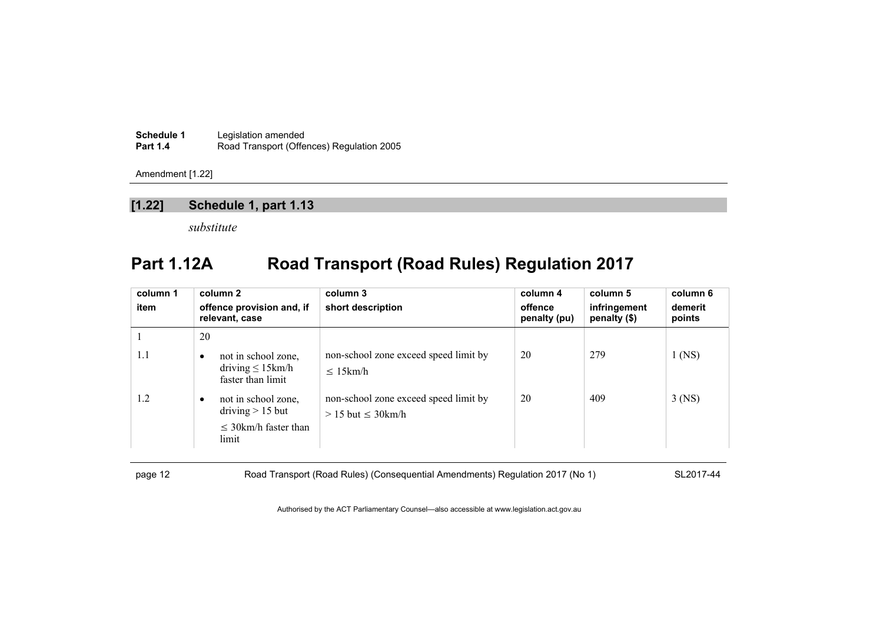Amendment [1.22]

## [1.22] Schedule 1, part 1.13

*substitute*

# Part 1.12A Road Transport (Road Rules) Regulation 2017

| column 1<br>item | column 2<br>offence provision and, if relevant, case | column 3<br>short description | column 4<br>offence penalty (pu) | column 5<br>infringement penalty ($) | column 6<br>demerit points |
|---|---|---|---|---|---|
| 1 | 20 | | | | |
| 1.1 | • not in school zone, driving ≤ 15km/h faster than limit | non-school zone exceed speed limit by ≤ 15km/h | 20 | 279 | 1 (NS) |
| 1.2 | • not in school zone, driving > 15 but ≤ 30km/h faster than limit | non-school zone exceed speed limit by > 15 but ≤ 30km/h | 20 | 409 | 3 (NS) |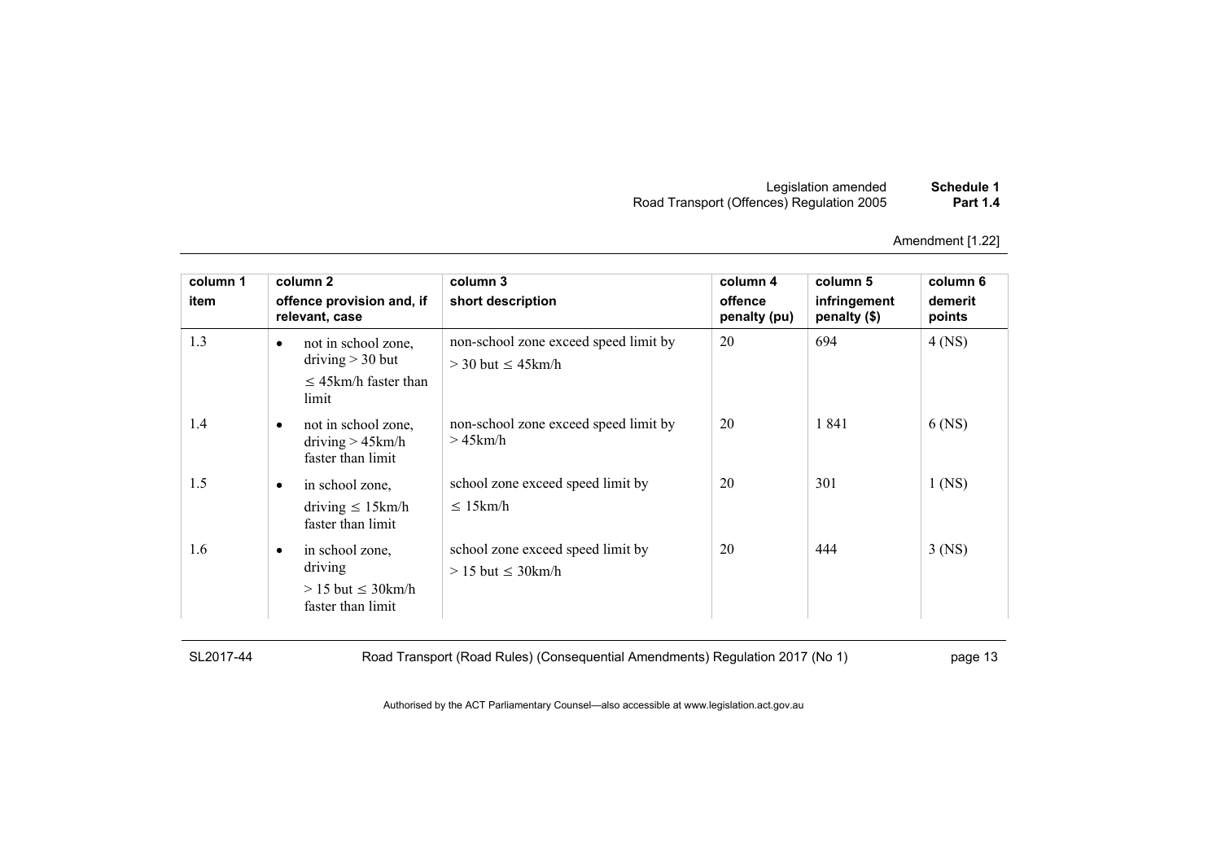Amendment [1.22]

| column 1<br>item | column 2<br>offence provision and, if relevant, case | column 3<br>short description | column 4<br>offence penalty (pu) | column 5<br>infringement penalty ($) | column 6<br>demerit points |
|---|---|---|---|---|---|
| 1.3 | • not in school zone, driving > 30 but ≤ 45km/h faster than limit | non-school zone exceed speed limit by > 30 but ≤ 45km/h | 20 | 694 | 4 (NS) |
| 1.4 | • not in school zone, driving > 45km/h faster than limit | non-school zone exceed speed limit by > 45km/h | 20 | 1 841 | 6 (NS) |
| 1.5 | • in school zone, driving ≤ 15km/h faster than limit | school zone exceed speed limit by ≤ 15km/h | 20 | 301 | 1 (NS) |
| 1.6 | • in school zone, driving > 15 but ≤ 30km/h faster than limit | school zone exceed speed limit by > 15 but ≤ 30km/h | 20 | 444 | 3 (NS) |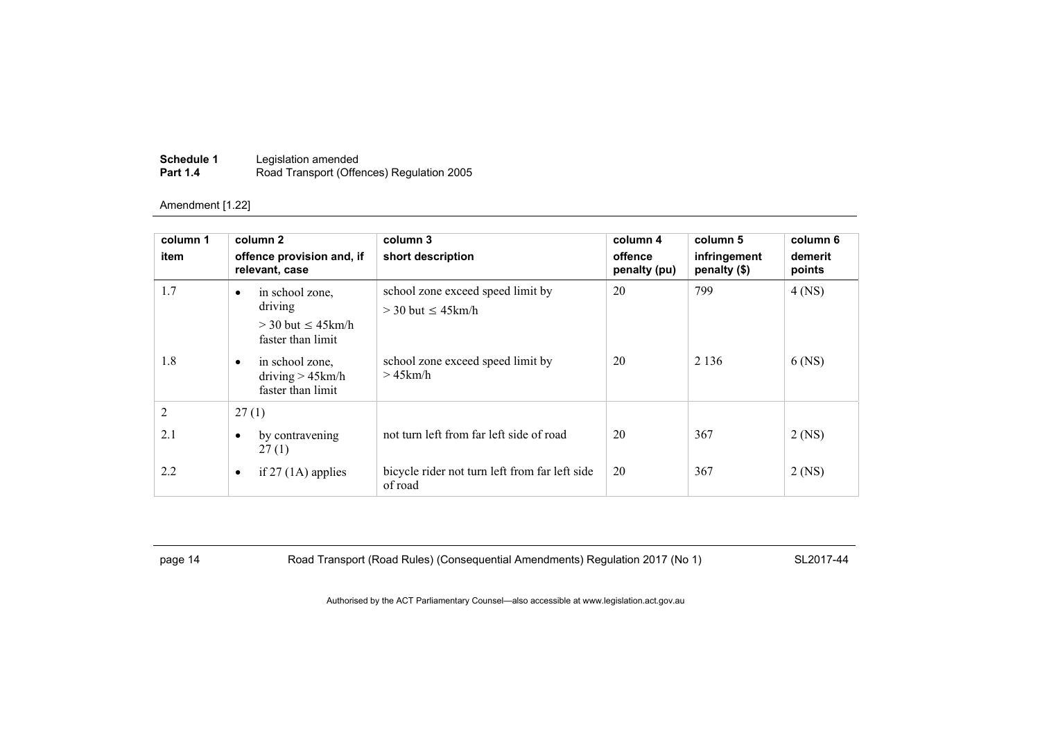Amendment [1.22]

| column 1<br>item | column 2<br>offence provision and, if relevant, case | column 3<br>short description | column 4<br>offence penalty (pu) | column 5<br>infringement penalty ($) | column 6<br>demerit points |
|---|---|---|---|---|---|
| 1.7 | • in school zone, driving > 30 but ≤ 45km/h faster than limit | school zone exceed speed limit by > 30 but ≤ 45km/h | 20 | 799 | 4 (NS) |
| 1.8 | • in school zone, driving > 45km/h faster than limit | school zone exceed speed limit by > 45km/h | 20 | 2 136 | 6 (NS) |
| 2 | 27 (1) | | | | |
| 2.1 | • by contravening 27 (1) | not turn left from far left side of road | 20 | 367 | 2 (NS) |
| 2.2 | • if 27 (1A) applies | bicycle rider not turn left from far left side of road | 20 | 367 | 2 (NS) |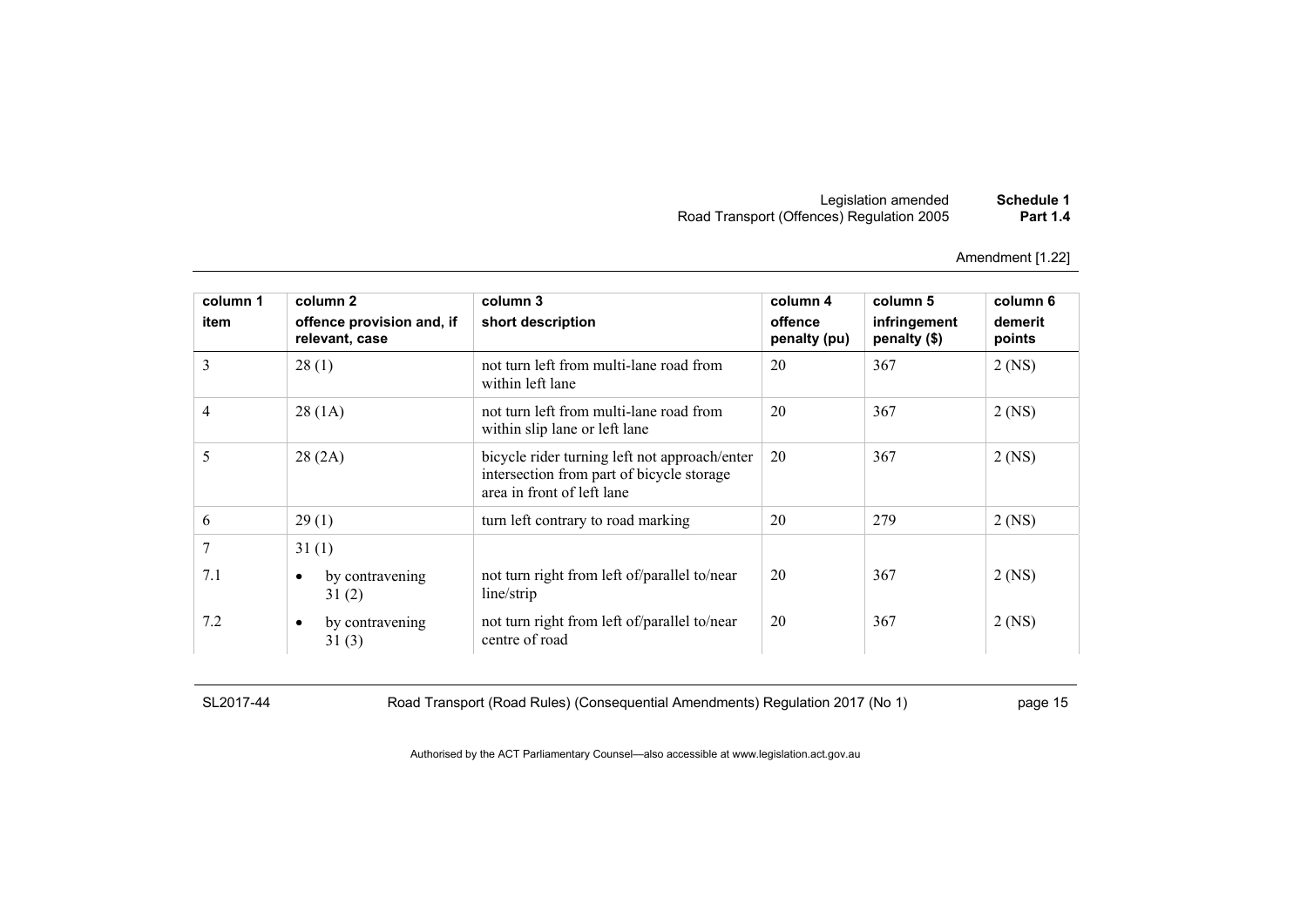Amendment [1.22]

| column 1<br>item | column 2<br>offence provision and, if relevant, case | column 3<br>short description | column 4<br>offence penalty (pu) | column 5<br>infringement penalty ($) | column 6<br>demerit points |
|---|---|---|---|---|---|
| 3 | 28 (1) | not turn left from multi-lane road from within left lane | 20 | 367 | 2 (NS) |
| 4 | 28 (1A) | not turn left from multi-lane road from within slip lane or left lane | 20 | 367 | 2 (NS) |
| 5 | 28 (2A) | bicycle rider turning left not approach/enter intersection from part of bicycle storage area in front of left lane | 20 | 367 | 2 (NS) |
| 6 | 29 (1) | turn left contrary to road marking | 20 | 279 | 2 (NS) |
| 7 | 31 (1) | | | | |
| 7.1 | • by contravening 31 (2) | not turn right from left of/parallel to/near line/strip | 20 | 367 | 2 (NS) |
| 7.2 | • by contravening 31 (3) | not turn right from left of/parallel to/near centre of road | 20 | 367 | 2 (NS) |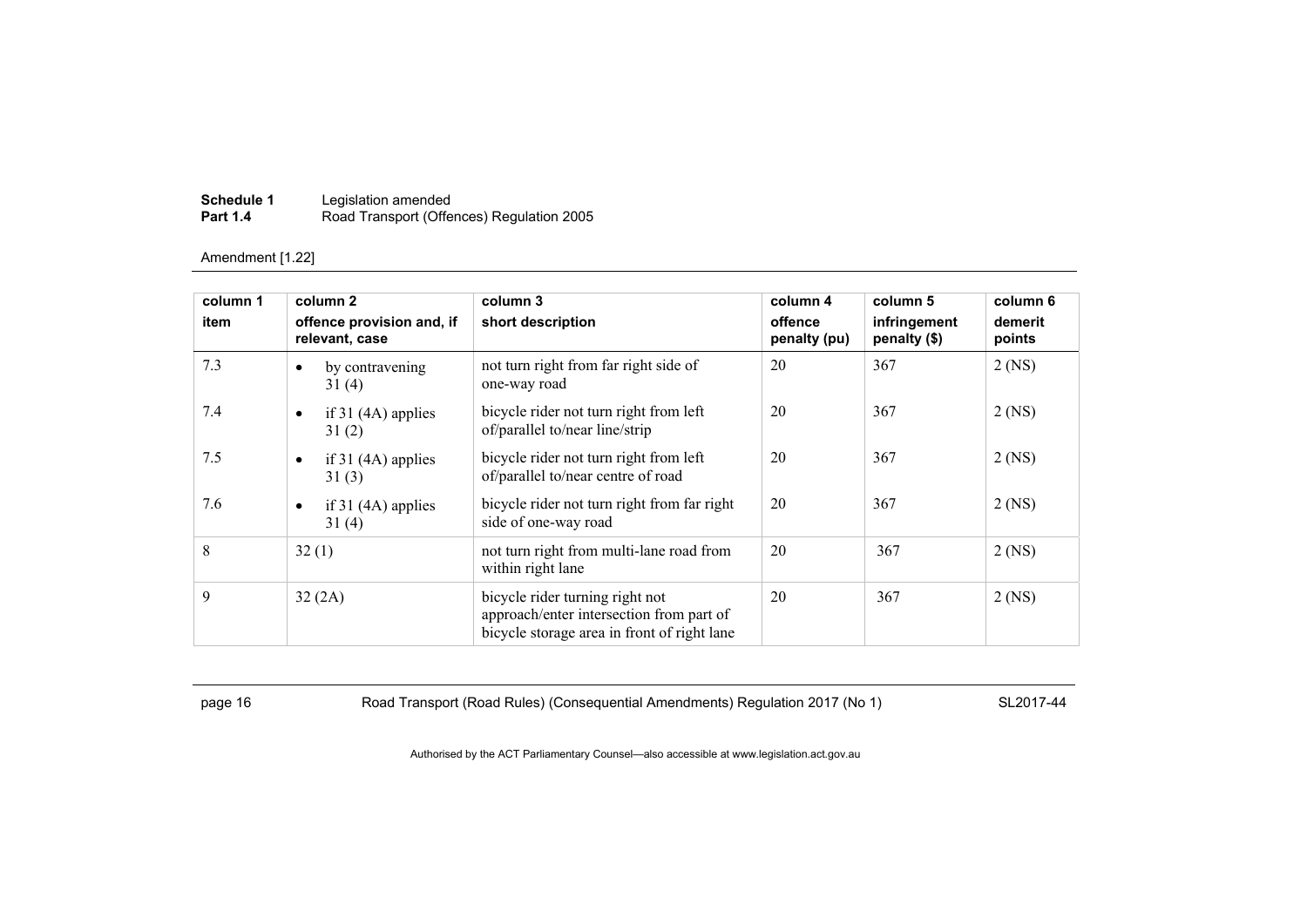Amendment [1.22]

| column 1<br>item | column 2<br>offence provision and, if relevant, case | column 3<br>short description | column 4<br>offence penalty (pu) | column 5<br>infringement penalty ($) | column 6<br>demerit points |
|---|---|---|---|---|---|
| 7.3 | • by contravening 31 (4) | not turn right from far right side of one-way road | 20 | 367 | 2 (NS) |
| 7.4 | • if 31 (4A) applies 31 (2) | bicycle rider not turn right from left of/parallel to/near line/strip | 20 | 367 | 2 (NS) |
| 7.5 | • if 31 (4A) applies 31 (3) | bicycle rider not turn right from left of/parallel to/near centre of road | 20 | 367 | 2 (NS) |
| 7.6 | • if 31 (4A) applies 31 (4) | bicycle rider not turn right from far right side of one-way road | 20 | 367 | 2 (NS) |
| 8 | 32 (1) | not turn right from multi-lane road from within right lane | 20 | 367 | 2 (NS) |
| 9 | 32 (2A) | bicycle rider turning right not approach/enter intersection from part of bicycle storage area in front of right lane | 20 | 367 | 2 (NS) |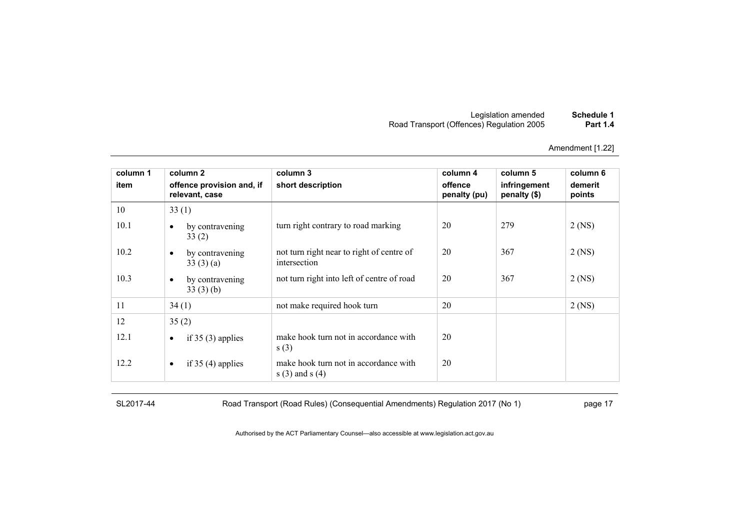Amendment [1.22]

| column 1 item | column 2 offence provision and, if relevant, case | column 3 short description | column 4 offence penalty (pu) | column 5 infringement penalty ($) | column 6 demerit points |
|---|---|---|---|---|---|
| 10 | 33 (1) | | | | |
| 10.1 | • by contravening 33 (2) | turn right contrary to road marking | 20 | 279 | 2 (NS) |
| 10.2 | • by contravening 33 (3) (a) | not turn right near to right of centre of intersection | 20 | 367 | 2 (NS) |
| 10.3 | • by contravening 33 (3) (b) | not turn right into left of centre of road | 20 | 367 | 2 (NS) |
| 11 | 34 (1) | not make required hook turn | 20 | | 2 (NS) |
| 12 | 35 (2) | | | | |
| 12.1 | • if 35 (3) applies | make hook turn not in accordance with s (3) | 20 | | |
| 12.2 | • if 35 (4) applies | make hook turn not in accordance with s (3) and s (4) | 20 | | |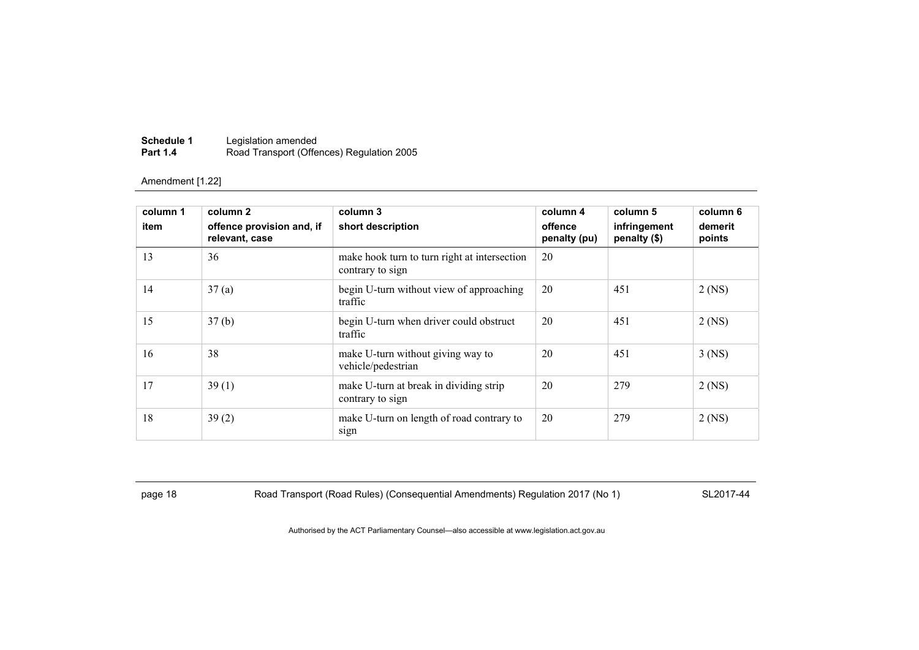Amendment [1.22]

| column 1<br>item | column 2<br>offence provision and, if relevant, case | column 3<br>short description | column 4<br>offence penalty (pu) | column 5<br>infringement penalty ($) | column 6<br>demerit points |
|---|---|---|---|---|---|
| 13 | 36 | make hook turn to turn right at intersection contrary to sign | 20 | | |
| 14 | 37 (a) | begin U-turn without view of approaching traffic | 20 | 451 | 2 (NS) |
| 15 | 37 (b) | begin U-turn when driver could obstruct traffic | 20 | 451 | 2 (NS) |
| 16 | 38 | make U-turn without giving way to vehicle/pedestrian | 20 | 451 | 3 (NS) |
| 17 | 39 (1) | make U-turn at break in dividing strip contrary to sign | 20 | 279 | 2 (NS) |
| 18 | 39 (2) | make U-turn on length of road contrary to sign | 20 | 279 | 2 (NS) |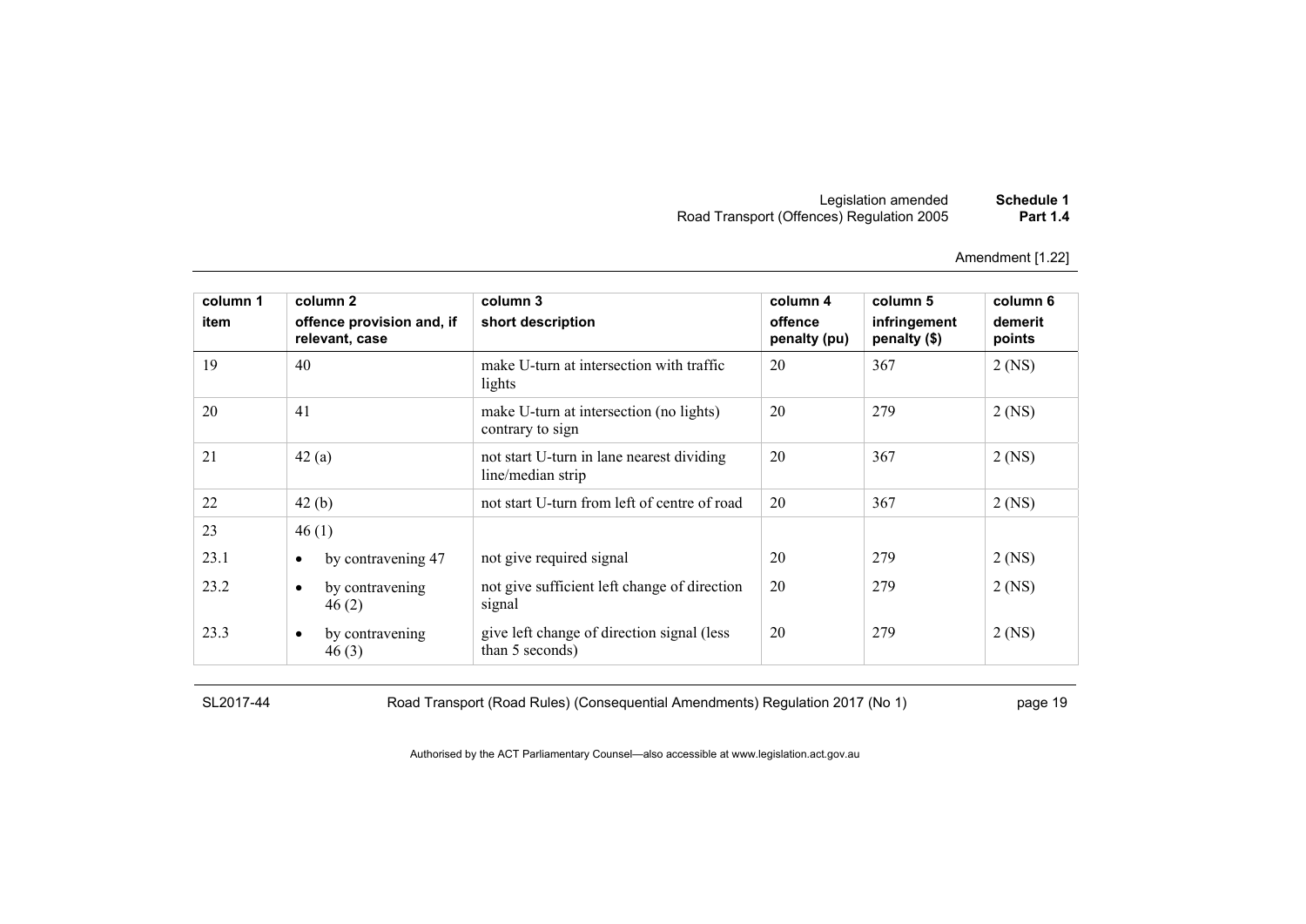Amendment [1.22]

| column 1<br>item | column 2<br>offence provision and, if relevant, case | column 3<br>short description | column 4<br>offence penalty (pu) | column 5<br>infringement penalty ($) | column 6<br>demerit points |
|---|---|---|---|---|---|
| 19 | 40 | make U-turn at intersection with traffic lights | 20 | 367 | 2 (NS) |
| 20 | 41 | make U-turn at intersection (no lights) contrary to sign | 20 | 279 | 2 (NS) |
| 21 | 42 (a) | not start U-turn in lane nearest dividing line/median strip | 20 | 367 | 2 (NS) |
| 22 | 42 (b) | not start U-turn from left of centre of road | 20 | 367 | 2 (NS) |
| 23 | 46 (1) | | | | |
| 23.1 | • by contravening 47 | not give required signal | 20 | 279 | 2 (NS) |
| 23.2 | • by contravening 46 (2) | not give sufficient left change of direction signal | 20 | 279 | 2 (NS) |
| 23.3 | • by contravening 46 (3) | give left change of direction signal (less than 5 seconds) | 20 | 279 | 2 (NS) |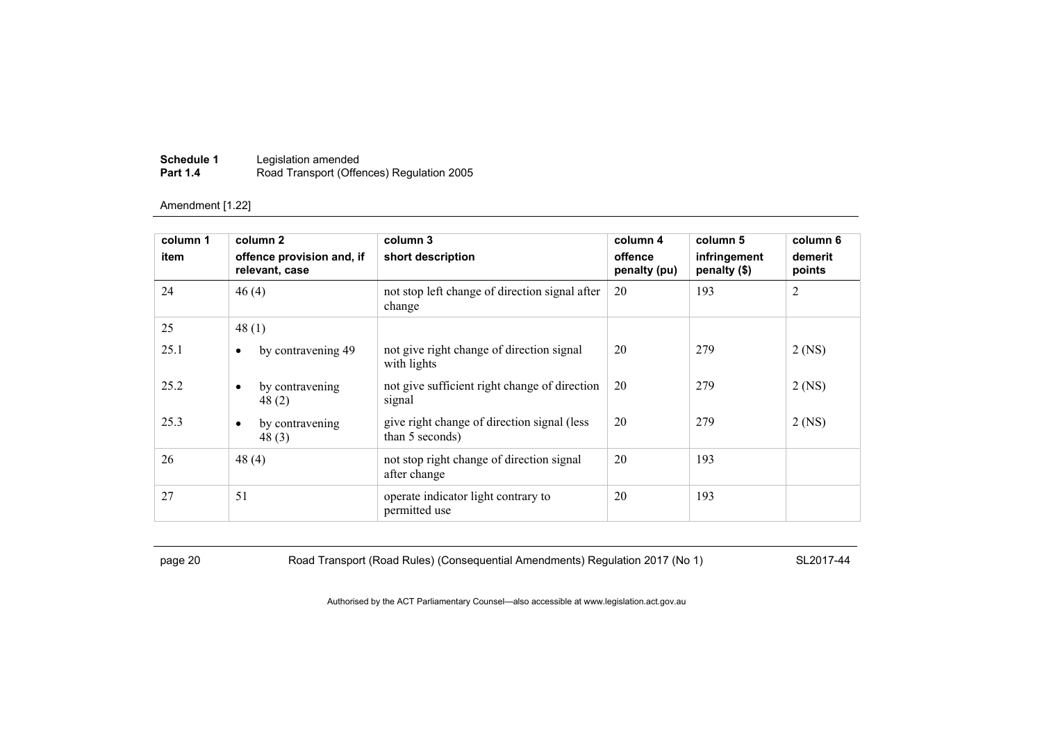Amendment [1.22]

| column 1<br>item | column 2<br>offence provision and, if relevant, case | column 3<br>short description | column 4<br>offence penalty (pu) | column 5<br>infringement penalty ($) | column 6<br>demerit points |
|---|---|---|---|---|---|
| 24 | 46 (4) | not stop left change of direction signal after change | 20 | 193 | 2 |
| 25 | 48 (1) | | | | |
| 25.1 | • by contravening 49 | not give right change of direction signal with lights | 20 | 279 | 2 (NS) |
| 25.2 | • by contravening 48 (2) | not give sufficient right change of direction signal | 20 | 279 | 2 (NS) |
| 25.3 | • by contravening 48 (3) | give right change of direction signal (less than 5 seconds) | 20 | 279 | 2 (NS) |
| 26 | 48 (4) | not stop right change of direction signal after change | 20 | 193 | |
| 27 | 51 | operate indicator light contrary to permitted use | 20 | 193 | |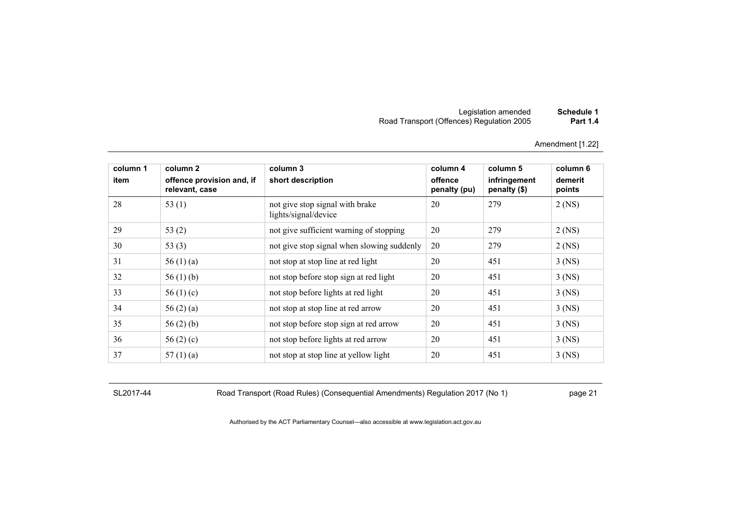Amendment [1.22]

| column 1<br>item | column 2<br>offence provision and, if relevant, case | column 3<br>short description | column 4<br>offence penalty (pu) | column 5<br>infringement penalty ($) | column 6<br>demerit points |
|---|---|---|---|---|---|
| 28 | 53 (1) | not give stop signal with brake lights/signal/device | 20 | 279 | 2 (NS) |
| 29 | 53 (2) | not give sufficient warning of stopping | 20 | 279 | 2 (NS) |
| 30 | 53 (3) | not give stop signal when slowing suddenly | 20 | 279 | 2 (NS) |
| 31 | 56 (1) (a) | not stop at stop line at red light | 20 | 451 | 3 (NS) |
| 32 | 56 (1) (b) | not stop before stop sign at red light | 20 | 451 | 3 (NS) |
| 33 | 56 (1) (c) | not stop before lights at red light | 20 | 451 | 3 (NS) |
| 34 | 56 (2) (a) | not stop at stop line at red arrow | 20 | 451 | 3 (NS) |
| 35 | 56 (2) (b) | not stop before stop sign at red arrow | 20 | 451 | 3 (NS) |
| 36 | 56 (2) (c) | not stop before lights at red arrow | 20 | 451 | 3 (NS) |
| 37 | 57 (1) (a) | not stop at stop line at yellow light | 20 | 451 | 3 (NS) |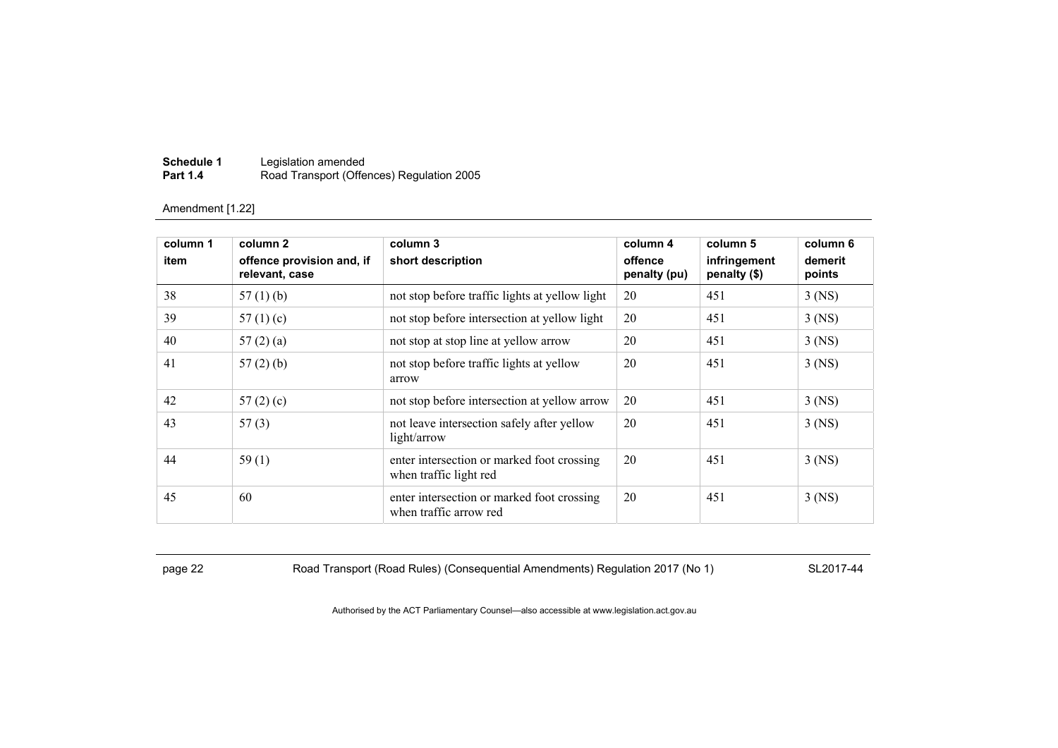Amendment [1.22]

| column 1 item | column 2 offence provision and, if relevant, case | column 3 short description | column 4 offence penalty (pu) | column 5 infringement penalty ($) | column 6 demerit points |
|---|---|---|---|---|---|
| 38 | 57 (1) (b) | not stop before traffic lights at yellow light | 20 | 451 | 3 (NS) |
| 39 | 57 (1) (c) | not stop before intersection at yellow light | 20 | 451 | 3 (NS) |
| 40 | 57 (2) (a) | not stop at stop line at yellow arrow | 20 | 451 | 3 (NS) |
| 41 | 57 (2) (b) | not stop before traffic lights at yellow arrow | 20 | 451 | 3 (NS) |
| 42 | 57 (2) (c) | not stop before intersection at yellow arrow | 20 | 451 | 3 (NS) |
| 43 | 57 (3) | not leave intersection safely after yellow light/arrow | 20 | 451 | 3 (NS) |
| 44 | 59 (1) | enter intersection or marked foot crossing when traffic light red | 20 | 451 | 3 (NS) |
| 45 | 60 | enter intersection or marked foot crossing when traffic arrow red | 20 | 451 | 3 (NS) |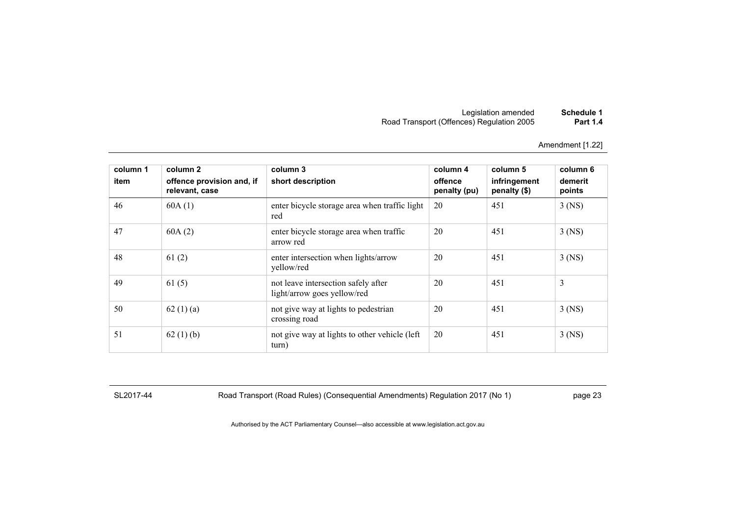Amendment [1.22]

| column 1 item | column 2 offence provision and, if relevant, case | column 3 short description | column 4 offence penalty (pu) | column 5 infringement penalty ($) | column 6 demerit points |
|---|---|---|---|---|---|
| 46 | 60A (1) | enter bicycle storage area when traffic light red | 20 | 451 | 3 (NS) |
| 47 | 60A (2) | enter bicycle storage area when traffic arrow red | 20 | 451 | 3 (NS) |
| 48 | 61 (2) | enter intersection when lights/arrow yellow/red | 20 | 451 | 3 (NS) |
| 49 | 61 (5) | not leave intersection safely after light/arrow goes yellow/red | 20 | 451 | 3 |
| 50 | 62 (1) (a) | not give way at lights to pedestrian crossing road | 20 | 451 | 3 (NS) |
| 51 | 62 (1) (b) | not give way at lights to other vehicle (left turn) | 20 | 451 | 3 (NS) |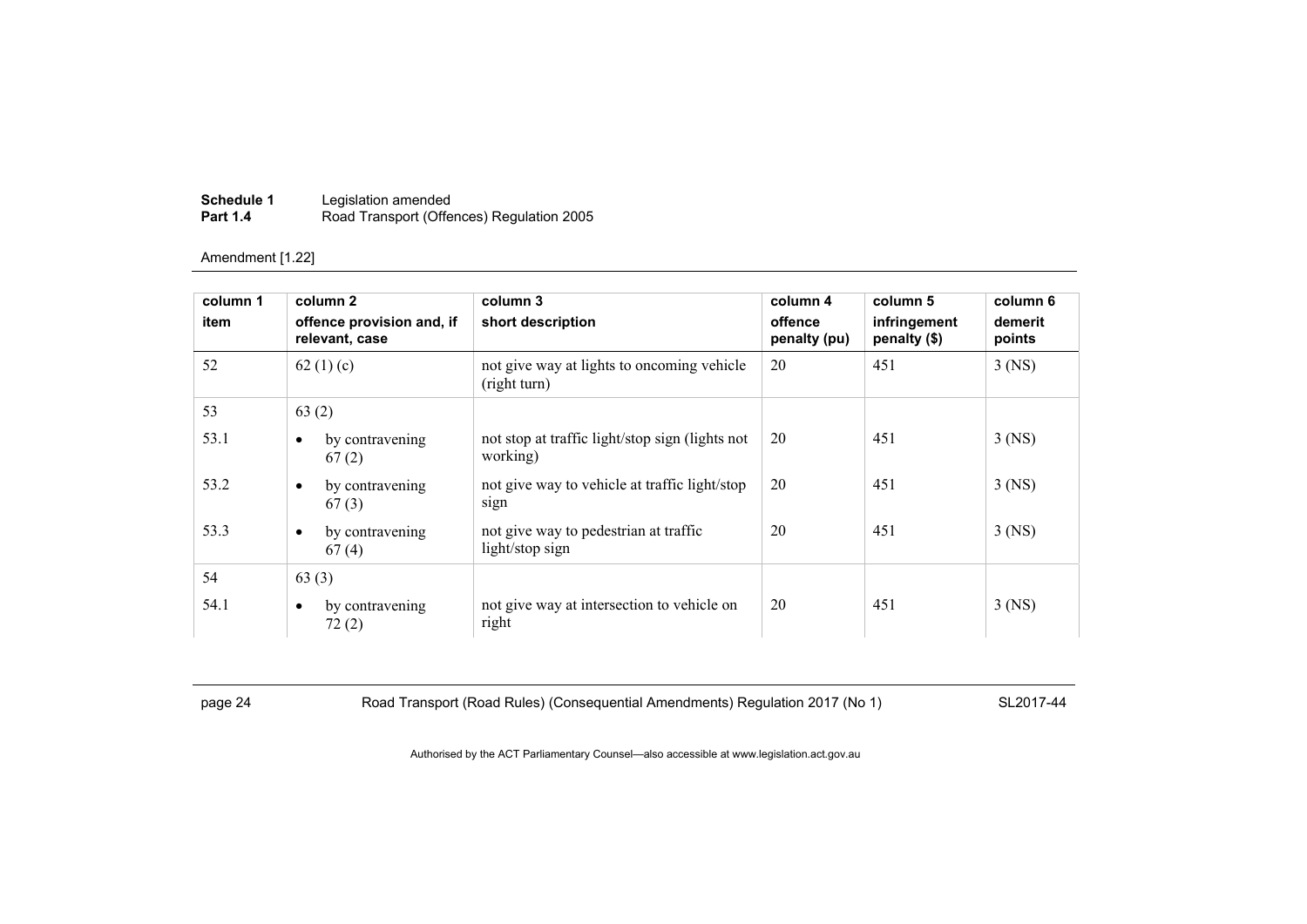Amendment [1.22]

| column 1<br>item | column 2<br>offence provision and, if relevant, case | column 3<br>short description | column 4<br>offence penalty (pu) | column 5<br>infringement penalty ($) | column 6<br>demerit points |
|---|---|---|---|---|---|
| 52 | 62 (1) (c) | not give way at lights to oncoming vehicle (right turn) | 20 | 451 | 3 (NS) |
| 53 | 63 (2) | | | | |
| 53.1 | • by contravening 67 (2) | not stop at traffic light/stop sign (lights not working) | 20 | 451 | 3 (NS) |
| 53.2 | • by contravening 67 (3) | not give way to vehicle at traffic light/stop sign | 20 | 451 | 3 (NS) |
| 53.3 | • by contravening 67 (4) | not give way to pedestrian at traffic light/stop sign | 20 | 451 | 3 (NS) |
| 54 | 63 (3) | | | | |
| 54.1 | • by contravening 72 (2) | not give way at intersection to vehicle on right | 20 | 451 | 3 (NS) |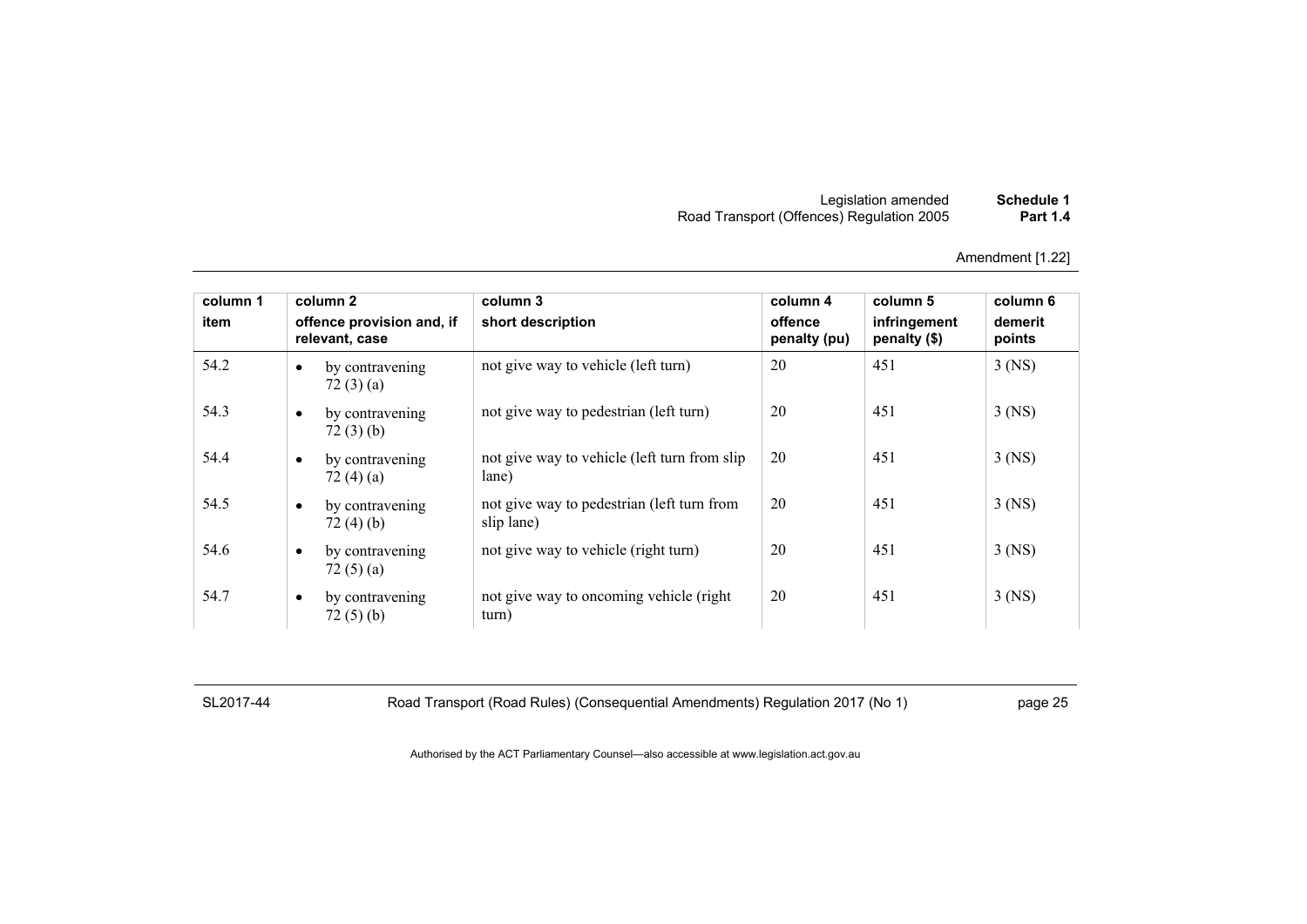Amendment [1.22]

| column 1<br>item | column 2<br>offence provision and, if relevant, case | column 3<br>short description | column 4<br>offence penalty (pu) | column 5<br>infringement penalty ($) | column 6<br>demerit points |
|---|---|---|---|---|---|
| 54.2 | • by contravening 72 (3) (a) | not give way to vehicle (left turn) | 20 | 451 | 3 (NS) |
| 54.3 | • by contravening 72 (3) (b) | not give way to pedestrian (left turn) | 20 | 451 | 3 (NS) |
| 54.4 | • by contravening 72 (4) (a) | not give way to vehicle (left turn from slip lane) | 20 | 451 | 3 (NS) |
| 54.5 | • by contravening 72 (4) (b) | not give way to pedestrian (left turn from slip lane) | 20 | 451 | 3 (NS) |
| 54.6 | • by contravening 72 (5) (a) | not give way to vehicle (right turn) | 20 | 451 | 3 (NS) |
| 54.7 | • by contravening 72 (5) (b) | not give way to oncoming vehicle (right turn) | 20 | 451 | 3 (NS) |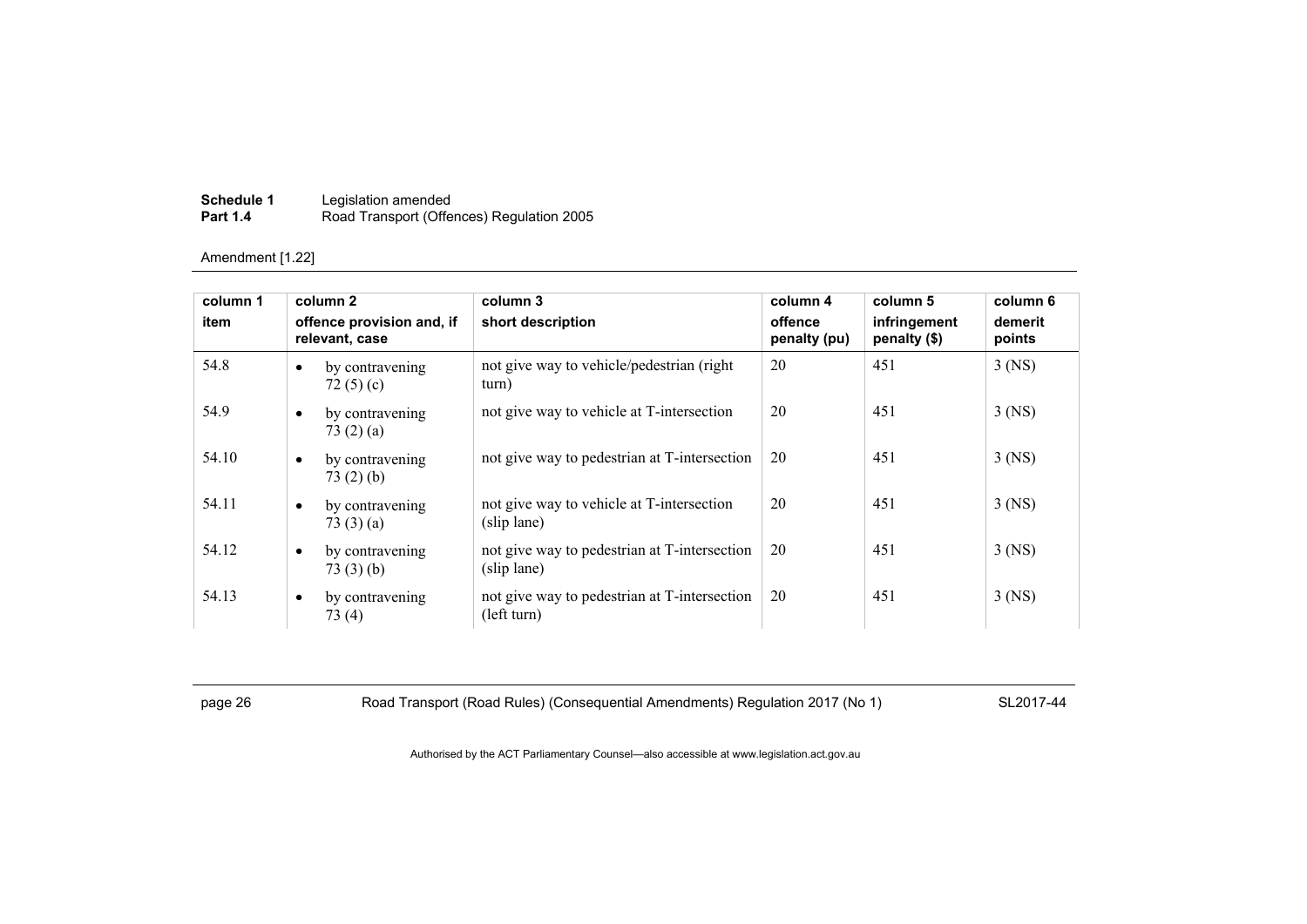Amendment [1.22]

| column 1 item | column 2 offence provision and, if relevant, case | column 3 short description | column 4 offence penalty (pu) | column 5 infringement penalty ($) | column 6 demerit points |
|---|---|---|---|---|---|
| 54.8 | • by contravening 72 (5) (c) | not give way to vehicle/pedestrian (right turn) | 20 | 451 | 3 (NS) |
| 54.9 | • by contravening 73 (2) (a) | not give way to vehicle at T-intersection | 20 | 451 | 3 (NS) |
| 54.10 | • by contravening 73 (2) (b) | not give way to pedestrian at T-intersection | 20 | 451 | 3 (NS) |
| 54.11 | • by contravening 73 (3) (a) | not give way to vehicle at T-intersection (slip lane) | 20 | 451 | 3 (NS) |
| 54.12 | • by contravening 73 (3) (b) | not give way to pedestrian at T-intersection (slip lane) | 20 | 451 | 3 (NS) |
| 54.13 | • by contravening 73 (4) | not give way to pedestrian at T-intersection (left turn) | 20 | 451 | 3 (NS) |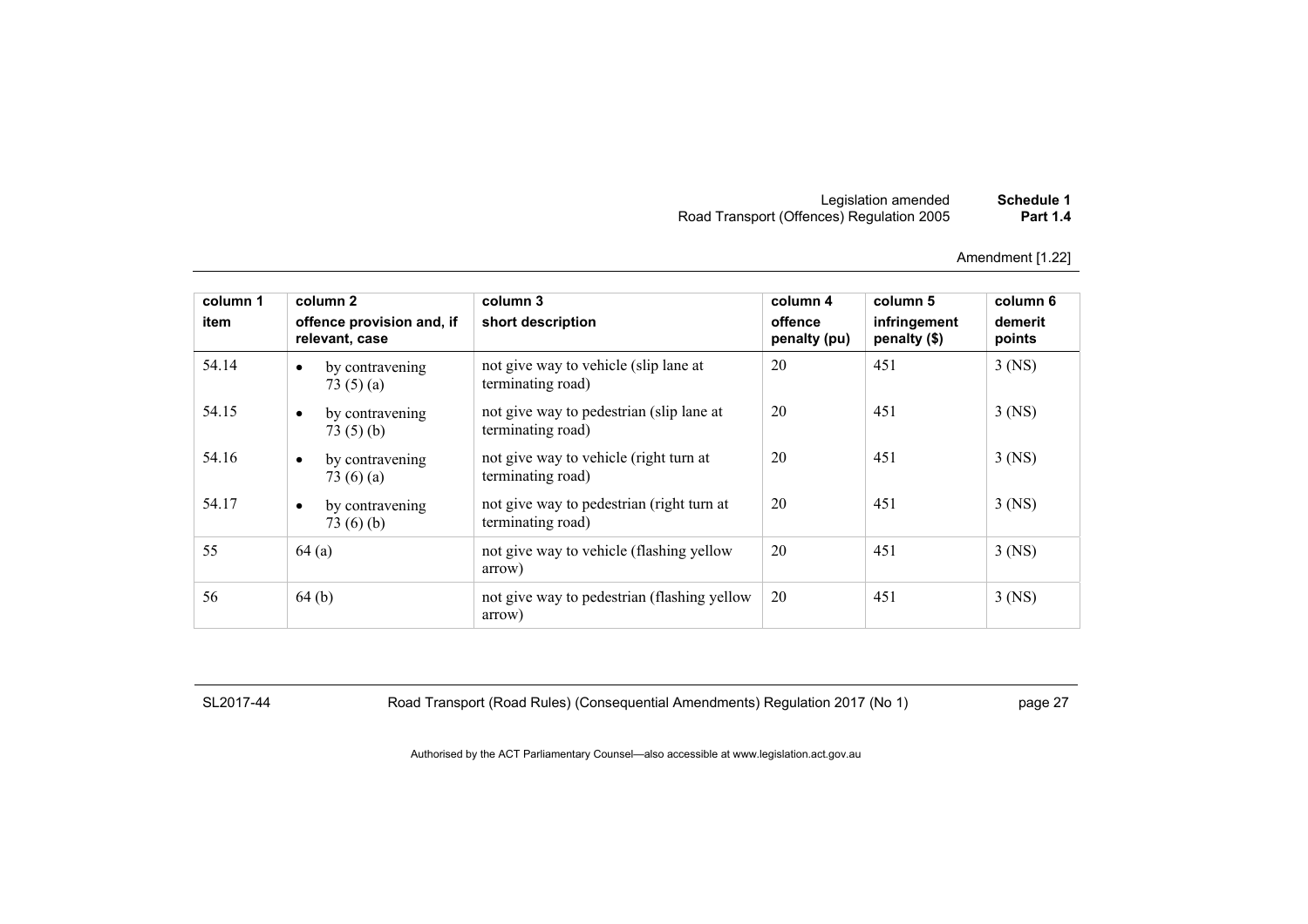Amendment [1.22]

| column 1<br>item | column 2<br>offence provision and, if relevant, case | column 3<br>short description | column 4<br>offence penalty (pu) | column 5<br>infringement penalty ($) | column 6<br>demerit points |
|---|---|---|---|---|---|
| 54.14 | • by contravening 73 (5) (a) | not give way to vehicle (slip lane at terminating road) | 20 | 451 | 3 (NS) |
| 54.15 | • by contravening 73 (5) (b) | not give way to pedestrian (slip lane at terminating road) | 20 | 451 | 3 (NS) |
| 54.16 | • by contravening 73 (6) (a) | not give way to vehicle (right turn at terminating road) | 20 | 451 | 3 (NS) |
| 54.17 | • by contravening 73 (6) (b) | not give way to pedestrian (right turn at terminating road) | 20 | 451 | 3 (NS) |
| 55 | 64 (a) | not give way to vehicle (flashing yellow arrow) | 20 | 451 | 3 (NS) |
| 56 | 64 (b) | not give way to pedestrian (flashing yellow arrow) | 20 | 451 | 3 (NS) |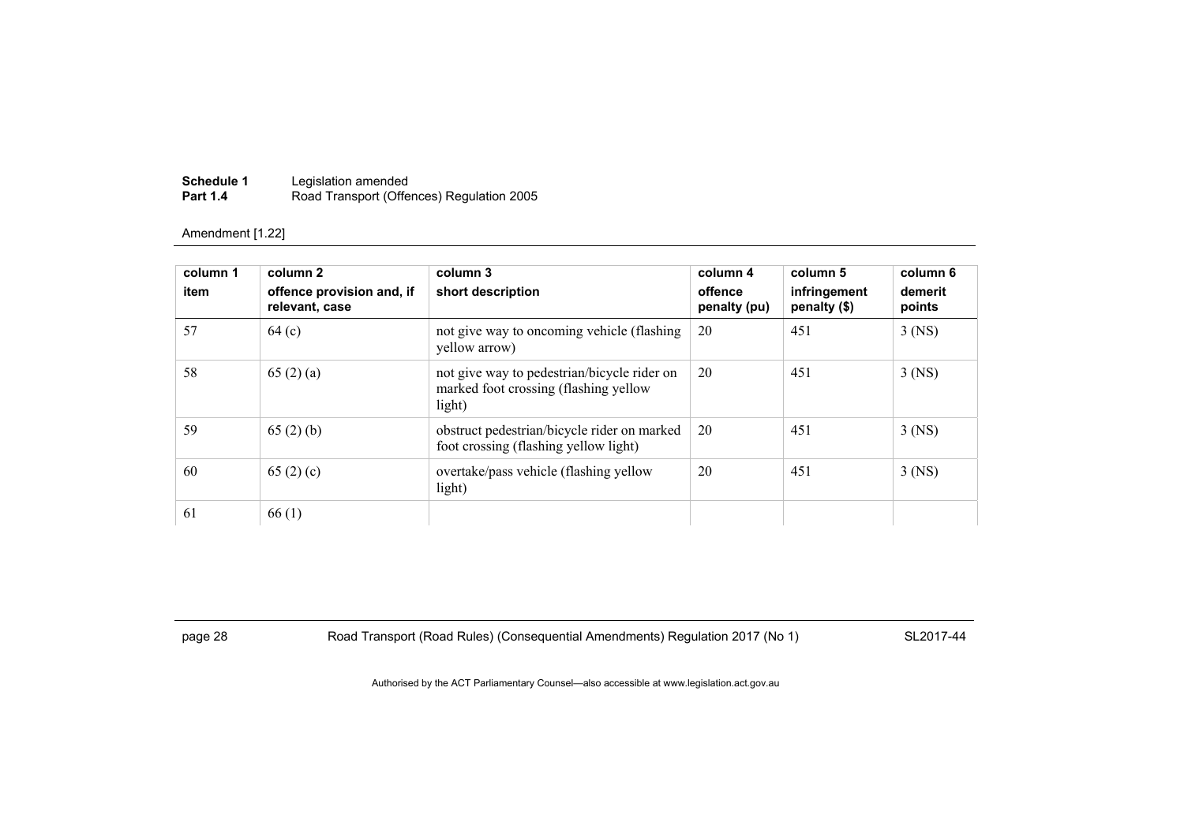Amendment [1.22]

| column 1<br>item | column 2<br>offence provision and, if relevant, case | column 3<br>short description | column 4<br>offence penalty (pu) | column 5<br>infringement penalty ($) | column 6<br>demerit points |
|---|---|---|---|---|---|
| 57 | 64 (c) | not give way to oncoming vehicle (flashing yellow arrow) | 20 | 451 | 3 (NS) |
| 58 | 65 (2) (a) | not give way to pedestrian/bicycle rider on marked foot crossing (flashing yellow light) | 20 | 451 | 3 (NS) |
| 59 | 65 (2) (b) | obstruct pedestrian/bicycle rider on marked foot crossing (flashing yellow light) | 20 | 451 | 3 (NS) |
| 60 | 65 (2) (c) | overtake/pass vehicle (flashing yellow light) | 20 | 451 | 3 (NS) |
| 61 | 66 (1) | | | | |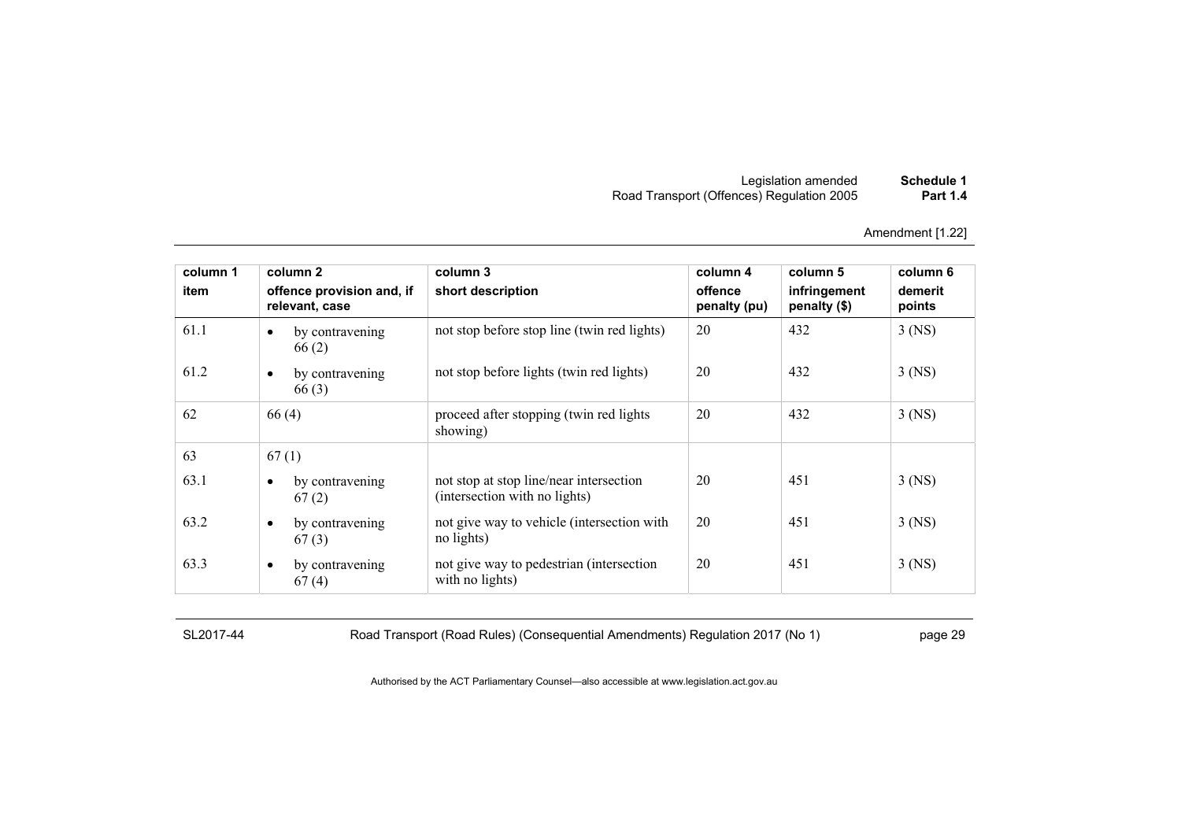Amendment [1.22]

| column 1<br>item | column 2<br>offence provision and, if relevant, case | column 3<br>short description | column 4<br>offence penalty (pu) | column 5<br>infringement penalty ($) | column 6<br>demerit points |
|---|---|---|---|---|---|
| 61.1 | • by contravening 66 (2) | not stop before stop line (twin red lights) | 20 | 432 | 3 (NS) |
| 61.2 | • by contravening 66 (3) | not stop before lights (twin red lights) | 20 | 432 | 3 (NS) |
| 62 | 66 (4) | proceed after stopping (twin red lights showing) | 20 | 432 | 3 (NS) |
| 63 | 67 (1) | | | | |
| 63.1 | • by contravening 67 (2) | not stop at stop line/near intersection (intersection with no lights) | 20 | 451 | 3 (NS) |
| 63.2 | • by contravening 67 (3) | not give way to vehicle (intersection with no lights) | 20 | 451 | 3 (NS) |
| 63.3 | • by contravening 67 (4) | not give way to pedestrian (intersection with no lights) | 20 | 451 | 3 (NS) |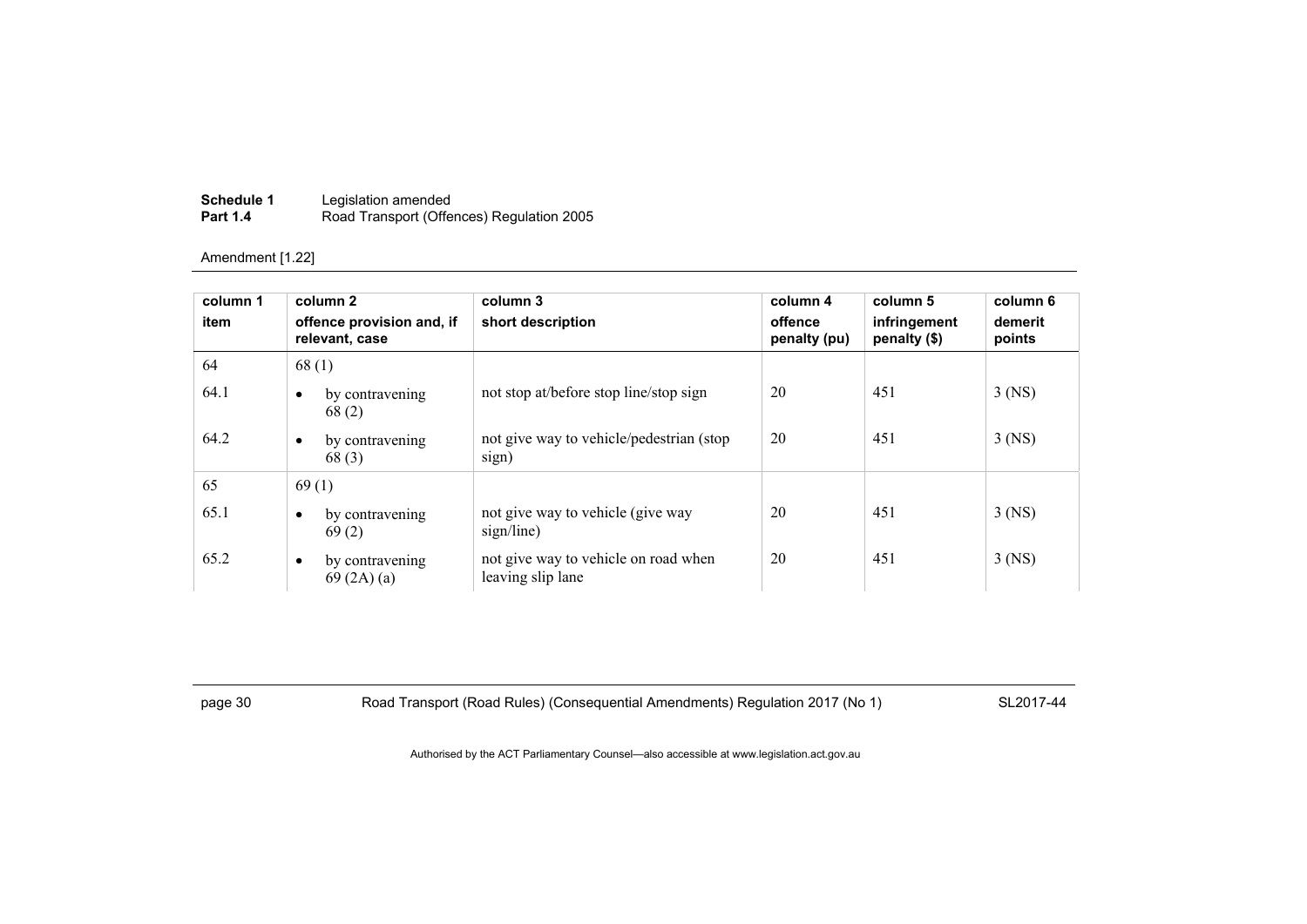Amendment [1.22]

| column 1<br>item | column 2<br>offence provision and, if relevant, case | column 3<br>short description | column 4<br>offence penalty (pu) | column 5<br>infringement penalty ($) | column 6<br>demerit points |
|---|---|---|---|---|---|
| 64 | 68 (1) | | | | |
| 64.1 | • by contravening 68 (2) | not stop at/before stop line/stop sign | 20 | 451 | 3 (NS) |
| 64.2 | • by contravening 68 (3) | not give way to vehicle/pedestrian (stop sign) | 20 | 451 | 3 (NS) |
| 65 | 69 (1) | | | | |
| 65.1 | • by contravening 69 (2) | not give way to vehicle (give way sign/line) | 20 | 451 | 3 (NS) |
| 65.2 | • by contravening 69 (2A) (a) | not give way to vehicle on road when leaving slip lane | 20 | 451 | 3 (NS) |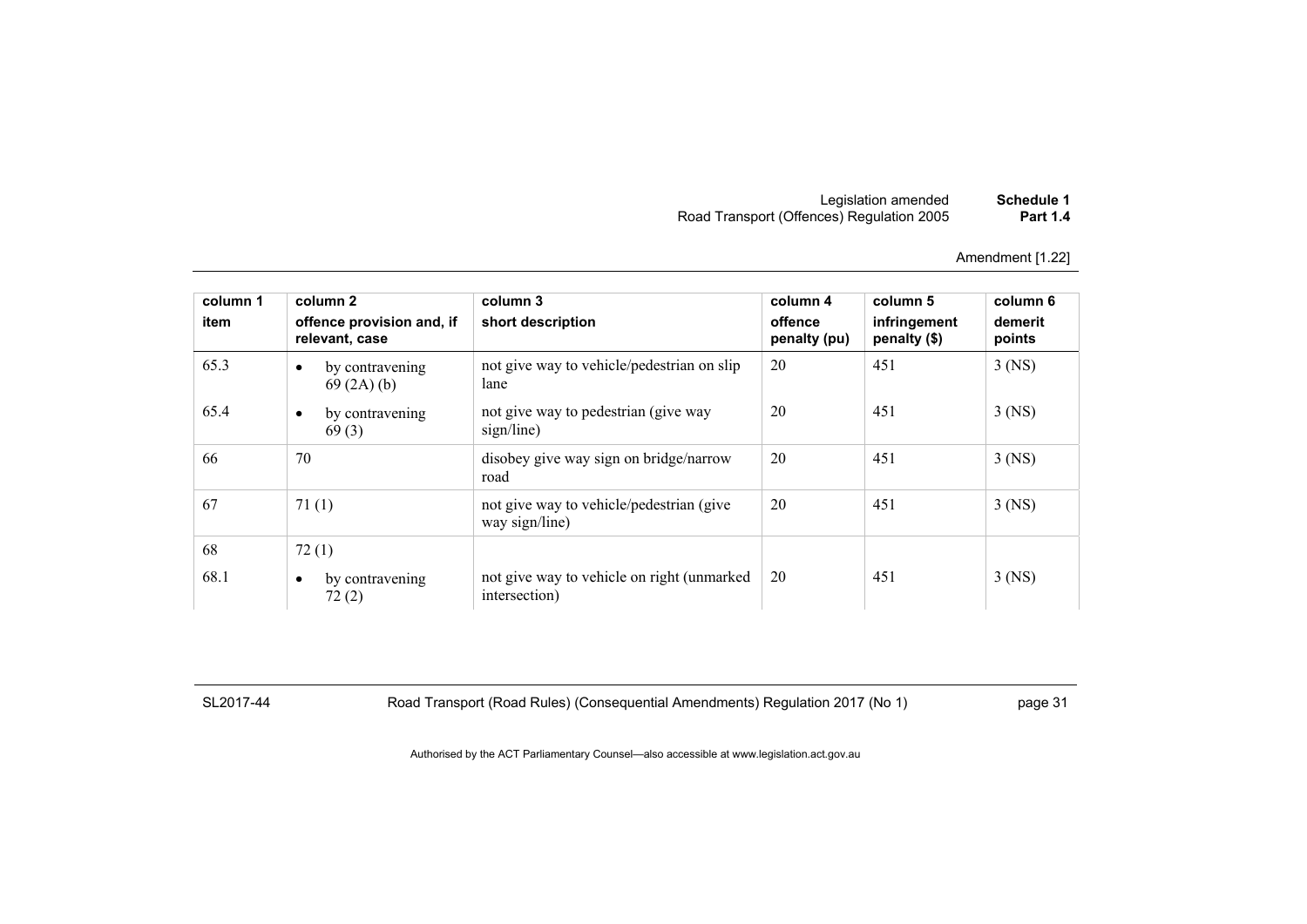Amendment [1.22]

| column 1<br>item | column 2<br>offence provision and, if relevant, case | column 3<br>short description | column 4<br>offence penalty (pu) | column 5<br>infringement penalty ($) | column 6<br>demerit points |
|---|---|---|---|---|---|
| 65.3 | • by contravening 69 (2A) (b) | not give way to vehicle/pedestrian on slip lane | 20 | 451 | 3 (NS) |
| 65.4 | • by contravening 69 (3) | not give way to pedestrian (give way sign/line) | 20 | 451 | 3 (NS) |
| 66 | 70 | disobey give way sign on bridge/narrow road | 20 | 451 | 3 (NS) |
| 67 | 71 (1) | not give way to vehicle/pedestrian (give way sign/line) | 20 | 451 | 3 (NS) |
| 68 | 72 (1) | | | | |
| 68.1 | • by contravening 72 (2) | not give way to vehicle on right (unmarked intersection) | 20 | 451 | 3 (NS) |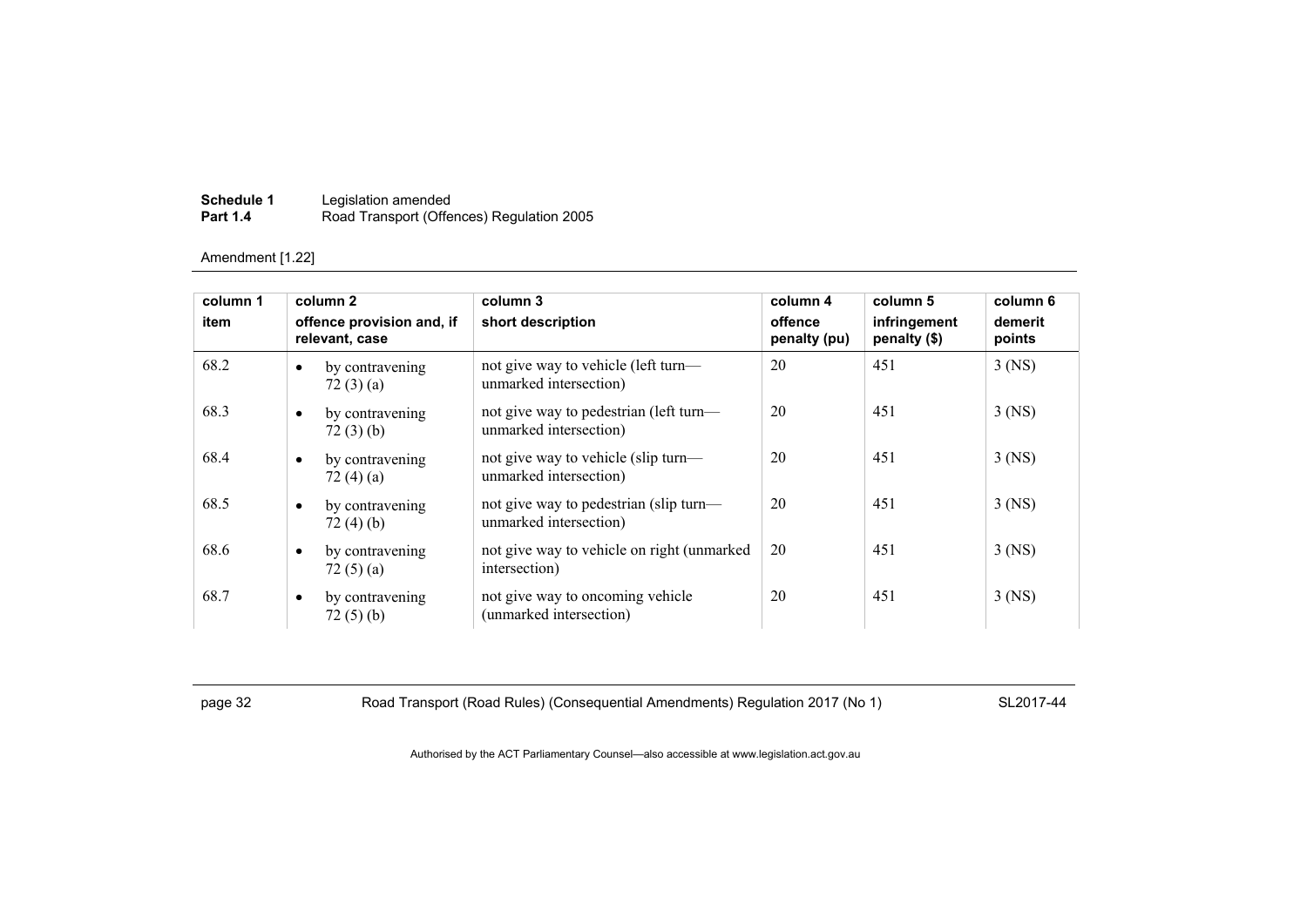Amendment [1.22]

| column 1<br>item | column 2<br>offence provision and, if relevant, case | column 3<br>short description | column 4<br>offence penalty (pu) | column 5<br>infringement penalty ($) | column 6<br>demerit points |
|---|---|---|---|---|---|
| 68.2 | • by contravening 72 (3) (a) | not give way to vehicle (left turn—unmarked intersection) | 20 | 451 | 3 (NS) |
| 68.3 | • by contravening 72 (3) (b) | not give way to pedestrian (left turn—unmarked intersection) | 20 | 451 | 3 (NS) |
| 68.4 | • by contravening 72 (4) (a) | not give way to vehicle (slip turn—unmarked intersection) | 20 | 451 | 3 (NS) |
| 68.5 | • by contravening 72 (4) (b) | not give way to pedestrian (slip turn—unmarked intersection) | 20 | 451 | 3 (NS) |
| 68.6 | • by contravening 72 (5) (a) | not give way to vehicle on right (unmarked intersection) | 20 | 451 | 3 (NS) |
| 68.7 | • by contravening 72 (5) (b) | not give way to oncoming vehicle (unmarked intersection) | 20 | 451 | 3 (NS) |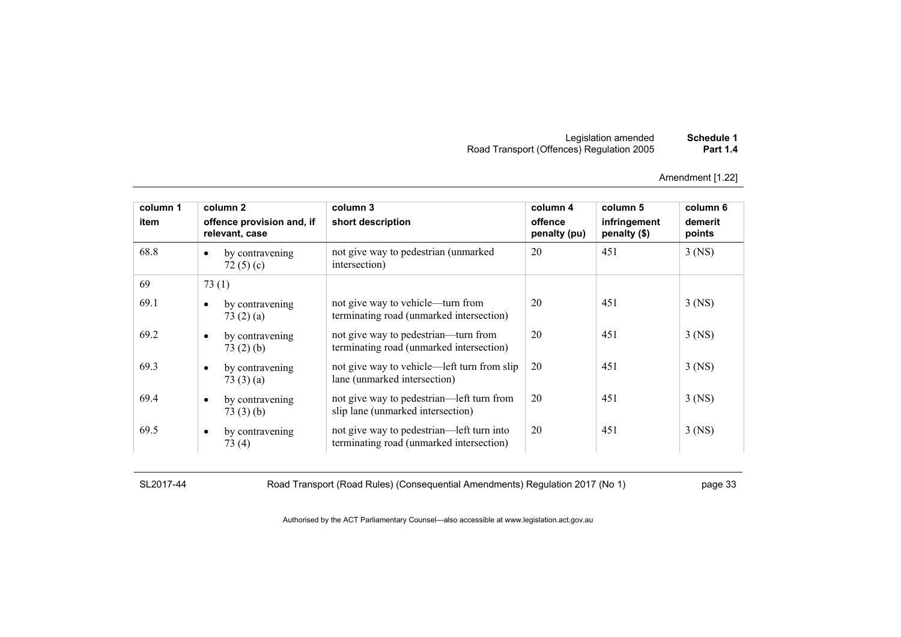Amendment [1.22]

| column 1<br>item | column 2<br>offence provision and, if relevant, case | column 3<br>short description | column 4<br>offence penalty (pu) | column 5<br>infringement penalty ($) | column 6<br>demerit points |
|---|---|---|---|---|---|
| 68.8 | • by contravening 72 (5) (c) | not give way to pedestrian (unmarked intersection) | 20 | 451 | 3 (NS) |
| 69 | 73 (1) | | | | |
| 69.1 | • by contravening 73 (2) (a) | not give way to vehicle—turn from terminating road (unmarked intersection) | 20 | 451 | 3 (NS) |
| 69.2 | • by contravening 73 (2) (b) | not give way to pedestrian—turn from terminating road (unmarked intersection) | 20 | 451 | 3 (NS) |
| 69.3 | • by contravening 73 (3) (a) | not give way to vehicle—left turn from slip lane (unmarked intersection) | 20 | 451 | 3 (NS) |
| 69.4 | • by contravening 73 (3) (b) | not give way to pedestrian—left turn from slip lane (unmarked intersection) | 20 | 451 | 3 (NS) |
| 69.5 | • by contravening 73 (4) | not give way to pedestrian—left turn into terminating road (unmarked intersection) | 20 | 451 | 3 (NS) |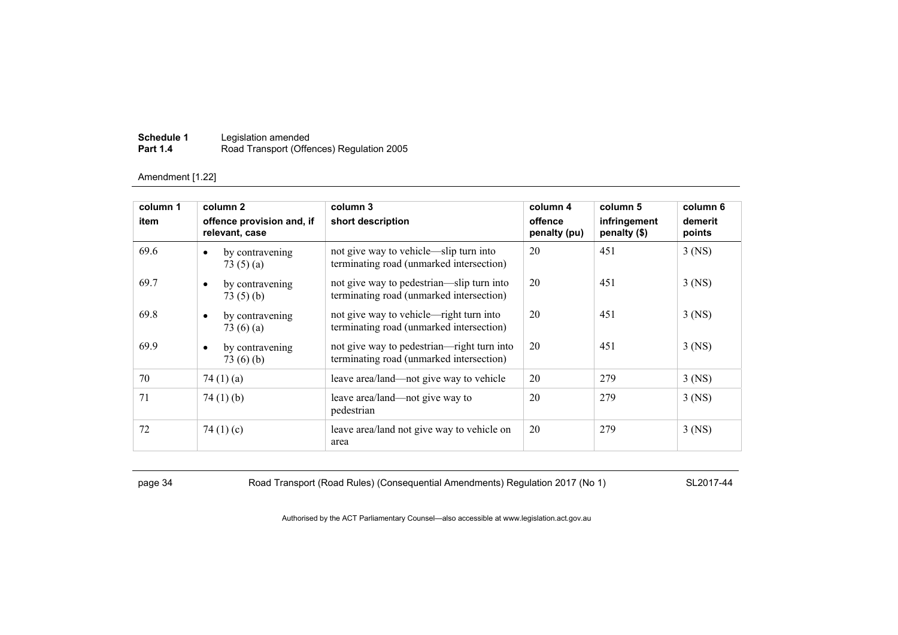Amendment [1.22]

| column 1<br>item | column 2<br>offence provision and, if relevant, case | column 3<br>short description | column 4<br>offence penalty (pu) | column 5<br>infringement penalty ($) | column 6<br>demerit points |
|---|---|---|---|---|---|
| 69.6 | • by contravening 73 (5) (a) | not give way to vehicle—slip turn into terminating road (unmarked intersection) | 20 | 451 | 3 (NS) |
| 69.7 | • by contravening 73 (5) (b) | not give way to pedestrian—slip turn into terminating road (unmarked intersection) | 20 | 451 | 3 (NS) |
| 69.8 | • by contravening 73 (6) (a) | not give way to vehicle—right turn into terminating road (unmarked intersection) | 20 | 451 | 3 (NS) |
| 69.9 | • by contravening 73 (6) (b) | not give way to pedestrian—right turn into terminating road (unmarked intersection) | 20 | 451 | 3 (NS) |
| 70 | 74 (1) (a) | leave area/land—not give way to vehicle | 20 | 279 | 3 (NS) |
| 71 | 74 (1) (b) | leave area/land—not give way to pedestrian | 20 | 279 | 3 (NS) |
| 72 | 74 (1) (c) | leave area/land not give way to vehicle on area | 20 | 279 | 3 (NS) |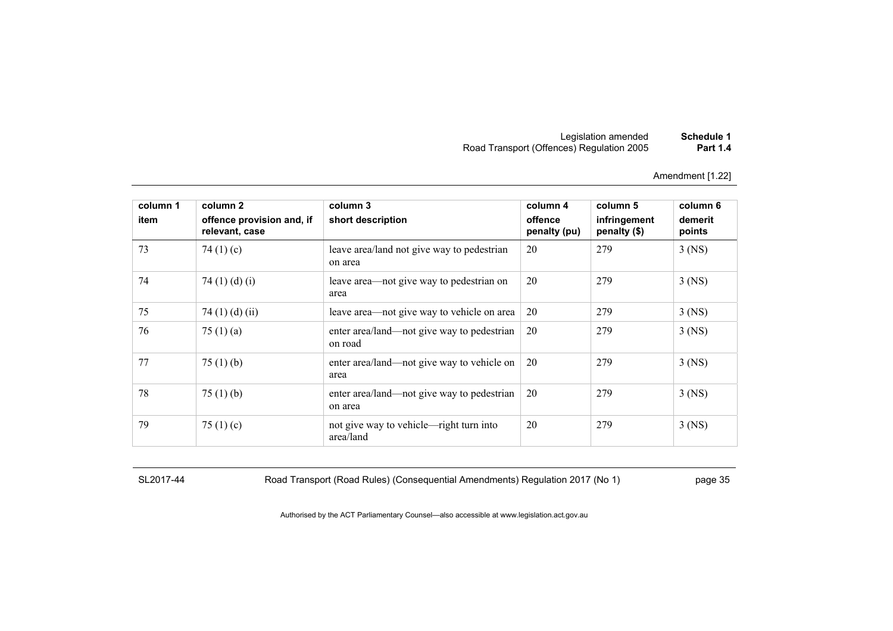Amendment [1.22]

| column 1<br>item | column 2<br>offence provision and, if relevant, case | column 3<br>short description | column 4<br>offence penalty (pu) | column 5<br>infringement penalty ($) | column 6<br>demerit points |
|---|---|---|---|---|---|
| 73 | 74 (1) (c) | leave area/land not give way to pedestrian on area | 20 | 279 | 3 (NS) |
| 74 | 74 (1) (d) (i) | leave area—not give way to pedestrian on area | 20 | 279 | 3 (NS) |
| 75 | 74 (1) (d) (ii) | leave area—not give way to vehicle on area | 20 | 279 | 3 (NS) |
| 76 | 75 (1) (a) | enter area/land—not give way to pedestrian on road | 20 | 279 | 3 (NS) |
| 77 | 75 (1) (b) | enter area/land—not give way to vehicle on area | 20 | 279 | 3 (NS) |
| 78 | 75 (1) (b) | enter area/land—not give way to pedestrian on area | 20 | 279 | 3 (NS) |
| 79 | 75 (1) (c) | not give way to vehicle—right turn into area/land | 20 | 279 | 3 (NS) |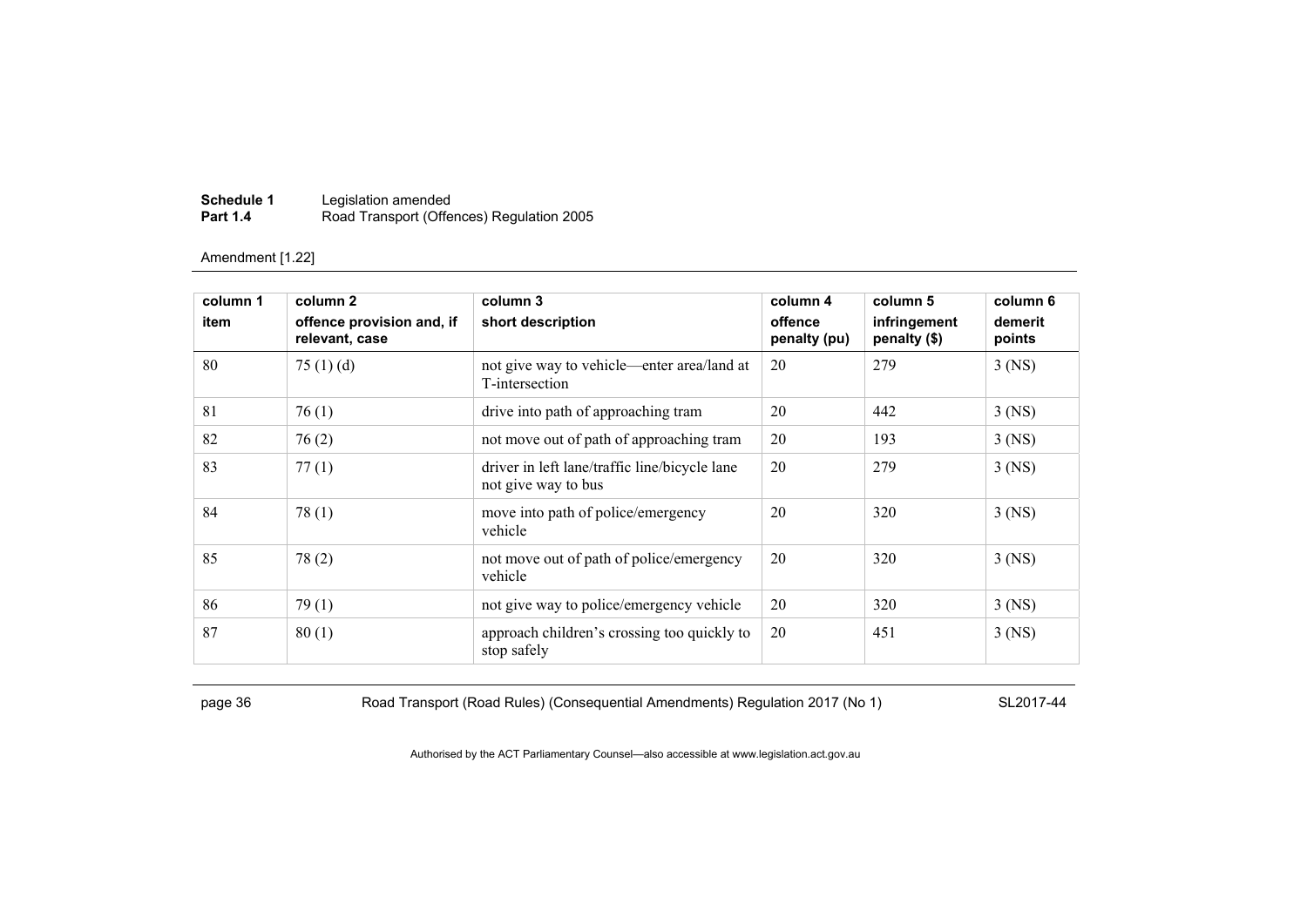Amendment [1.22]

| column 1<br>item | column 2<br>offence provision and, if relevant, case | column 3<br>short description | column 4<br>offence penalty (pu) | column 5<br>infringement penalty ($) | column 6<br>demerit points |
|---|---|---|---|---|---|
| 80 | 75 (1) (d) | not give way to vehicle—enter area/land at T-intersection | 20 | 279 | 3 (NS) |
| 81 | 76 (1) | drive into path of approaching tram | 20 | 442 | 3 (NS) |
| 82 | 76 (2) | not move out of path of approaching tram | 20 | 193 | 3 (NS) |
| 83 | 77 (1) | driver in left lane/traffic line/bicycle lane not give way to bus | 20 | 279 | 3 (NS) |
| 84 | 78 (1) | move into path of police/emergency vehicle | 20 | 320 | 3 (NS) |
| 85 | 78 (2) | not move out of path of police/emergency vehicle | 20 | 320 | 3 (NS) |
| 86 | 79 (1) | not give way to police/emergency vehicle | 20 | 320 | 3 (NS) |
| 87 | 80 (1) | approach children's crossing too quickly to stop safely | 20 | 451 | 3 (NS) |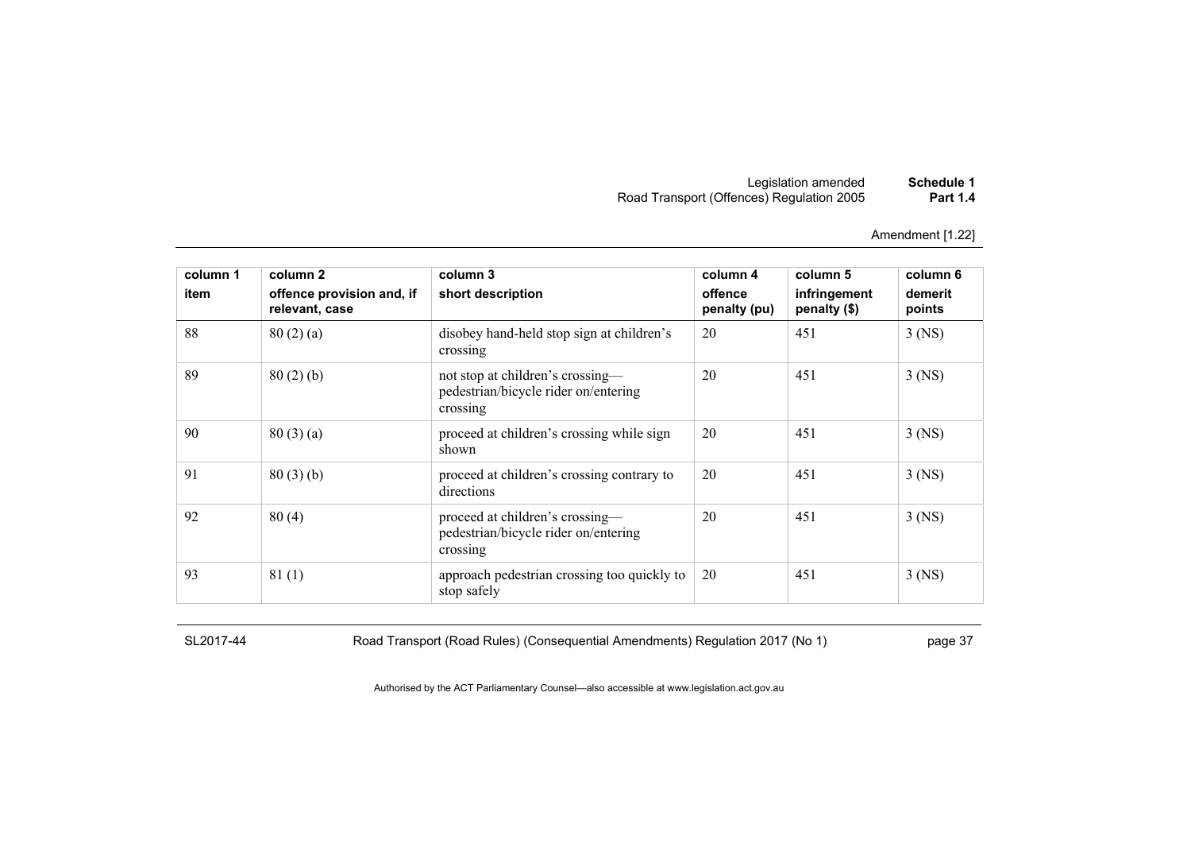| column 1 item | column 2 offence provision and, if relevant, case | column 3 short description | column 4 offence penalty (pu) | column 5 infringement penalty ($) | column 6 demerit points |
|---|---|---|---|---|---|
| 88 | 80 (2) (a) | disobey hand-held stop sign at children's crossing | 20 | 451 | 3 (NS) |
| 89 | 80 (2) (b) | not stop at children's crossing—pedestrian/bicycle rider on/entering crossing | 20 | 451 | 3 (NS) |
| 90 | 80 (3) (a) | proceed at children's crossing while sign shown | 20 | 451 | 3 (NS) |
| 91 | 80 (3) (b) | proceed at children's crossing contrary to directions | 20 | 451 | 3 (NS) |
| 92 | 80 (4) | proceed at children's crossing—pedestrian/bicycle rider on/entering crossing | 20 | 451 | 3 (NS) |
| 93 | 81 (1) | approach pedestrian crossing too quickly to stop safely | 20 | 451 | 3 (NS) |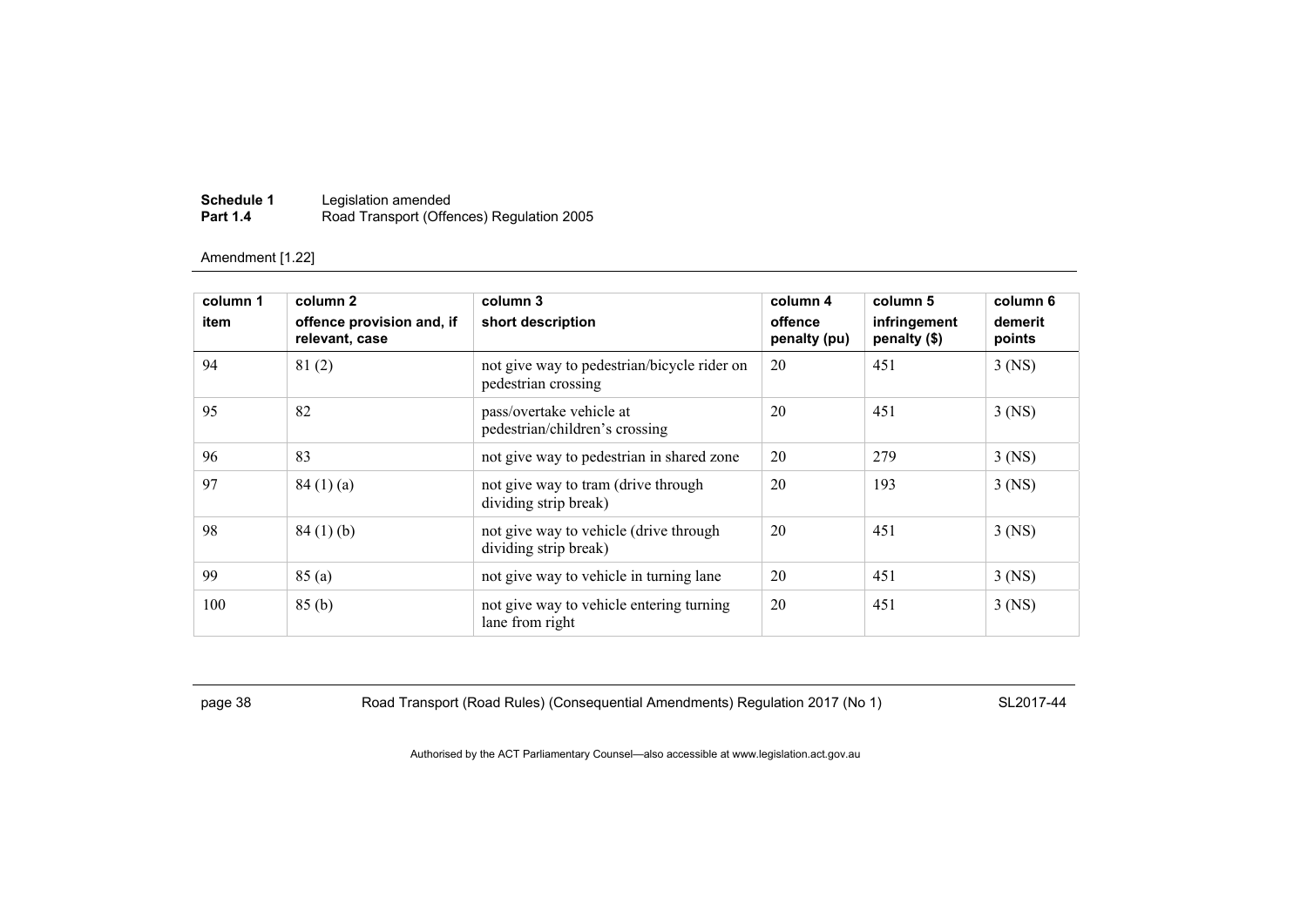Amendment [1.22]

| column 1<br>item | column 2<br>offence provision and, if relevant, case | column 3<br>short description | column 4<br>offence penalty (pu) | column 5<br>infringement penalty ($) | column 6<br>demerit points |
|---|---|---|---|---|---|
| 94 | 81 (2) | not give way to pedestrian/bicycle rider on pedestrian crossing | 20 | 451 | 3 (NS) |
| 95 | 82 | pass/overtake vehicle at pedestrian/children's crossing | 20 | 451 | 3 (NS) |
| 96 | 83 | not give way to pedestrian in shared zone | 20 | 279 | 3 (NS) |
| 97 | 84 (1) (a) | not give way to tram (drive through dividing strip break) | 20 | 193 | 3 (NS) |
| 98 | 84 (1) (b) | not give way to vehicle (drive through dividing strip break) | 20 | 451 | 3 (NS) |
| 99 | 85 (a) | not give way to vehicle in turning lane | 20 | 451 | 3 (NS) |
| 100 | 85 (b) | not give way to vehicle entering turning lane from right | 20 | 451 | 3 (NS) |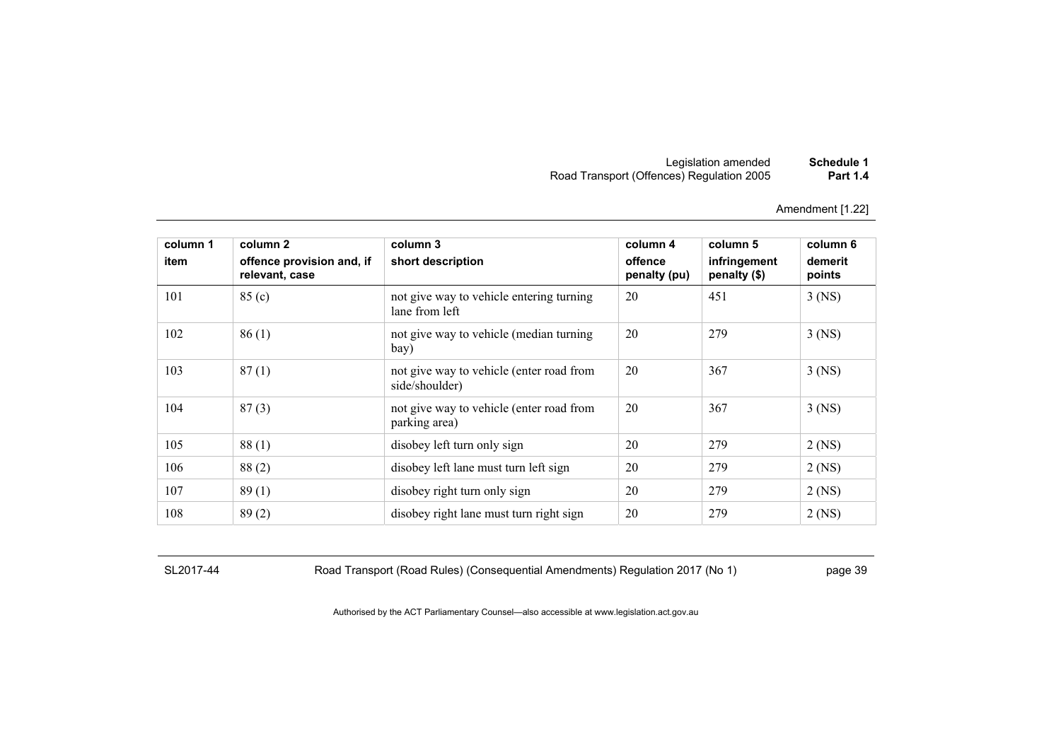Amendment [1.22]

| column 1<br>item | column 2<br>offence provision and, if relevant, case | column 3<br>short description | column 4<br>offence penalty (pu) | column 5<br>infringement penalty ($) | column 6<br>demerit points |
|---|---|---|---|---|---|
| 101 | 85 (c) | not give way to vehicle entering turning lane from left | 20 | 451 | 3 (NS) |
| 102 | 86 (1) | not give way to vehicle (median turning bay) | 20 | 279 | 3 (NS) |
| 103 | 87 (1) | not give way to vehicle (enter road from side/shoulder) | 20 | 367 | 3 (NS) |
| 104 | 87 (3) | not give way to vehicle (enter road from parking area) | 20 | 367 | 3 (NS) |
| 105 | 88 (1) | disobey left turn only sign | 20 | 279 | 2 (NS) |
| 106 | 88 (2) | disobey left lane must turn left sign | 20 | 279 | 2 (NS) |
| 107 | 89 (1) | disobey right turn only sign | 20 | 279 | 2 (NS) |
| 108 | 89 (2) | disobey right lane must turn right sign | 20 | 279 | 2 (NS) |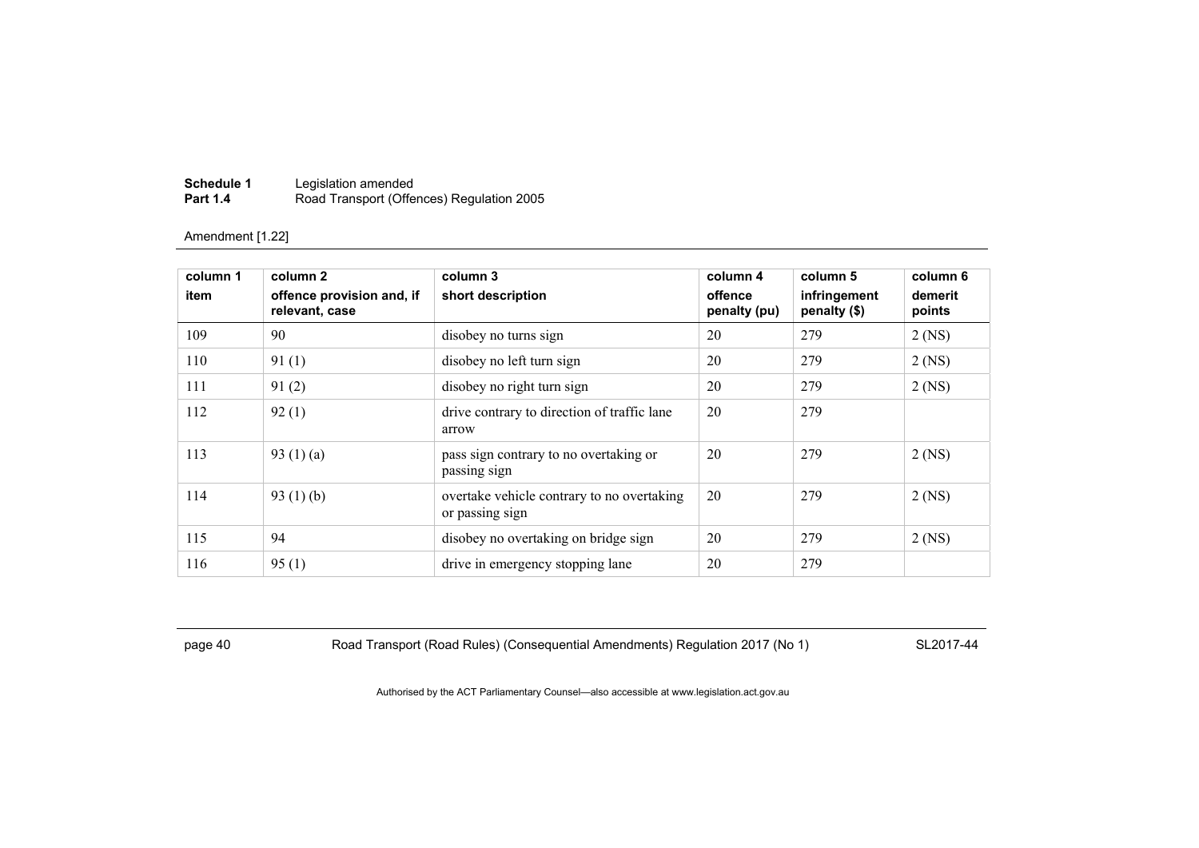Amendment [1.22]

| column 1<br>item | column 2<br>offence provision and, if relevant, case | column 3<br>short description | column 4<br>offence penalty (pu) | column 5<br>infringement penalty ($) | column 6<br>demerit points |
|---|---|---|---|---|---|
| 109 | 90 | disobey no turns sign | 20 | 279 | 2 (NS) |
| 110 | 91 (1) | disobey no left turn sign | 20 | 279 | 2 (NS) |
| 111 | 91 (2) | disobey no right turn sign | 20 | 279 | 2 (NS) |
| 112 | 92 (1) | drive contrary to direction of traffic lane arrow | 20 | 279 | |
| 113 | 93 (1) (a) | pass sign contrary to no overtaking or passing sign | 20 | 279 | 2 (NS) |
| 114 | 93 (1) (b) | overtake vehicle contrary to no overtaking or passing sign | 20 | 279 | 2 (NS) |
| 115 | 94 | disobey no overtaking on bridge sign | 20 | 279 | 2 (NS) |
| 116 | 95 (1) | drive in emergency stopping lane | 20 | 279 | |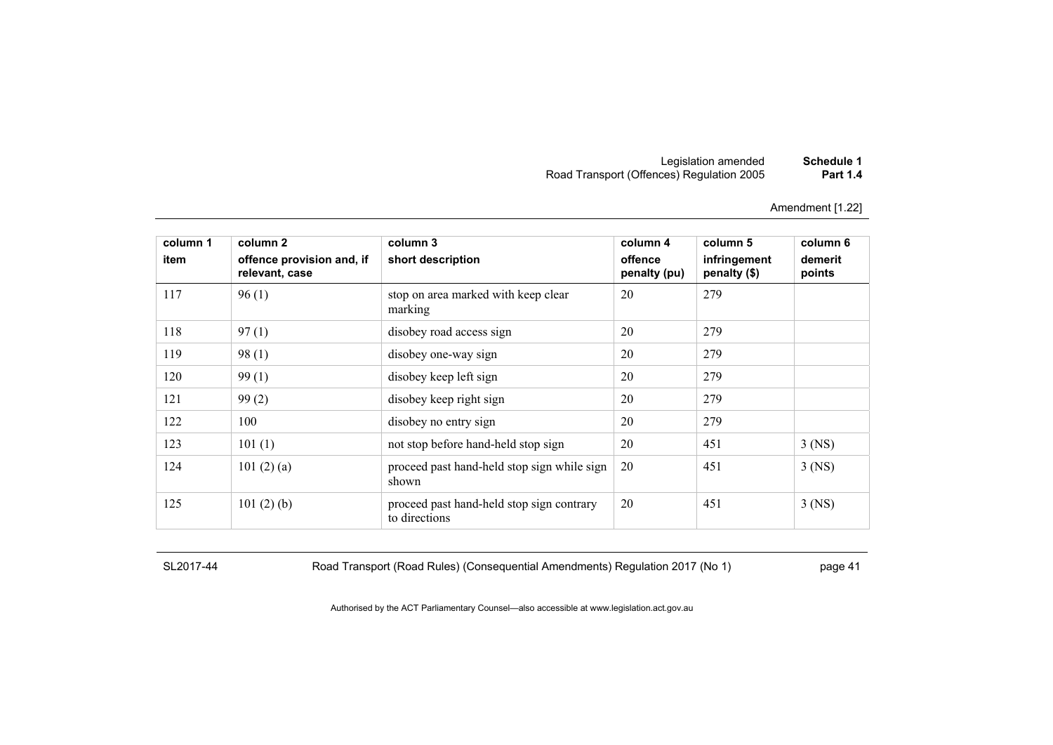| column 1 item | column 2 offence provision and, if relevant, case | column 3 short description | column 4 offence penalty (pu) | column 5 infringement penalty ($) | column 6 demerit points |
|---|---|---|---|---|---|
| 117 | 96 (1) | stop on area marked with keep clear marking | 20 | 279 | |
| 118 | 97 (1) | disobey road access sign | 20 | 279 | |
| 119 | 98 (1) | disobey one-way sign | 20 | 279 | |
| 120 | 99 (1) | disobey keep left sign | 20 | 279 | |
| 121 | 99 (2) | disobey keep right sign | 20 | 279 | |
| 122 | 100 | disobey no entry sign | 20 | 279 | |
| 123 | 101 (1) | not stop before hand-held stop sign | 20 | 451 | 3 (NS) |
| 124 | 101 (2) (a) | proceed past hand-held stop sign while sign shown | 20 | 451 | 3 (NS) |
| 125 | 101 (2) (b) | proceed past hand-held stop sign contrary to directions | 20 | 451 | 3 (NS) |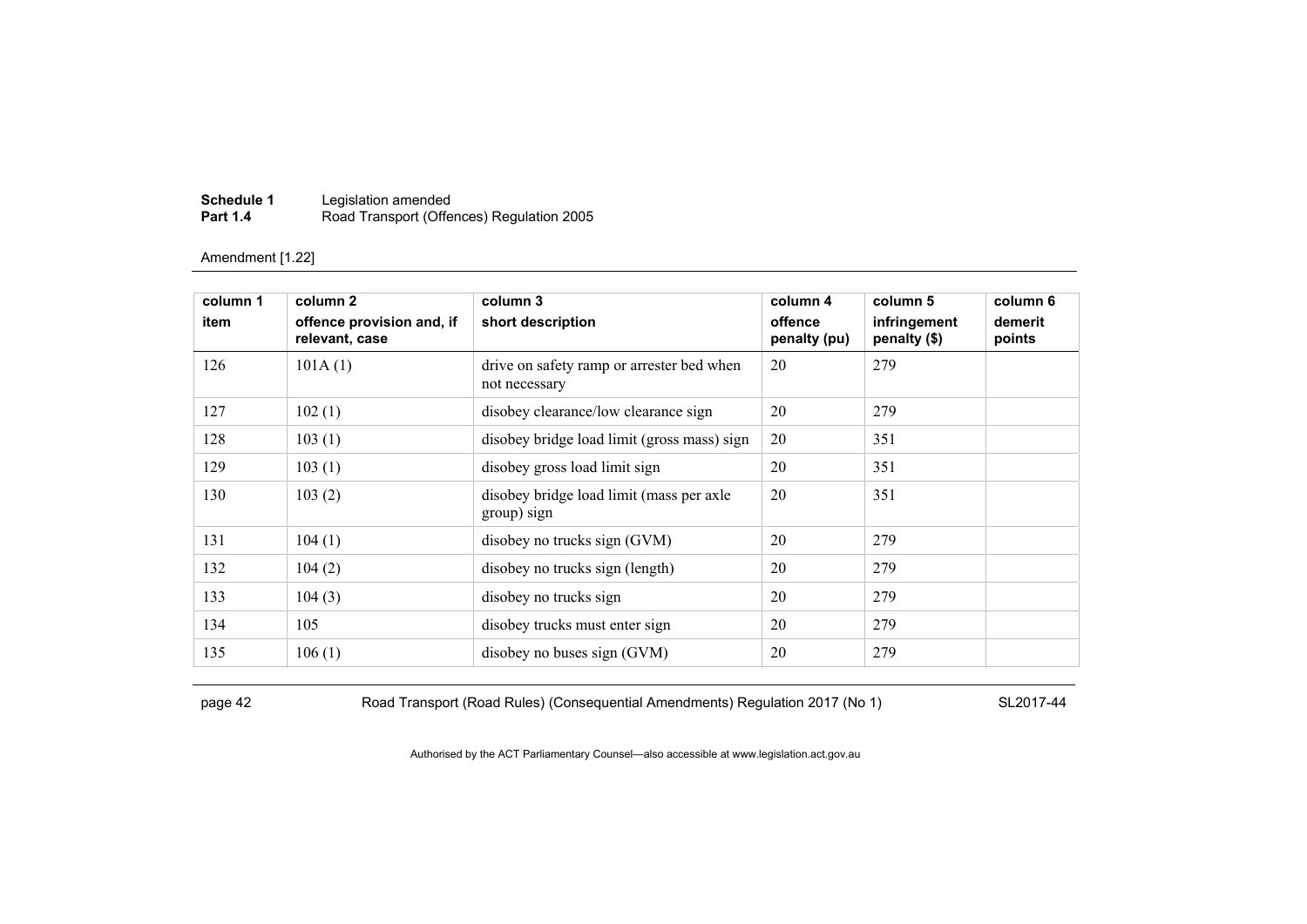Amendment [1.22]

| column 1<br>item | column 2<br>offence provision and, if relevant, case | column 3<br>short description | column 4<br>offence penalty (pu) | column 5<br>infringement penalty ($) | column 6<br>demerit points |
|---|---|---|---|---|---|
| 126 | 101A (1) | drive on safety ramp or arrester bed when not necessary | 20 | 279 | |
| 127 | 102 (1) | disobey clearance/low clearance sign | 20 | 279 | |
| 128 | 103 (1) | disobey bridge load limit (gross mass) sign | 20 | 351 | |
| 129 | 103 (1) | disobey gross load limit sign | 20 | 351 | |
| 130 | 103 (2) | disobey bridge load limit (mass per axle group) sign | 20 | 351 | |
| 131 | 104 (1) | disobey no trucks sign (GVM) | 20 | 279 | |
| 132 | 104 (2) | disobey no trucks sign (length) | 20 | 279 | |
| 133 | 104 (3) | disobey no trucks sign | 20 | 279 | |
| 134 | 105 | disobey trucks must enter sign | 20 | 279 | |
| 135 | 106 (1) | disobey no buses sign (GVM) | 20 | 279 | |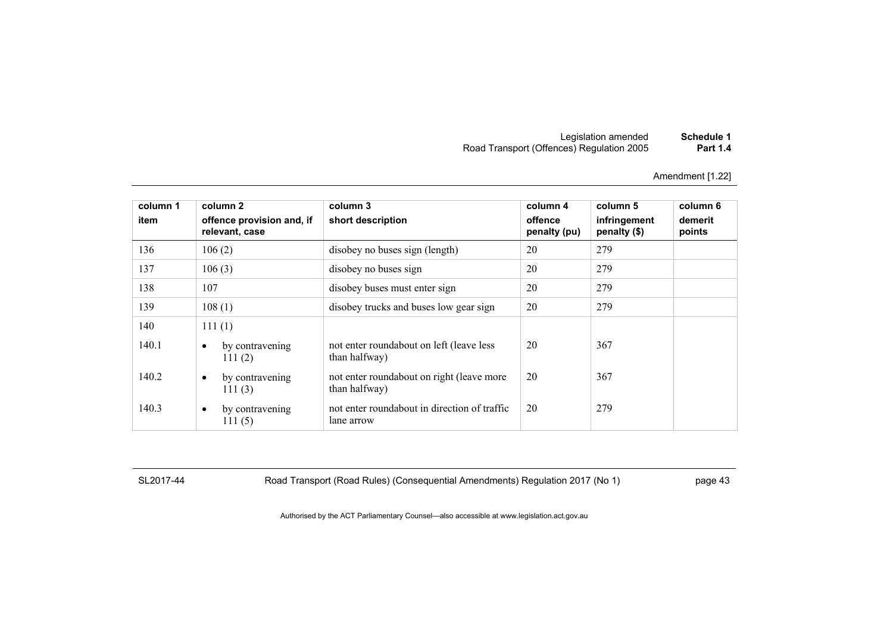Amendment [1.22]

| column 1<br>item | column 2<br>offence provision and, if relevant, case | column 3<br>short description | column 4<br>offence penalty (pu) | column 5<br>infringement penalty ($) | column 6<br>demerit points |
|---|---|---|---|---|---|
| 136 | 106 (2) | disobey no buses sign (length) | 20 | 279 | |
| 137 | 106 (3) | disobey no buses sign | 20 | 279 | |
| 138 | 107 | disobey buses must enter sign | 20 | 279 | |
| 139 | 108 (1) | disobey trucks and buses low gear sign | 20 | 279 | |
| 140 | 111 (1) | | | | |
| 140.1 | • by contravening 111 (2) | not enter roundabout on left (leave less than halfway) | 20 | 367 | |
| 140.2 | • by contravening 111 (3) | not enter roundabout on right (leave more than halfway) | 20 | 367 | |
| 140.3 | • by contravening 111 (5) | not enter roundabout in direction of traffic lane arrow | 20 | 279 | |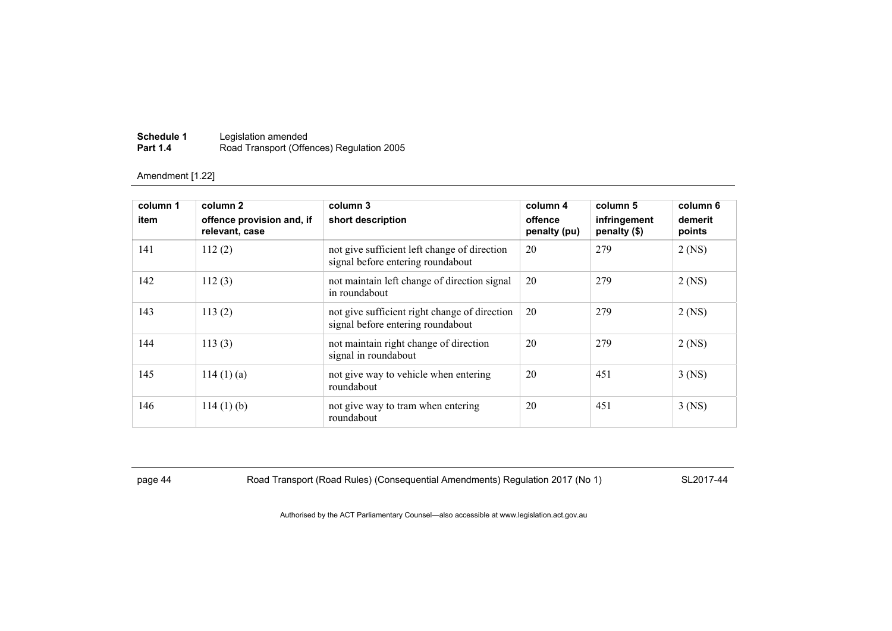Amendment [1.22]

| column 1<br>item | column 2<br>offence provision and, if relevant, case | column 3<br>short description | column 4<br>offence penalty (pu) | column 5<br>infringement penalty ($) | column 6<br>demerit points |
|---|---|---|---|---|---|
| 141 | 112 (2) | not give sufficient left change of direction signal before entering roundabout | 20 | 279 | 2 (NS) |
| 142 | 112 (3) | not maintain left change of direction signal in roundabout | 20 | 279 | 2 (NS) |
| 143 | 113 (2) | not give sufficient right change of direction signal before entering roundabout | 20 | 279 | 2 (NS) |
| 144 | 113 (3) | not maintain right change of direction signal in roundabout | 20 | 279 | 2 (NS) |
| 145 | 114 (1) (a) | not give way to vehicle when entering roundabout | 20 | 451 | 3 (NS) |
| 146 | 114 (1) (b) | not give way to tram when entering roundabout | 20 | 451 | 3 (NS) |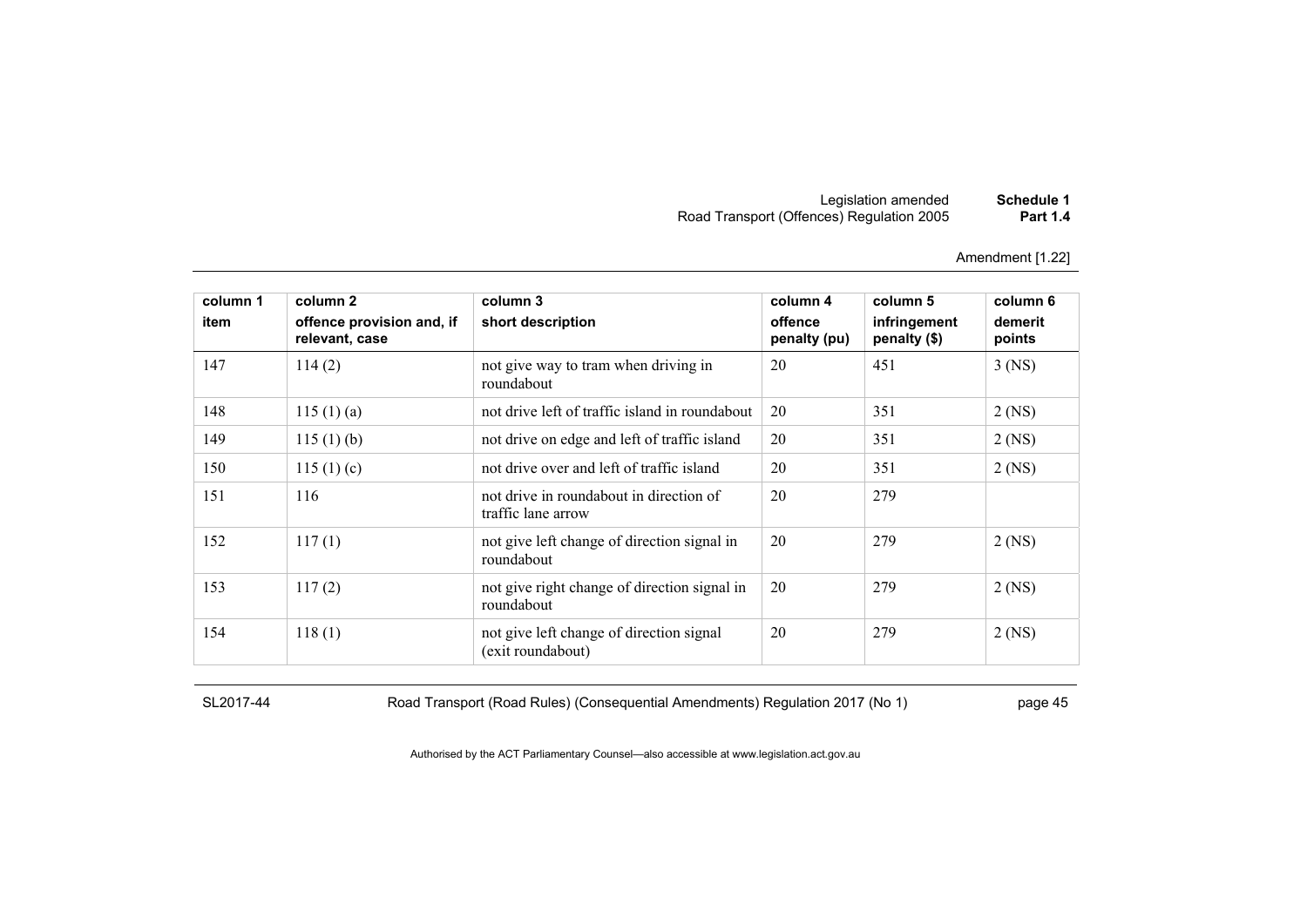Amendment [1.22]

| column 1 item | column 2 offence provision and, if relevant, case | column 3 short description | column 4 offence penalty (pu) | column 5 infringement penalty ($) | column 6 demerit points |
|---|---|---|---|---|---|
| 147 | 114 (2) | not give way to tram when driving in roundabout | 20 | 451 | 3 (NS) |
| 148 | 115 (1) (a) | not drive left of traffic island in roundabout | 20 | 351 | 2 (NS) |
| 149 | 115 (1) (b) | not drive on edge and left of traffic island | 20 | 351 | 2 (NS) |
| 150 | 115 (1) (c) | not drive over and left of traffic island | 20 | 351 | 2 (NS) |
| 151 | 116 | not drive in roundabout in direction of traffic lane arrow | 20 | 279 | |
| 152 | 117 (1) | not give left change of direction signal in roundabout | 20 | 279 | 2 (NS) |
| 153 | 117 (2) | not give right change of direction signal in roundabout | 20 | 279 | 2 (NS) |
| 154 | 118 (1) | not give left change of direction signal (exit roundabout) | 20 | 279 | 2 (NS) |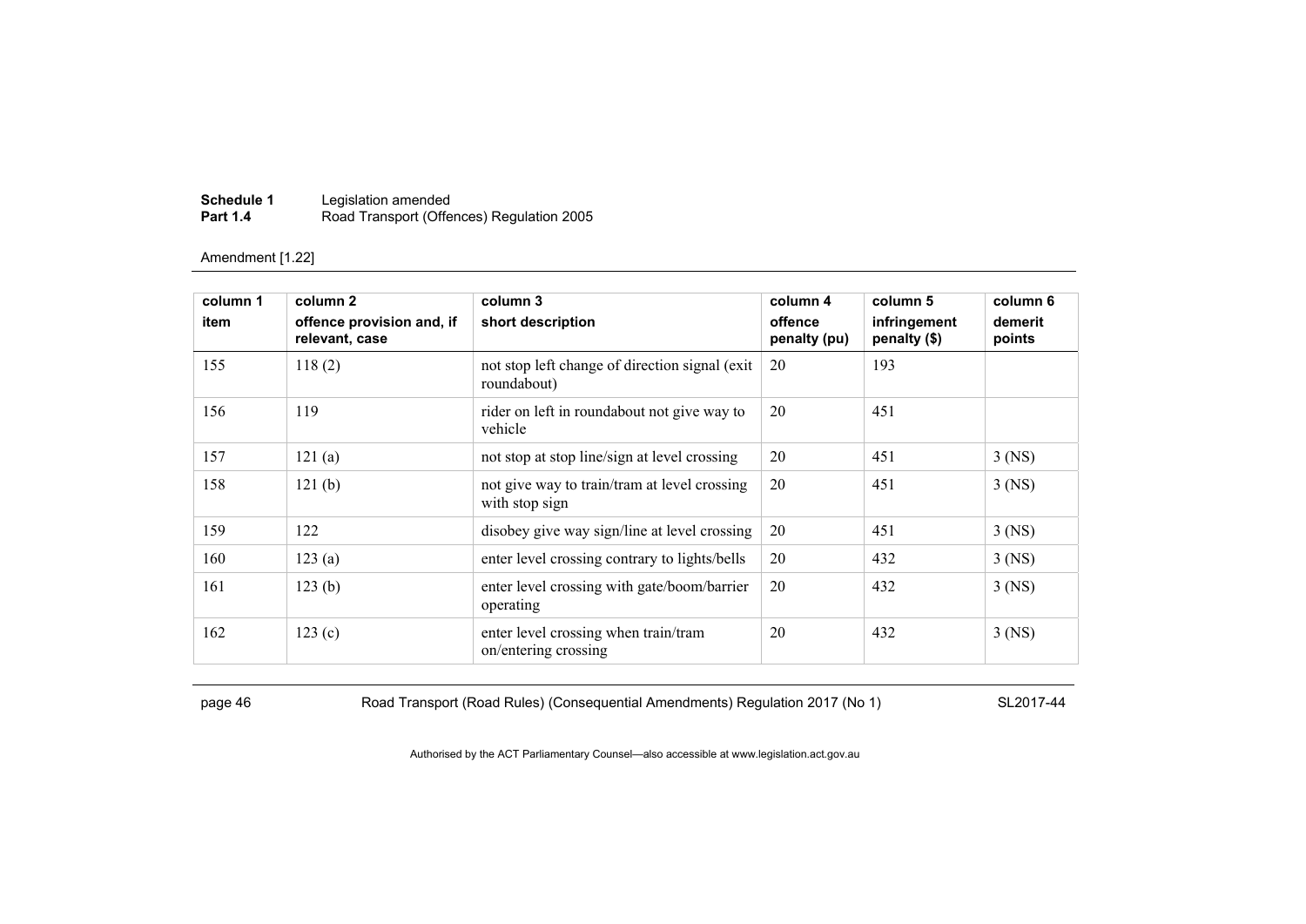Amendment [1.22]

| column 1<br>item | column 2<br>offence provision and, if relevant, case | column 3<br>short description | column 4<br>offence penalty (pu) | column 5<br>infringement penalty ($) | column 6<br>demerit points |
|---|---|---|---|---|---|
| 155 | 118 (2) | not stop left change of direction signal (exit roundabout) | 20 | 193 | |
| 156 | 119 | rider on left in roundabout not give way to vehicle | 20 | 451 | |
| 157 | 121 (a) | not stop at stop line/sign at level crossing | 20 | 451 | 3 (NS) |
| 158 | 121 (b) | not give way to train/tram at level crossing with stop sign | 20 | 451 | 3 (NS) |
| 159 | 122 | disobey give way sign/line at level crossing | 20 | 451 | 3 (NS) |
| 160 | 123 (a) | enter level crossing contrary to lights/bells | 20 | 432 | 3 (NS) |
| 161 | 123 (b) | enter level crossing with gate/boom/barrier operating | 20 | 432 | 3 (NS) |
| 162 | 123 (c) | enter level crossing when train/tram on/entering crossing | 20 | 432 | 3 (NS) |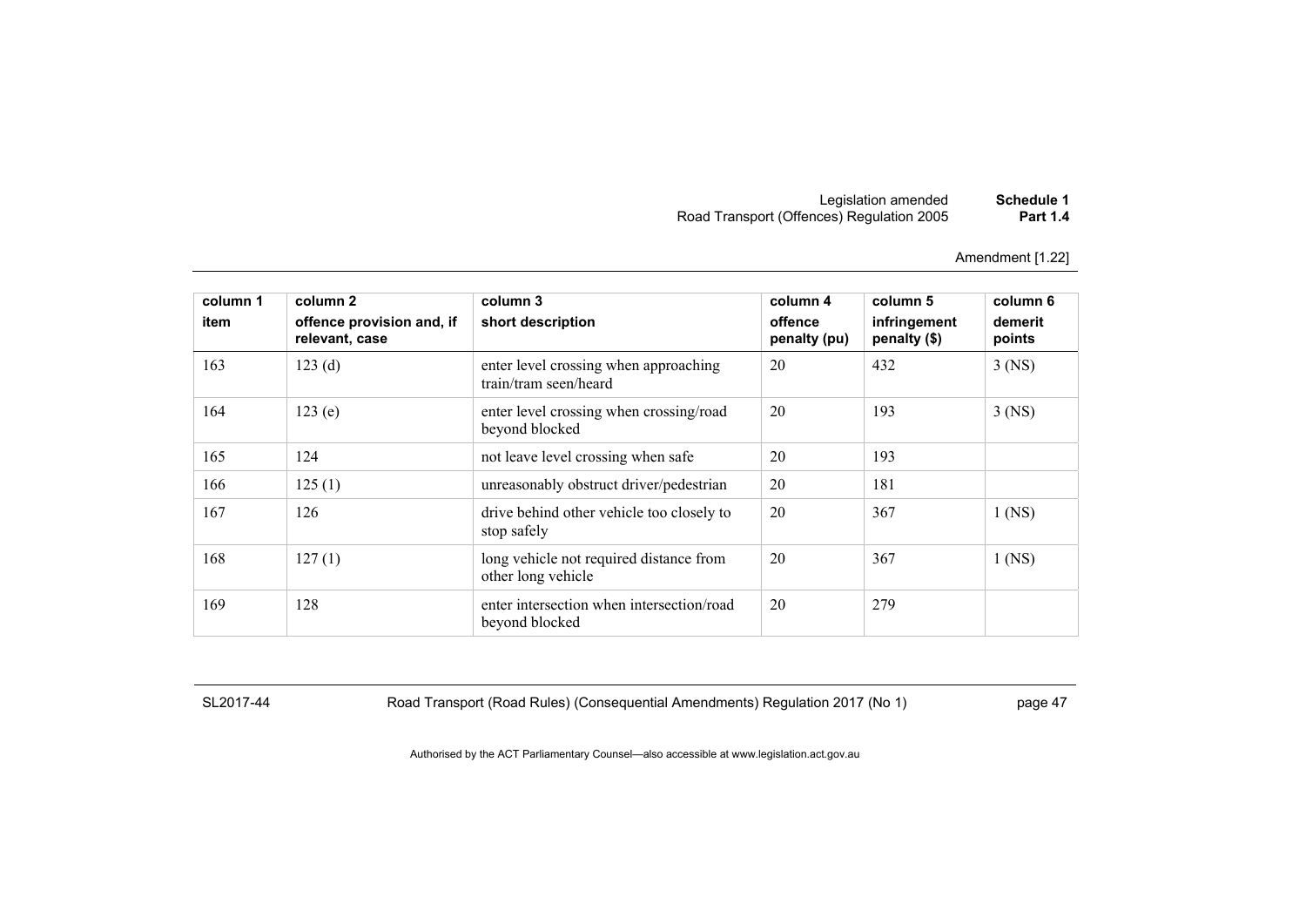Amendment [1.22]

| column 1<br>item | column 2<br>offence provision and, if relevant, case | column 3<br>short description | column 4<br>offence penalty (pu) | column 5<br>infringement penalty ($) | column 6<br>demerit points |
|---|---|---|---|---|---|
| 163 | 123 (d) | enter level crossing when approaching train/tram seen/heard | 20 | 432 | 3 (NS) |
| 164 | 123 (e) | enter level crossing when crossing/road beyond blocked | 20 | 193 | 3 (NS) |
| 165 | 124 | not leave level crossing when safe | 20 | 193 | |
| 166 | 125 (1) | unreasonably obstruct driver/pedestrian | 20 | 181 | |
| 167 | 126 | drive behind other vehicle too closely to stop safely | 20 | 367 | 1 (NS) |
| 168 | 127 (1) | long vehicle not required distance from other long vehicle | 20 | 367 | 1 (NS) |
| 169 | 128 | enter intersection when intersection/road beyond blocked | 20 | 279 | |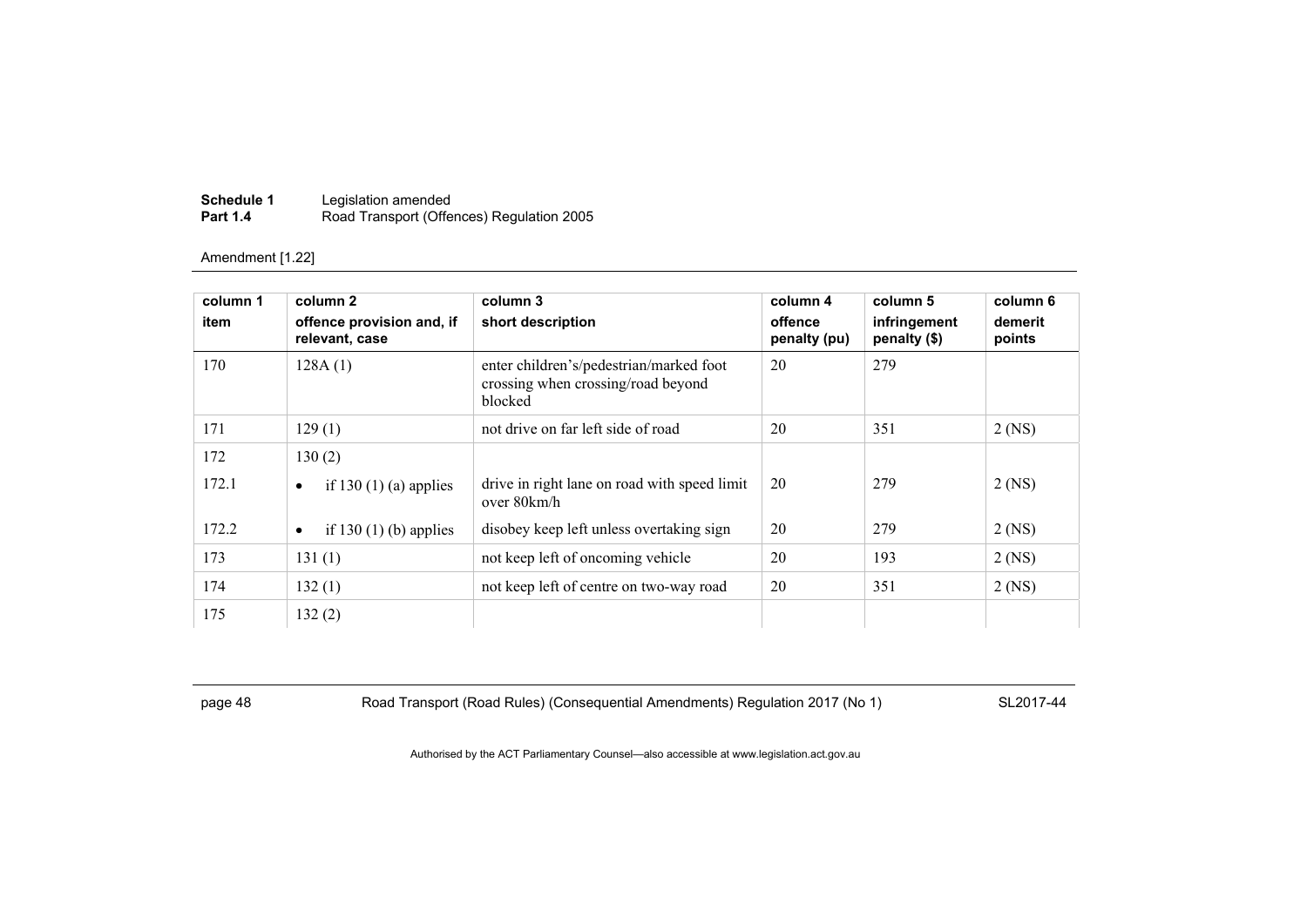Amendment [1.22]

| column 1<br>item | column 2<br>offence provision and, if relevant, case | column 3<br>short description | column 4<br>offence penalty (pu) | column 5<br>infringement penalty ($) | column 6<br>demerit points |
|---|---|---|---|---|---|
| 170 | 128A (1) | enter children's/pedestrian/marked foot crossing when crossing/road beyond blocked | 20 | 279 | |
| 171 | 129 (1) | not drive on far left side of road | 20 | 351 | 2 (NS) |
| 172 | 130 (2) | | | | |
| 172.1 | • if 130 (1) (a) applies | drive in right lane on road with speed limit over 80km/h | 20 | 279 | 2 (NS) |
| 172.2 | • if 130 (1) (b) applies | disobey keep left unless overtaking sign | 20 | 279 | 2 (NS) |
| 173 | 131 (1) | not keep left of oncoming vehicle | 20 | 193 | 2 (NS) |
| 174 | 132 (1) | not keep left of centre on two-way road | 20 | 351 | 2 (NS) |
| 175 | 132 (2) | | | | |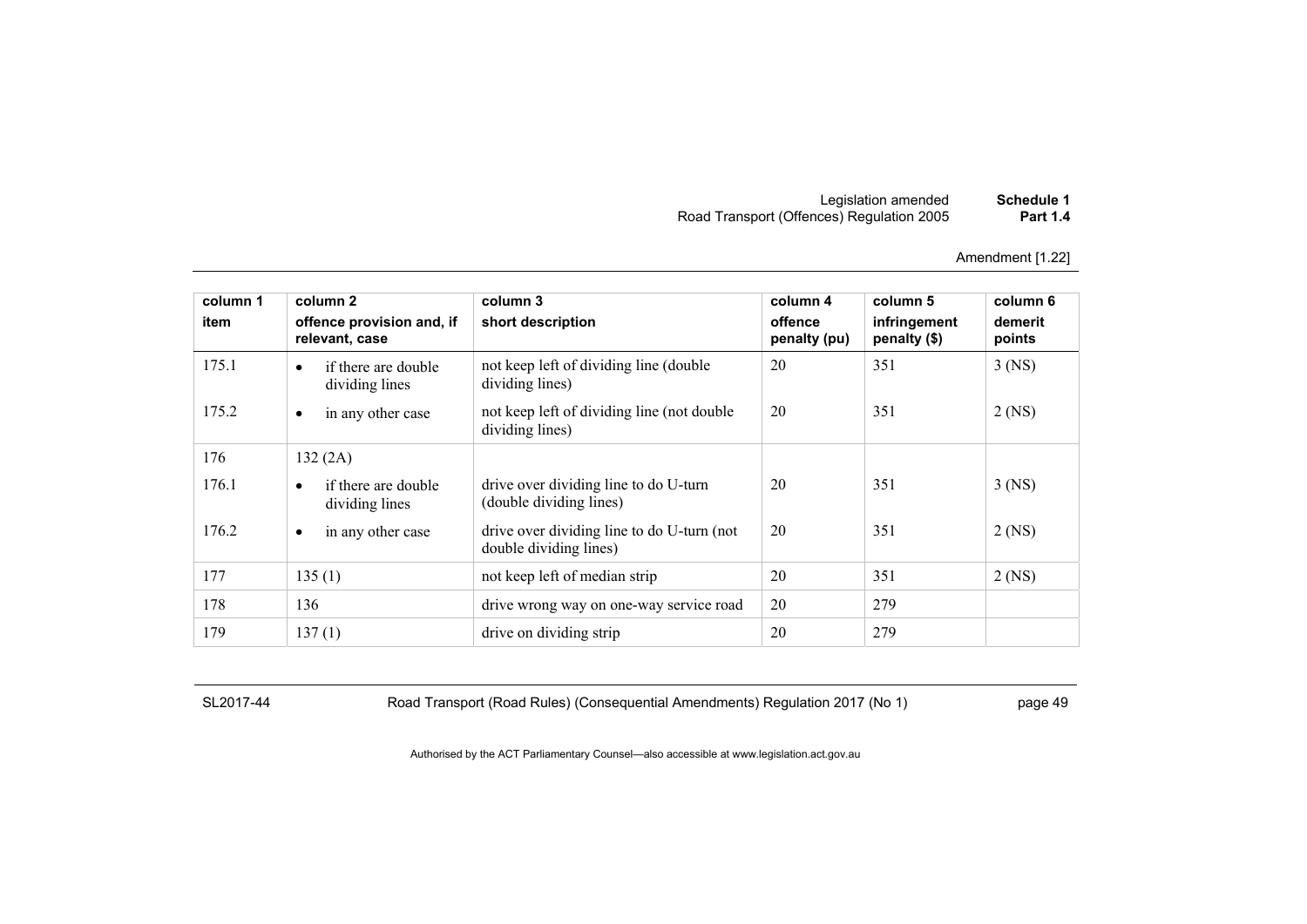Amendment [1.22]

| column 1 item | column 2 offence provision and, if relevant, case | column 3 short description | column 4 offence penalty (pu) | column 5 infringement penalty ($) | column 6 demerit points |
|---|---|---|---|---|---|
| 175.1 | • if there are double dividing lines | not keep left of dividing line (double dividing lines) | 20 | 351 | 3 (NS) |
| 175.2 | • in any other case | not keep left of dividing line (not double dividing lines) | 20 | 351 | 2 (NS) |
| 176 | 132 (2A) | | | | |
| 176.1 | • if there are double dividing lines | drive over dividing line to do U-turn (double dividing lines) | 20 | 351 | 3 (NS) |
| 176.2 | • in any other case | drive over dividing line to do U-turn (not double dividing lines) | 20 | 351 | 2 (NS) |
| 177 | 135 (1) | not keep left of median strip | 20 | 351 | 2 (NS) |
| 178 | 136 | drive wrong way on one-way service road | 20 | 279 | |
| 179 | 137 (1) | drive on dividing strip | 20 | 279 | |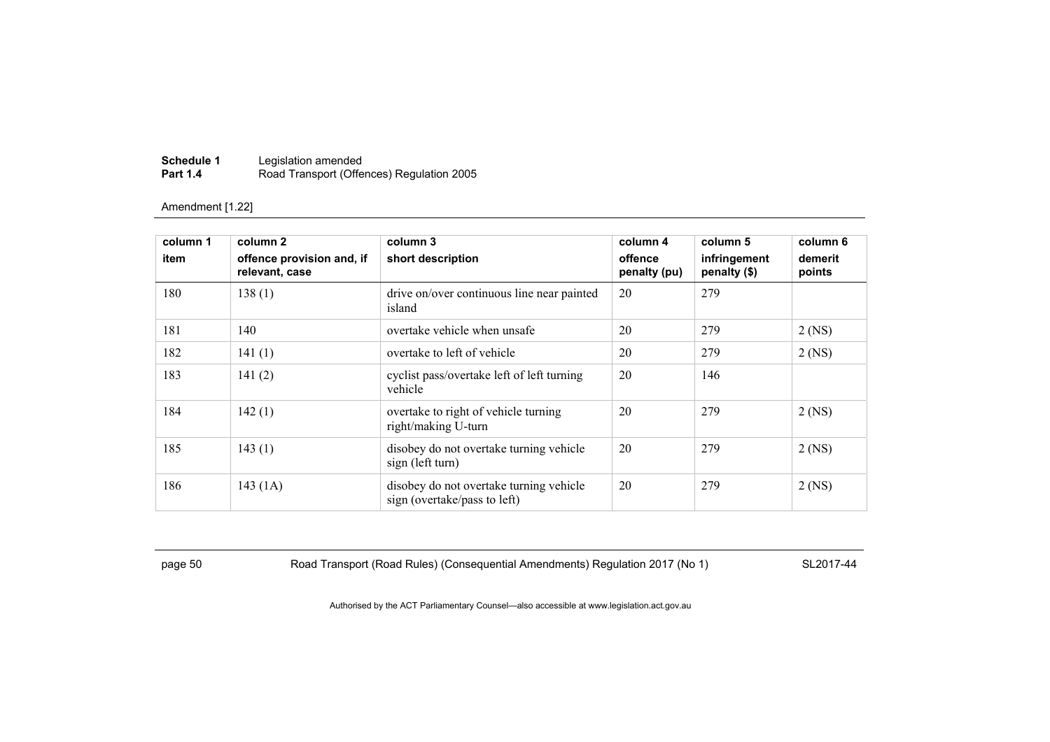Amendment [1.22]

| column 1<br>item | column 2<br>offence provision and, if relevant, case | column 3<br>short description | column 4<br>offence penalty (pu) | column 5<br>infringement penalty ($) | column 6<br>demerit points |
|---|---|---|---|---|---|
| 180 | 138 (1) | drive on/over continuous line near painted island | 20 | 279 | |
| 181 | 140 | overtake vehicle when unsafe | 20 | 279 | 2 (NS) |
| 182 | 141 (1) | overtake to left of vehicle | 20 | 279 | 2 (NS) |
| 183 | 141 (2) | cyclist pass/overtake left of left turning vehicle | 20 | 146 | |
| 184 | 142 (1) | overtake to right of vehicle turning right/making U-turn | 20 | 279 | 2 (NS) |
| 185 | 143 (1) | disobey do not overtake turning vehicle sign (left turn) | 20 | 279 | 2 (NS) |
| 186 | 143 (1A) | disobey do not overtake turning vehicle sign (overtake/pass to left) | 20 | 279 | 2 (NS) |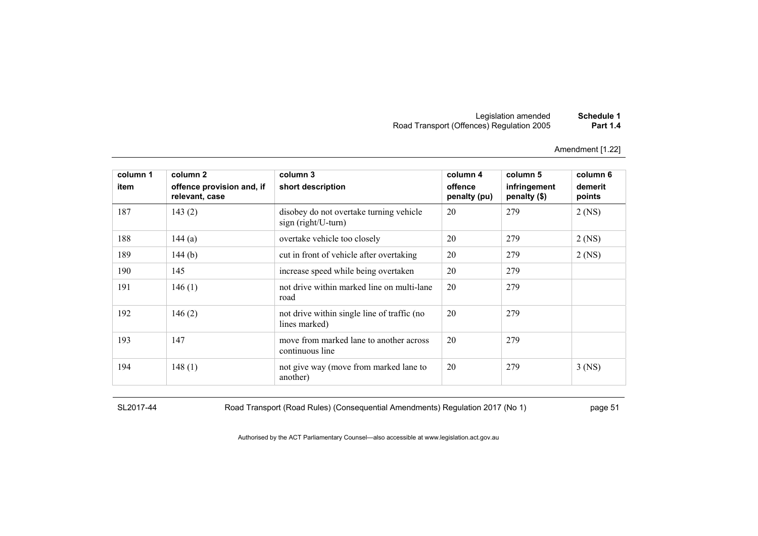Amendment [1.22]

| column 1<br>item | column 2<br>offence provision and, if relevant, case | column 3<br>short description | column 4<br>offence penalty (pu) | column 5<br>infringement penalty ($) | column 6<br>demerit points |
|---|---|---|---|---|---|
| 187 | 143 (2) | disobey do not overtake turning vehicle sign (right/U-turn) | 20 | 279 | 2 (NS) |
| 188 | 144 (a) | overtake vehicle too closely | 20 | 279 | 2 (NS) |
| 189 | 144 (b) | cut in front of vehicle after overtaking | 20 | 279 | 2 (NS) |
| 190 | 145 | increase speed while being overtaken | 20 | 279 | |
| 191 | 146 (1) | not drive within marked line on multi-lane road | 20 | 279 | |
| 192 | 146 (2) | not drive within single line of traffic (no lines marked) | 20 | 279 | |
| 193 | 147 | move from marked lane to another across continuous line | 20 | 279 | |
| 194 | 148 (1) | not give way (move from marked lane to another) | 20 | 279 | 3 (NS) |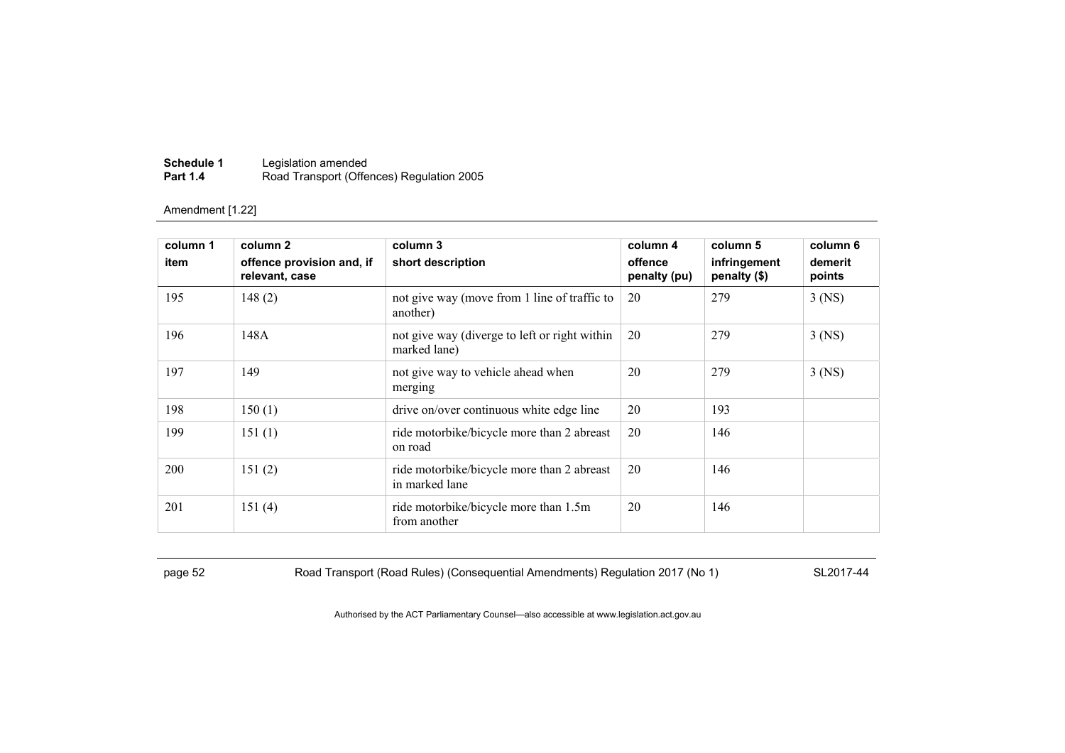Amendment [1.22]

| column 1 item | column 2 offence provision and, if relevant, case | column 3 short description | column 4 offence penalty (pu) | column 5 infringement penalty ($) | column 6 demerit points |
|---|---|---|---|---|---|
| 195 | 148 (2) | not give way (move from 1 line of traffic to another) | 20 | 279 | 3 (NS) |
| 196 | 148A | not give way (diverge to left or right within marked lane) | 20 | 279 | 3 (NS) |
| 197 | 149 | not give way to vehicle ahead when merging | 20 | 279 | 3 (NS) |
| 198 | 150 (1) | drive on/over continuous white edge line | 20 | 193 | |
| 199 | 151 (1) | ride motorbike/bicycle more than 2 abreast on road | 20 | 146 | |
| 200 | 151 (2) | ride motorbike/bicycle more than 2 abreast in marked lane | 20 | 146 | |
| 201 | 151 (4) | ride motorbike/bicycle more than 1.5m from another | 20 | 146 | |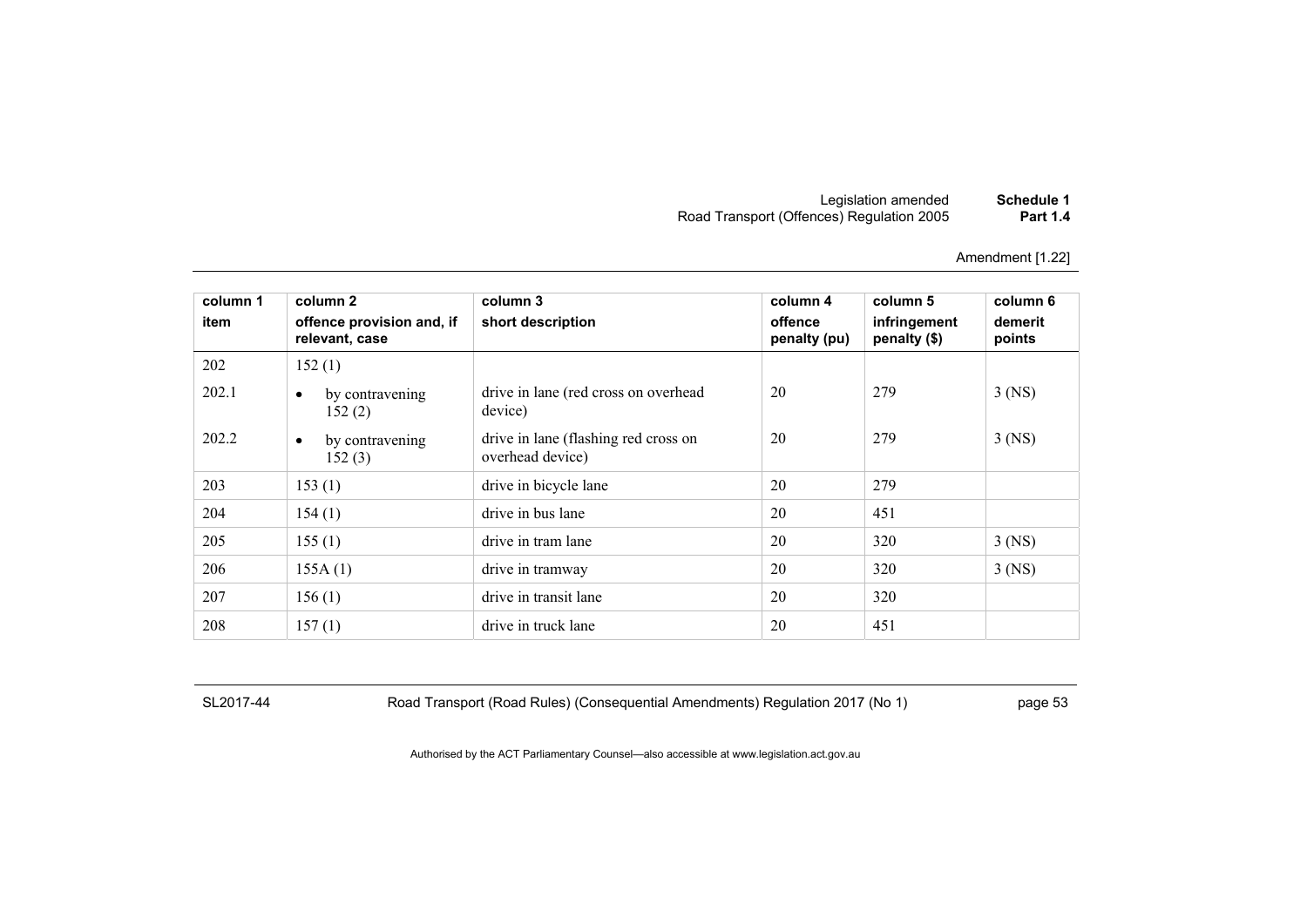Amendment [1.22]

| column 1<br>item | column 2<br>offence provision and, if relevant, case | column 3<br>short description | column 4<br>offence penalty (pu) | column 5<br>infringement penalty ($) | column 6<br>demerit points |
|---|---|---|---|---|---|
| 202 | 152 (1) | | | | |
| 202.1 | • by contravening 152 (2) | drive in lane (red cross on overhead device) | 20 | 279 | 3 (NS) |
| 202.2 | • by contravening 152 (3) | drive in lane (flashing red cross on overhead device) | 20 | 279 | 3 (NS) |
| 203 | 153 (1) | drive in bicycle lane | 20 | 279 | |
| 204 | 154 (1) | drive in bus lane | 20 | 451 | |
| 205 | 155 (1) | drive in tram lane | 20 | 320 | 3 (NS) |
| 206 | 155A (1) | drive in tramway | 20 | 320 | 3 (NS) |
| 207 | 156 (1) | drive in transit lane | 20 | 320 | |
| 208 | 157 (1) | drive in truck lane | 20 | 451 | |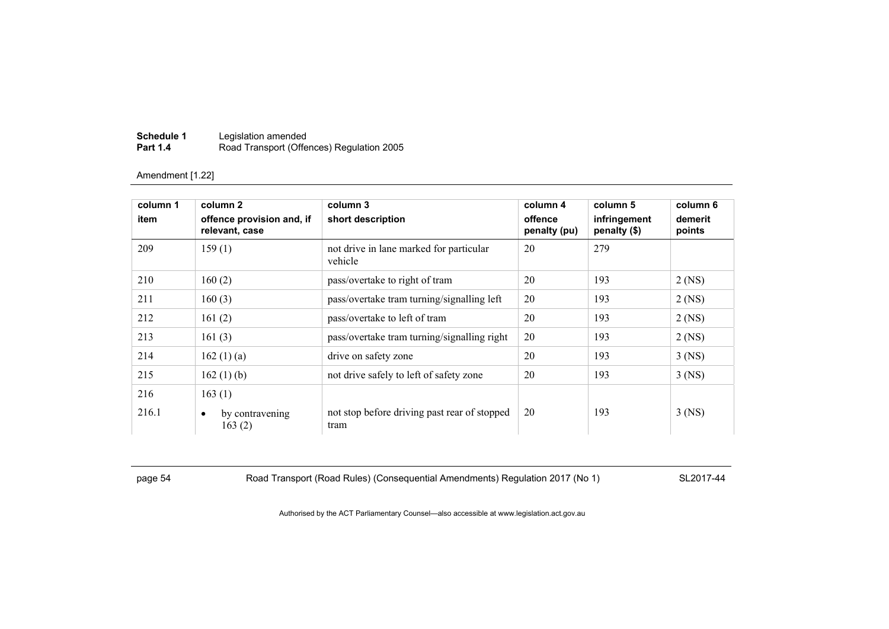Amendment [1.22]

| column 1 item | column 2 offence provision and, if relevant, case | column 3 short description | column 4 offence penalty (pu) | column 5 infringement penalty ($) | column 6 demerit points |
|---|---|---|---|---|---|
| 209 | 159 (1) | not drive in lane marked for particular vehicle | 20 | 279 | |
| 210 | 160 (2) | pass/overtake to right of tram | 20 | 193 | 2 (NS) |
| 211 | 160 (3) | pass/overtake tram turning/signalling left | 20 | 193 | 2 (NS) |
| 212 | 161 (2) | pass/overtake to left of tram | 20 | 193 | 2 (NS) |
| 213 | 161 (3) | pass/overtake tram turning/signalling right | 20 | 193 | 2 (NS) |
| 214 | 162 (1) (a) | drive on safety zone | 20 | 193 | 3 (NS) |
| 215 | 162 (1) (b) | not drive safely to left of safety zone | 20 | 193 | 3 (NS) |
| 216 | 163 (1) | | | | |
| 216.1 | • by contravening 163 (2) | not stop before driving past rear of stopped tram | 20 | 193 | 3 (NS) |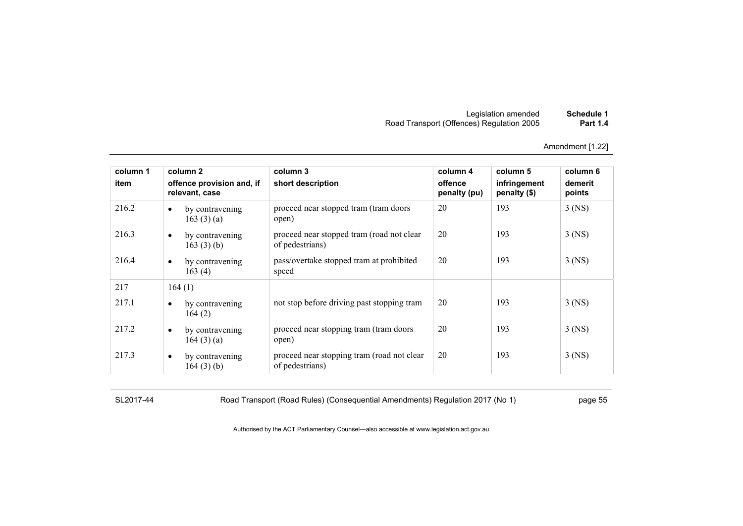Amendment [1.22]

| column 1 item | column 2 offence provision and, if relevant, case | column 3 short description | column 4 offence penalty (pu) | column 5 infringement penalty ($) | column 6 demerit points |
|---|---|---|---|---|---|
| 216.2 | • by contravening 163 (3) (a) | proceed near stopped tram (tram doors open) | 20 | 193 | 3 (NS) |
| 216.3 | • by contravening 163 (3) (b) | proceed near stopped tram (road not clear of pedestrians) | 20 | 193 | 3 (NS) |
| 216.4 | • by contravening 163 (4) | pass/overtake stopped tram at prohibited speed | 20 | 193 | 3 (NS) |
| 217 | 164 (1) | | | | |
| 217.1 | • by contravening 164 (2) | not stop before driving past stopping tram | 20 | 193 | 3 (NS) |
| 217.2 | • by contravening 164 (3) (a) | proceed near stopping tram (tram doors open) | 20 | 193 | 3 (NS) |
| 217.3 | • by contravening 164 (3) (b) | proceed near stopping tram (road not clear of pedestrians) | 20 | 193 | 3 (NS) |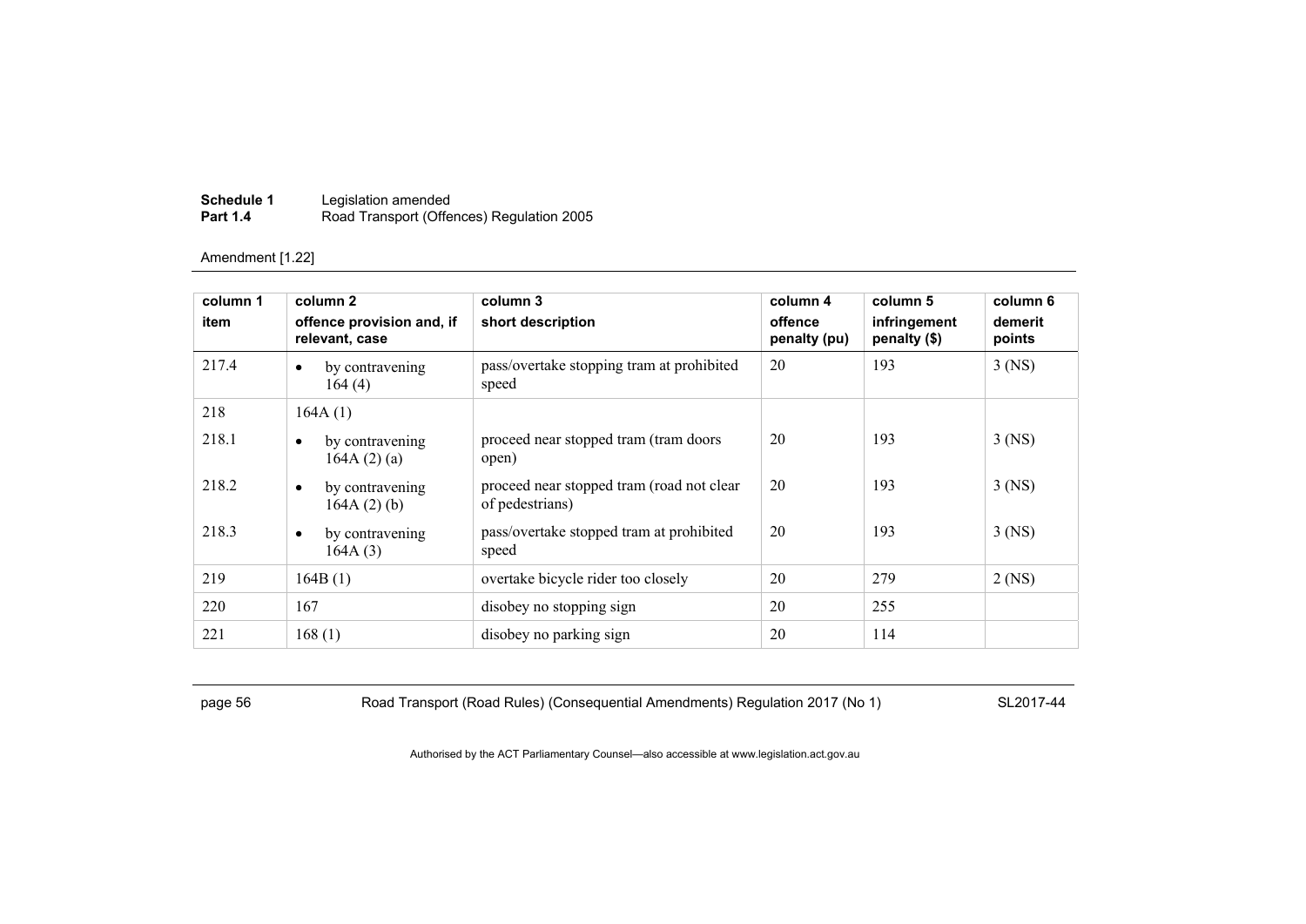Amendment [1.22]

| column 1<br>item | column 2<br>offence provision and, if relevant, case | column 3<br>short description | column 4<br>offence penalty (pu) | column 5<br>infringement penalty ($) | column 6<br>demerit points |
|---|---|---|---|---|---|
| 217.4 | • by contravening 164 (4) | pass/overtake stopping tram at prohibited speed | 20 | 193 | 3 (NS) |
| 218 | 164A (1) | | | | |
| 218.1 | • by contravening 164A (2) (a) | proceed near stopped tram (tram doors open) | 20 | 193 | 3 (NS) |
| 218.2 | • by contravening 164A (2) (b) | proceed near stopped tram (road not clear of pedestrians) | 20 | 193 | 3 (NS) |
| 218.3 | • by contravening 164A (3) | pass/overtake stopped tram at prohibited speed | 20 | 193 | 3 (NS) |
| 219 | 164B (1) | overtake bicycle rider too closely | 20 | 279 | 2 (NS) |
| 220 | 167 | disobey no stopping sign | 20 | 255 | |
| 221 | 168 (1) | disobey no parking sign | 20 | 114 | |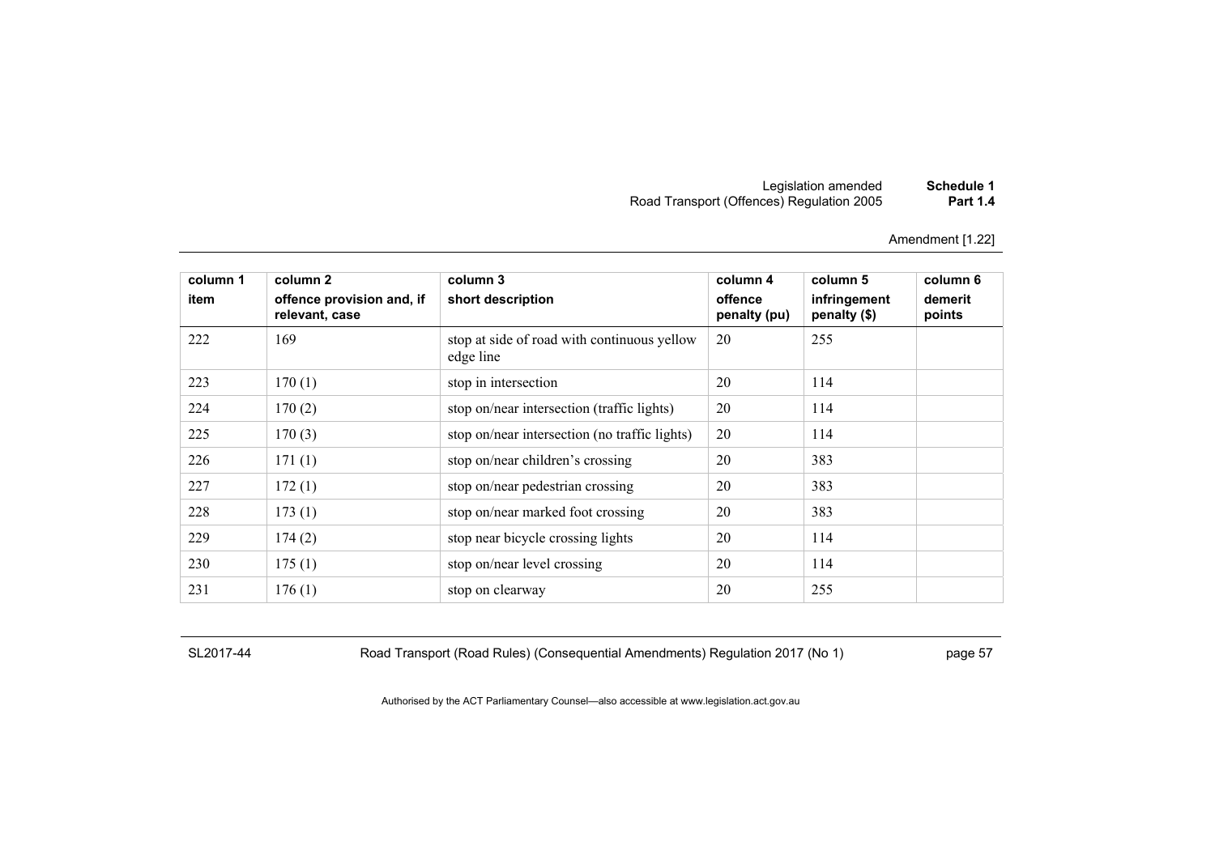Amendment [1.22]

| column 1<br>item | column 2<br>offence provision and, if relevant, case | column 3<br>short description | column 4<br>offence penalty (pu) | column 5<br>infringement penalty ($) | column 6<br>demerit points |
|---|---|---|---|---|---|
| 222 | 169 | stop at side of road with continuous yellow edge line | 20 | 255 | |
| 223 | 170 (1) | stop in intersection | 20 | 114 | |
| 224 | 170 (2) | stop on/near intersection (traffic lights) | 20 | 114 | |
| 225 | 170 (3) | stop on/near intersection (no traffic lights) | 20 | 114 | |
| 226 | 171 (1) | stop on/near children's crossing | 20 | 383 | |
| 227 | 172 (1) | stop on/near pedestrian crossing | 20 | 383 | |
| 228 | 173 (1) | stop on/near marked foot crossing | 20 | 383 | |
| 229 | 174 (2) | stop near bicycle crossing lights | 20 | 114 | |
| 230 | 175 (1) | stop on/near level crossing | 20 | 114 | |
| 231 | 176 (1) | stop on clearway | 20 | 255 | |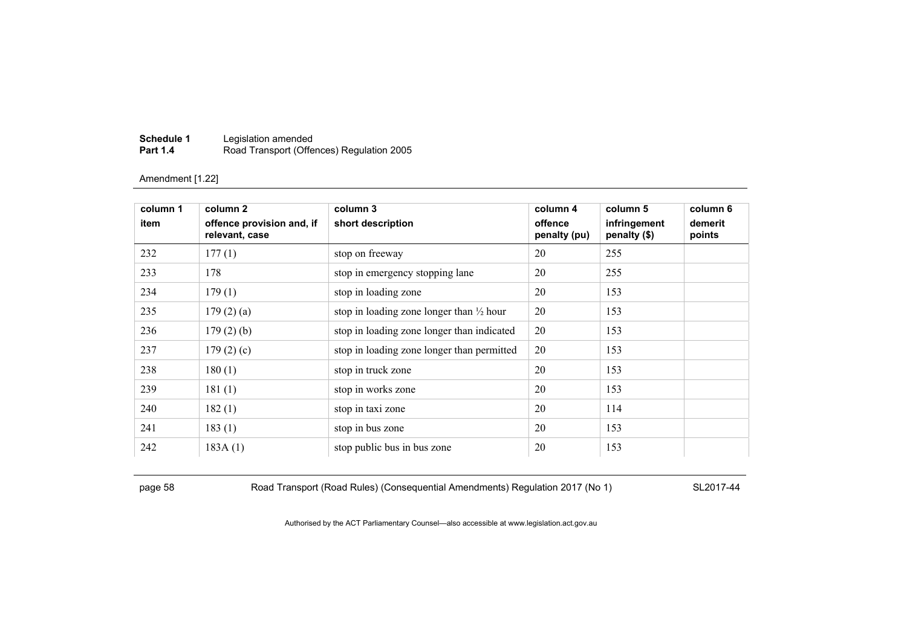Amendment [1.22]

| column 1 item | column 2 offence provision and, if relevant, case | column 3 short description | column 4 offence penalty (pu) | column 5 infringement penalty ($) | column 6 demerit points |
|---|---|---|---|---|---|
| 232 | 177 (1) | stop on freeway | 20 | 255 | |
| 233 | 178 | stop in emergency stopping lane | 20 | 255 | |
| 234 | 179 (1) | stop in loading zone | 20 | 153 | |
| 235 | 179 (2) (a) | stop in loading zone longer than ½ hour | 20 | 153 | |
| 236 | 179 (2) (b) | stop in loading zone longer than indicated | 20 | 153 | |
| 237 | 179 (2) (c) | stop in loading zone longer than permitted | 20 | 153 | |
| 238 | 180 (1) | stop in truck zone | 20 | 153 | |
| 239 | 181 (1) | stop in works zone | 20 | 153 | |
| 240 | 182 (1) | stop in taxi zone | 20 | 114 | |
| 241 | 183 (1) | stop in bus zone | 20 | 153 | |
| 242 | 183A (1) | stop public bus in bus zone | 20 | 153 | |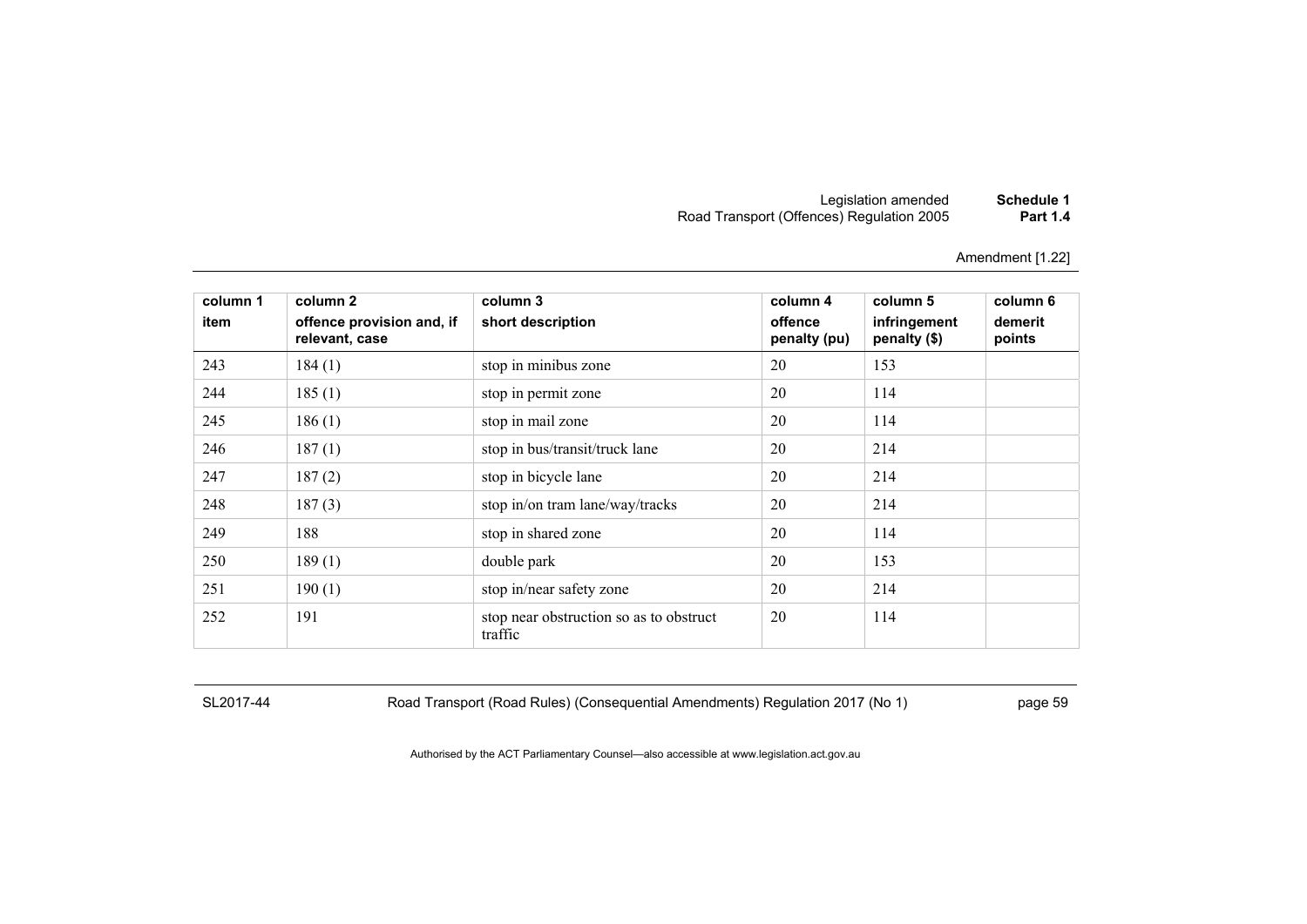Amendment [1.22]

| column 1<br>item | column 2<br>offence provision and, if relevant, case | column 3<br>short description | column 4<br>offence penalty (pu) | column 5<br>infringement penalty ($) | column 6<br>demerit points |
|---|---|---|---|---|---|
| 243 | 184 (1) | stop in minibus zone | 20 | 153 | |
| 244 | 185 (1) | stop in permit zone | 20 | 114 | |
| 245 | 186 (1) | stop in mail zone | 20 | 114 | |
| 246 | 187 (1) | stop in bus/transit/truck lane | 20 | 214 | |
| 247 | 187 (2) | stop in bicycle lane | 20 | 214 | |
| 248 | 187 (3) | stop in/on tram lane/way/tracks | 20 | 214 | |
| 249 | 188 | stop in shared zone | 20 | 114 | |
| 250 | 189 (1) | double park | 20 | 153 | |
| 251 | 190 (1) | stop in/near safety zone | 20 | 214 | |
| 252 | 191 | stop near obstruction so as to obstruct traffic | 20 | 114 | |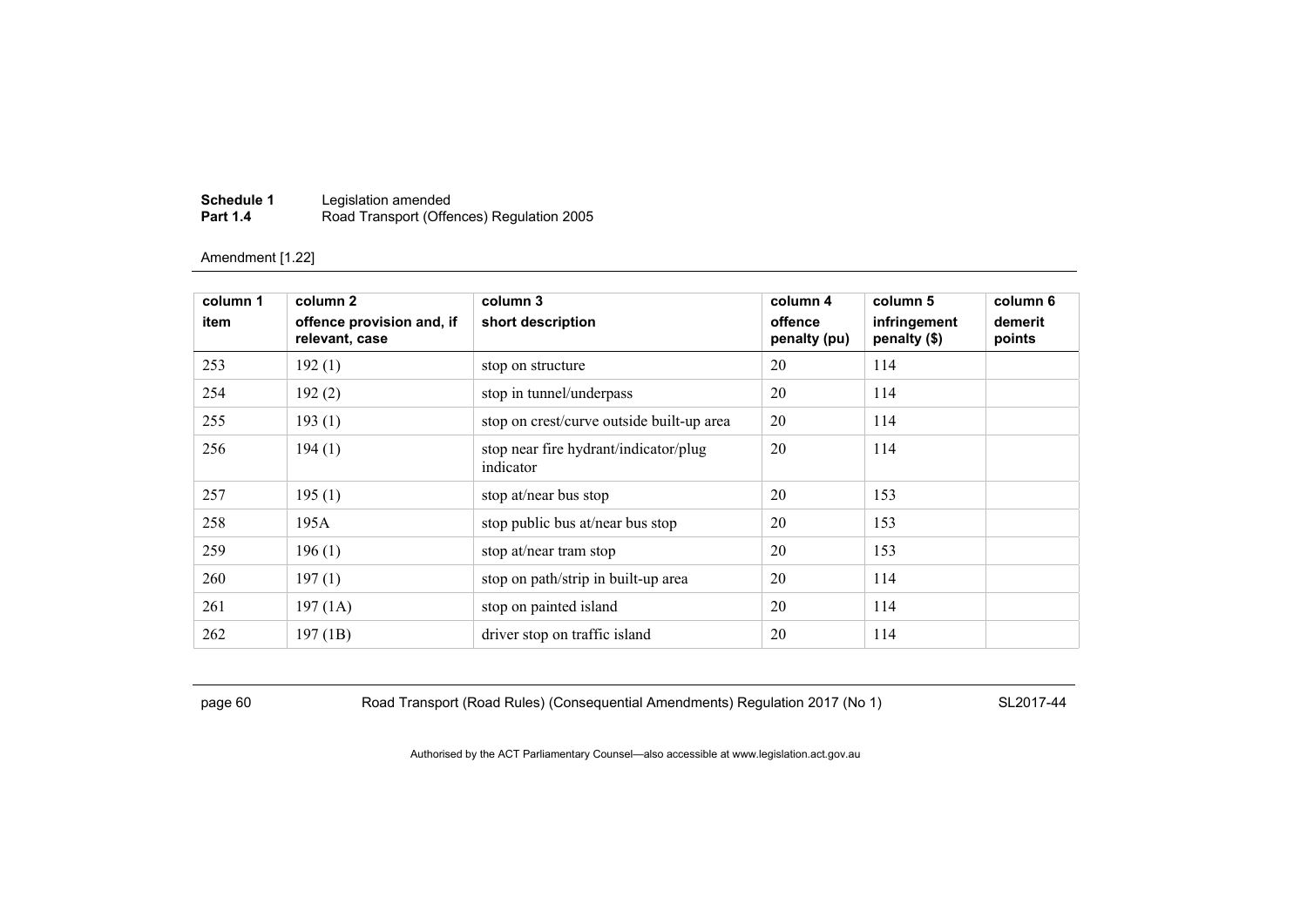Amendment [1.22]

| column 1 item | column 2 offence provision and, if relevant, case | column 3 short description | column 4 offence penalty (pu) | column 5 infringement penalty ($) | column 6 demerit points |
|---|---|---|---|---|---|
| 253 | 192 (1) | stop on structure | 20 | 114 | |
| 254 | 192 (2) | stop in tunnel/underpass | 20 | 114 | |
| 255 | 193 (1) | stop on crest/curve outside built-up area | 20 | 114 | |
| 256 | 194 (1) | stop near fire hydrant/indicator/plug indicator | 20 | 114 | |
| 257 | 195 (1) | stop at/near bus stop | 20 | 153 | |
| 258 | 195A | stop public bus at/near bus stop | 20 | 153 | |
| 259 | 196 (1) | stop at/near tram stop | 20 | 153 | |
| 260 | 197 (1) | stop on path/strip in built-up area | 20 | 114 | |
| 261 | 197 (1A) | stop on painted island | 20 | 114 | |
| 262 | 197 (1B) | driver stop on traffic island | 20 | 114 | |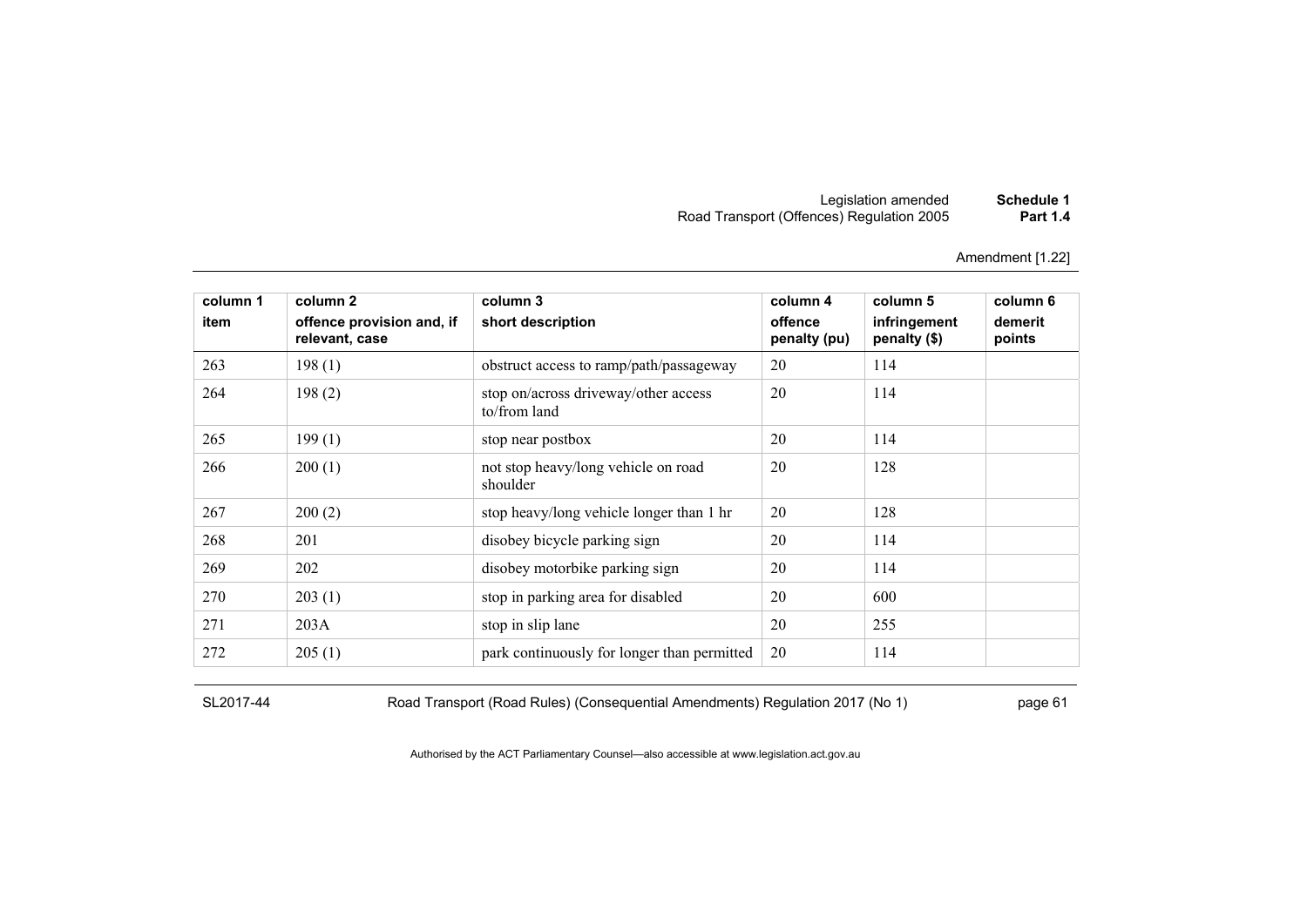Amendment [1.22]

| column 1 item | column 2 offence provision and, if relevant, case | column 3 short description | column 4 offence penalty (pu) | column 5 infringement penalty ($) | column 6 demerit points |
|---|---|---|---|---|---|
| 263 | 198 (1) | obstruct access to ramp/path/passageway | 20 | 114 | |
| 264 | 198 (2) | stop on/across driveway/other access to/from land | 20 | 114 | |
| 265 | 199 (1) | stop near postbox | 20 | 114 | |
| 266 | 200 (1) | not stop heavy/long vehicle on road shoulder | 20 | 128 | |
| 267 | 200 (2) | stop heavy/long vehicle longer than 1 hr | 20 | 128 | |
| 268 | 201 | disobey bicycle parking sign | 20 | 114 | |
| 269 | 202 | disobey motorbike parking sign | 20 | 114 | |
| 270 | 203 (1) | stop in parking area for disabled | 20 | 600 | |
| 271 | 203A | stop in slip lane | 20 | 255 | |
| 272 | 205 (1) | park continuously for longer than permitted | 20 | 114 | |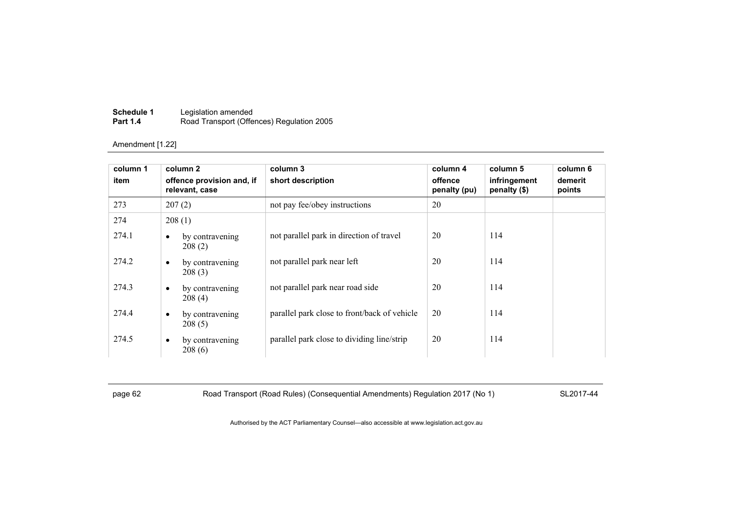Amendment [1.22]

| column 1<br>item | column 2<br>offence provision and, if relevant, case | column 3<br>short description | column 4<br>offence penalty (pu) | column 5<br>infringement penalty ($) | column 6<br>demerit points |
|---|---|---|---|---|---|
| 273 | 207 (2) | not pay fee/obey instructions | 20 | | |
| 274 | 208 (1) | | | | |
| 274.1 | • by contravening 208 (2) | not parallel park in direction of travel | 20 | 114 | |
| 274.2 | • by contravening 208 (3) | not parallel park near left | 20 | 114 | |
| 274.3 | • by contravening 208 (4) | not parallel park near road side | 20 | 114 | |
| 274.4 | • by contravening 208 (5) | parallel park close to front/back of vehicle | 20 | 114 | |
| 274.5 | • by contravening 208 (6) | parallel park close to dividing line/strip | 20 | 114 | |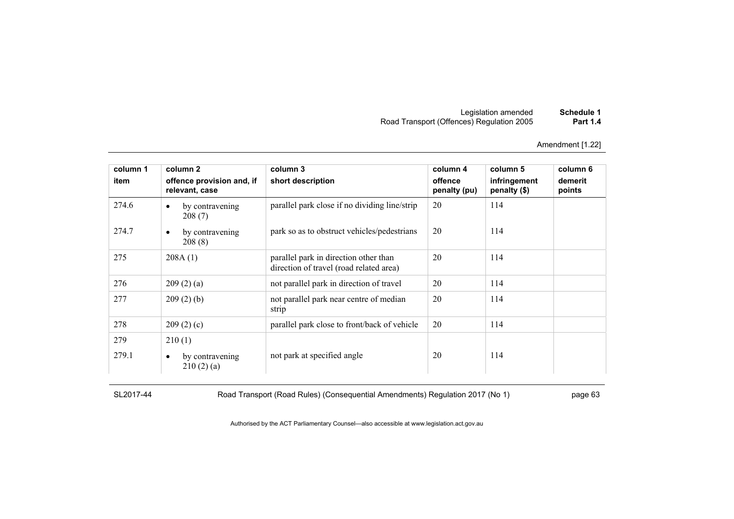Amendment [1.22]

| column 1 item | column 2 offence provision and, if relevant, case | column 3 short description | column 4 offence penalty (pu) | column 5 infringement penalty ($) | column 6 demerit points |
|---|---|---|---|---|---|
| 274.6 | • by contravening 208 (7) | parallel park close if no dividing line/strip | 20 | 114 | |
| 274.7 | • by contravening 208 (8) | park so as to obstruct vehicles/pedestrians | 20 | 114 | |
| 275 | 208A (1) | parallel park in direction other than direction of travel (road related area) | 20 | 114 | |
| 276 | 209 (2) (a) | not parallel park in direction of travel | 20 | 114 | |
| 277 | 209 (2) (b) | not parallel park near centre of median strip | 20 | 114 | |
| 278 | 209 (2) (c) | parallel park close to front/back of vehicle | 20 | 114 | |
| 279 | 210 (1) | | | | |
| 279.1 | • by contravening 210 (2) (a) | not park at specified angle | 20 | 114 | |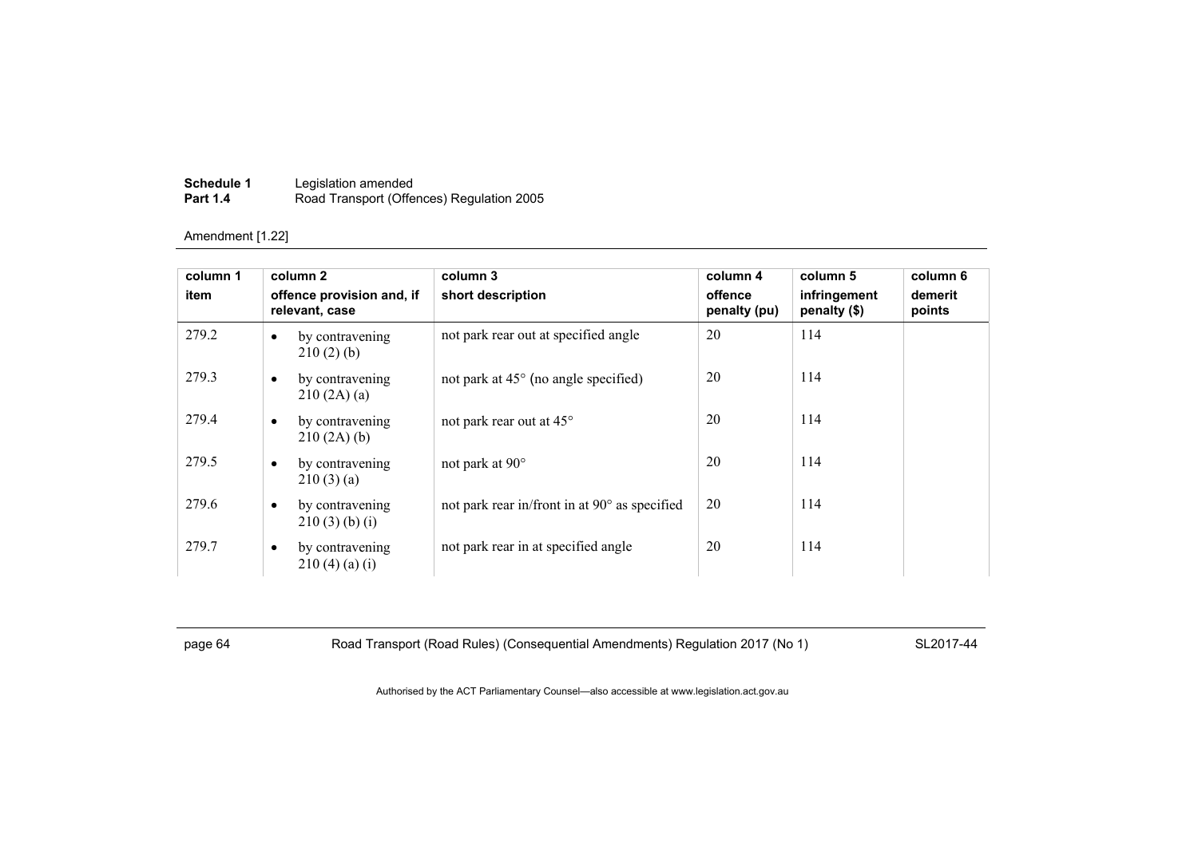Amendment [1.22]

| column 1<br>item | column 2<br>offence provision and, if relevant, case | column 3<br>short description | column 4<br>offence penalty (pu) | column 5<br>infringement penalty ($) | column 6<br>demerit points |
|---|---|---|---|---|---|
| 279.2 | • by contravening 210 (2) (b) | not park rear out at specified angle | 20 | 114 | |
| 279.3 | • by contravening 210 (2A) (a) | not park at 45° (no angle specified) | 20 | 114 | |
| 279.4 | • by contravening 210 (2A) (b) | not park rear out at 45° | 20 | 114 | |
| 279.5 | • by contravening 210 (3) (a) | not park at 90° | 20 | 114 | |
| 279.6 | • by contravening 210 (3) (b) (i) | not park rear in/front in at 90° as specified | 20 | 114 | |
| 279.7 | • by contravening 210 (4) (a) (i) | not park rear in at specified angle | 20 | 114 | |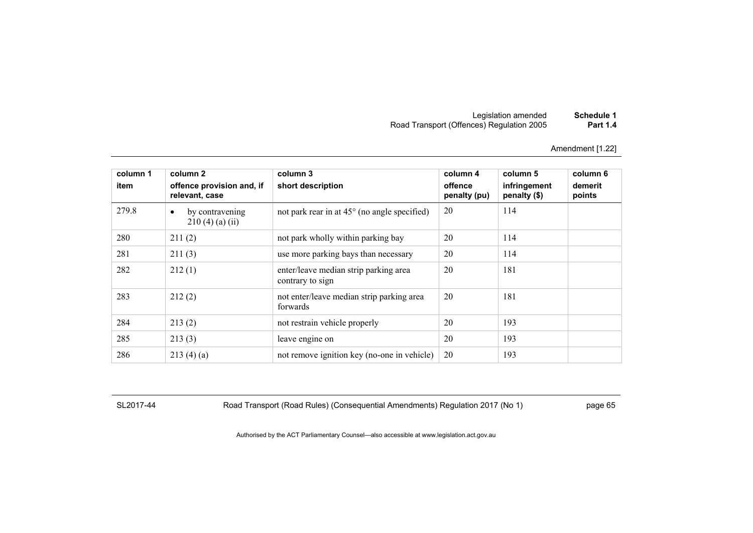Amendment [1.22]

| column 1<br>item | column 2<br>offence provision and, if relevant, case | column 3<br>short description | column 4<br>offence penalty (pu) | column 5<br>infringement penalty ($) | column 6<br>demerit points |
|---|---|---|---|---|---|
| 279.8 | • by contravening 210 (4) (a) (ii) | not park rear in at 45° (no angle specified) | 20 | 114 | |
| 280 | 211 (2) | not park wholly within parking bay | 20 | 114 | |
| 281 | 211 (3) | use more parking bays than necessary | 20 | 114 | |
| 282 | 212 (1) | enter/leave median strip parking area contrary to sign | 20 | 181 | |
| 283 | 212 (2) | not enter/leave median strip parking area forwards | 20 | 181 | |
| 284 | 213 (2) | not restrain vehicle properly | 20 | 193 | |
| 285 | 213 (3) | leave engine on | 20 | 193 | |
| 286 | 213 (4) (a) | not remove ignition key (no-one in vehicle) | 20 | 193 | |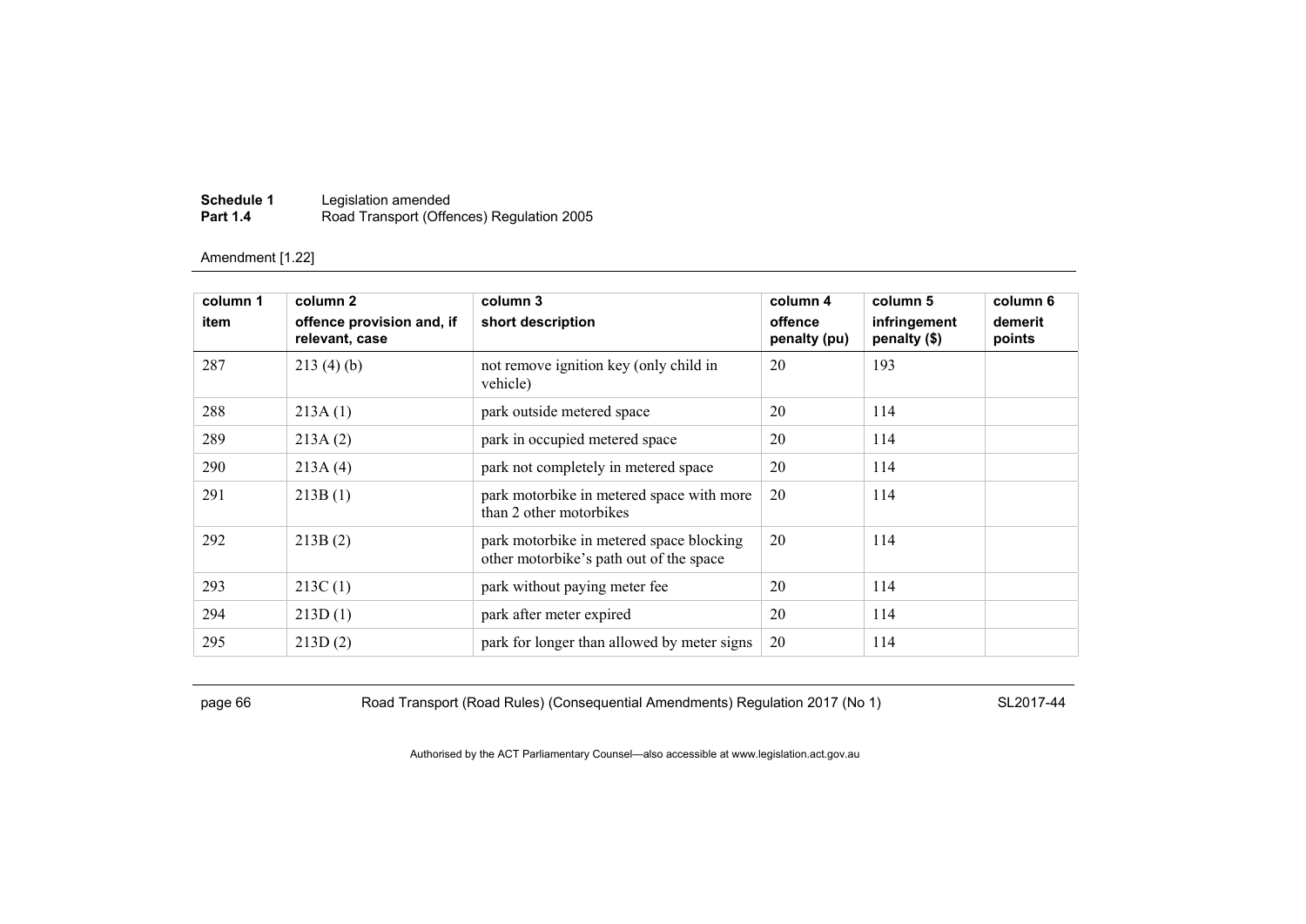Amendment [1.22]

| column 1<br>item | column 2<br>offence provision and, if relevant, case | column 3<br>short description | column 4<br>offence penalty (pu) | column 5<br>infringement penalty ($) | column 6<br>demerit points |
|---|---|---|---|---|---|
| 287 | 213 (4) (b) | not remove ignition key (only child in vehicle) | 20 | 193 | |
| 288 | 213A (1) | park outside metered space | 20 | 114 | |
| 289 | 213A (2) | park in occupied metered space | 20 | 114 | |
| 290 | 213A (4) | park not completely in metered space | 20 | 114 | |
| 291 | 213B (1) | park motorbike in metered space with more than 2 other motorbikes | 20 | 114 | |
| 292 | 213B (2) | park motorbike in metered space blocking other motorbike's path out of the space | 20 | 114 | |
| 293 | 213C (1) | park without paying meter fee | 20 | 114 | |
| 294 | 213D (1) | park after meter expired | 20 | 114 | |
| 295 | 213D (2) | park for longer than allowed by meter signs | 20 | 114 | |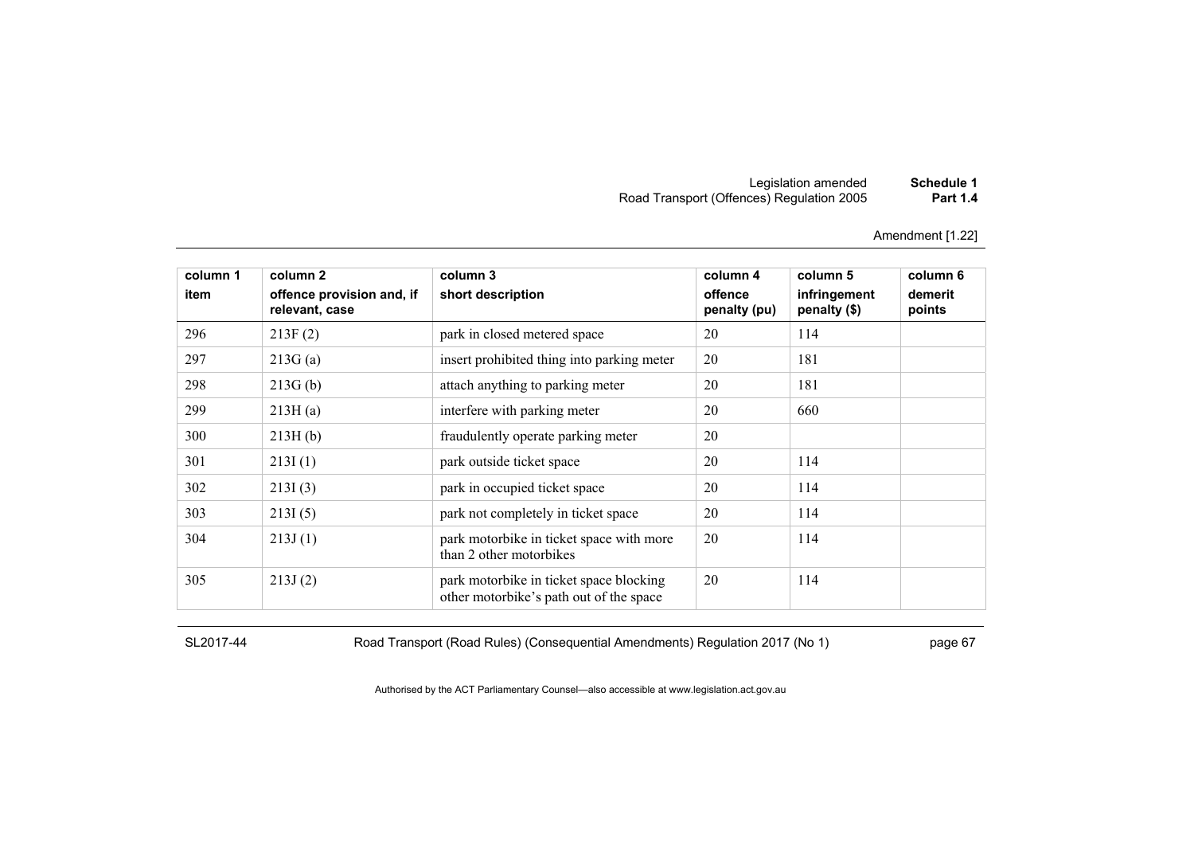Amendment [1.22]

| column 1<br>item | column 2<br>offence provision and, if relevant, case | column 3<br>short description | column 4<br>offence penalty (pu) | column 5<br>infringement penalty ($) | column 6<br>demerit points |
|---|---|---|---|---|---|
| 296 | 213F (2) | park in closed metered space | 20 | 114 | |
| 297 | 213G (a) | insert prohibited thing into parking meter | 20 | 181 | |
| 298 | 213G (b) | attach anything to parking meter | 20 | 181 | |
| 299 | 213H (a) | interfere with parking meter | 20 | 660 | |
| 300 | 213H (b) | fraudulently operate parking meter | 20 | | |
| 301 | 213I (1) | park outside ticket space | 20 | 114 | |
| 302 | 213I (3) | park in occupied ticket space | 20 | 114 | |
| 303 | 213I (5) | park not completely in ticket space | 20 | 114 | |
| 304 | 213J (1) | park motorbike in ticket space with more than 2 other motorbikes | 20 | 114 | |
| 305 | 213J (2) | park motorbike in ticket space blocking other motorbike's path out of the space | 20 | 114 | |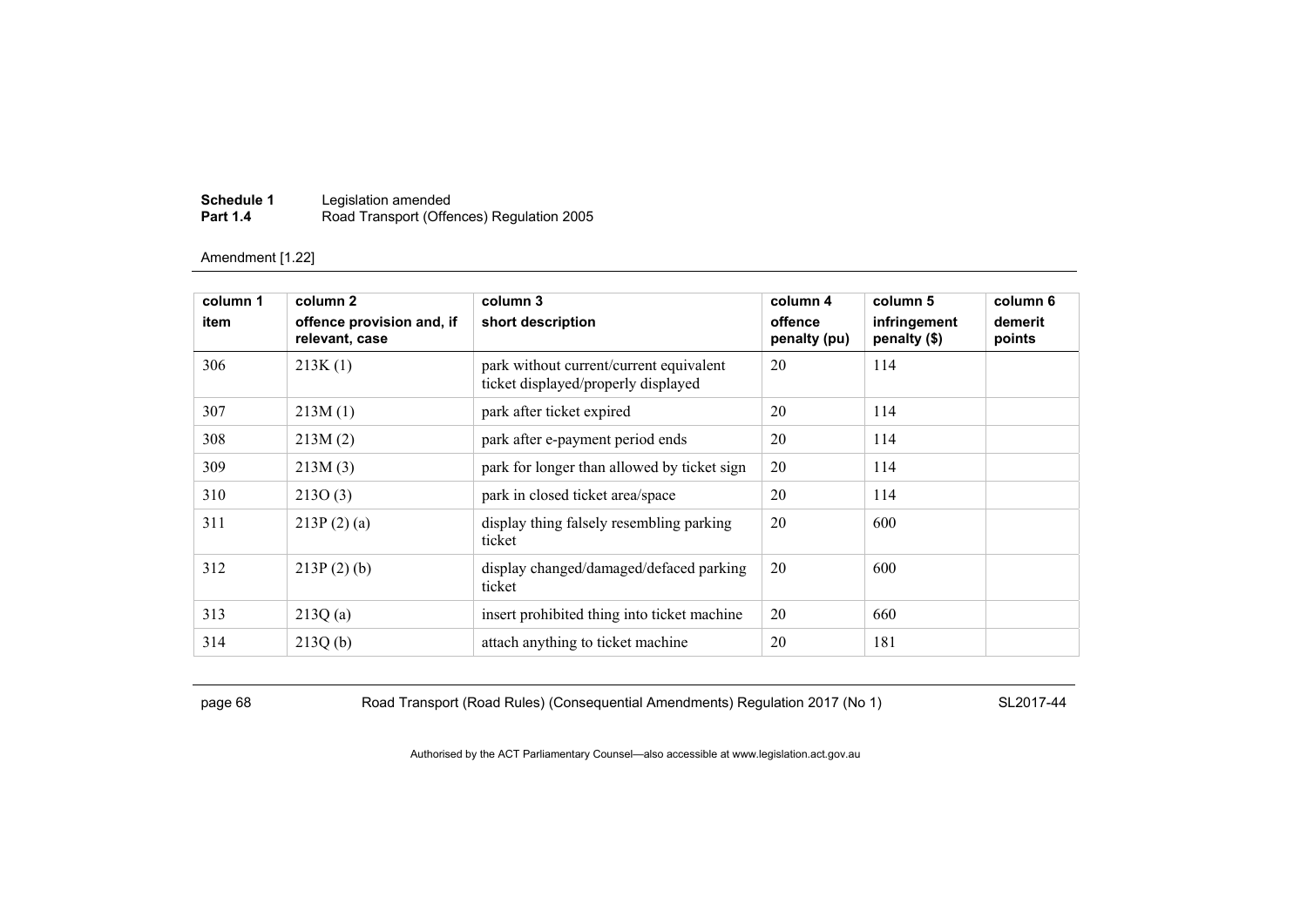Amendment [1.22]

| column 1 item | column 2 offence provision and, if relevant, case | column 3 short description | column 4 offence penalty (pu) | column 5 infringement penalty ($) | column 6 demerit points |
|---|---|---|---|---|---|
| 306 | 213K (1) | park without current/current equivalent ticket displayed/properly displayed | 20 | 114 | |
| 307 | 213M (1) | park after ticket expired | 20 | 114 | |
| 308 | 213M (2) | park after e-payment period ends | 20 | 114 | |
| 309 | 213M (3) | park for longer than allowed by ticket sign | 20 | 114 | |
| 310 | 213O (3) | park in closed ticket area/space | 20 | 114 | |
| 311 | 213P (2) (a) | display thing falsely resembling parking ticket | 20 | 600 | |
| 312 | 213P (2) (b) | display changed/damaged/defaced parking ticket | 20 | 600 | |
| 313 | 213Q (a) | insert prohibited thing into ticket machine | 20 | 660 | |
| 314 | 213Q (b) | attach anything to ticket machine | 20 | 181 | |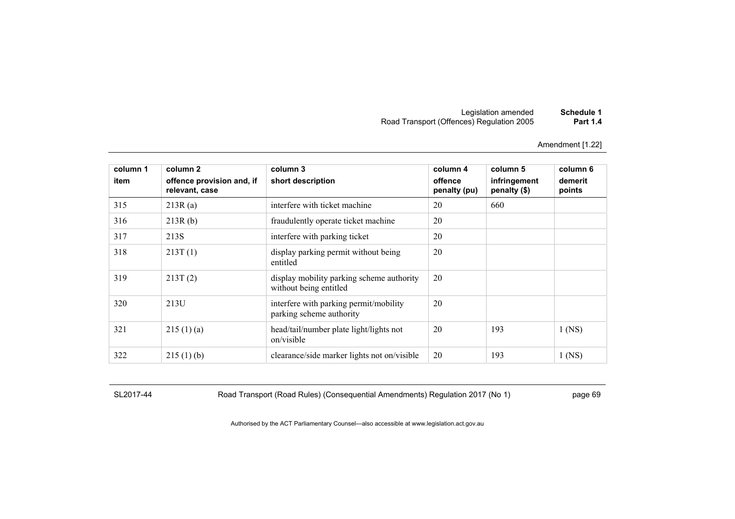| column 1 item | column 2 offence provision and, if relevant, case | column 3 short description | column 4 offence penalty (pu) | column 5 infringement penalty ($) | column 6 demerit points |
|---|---|---|---|---|---|
| 315 | 213R (a) | interfere with ticket machine | 20 | 660 | |
| 316 | 213R (b) | fraudulently operate ticket machine | 20 | | |
| 317 | 213S | interfere with parking ticket | 20 | | |
| 318 | 213T (1) | display parking permit without being entitled | 20 | | |
| 319 | 213T (2) | display mobility parking scheme authority without being entitled | 20 | | |
| 320 | 213U | interfere with parking permit/mobility parking scheme authority | 20 | | |
| 321 | 215 (1) (a) | head/tail/number plate light/lights not on/visible | 20 | 193 | 1 (NS) |
| 322 | 215 (1) (b) | clearance/side marker lights not on/visible | 20 | 193 | 1 (NS) |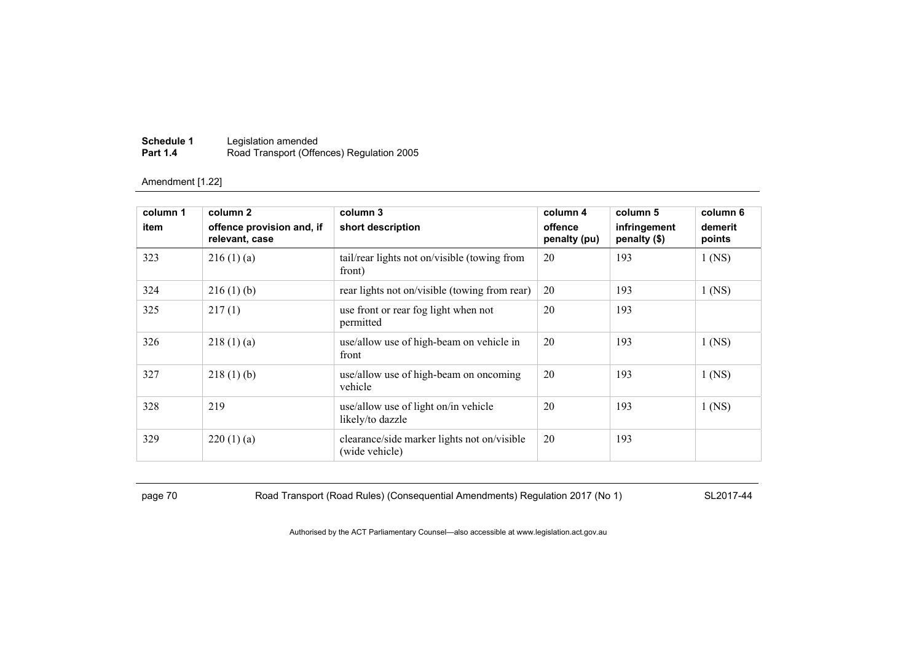Amendment [1.22]

| column 1 item | column 2 offence provision and, if relevant, case | column 3 short description | column 4 offence penalty (pu) | column 5 infringement penalty ($) | column 6 demerit points |
|---|---|---|---|---|---|
| 323 | 216 (1) (a) | tail/rear lights not on/visible (towing from front) | 20 | 193 | 1 (NS) |
| 324 | 216 (1) (b) | rear lights not on/visible (towing from rear) | 20 | 193 | 1 (NS) |
| 325 | 217 (1) | use front or rear fog light when not permitted | 20 | 193 | |
| 326 | 218 (1) (a) | use/allow use of high-beam on vehicle in front | 20 | 193 | 1 (NS) |
| 327 | 218 (1) (b) | use/allow use of high-beam on oncoming vehicle | 20 | 193 | 1 (NS) |
| 328 | 219 | use/allow use of light on/in vehicle likely/to dazzle | 20 | 193 | 1 (NS) |
| 329 | 220 (1) (a) | clearance/side marker lights not on/visible (wide vehicle) | 20 | 193 | |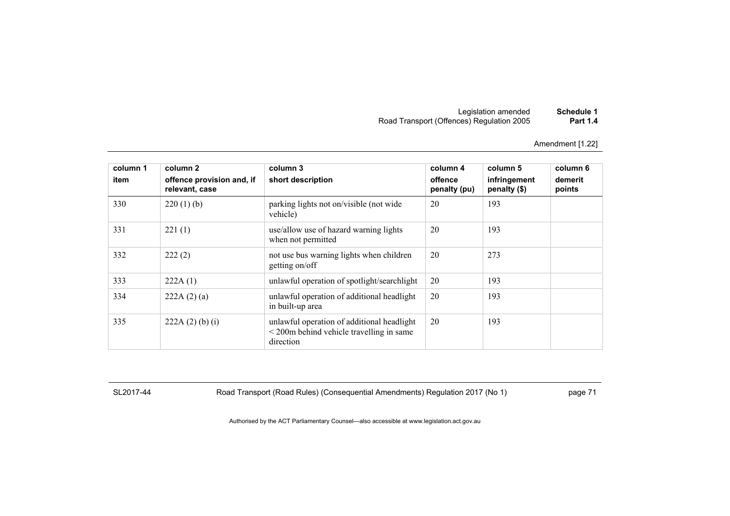Amendment [1.22]

| column 1 item | column 2 offence provision and, if relevant, case | column 3 short description | column 4 offence penalty (pu) | column 5 infringement penalty ($) | column 6 demerit points |
|---|---|---|---|---|---|
| 330 | 220 (1) (b) | parking lights not on/visible (not wide vehicle) | 20 | 193 | |
| 331 | 221 (1) | use/allow use of hazard warning lights when not permitted | 20 | 193 | |
| 332 | 222 (2) | not use bus warning lights when children getting on/off | 20 | 273 | |
| 333 | 222A (1) | unlawful operation of spotlight/searchlight | 20 | 193 | |
| 334 | 222A (2) (a) | unlawful operation of additional headlight in built-up area | 20 | 193 | |
| 335 | 222A (2) (b) (i) | unlawful operation of additional headlight < 200m behind vehicle travelling in same direction | 20 | 193 | |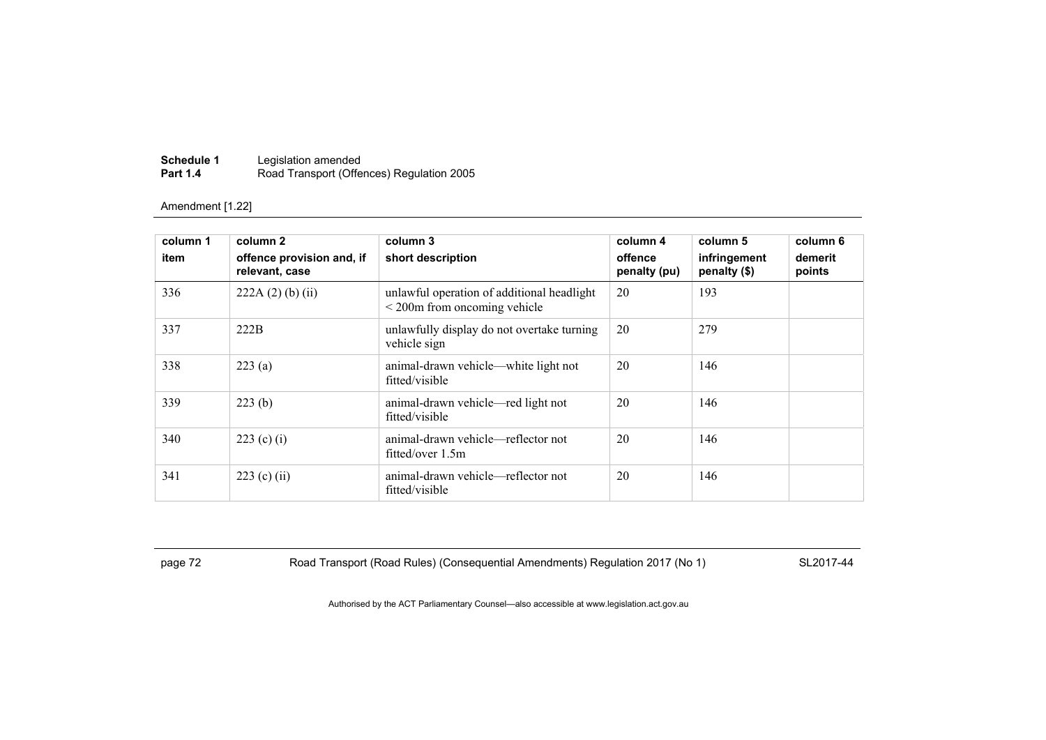Amendment [1.22]

| column 1 item | column 2 offence provision and, if relevant, case | column 3 short description | column 4 offence penalty (pu) | column 5 infringement penalty ($) | column 6 demerit points |
|---|---|---|---|---|---|
| 336 | 222A (2) (b) (ii) | unlawful operation of additional headlight < 200m from oncoming vehicle | 20 | 193 | |
| 337 | 222B | unlawfully display do not overtake turning vehicle sign | 20 | 279 | |
| 338 | 223 (a) | animal-drawn vehicle—white light not fitted/visible | 20 | 146 | |
| 339 | 223 (b) | animal-drawn vehicle—red light not fitted/visible | 20 | 146 | |
| 340 | 223 (c) (i) | animal-drawn vehicle—reflector not fitted/over 1.5m | 20 | 146 | |
| 341 | 223 (c) (ii) | animal-drawn vehicle—reflector not fitted/visible | 20 | 146 | |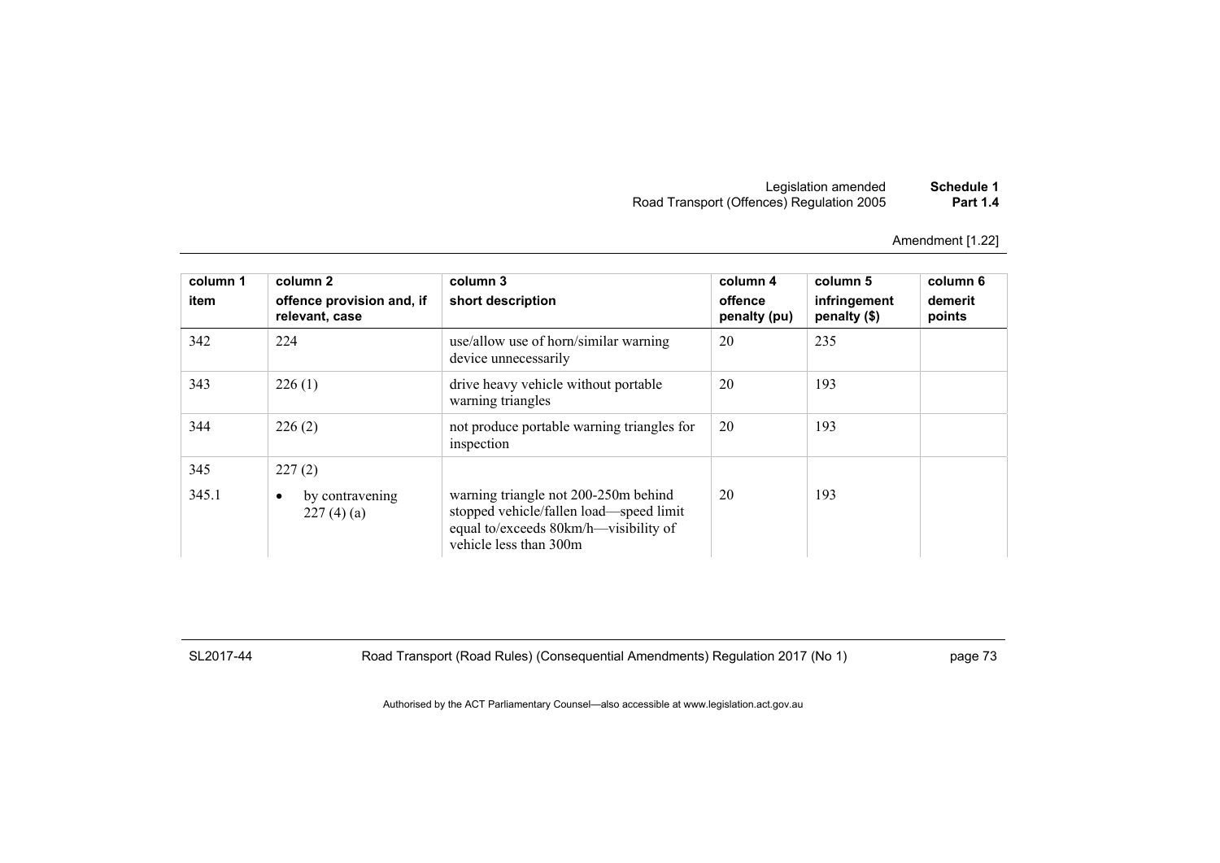Amendment [1.22]

| column 1<br>item | column 2<br>offence provision and, if relevant, case | column 3<br>short description | column 4<br>offence penalty (pu) | column 5<br>infringement penalty ($) | column 6<br>demerit points |
|---|---|---|---|---|---|
| 342 | 224 | use/allow use of horn/similar warning device unnecessarily | 20 | 235 | |
| 343 | 226 (1) | drive heavy vehicle without portable warning triangles | 20 | 193 | |
| 344 | 226 (2) | not produce portable warning triangles for inspection | 20 | 193 | |
| 345 | 227 (2) | | | | |
| 345.1 | • by contravening 227 (4) (a) | warning triangle not 200-250m behind stopped vehicle/fallen load—speed limit equal to/exceeds 80km/h—visibility of vehicle less than 300m | 20 | 193 | |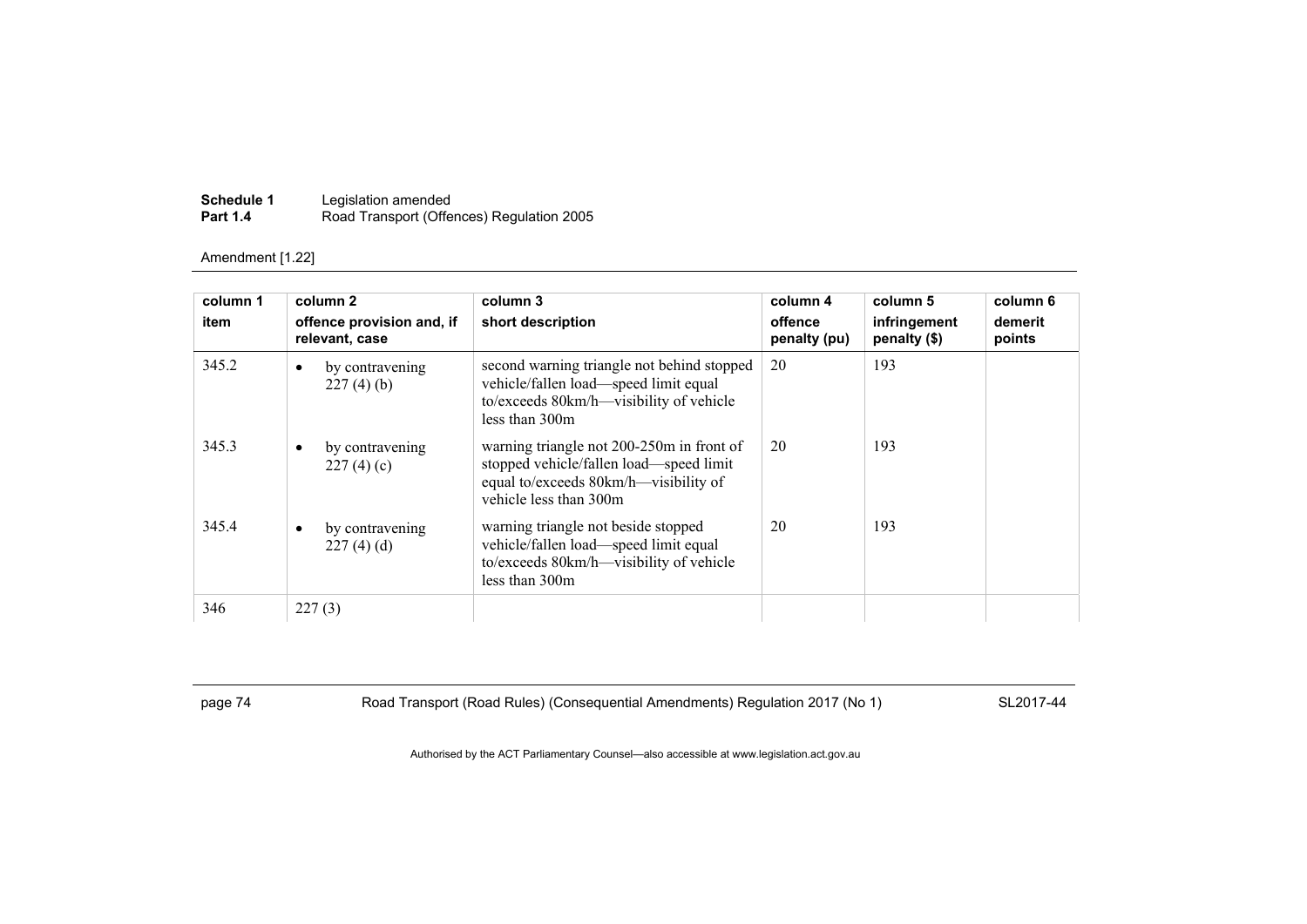Amendment [1.22]

| column 1 item | column 2 offence provision and, if relevant, case | column 3 short description | column 4 offence penalty (pu) | column 5 infringement penalty ($) | column 6 demerit points |
|---|---|---|---|---|---|
| 345.2 | • by contravening 227 (4) (b) | second warning triangle not behind stopped vehicle/fallen load—speed limit equal to/exceeds 80km/h—visibility of vehicle less than 300m | 20 | 193 | |
| 345.3 | • by contravening 227 (4) (c) | warning triangle not 200-250m in front of stopped vehicle/fallen load—speed limit equal to/exceeds 80km/h—visibility of vehicle less than 300m | 20 | 193 | |
| 345.4 | • by contravening 227 (4) (d) | warning triangle not beside stopped vehicle/fallen load—speed limit equal to/exceeds 80km/h—visibility of vehicle less than 300m | 20 | 193 | |
| 346 | 227 (3) | | | | |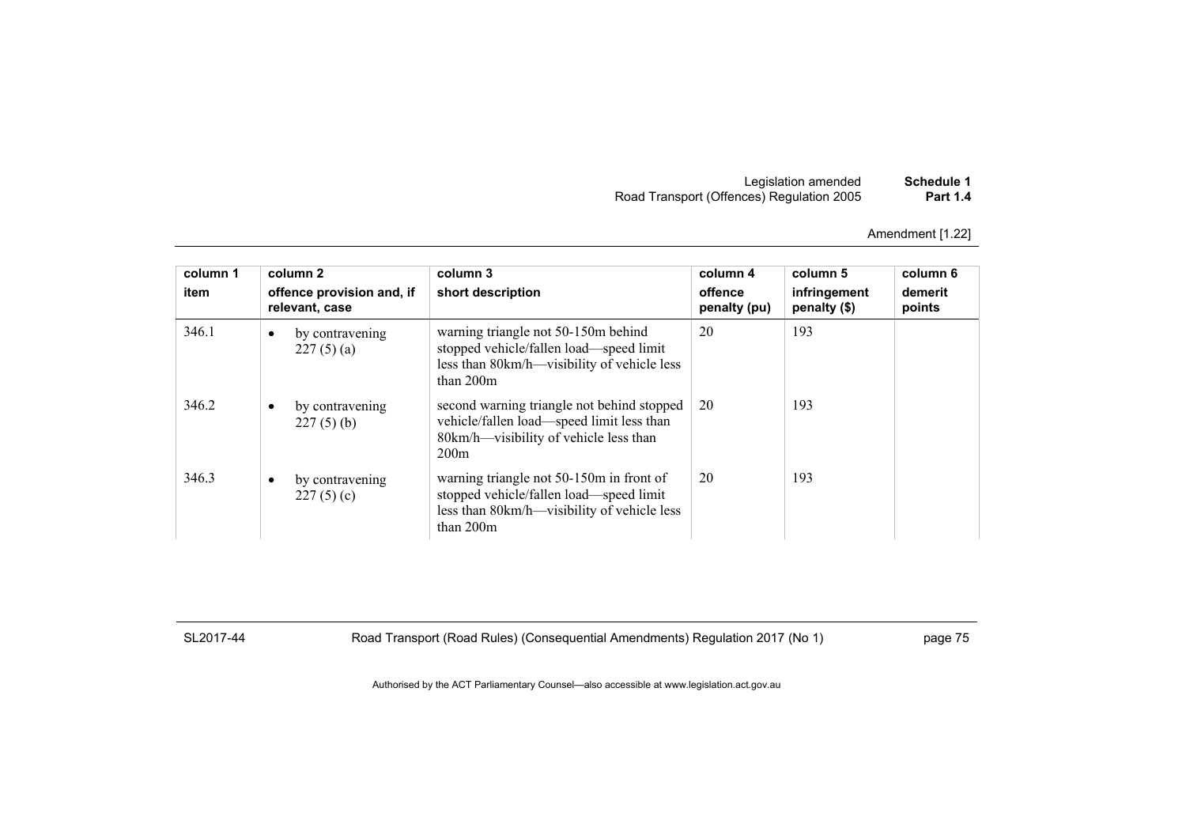Amendment [1.22]

| column 1 item | column 2 offence provision and, if relevant, case | column 3 short description | column 4 offence penalty (pu) | column 5 infringement penalty ($) | column 6 demerit points |
|---|---|---|---|---|---|
| 346.1 | • by contravening 227 (5) (a) | warning triangle not 50-150m behind stopped vehicle/fallen load—speed limit less than 80km/h—visibility of vehicle less than 200m | 20 | 193 | |
| 346.2 | • by contravening 227 (5) (b) | second warning triangle not behind stopped vehicle/fallen load—speed limit less than 80km/h—visibility of vehicle less than 200m | 20 | 193 | |
| 346.3 | • by contravening 227 (5) (c) | warning triangle not 50-150m in front of stopped vehicle/fallen load—speed limit less than 80km/h—visibility of vehicle less than 200m | 20 | 193 | |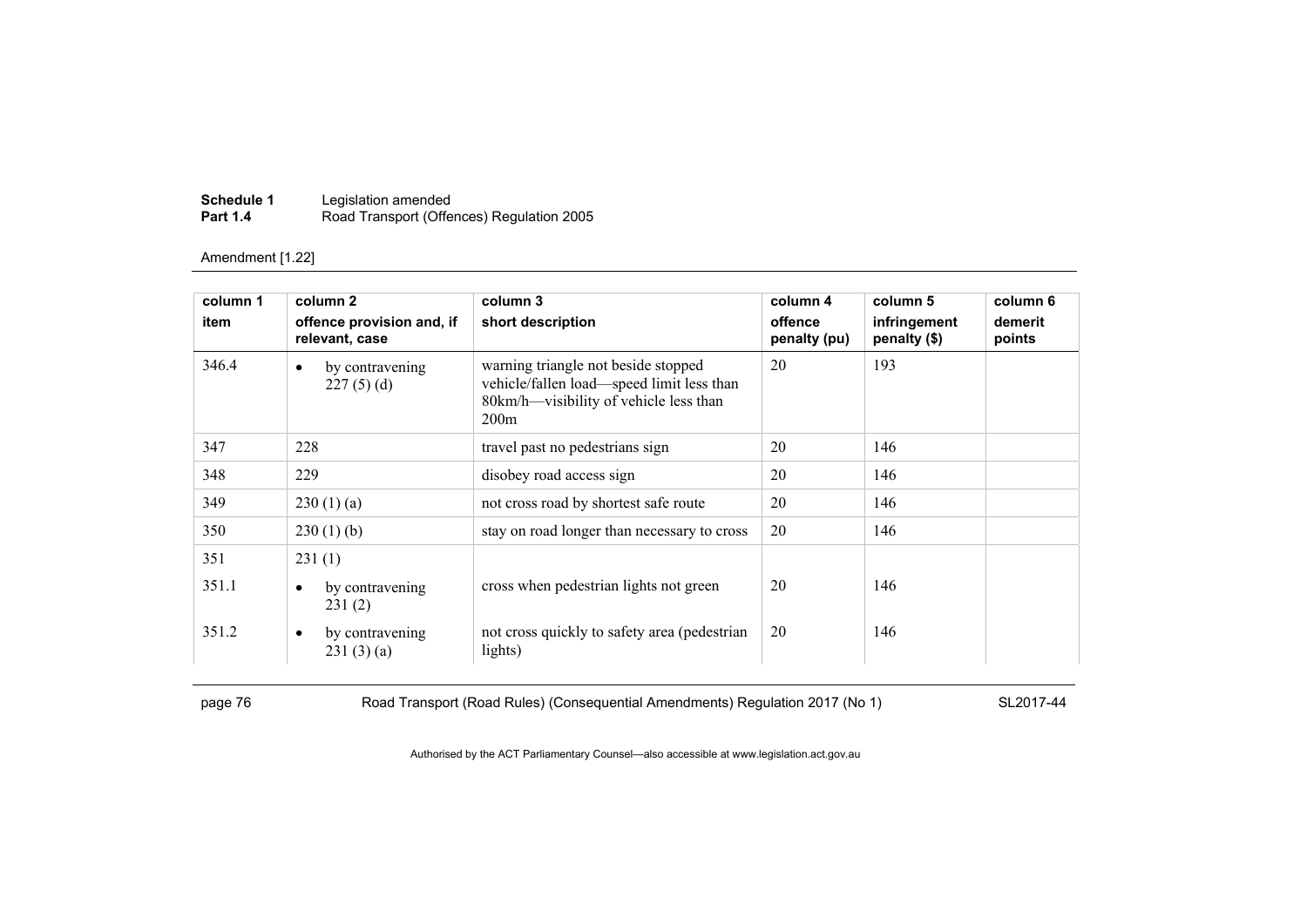Amendment [1.22]

| column 1<br>item | column 2<br>offence provision and, if relevant, case | column 3<br>short description | column 4<br>offence penalty (pu) | column 5<br>infringement penalty ($) | column 6<br>demerit points |
|---|---|---|---|---|---|
| 346.4 | • by contravening 227 (5) (d) | warning triangle not beside stopped vehicle/fallen load—speed limit less than 80km/h—visibility of vehicle less than 200m | 20 | 193 | |
| 347 | 228 | travel past no pedestrians sign | 20 | 146 | |
| 348 | 229 | disobey road access sign | 20 | 146 | |
| 349 | 230 (1) (a) | not cross road by shortest safe route | 20 | 146 | |
| 350 | 230 (1) (b) | stay on road longer than necessary to cross | 20 | 146 | |
| 351 | 231 (1) | | | | |
| 351.1 | • by contravening 231 (2) | cross when pedestrian lights not green | 20 | 146 | |
| 351.2 | • by contravening 231 (3) (a) | not cross quickly to safety area (pedestrian lights) | 20 | 146 | |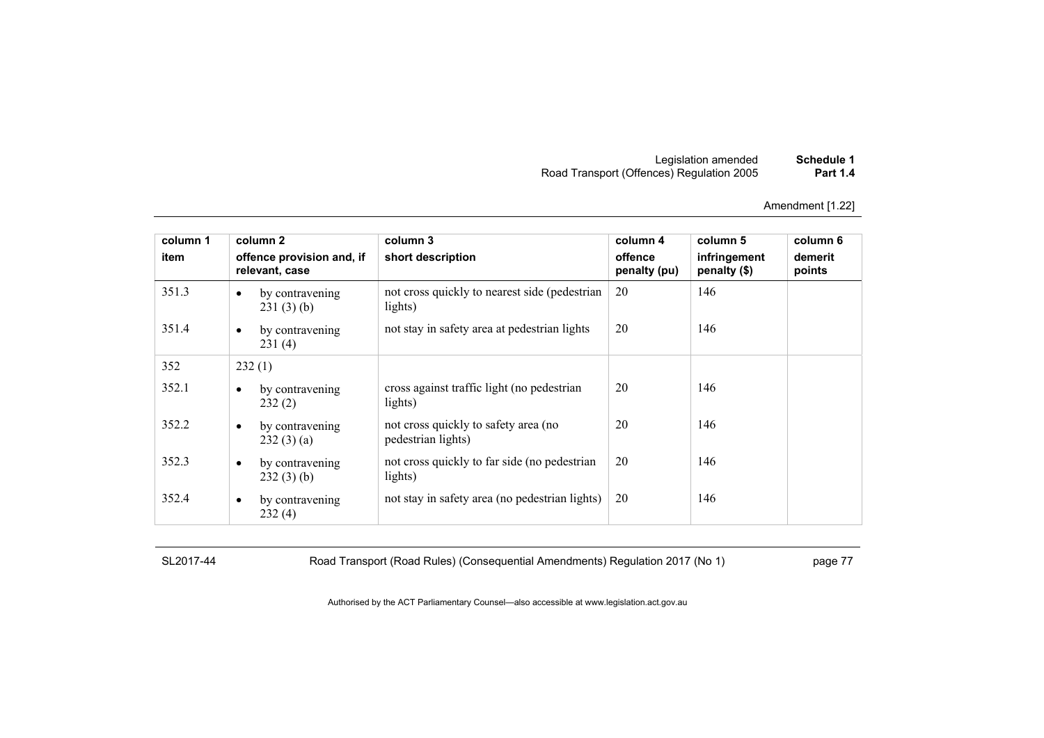| column 1<br>item | column 2<br>offence provision and, if relevant, case | column 3<br>short description | column 4<br>offence penalty (pu) | column 5<br>infringement penalty ($) | column 6<br>demerit points |
|---|---|---|---|---|---|
| 351.3 | • by contravening 231 (3) (b) | not cross quickly to nearest side (pedestrian lights) | 20 | 146 | |
| 351.4 | • by contravening 231 (4) | not stay in safety area at pedestrian lights | 20 | 146 | |
| 352 | 232 (1) | | | | |
| 352.1 | • by contravening 232 (2) | cross against traffic light (no pedestrian lights) | 20 | 146 | |
| 352.2 | • by contravening 232 (3) (a) | not cross quickly to safety area (no pedestrian lights) | 20 | 146 | |
| 352.3 | • by contravening 232 (3) (b) | not cross quickly to far side (no pedestrian lights) | 20 | 146 | |
| 352.4 | • by contravening 232 (4) | not stay in safety area (no pedestrian lights) | 20 | 146 | |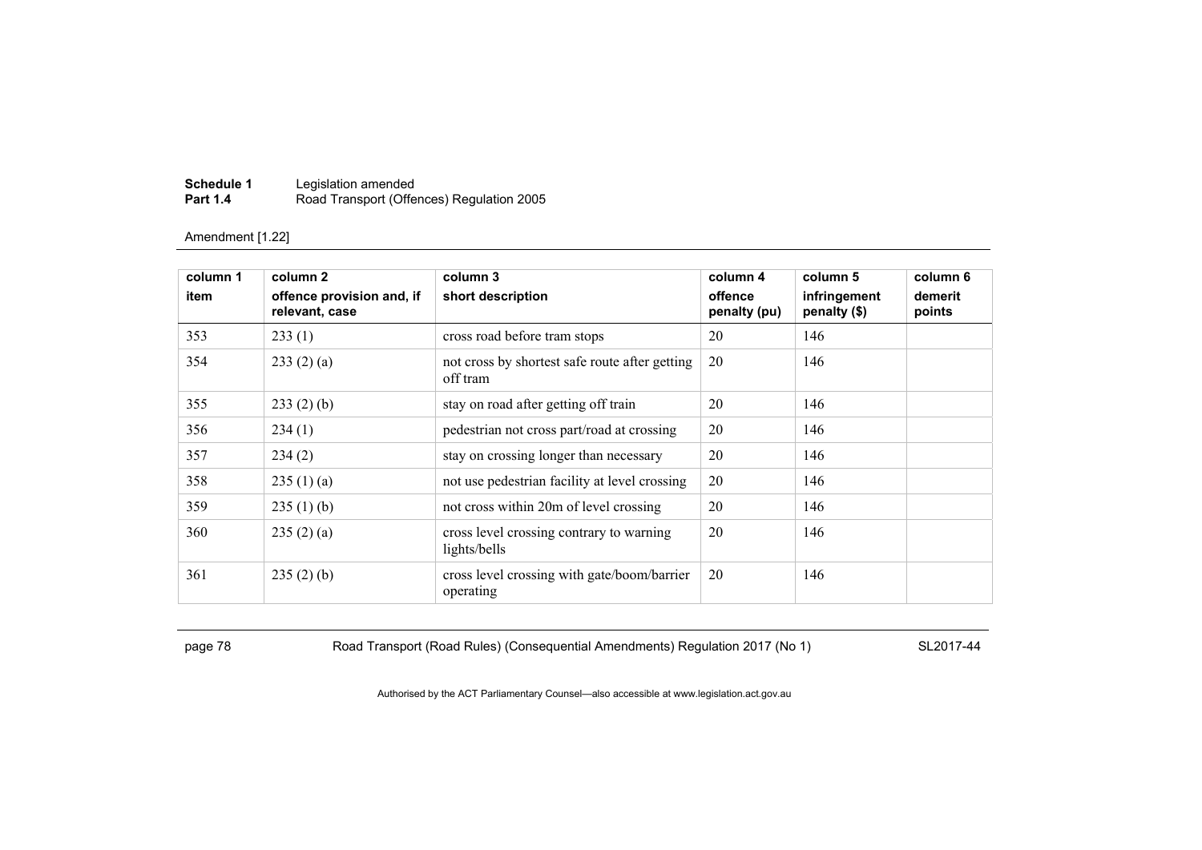Amendment [1.22]

| column 1 item | column 2 offence provision and, if relevant, case | column 3 short description | column 4 offence penalty (pu) | column 5 infringement penalty ($) | column 6 demerit points |
|---|---|---|---|---|---|
| 353 | 233 (1) | cross road before tram stops | 20 | 146 | |
| 354 | 233 (2) (a) | not cross by shortest safe route after getting off tram | 20 | 146 | |
| 355 | 233 (2) (b) | stay on road after getting off train | 20 | 146 | |
| 356 | 234 (1) | pedestrian not cross part/road at crossing | 20 | 146 | |
| 357 | 234 (2) | stay on crossing longer than necessary | 20 | 146 | |
| 358 | 235 (1) (a) | not use pedestrian facility at level crossing | 20 | 146 | |
| 359 | 235 (1) (b) | not cross within 20m of level crossing | 20 | 146 | |
| 360 | 235 (2) (a) | cross level crossing contrary to warning lights/bells | 20 | 146 | |
| 361 | 235 (2) (b) | cross level crossing with gate/boom/barrier operating | 20 | 146 | |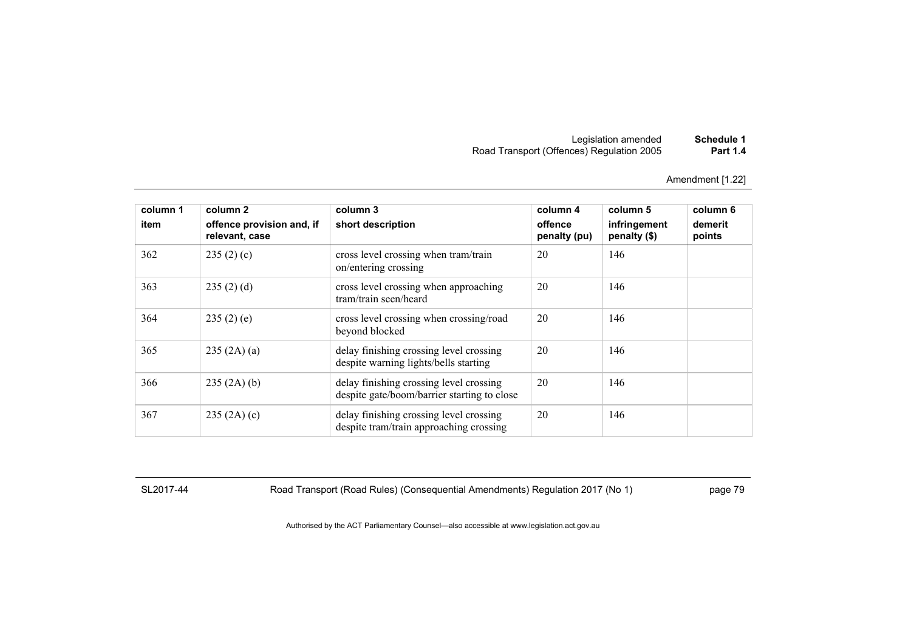Amendment [1.22]

| column 1<br>item | column 2<br>offence provision and, if relevant, case | column 3<br>short description | column 4<br>offence penalty (pu) | column 5<br>infringement penalty ($) | column 6<br>demerit points |
|---|---|---|---|---|---|
| 362 | 235 (2) (c) | cross level crossing when tram/train on/entering crossing | 20 | 146 | |
| 363 | 235 (2) (d) | cross level crossing when approaching tram/train seen/heard | 20 | 146 | |
| 364 | 235 (2) (e) | cross level crossing when crossing/road beyond blocked | 20 | 146 | |
| 365 | 235 (2A) (a) | delay finishing crossing level crossing despite warning lights/bells starting | 20 | 146 | |
| 366 | 235 (2A) (b) | delay finishing crossing level crossing despite gate/boom/barrier starting to close | 20 | 146 | |
| 367 | 235 (2A) (c) | delay finishing crossing level crossing despite tram/train approaching crossing | 20 | 146 | |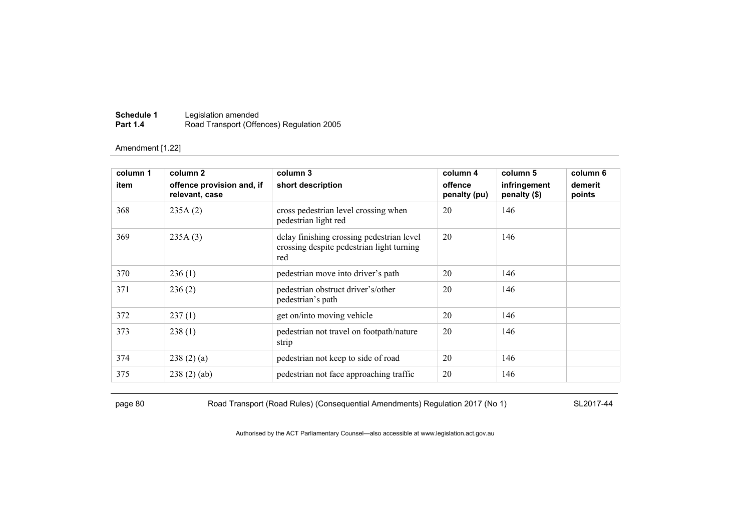Amendment [1.22]

| column 1<br>item | column 2<br>offence provision and, if relevant, case | column 3<br>short description | column 4<br>offence penalty (pu) | column 5<br>infringement penalty ($) | column 6<br>demerit points |
|---|---|---|---|---|---|
| 368 | 235A (2) | cross pedestrian level crossing when pedestrian light red | 20 | 146 | |
| 369 | 235A (3) | delay finishing crossing pedestrian level crossing despite pedestrian light turning red | 20 | 146 | |
| 370 | 236 (1) | pedestrian move into driver's path | 20 | 146 | |
| 371 | 236 (2) | pedestrian obstruct driver's/other pedestrian's path | 20 | 146 | |
| 372 | 237 (1) | get on/into moving vehicle | 20 | 146 | |
| 373 | 238 (1) | pedestrian not travel on footpath/nature strip | 20 | 146 | |
| 374 | 238 (2) (a) | pedestrian not keep to side of road | 20 | 146 | |
| 375 | 238 (2) (ab) | pedestrian not face approaching traffic | 20 | 146 | |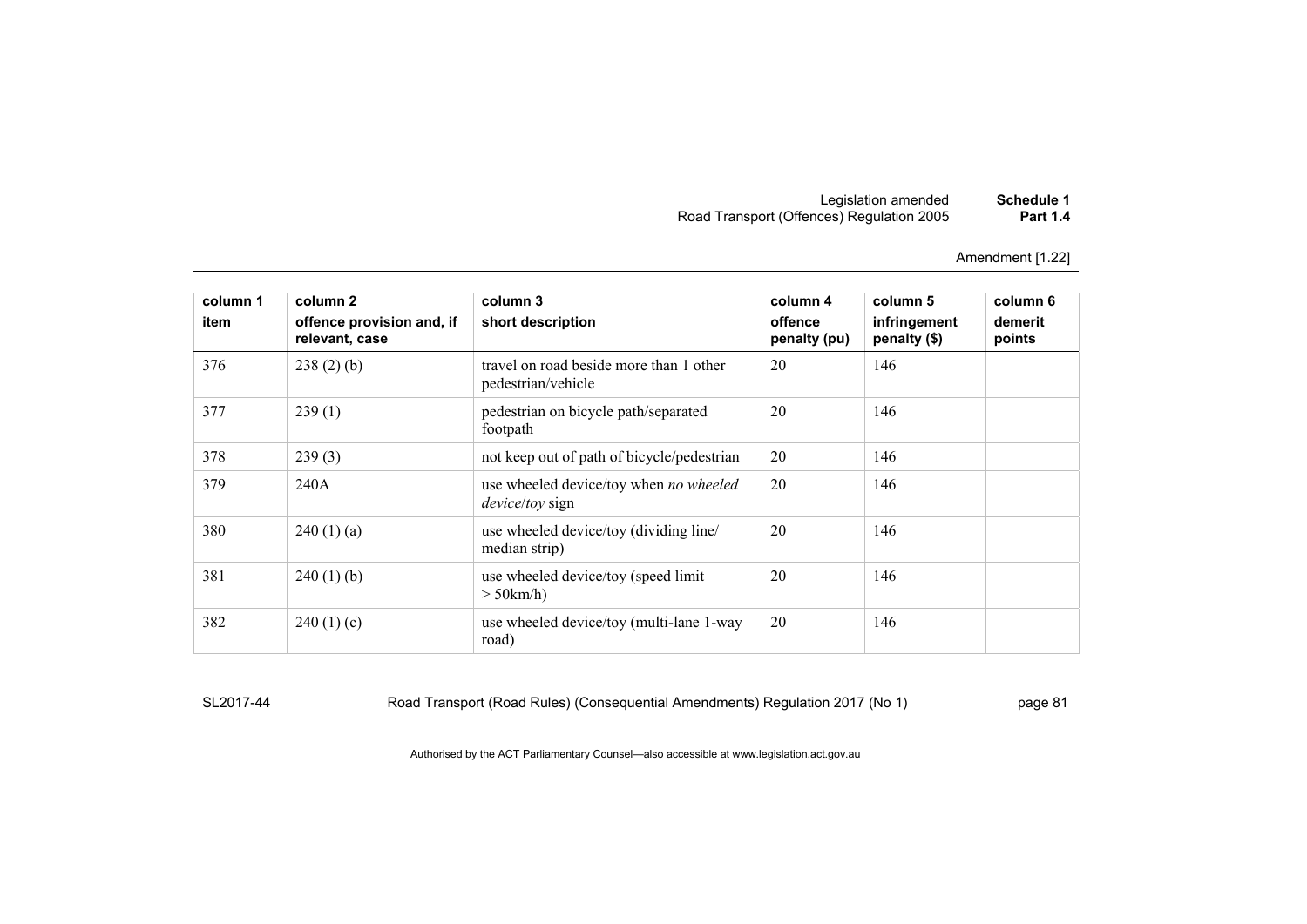Amendment [1.22]

| column 1 item | column 2 offence provision and, if relevant, case | column 3 short description | column 4 offence penalty (pu) | column 5 infringement penalty ($) | column 6 demerit points |
|---|---|---|---|---|---|
| 376 | 238 (2) (b) | travel on road beside more than 1 other pedestrian/vehicle | 20 | 146 | |
| 377 | 239 (1) | pedestrian on bicycle path/separated footpath | 20 | 146 | |
| 378 | 239 (3) | not keep out of path of bicycle/pedestrian | 20 | 146 | |
| 379 | 240A | use wheeled device/toy when *no wheeled device/toy* sign | 20 | 146 | |
| 380 | 240 (1) (a) | use wheeled device/toy (dividing line/ median strip) | 20 | 146 | |
| 381 | 240 (1) (b) | use wheeled device/toy (speed limit > 50km/h) | 20 | 146 | |
| 382 | 240 (1) (c) | use wheeled device/toy (multi-lane 1-way road) | 20 | 146 | |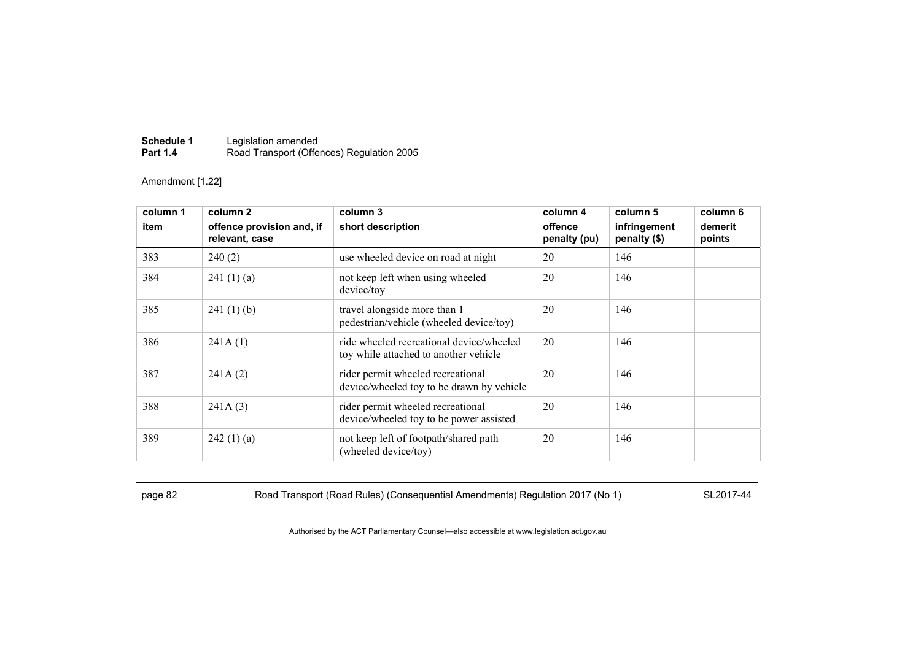Amendment [1.22]

| column 1<br>item | column 2<br>offence provision and, if relevant, case | column 3<br>short description | column 4<br>offence penalty (pu) | column 5<br>infringement penalty ($) | column 6<br>demerit points |
|---|---|---|---|---|---|
| 383 | 240 (2) | use wheeled device on road at night | 20 | 146 | |
| 384 | 241 (1) (a) | not keep left when using wheeled device/toy | 20 | 146 | |
| 385 | 241 (1) (b) | travel alongside more than 1 pedestrian/vehicle (wheeled device/toy) | 20 | 146 | |
| 386 | 241A (1) | ride wheeled recreational device/wheeled toy while attached to another vehicle | 20 | 146 | |
| 387 | 241A (2) | rider permit wheeled recreational device/wheeled toy to be drawn by vehicle | 20 | 146 | |
| 388 | 241A (3) | rider permit wheeled recreational device/wheeled toy to be power assisted | 20 | 146 | |
| 389 | 242 (1) (a) | not keep left of footpath/shared path (wheeled device/toy) | 20 | 146 | |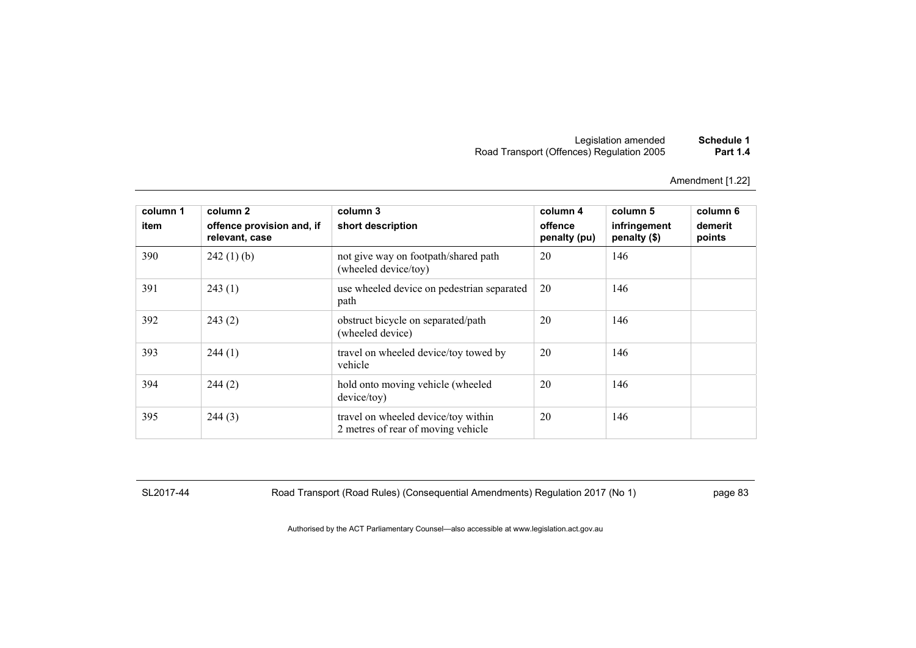Amendment [1.22]

| column 1<br>item | column 2<br>offence provision and, if relevant, case | column 3<br>short description | column 4<br>offence penalty (pu) | column 5<br>infringement penalty ($) | column 6<br>demerit points |
|---|---|---|---|---|---|
| 390 | 242 (1) (b) | not give way on footpath/shared path (wheeled device/toy) | 20 | 146 | |
| 391 | 243 (1) | use wheeled device on pedestrian separated path | 20 | 146 | |
| 392 | 243 (2) | obstruct bicycle on separated/path (wheeled device) | 20 | 146 | |
| 393 | 244 (1) | travel on wheeled device/toy towed by vehicle | 20 | 146 | |
| 394 | 244 (2) | hold onto moving vehicle (wheeled device/toy) | 20 | 146 | |
| 395 | 244 (3) | travel on wheeled device/toy within 2 metres of rear of moving vehicle | 20 | 146 | |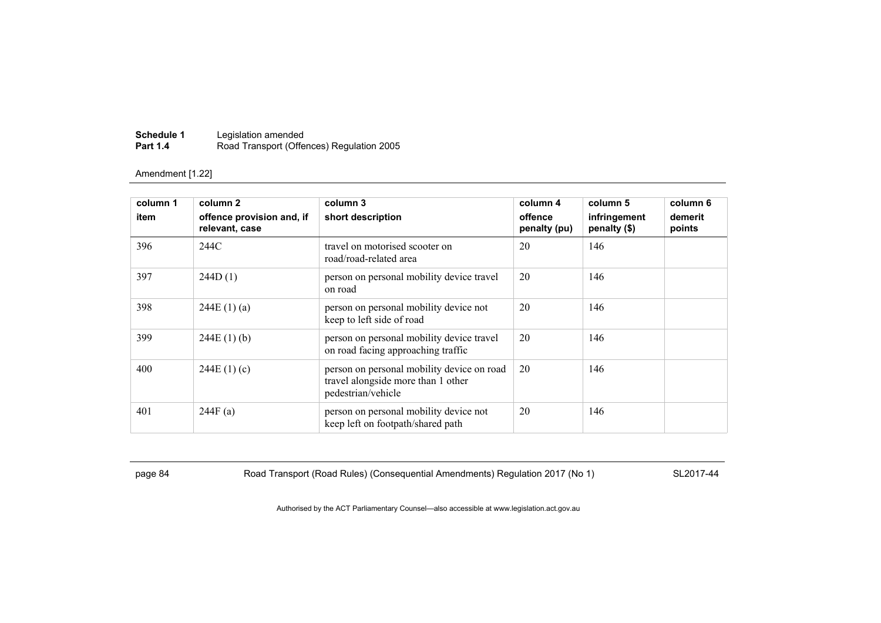Amendment [1.22]

| column 1<br>item | column 2<br>offence provision and, if relevant, case | column 3<br>short description | column 4<br>offence penalty (pu) | column 5<br>infringement penalty ($) | column 6<br>demerit points |
|---|---|---|---|---|---|
| 396 | 244C | travel on motorised scooter on road/road-related area | 20 | 146 | |
| 397 | 244D (1) | person on personal mobility device travel on road | 20 | 146 | |
| 398 | 244E (1) (a) | person on personal mobility device not keep to left side of road | 20 | 146 | |
| 399 | 244E (1) (b) | person on personal mobility device travel on road facing approaching traffic | 20 | 146 | |
| 400 | 244E (1) (c) | person on personal mobility device on road travel alongside more than 1 other pedestrian/vehicle | 20 | 146 | |
| 401 | 244F (a) | person on personal mobility device not keep left on footpath/shared path | 20 | 146 | |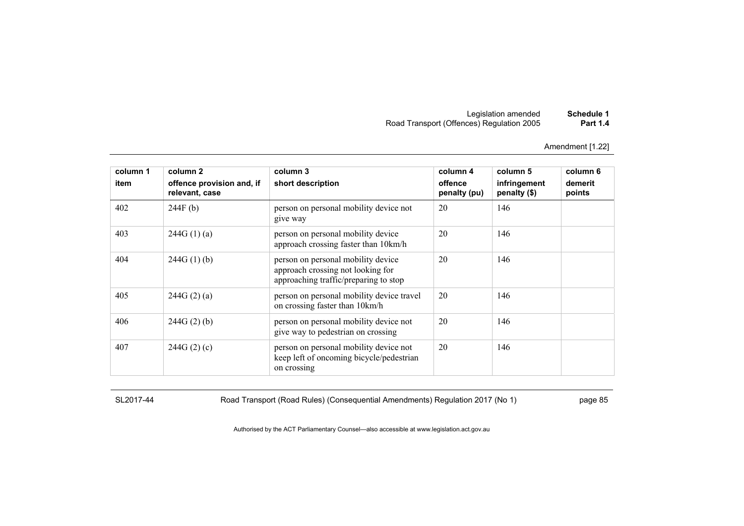Amendment [1.22]

| column 1 item | column 2 offence provision and, if relevant, case | column 3 short description | column 4 offence penalty (pu) | column 5 infringement penalty ($) | column 6 demerit points |
|---|---|---|---|---|---|
| 402 | 244F (b) | person on personal mobility device not give way | 20 | 146 | |
| 403 | 244G (1) (a) | person on personal mobility device approach crossing faster than 10km/h | 20 | 146 | |
| 404 | 244G (1) (b) | person on personal mobility device approach crossing not looking for approaching traffic/preparing to stop | 20 | 146 | |
| 405 | 244G (2) (a) | person on personal mobility device travel on crossing faster than 10km/h | 20 | 146 | |
| 406 | 244G (2) (b) | person on personal mobility device not give way to pedestrian on crossing | 20 | 146 | |
| 407 | 244G (2) (c) | person on personal mobility device not keep left of oncoming bicycle/pedestrian on crossing | 20 | 146 | |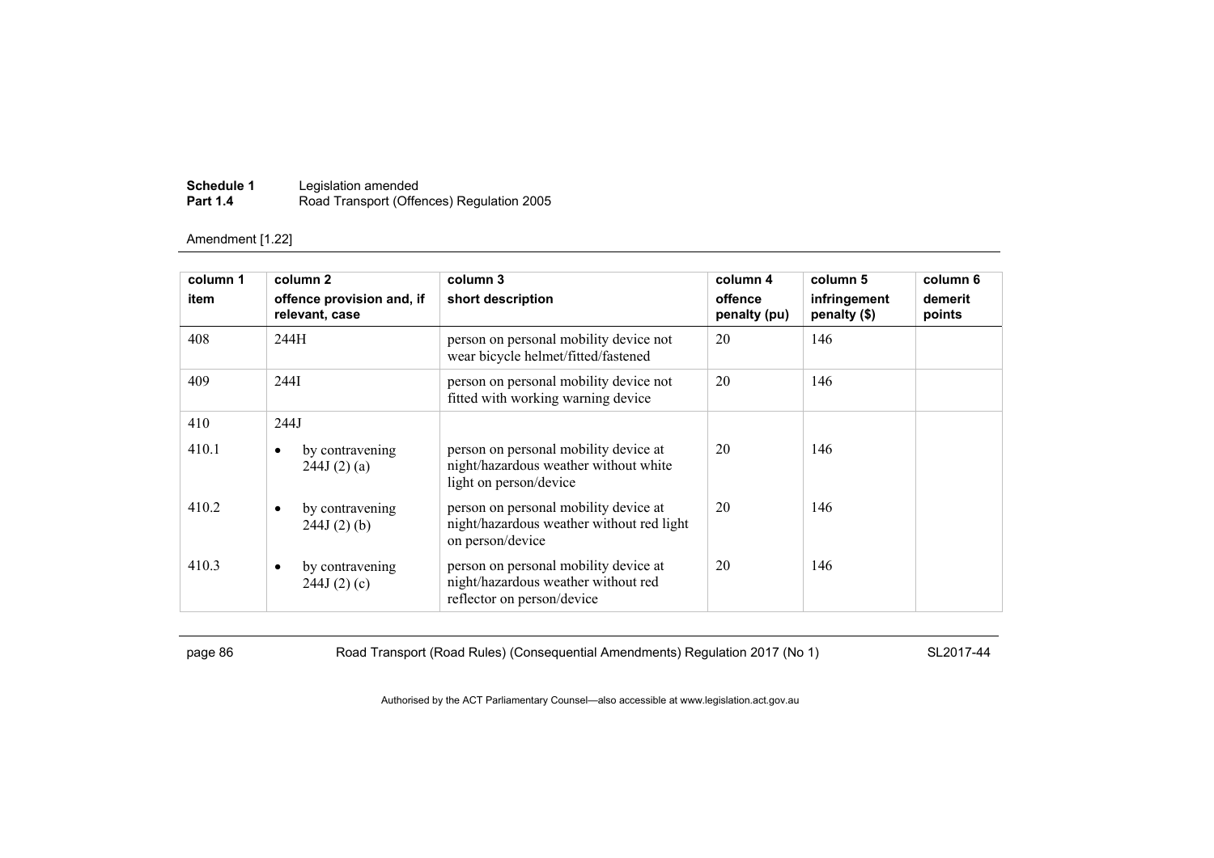Amendment [1.22]

| column 1<br>item | column 2<br>offence provision and, if relevant, case | column 3<br>short description | column 4<br>offence penalty (pu) | column 5<br>infringement penalty ($) | column 6<br>demerit points |
|---|---|---|---|---|---|
| 408 | 244H | person on personal mobility device not wear bicycle helmet/fitted/fastened | 20 | 146 | |
| 409 | 244I | person on personal mobility device not fitted with working warning device | 20 | 146 | |
| 410 | 244J | | | | |
| 410.1 | • by contravening 244J (2) (a) | person on personal mobility device at night/hazardous weather without white light on person/device | 20 | 146 | |
| 410.2 | • by contravening 244J (2) (b) | person on personal mobility device at night/hazardous weather without red light on person/device | 20 | 146 | |
| 410.3 | • by contravening 244J (2) (c) | person on personal mobility device at night/hazardous weather without red reflector on person/device | 20 | 146 | |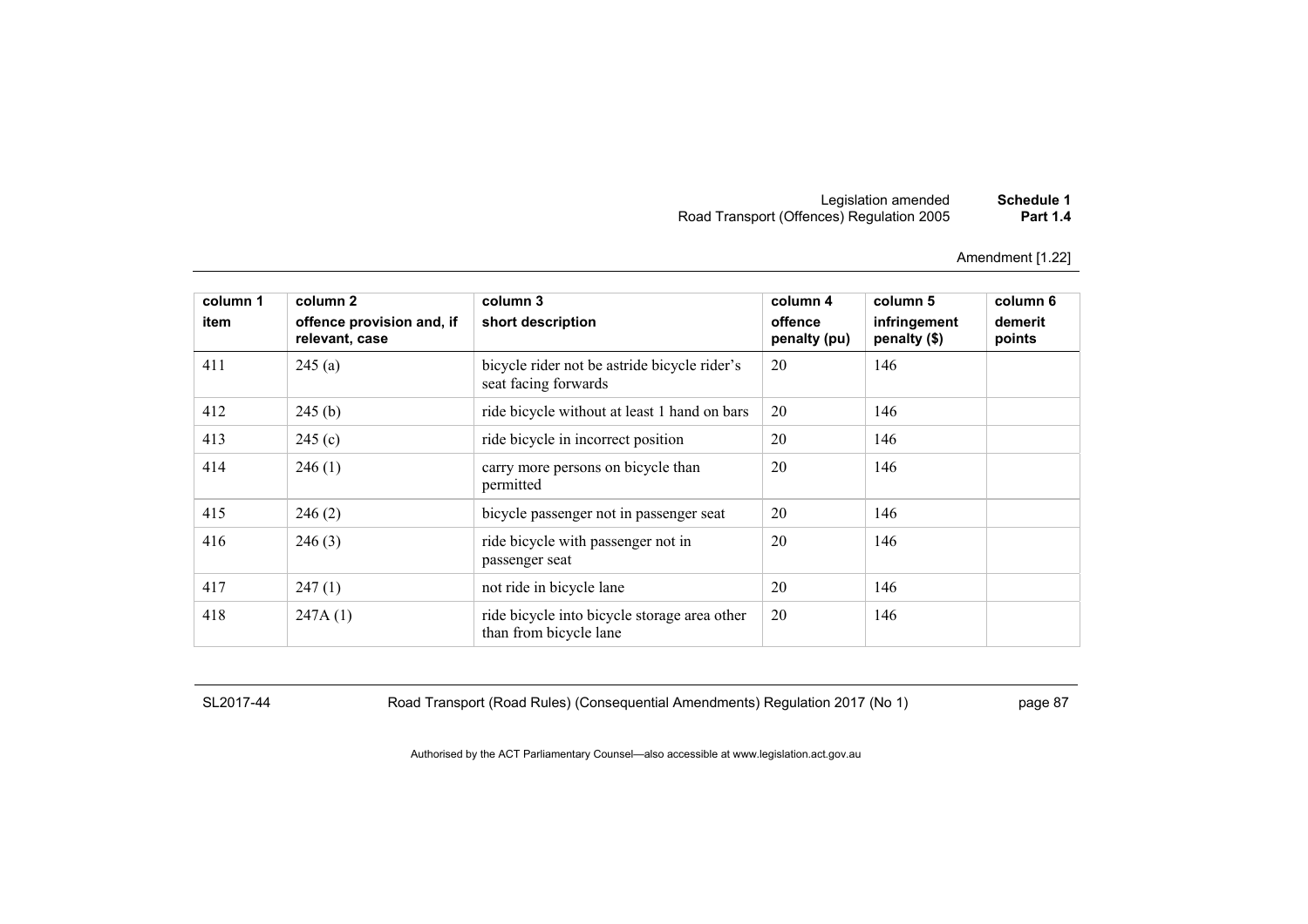Amendment [1.22]

| column 1 item | column 2 offence provision and, if relevant, case | column 3 short description | column 4 offence penalty (pu) | column 5 infringement penalty ($) | column 6 demerit points |
|---|---|---|---|---|---|
| 411 | 245 (a) | bicycle rider not be astride bicycle rider's seat facing forwards | 20 | 146 | |
| 412 | 245 (b) | ride bicycle without at least 1 hand on bars | 20 | 146 | |
| 413 | 245 (c) | ride bicycle in incorrect position | 20 | 146 | |
| 414 | 246 (1) | carry more persons on bicycle than permitted | 20 | 146 | |
| 415 | 246 (2) | bicycle passenger not in passenger seat | 20 | 146 | |
| 416 | 246 (3) | ride bicycle with passenger not in passenger seat | 20 | 146 | |
| 417 | 247 (1) | not ride in bicycle lane | 20 | 146 | |
| 418 | 247A (1) | ride bicycle into bicycle storage area other than from bicycle lane | 20 | 146 | |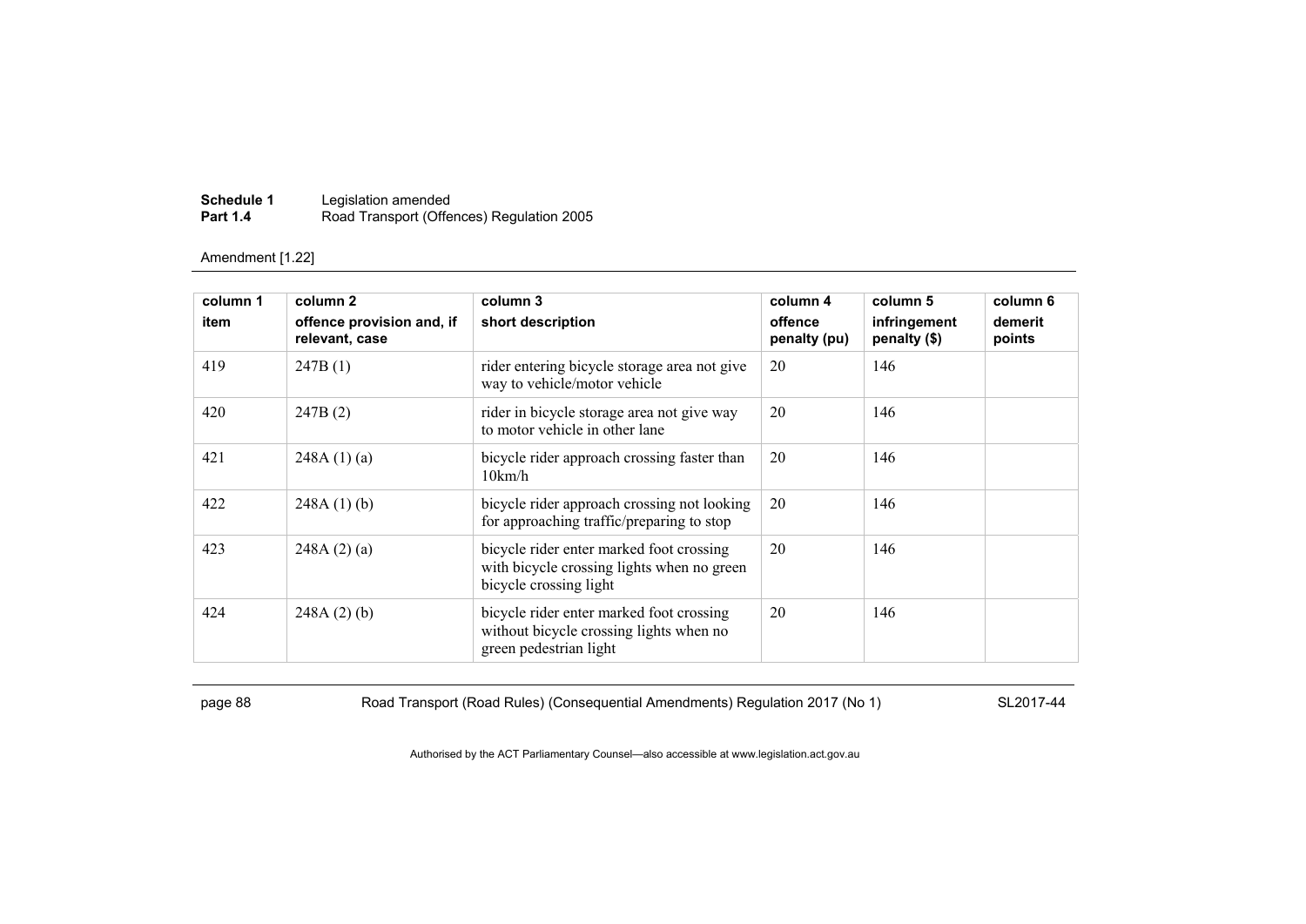Amendment [1.22]

| column 1 item | column 2 offence provision and, if relevant, case | column 3 short description | column 4 offence penalty (pu) | column 5 infringement penalty ($) | column 6 demerit points |
|---|---|---|---|---|---|
| 419 | 247B (1) | rider entering bicycle storage area not give way to vehicle/motor vehicle | 20 | 146 | |
| 420 | 247B (2) | rider in bicycle storage area not give way to motor vehicle in other lane | 20 | 146 | |
| 421 | 248A (1) (a) | bicycle rider approach crossing faster than 10km/h | 20 | 146 | |
| 422 | 248A (1) (b) | bicycle rider approach crossing not looking for approaching traffic/preparing to stop | 20 | 146 | |
| 423 | 248A (2) (a) | bicycle rider enter marked foot crossing with bicycle crossing lights when no green bicycle crossing light | 20 | 146 | |
| 424 | 248A (2) (b) | bicycle rider enter marked foot crossing without bicycle crossing lights when no green pedestrian light | 20 | 146 | |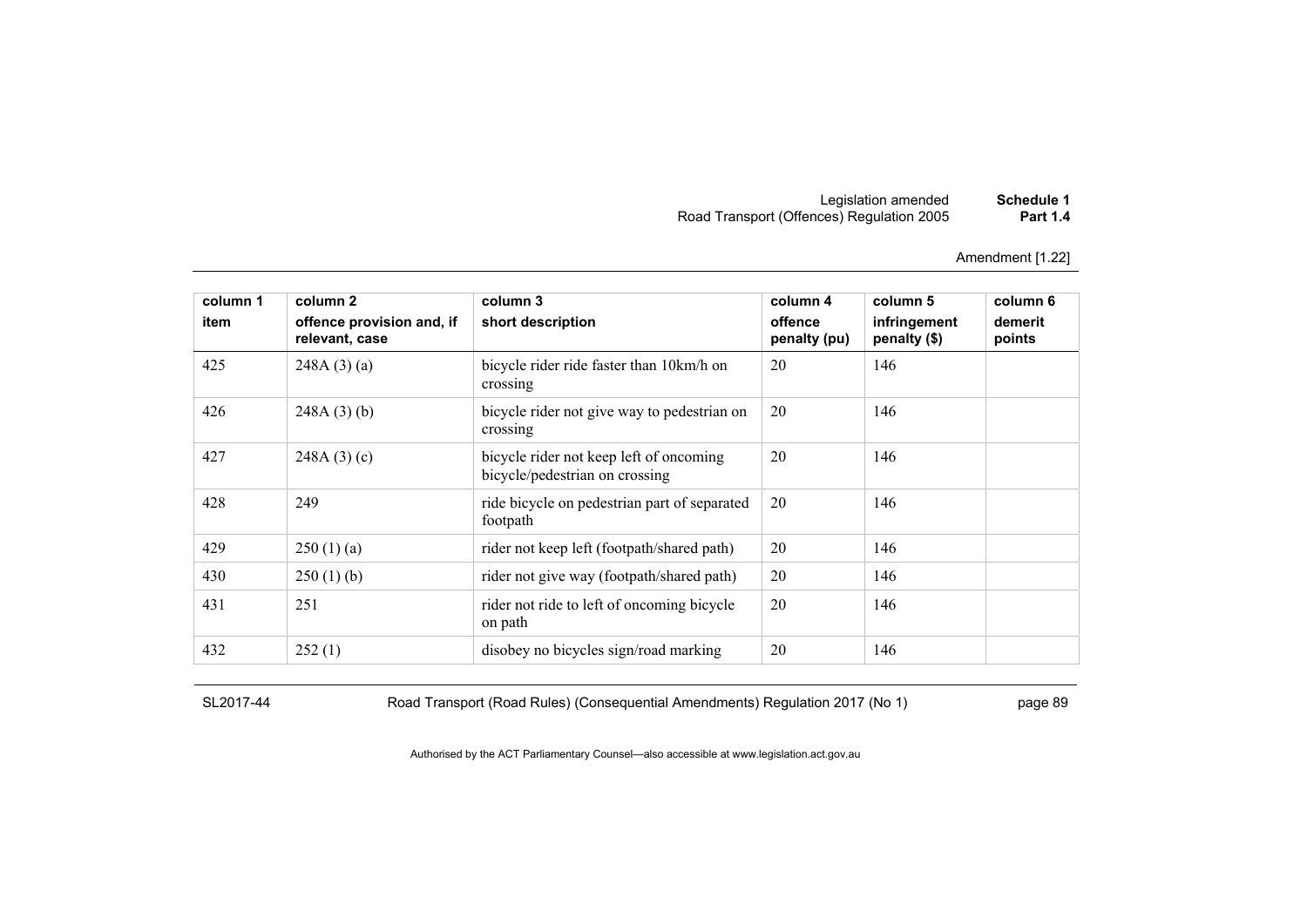Amendment [1.22]

| column 1<br>item | column 2<br>offence provision and, if relevant, case | column 3<br>short description | column 4<br>offence penalty (pu) | column 5<br>infringement penalty ($) | column 6<br>demerit points |
|---|---|---|---|---|---|
| 425 | 248A (3) (a) | bicycle rider ride faster than 10km/h on crossing | 20 | 146 | |
| 426 | 248A (3) (b) | bicycle rider not give way to pedestrian on crossing | 20 | 146 | |
| 427 | 248A (3) (c) | bicycle rider not keep left of oncoming bicycle/pedestrian on crossing | 20 | 146 | |
| 428 | 249 | ride bicycle on pedestrian part of separated footpath | 20 | 146 | |
| 429 | 250 (1) (a) | rider not keep left (footpath/shared path) | 20 | 146 | |
| 430 | 250 (1) (b) | rider not give way (footpath/shared path) | 20 | 146 | |
| 431 | 251 | rider not ride to left of oncoming bicycle on path | 20 | 146 | |
| 432 | 252 (1) | disobey no bicycles sign/road marking | 20 | 146 | |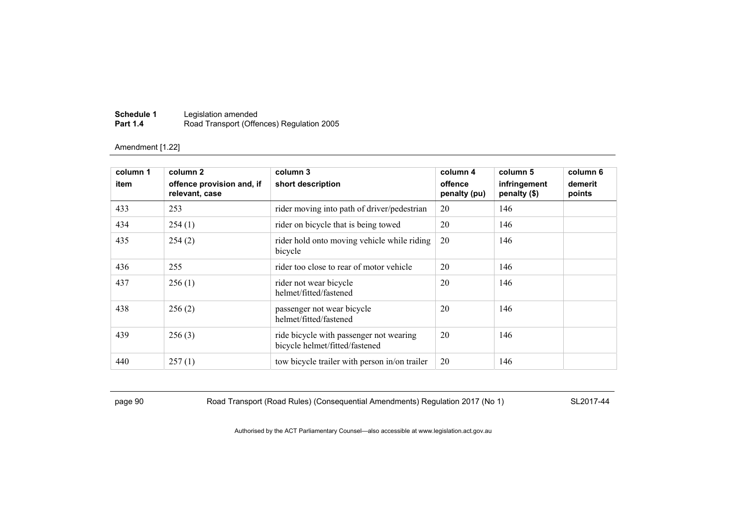Amendment [1.22]

| column 1<br>item | column 2<br>offence provision and, if relevant, case | column 3<br>short description | column 4<br>offence penalty (pu) | column 5<br>infringement penalty ($) | column 6<br>demerit points |
|---|---|---|---|---|---|
| 433 | 253 | rider moving into path of driver/pedestrian | 20 | 146 | |
| 434 | 254 (1) | rider on bicycle that is being towed | 20 | 146 | |
| 435 | 254 (2) | rider hold onto moving vehicle while riding bicycle | 20 | 146 | |
| 436 | 255 | rider too close to rear of motor vehicle | 20 | 146 | |
| 437 | 256 (1) | rider not wear bicycle helmet/fitted/fastened | 20 | 146 | |
| 438 | 256 (2) | passenger not wear bicycle helmet/fitted/fastened | 20 | 146 | |
| 439 | 256 (3) | ride bicycle with passenger not wearing bicycle helmet/fitted/fastened | 20 | 146 | |
| 440 | 257 (1) | tow bicycle trailer with person in/on trailer | 20 | 146 | |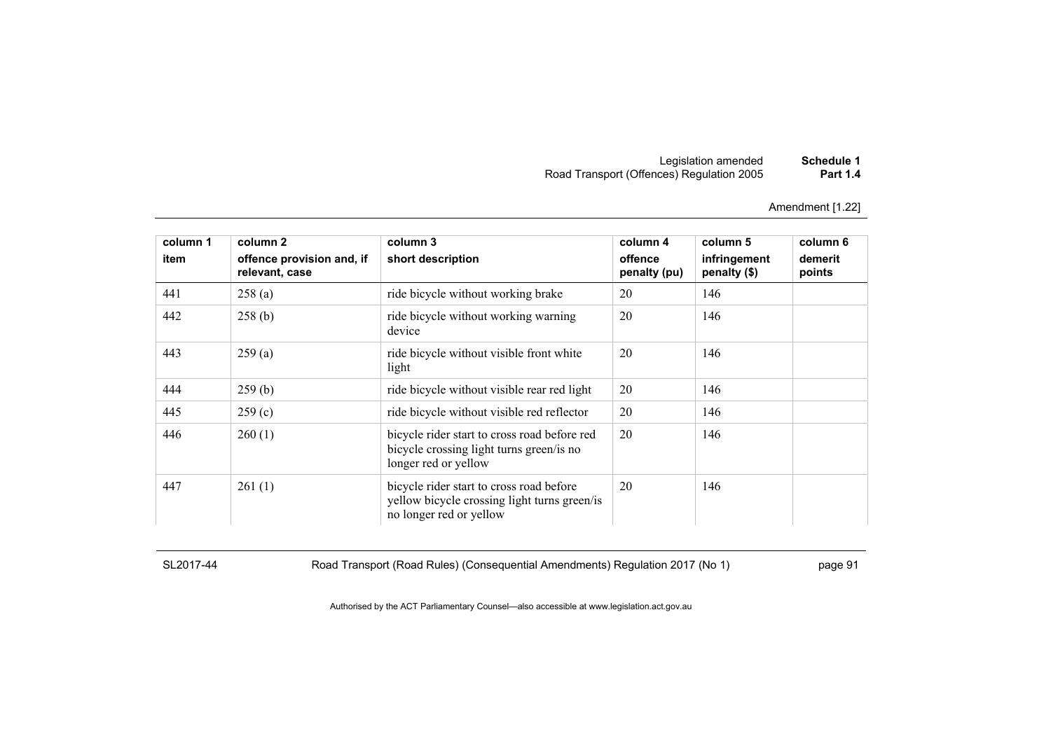Amendment [1.22]

| column 1<br>item | column 2<br>offence provision and, if relevant, case | column 3<br>short description | column 4<br>offence penalty (pu) | column 5<br>infringement penalty ($) | column 6<br>demerit points |
|---|---|---|---|---|---|
| 441 | 258 (a) | ride bicycle without working brake | 20 | 146 | |
| 442 | 258 (b) | ride bicycle without working warning device | 20 | 146 | |
| 443 | 259 (a) | ride bicycle without visible front white light | 20 | 146 | |
| 444 | 259 (b) | ride bicycle without visible rear red light | 20 | 146 | |
| 445 | 259 (c) | ride bicycle without visible red reflector | 20 | 146 | |
| 446 | 260 (1) | bicycle rider start to cross road before red bicycle crossing light turns green/is no longer red or yellow | 20 | 146 | |
| 447 | 261 (1) | bicycle rider start to cross road before yellow bicycle crossing light turns green/is no longer red or yellow | 20 | 146 | |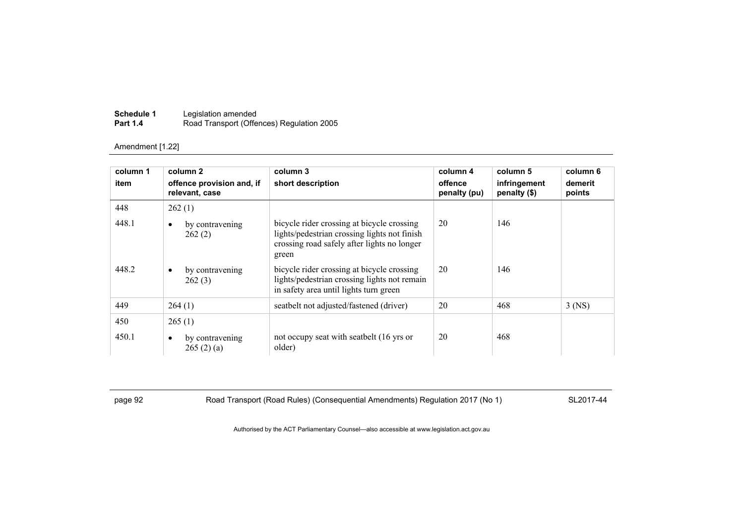Amendment [1.22]

| column 1<br>item | column 2<br>offence provision and, if relevant, case | column 3<br>short description | column 4<br>offence penalty (pu) | column 5<br>infringement penalty ($) | column 6<br>demerit points |
|---|---|---|---|---|---|
| 448 | 262 (1) | | | | |
| 448.1 | • by contravening 262 (2) | bicycle rider crossing at bicycle crossing lights/pedestrian crossing lights not finish crossing road safely after lights no longer green | 20 | 146 | |
| 448.2 | • by contravening 262 (3) | bicycle rider crossing at bicycle crossing lights/pedestrian crossing lights not remain in safety area until lights turn green | 20 | 146 | |
| 449 | 264 (1) | seatbelt not adjusted/fastened (driver) | 20 | 468 | 3 (NS) |
| 450 | 265 (1) | | | | |
| 450.1 | • by contravening 265 (2) (a) | not occupy seat with seatbelt (16 yrs or older) | 20 | 468 | |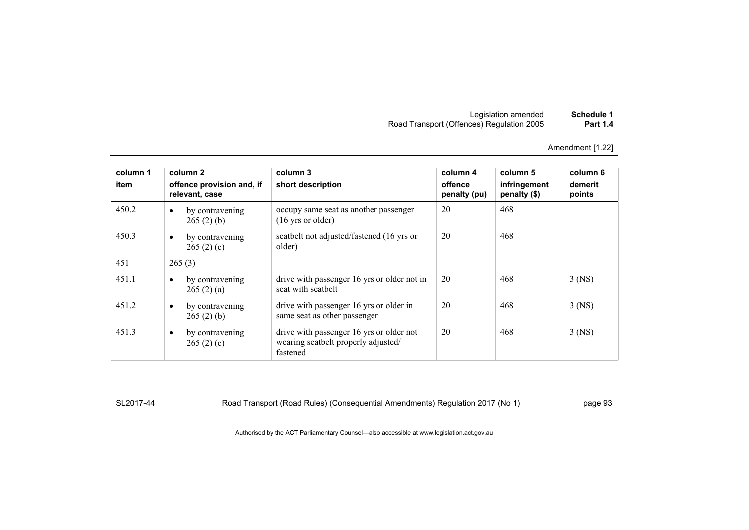Amendment [1.22]

| column 1<br>item | column 2<br>offence provision and, if relevant, case | column 3<br>short description | column 4<br>offence penalty (pu) | column 5<br>infringement penalty ($) | column 6<br>demerit points |
|---|---|---|---|---|---|
| 450.2 | • by contravening 265 (2) (b) | occupy same seat as another passenger (16 yrs or older) | 20 | 468 | |
| 450.3 | • by contravening 265 (2) (c) | seatbelt not adjusted/fastened (16 yrs or older) | 20 | 468 | |
| 451 | 265 (3) | | | | |
| 451.1 | • by contravening 265 (2) (a) | drive with passenger 16 yrs or older not in seat with seatbelt | 20 | 468 | 3 (NS) |
| 451.2 | • by contravening 265 (2) (b) | drive with passenger 16 yrs or older in same seat as other passenger | 20 | 468 | 3 (NS) |
| 451.3 | • by contravening 265 (2) (c) | drive with passenger 16 yrs or older not wearing seatbelt properly adjusted/ fastened | 20 | 468 | 3 (NS) |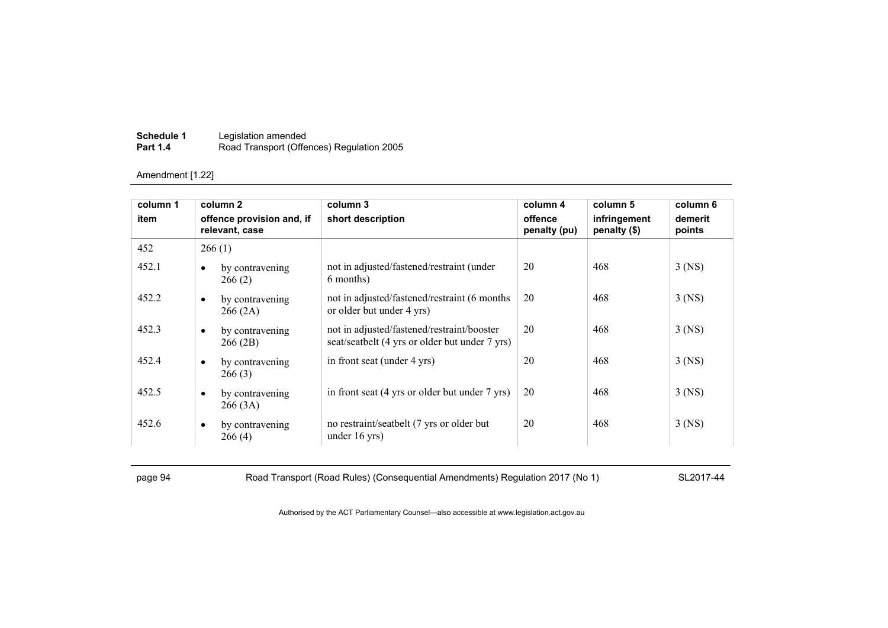Amendment [1.22]

| column 1<br>item | column 2<br>offence provision and, if relevant, case | column 3<br>short description | column 4<br>offence penalty (pu) | column 5<br>infringement penalty ($) | column 6<br>demerit points |
|---|---|---|---|---|---|
| 452 | 266 (1) | | | | |
| 452.1 | • by contravening 266 (2) | not in adjusted/fastened/restraint (under 6 months) | 20 | 468 | 3 (NS) |
| 452.2 | • by contravening 266 (2A) | not in adjusted/fastened/restraint (6 months or older but under 4 yrs) | 20 | 468 | 3 (NS) |
| 452.3 | • by contravening 266 (2B) | not in adjusted/fastened/restraint/booster seat/seatbelt (4 yrs or older but under 7 yrs) | 20 | 468 | 3 (NS) |
| 452.4 | • by contravening 266 (3) | in front seat (under 4 yrs) | 20 | 468 | 3 (NS) |
| 452.5 | • by contravening 266 (3A) | in front seat (4 yrs or older but under 7 yrs) | 20 | 468 | 3 (NS) |
| 452.6 | • by contravening 266 (4) | no restraint/seatbelt (7 yrs or older but under 16 yrs) | 20 | 468 | 3 (NS) |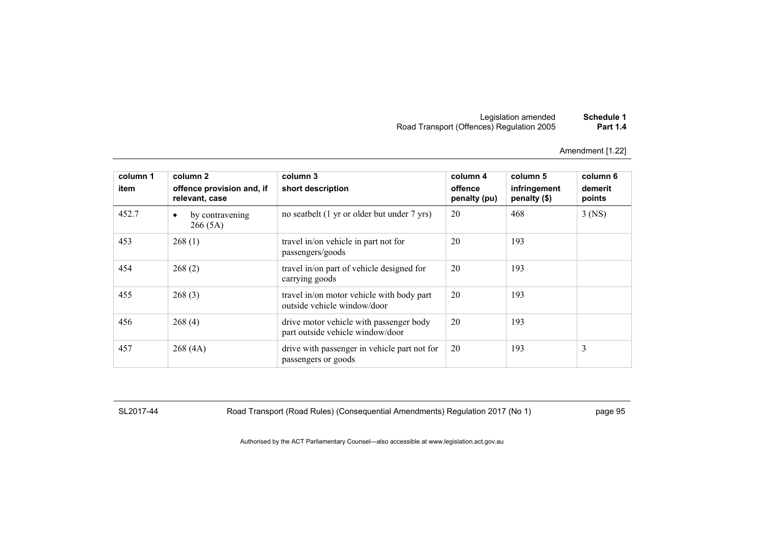Amendment [1.22]

| column 1 item | column 2 offence provision and, if relevant, case | column 3 short description | column 4 offence penalty (pu) | column 5 infringement penalty ($) | column 6 demerit points |
|---|---|---|---|---|---|
| 452.7 | • by contravening 266 (5A) | no seatbelt (1 yr or older but under 7 yrs) | 20 | 468 | 3 (NS) |
| 453 | 268 (1) | travel in/on vehicle in part not for passengers/goods | 20 | 193 | |
| 454 | 268 (2) | travel in/on part of vehicle designed for carrying goods | 20 | 193 | |
| 455 | 268 (3) | travel in/on motor vehicle with body part outside vehicle window/door | 20 | 193 | |
| 456 | 268 (4) | drive motor vehicle with passenger body part outside vehicle window/door | 20 | 193 | |
| 457 | 268 (4A) | drive with passenger in vehicle part not for passengers or goods | 20 | 193 | 3 |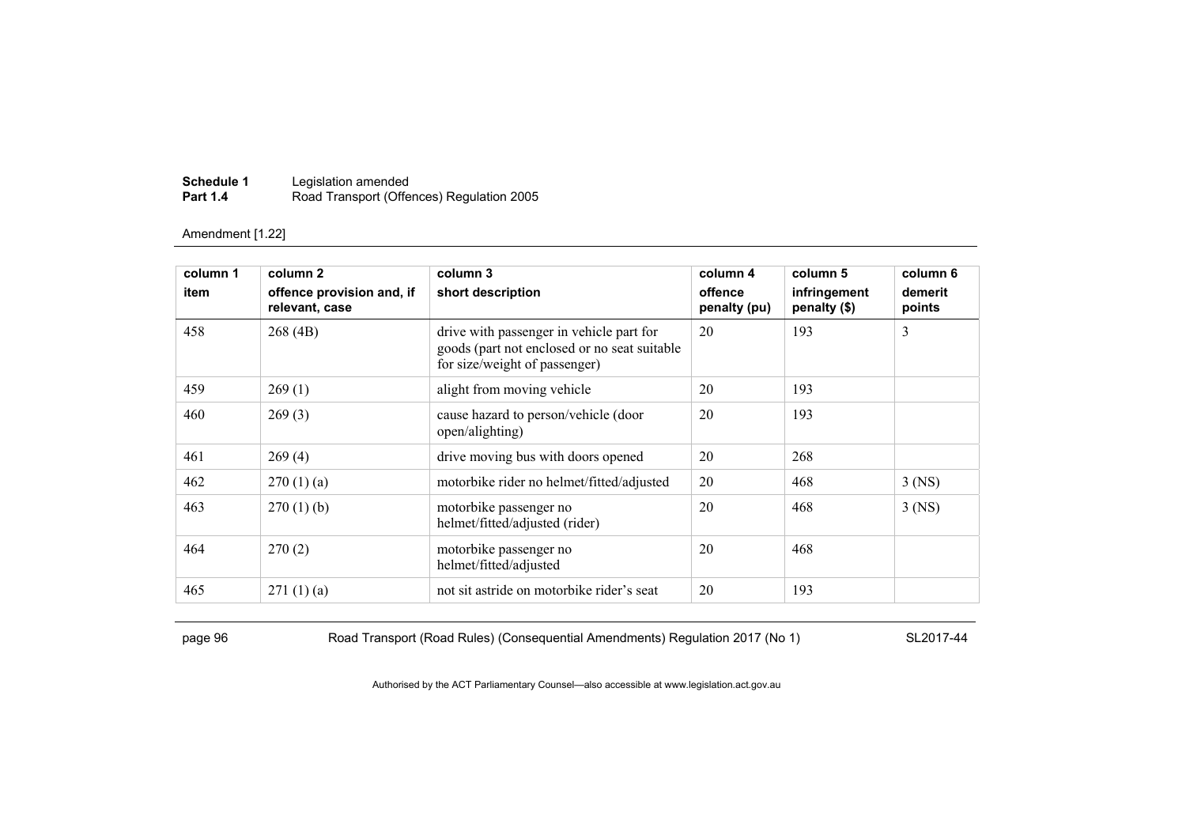Amendment [1.22]

| column 1<br>item | column 2<br>offence provision and, if relevant, case | column 3<br>short description | column 4<br>offence penalty (pu) | column 5<br>infringement penalty ($) | column 6<br>demerit points |
|---|---|---|---|---|---|
| 458 | 268 (4B) | drive with passenger in vehicle part for goods (part not enclosed or no seat suitable for size/weight of passenger) | 20 | 193 | 3 |
| 459 | 269 (1) | alight from moving vehicle | 20 | 193 | |
| 460 | 269 (3) | cause hazard to person/vehicle (door open/alighting) | 20 | 193 | |
| 461 | 269 (4) | drive moving bus with doors opened | 20 | 268 | |
| 462 | 270 (1) (a) | motorbike rider no helmet/fitted/adjusted | 20 | 468 | 3 (NS) |
| 463 | 270 (1) (b) | motorbike passenger no helmet/fitted/adjusted (rider) | 20 | 468 | 3 (NS) |
| 464 | 270 (2) | motorbike passenger no helmet/fitted/adjusted | 20 | 468 | |
| 465 | 271 (1) (a) | not sit astride on motorbike rider's seat | 20 | 193 | |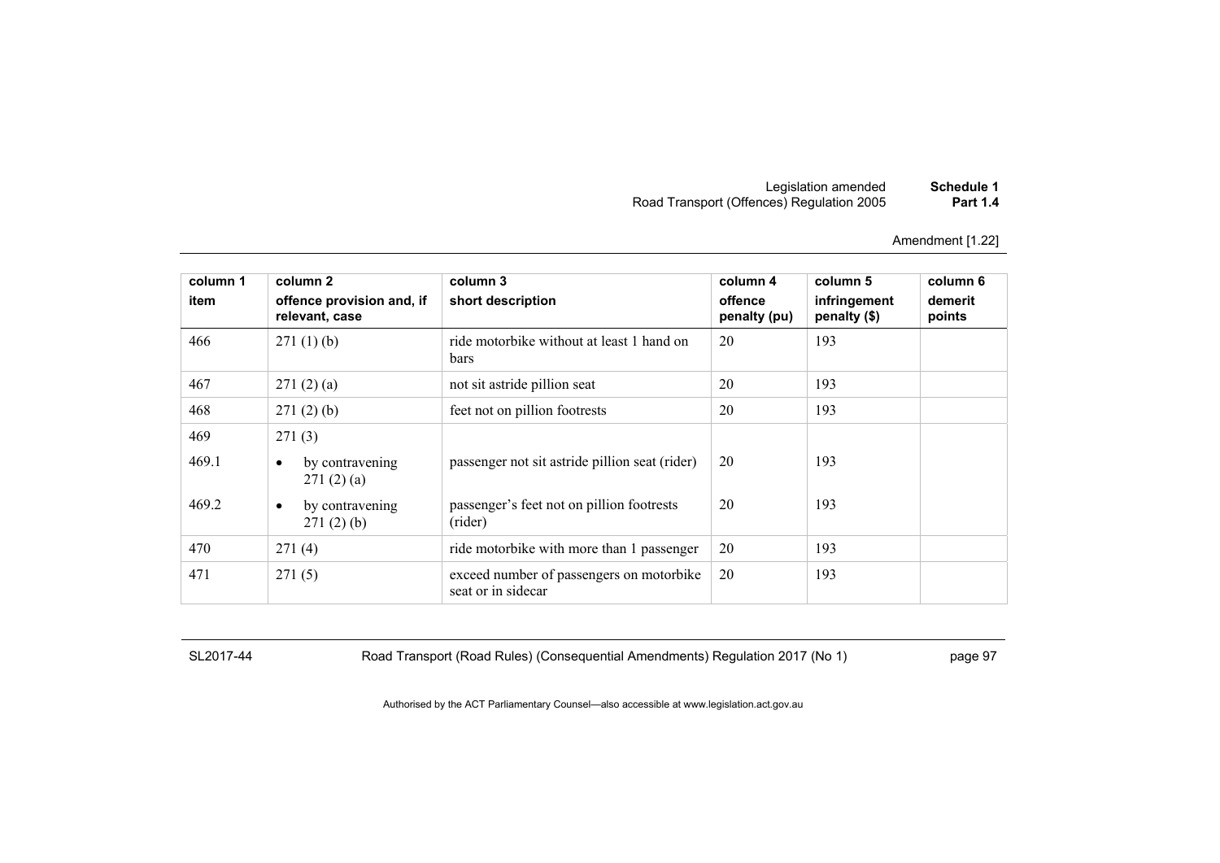Amendment [1.22]

| column 1 item | column 2 offence provision and, if relevant, case | column 3 short description | column 4 offence penalty (pu) | column 5 infringement penalty ($) | column 6 demerit points |
|---|---|---|---|---|---|
| 466 | 271 (1) (b) | ride motorbike without at least 1 hand on bars | 20 | 193 | |
| 467 | 271 (2) (a) | not sit astride pillion seat | 20 | 193 | |
| 468 | 271 (2) (b) | feet not on pillion footrests | 20 | 193 | |
| 469 | 271 (3) | | | | |
| 469.1 | • by contravening 271 (2) (a) | passenger not sit astride pillion seat (rider) | 20 | 193 | |
| 469.2 | • by contravening 271 (2) (b) | passenger's feet not on pillion footrests (rider) | 20 | 193 | |
| 470 | 271 (4) | ride motorbike with more than 1 passenger | 20 | 193 | |
| 471 | 271 (5) | exceed number of passengers on motorbike seat or in sidecar | 20 | 193 | |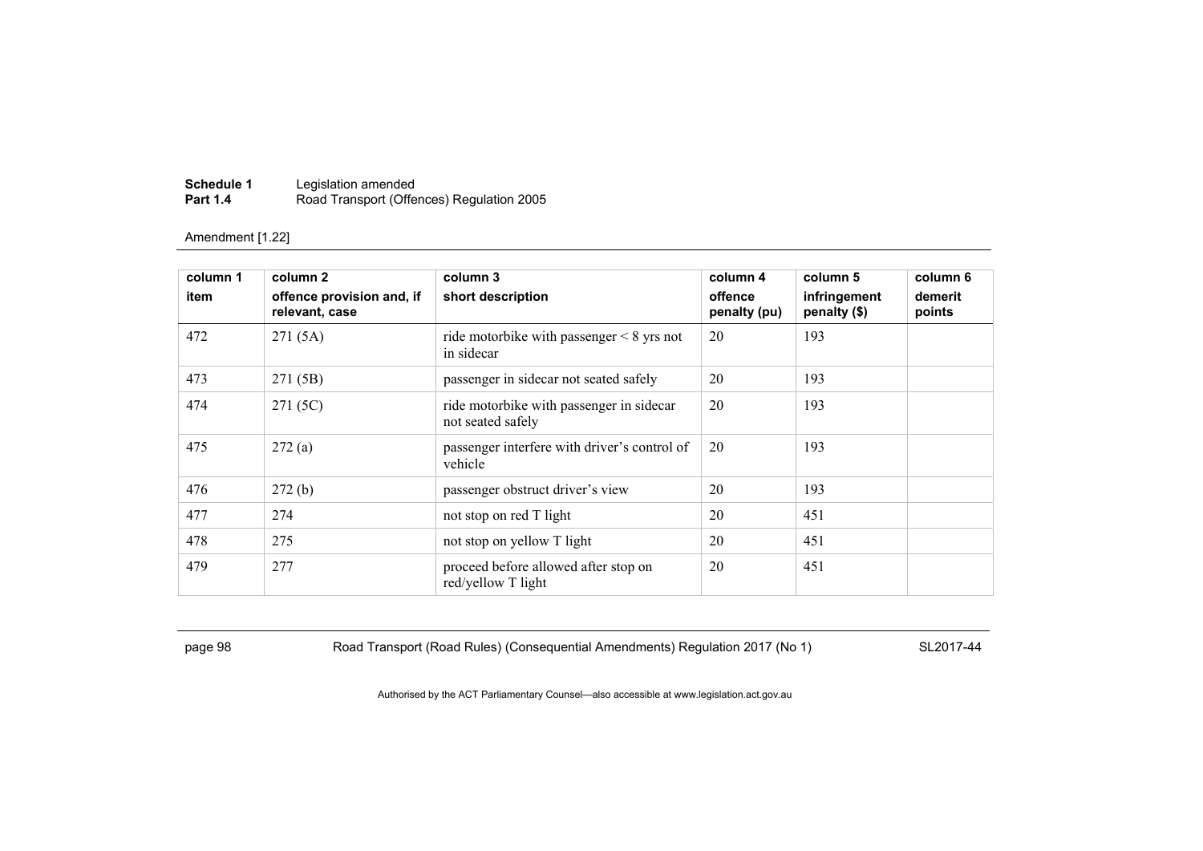Amendment [1.22]

| column 1<br>item | column 2<br>offence provision and, if relevant, case | column 3<br>short description | column 4<br>offence penalty (pu) | column 5<br>infringement penalty ($) | column 6<br>demerit points |
|---|---|---|---|---|---|
| 472 | 271 (5A) | ride motorbike with passenger < 8 yrs not in sidecar | 20 | 193 | |
| 473 | 271 (5B) | passenger in sidecar not seated safely | 20 | 193 | |
| 474 | 271 (5C) | ride motorbike with passenger in sidecar not seated safely | 20 | 193 | |
| 475 | 272 (a) | passenger interfere with driver's control of vehicle | 20 | 193 | |
| 476 | 272 (b) | passenger obstruct driver's view | 20 | 193 | |
| 477 | 274 | not stop on red T light | 20 | 451 | |
| 478 | 275 | not stop on yellow T light | 20 | 451 | |
| 479 | 277 | proceed before allowed after stop on red/yellow T light | 20 | 451 | |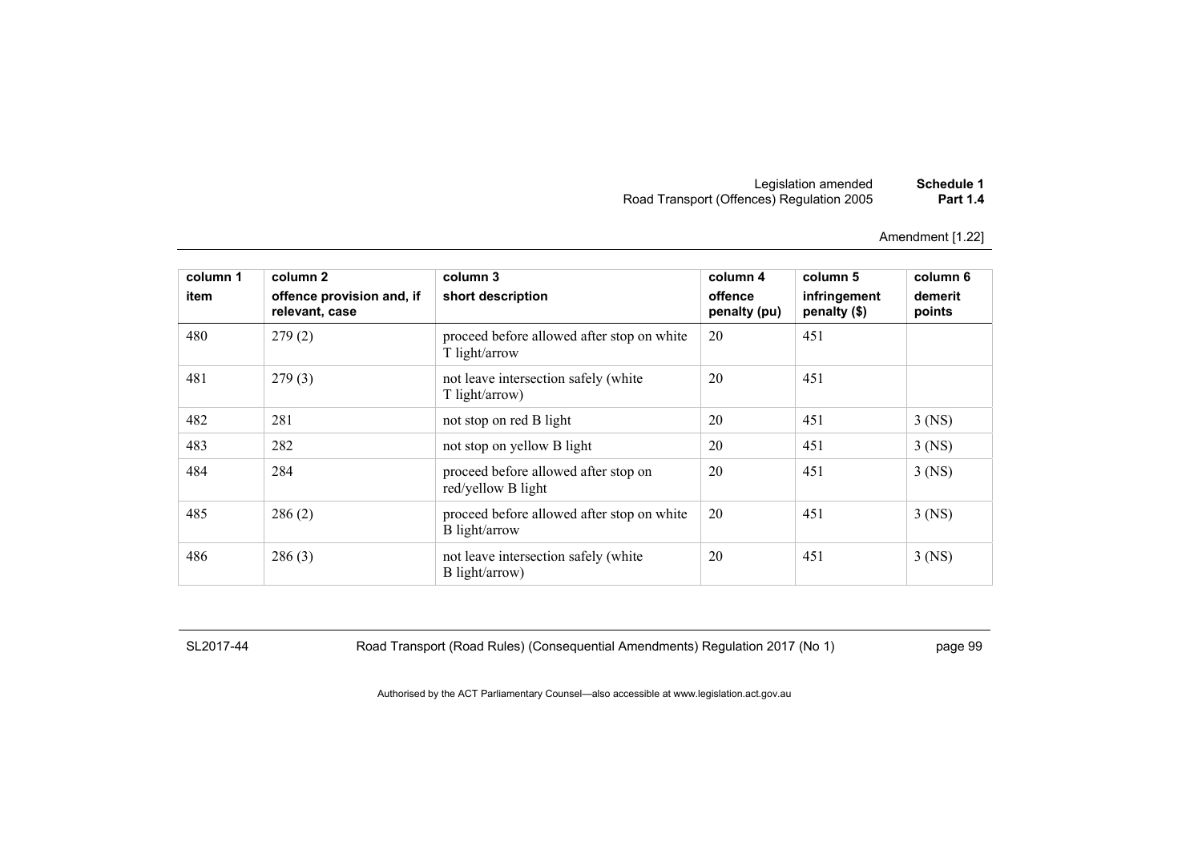Amendment [1.22]

| column 1<br>item | column 2<br>offence provision and, if relevant, case | column 3<br>short description | column 4<br>offence penalty (pu) | column 5<br>infringement penalty ($) | column 6<br>demerit points |
|---|---|---|---|---|---|
| 480 | 279 (2) | proceed before allowed after stop on white T light/arrow | 20 | 451 | |
| 481 | 279 (3) | not leave intersection safely (white T light/arrow) | 20 | 451 | |
| 482 | 281 | not stop on red B light | 20 | 451 | 3 (NS) |
| 483 | 282 | not stop on yellow B light | 20 | 451 | 3 (NS) |
| 484 | 284 | proceed before allowed after stop on red/yellow B light | 20 | 451 | 3 (NS) |
| 485 | 286 (2) | proceed before allowed after stop on white B light/arrow | 20 | 451 | 3 (NS) |
| 486 | 286 (3) | not leave intersection safely (white B light/arrow) | 20 | 451 | 3 (NS) |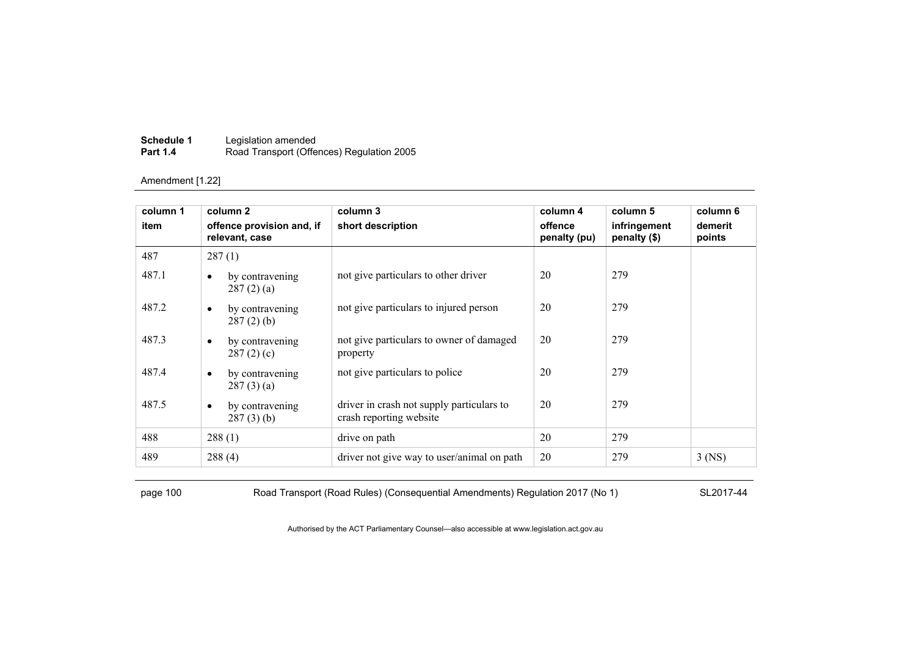Amendment [1.22]

| column 1<br>item | column 2<br>offence provision and, if relevant, case | column 3<br>short description | column 4<br>offence penalty (pu) | column 5<br>infringement penalty ($) | column 6<br>demerit points |
|---|---|---|---|---|---|
| 487 | 287 (1) | | | | |
| 487.1 | • by contravening 287 (2) (a) | not give particulars to other driver | 20 | 279 | |
| 487.2 | • by contravening 287 (2) (b) | not give particulars to injured person | 20 | 279 | |
| 487.3 | • by contravening 287 (2) (c) | not give particulars to owner of damaged property | 20 | 279 | |
| 487.4 | • by contravening 287 (3) (a) | not give particulars to police | 20 | 279 | |
| 487.5 | • by contravening 287 (3) (b) | driver in crash not supply particulars to crash reporting website | 20 | 279 | |
| 488 | 288 (1) | drive on path | 20 | 279 | |
| 489 | 288 (4) | driver not give way to user/animal on path | 20 | 279 | 3 (NS) |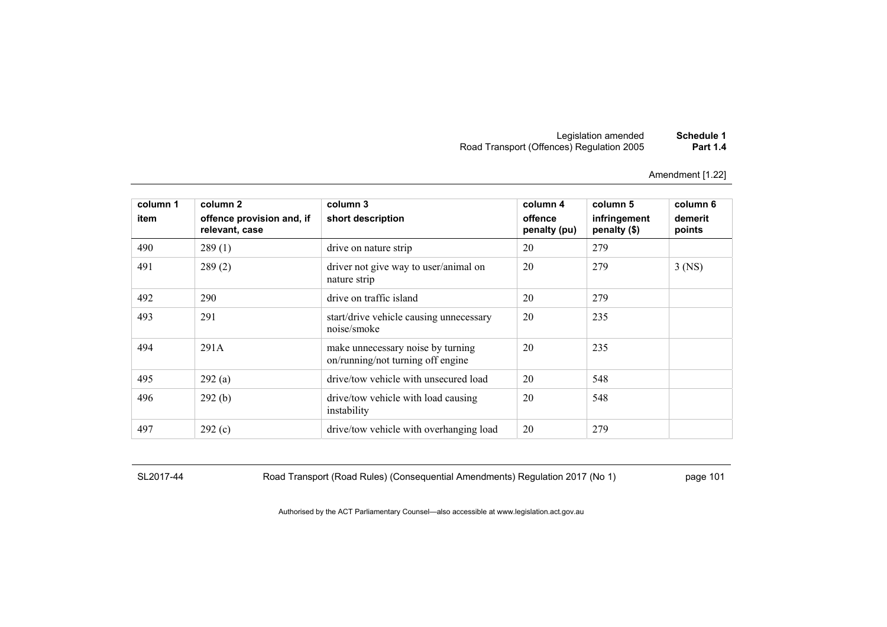| column 1<br>item | column 2<br>offence provision and, if relevant, case | column 3<br>short description | column 4<br>offence penalty (pu) | column 5<br>infringement penalty ($) | column 6<br>demerit points |
|---|---|---|---|---|---|
| 490 | 289 (1) | drive on nature strip | 20 | 279 | |
| 491 | 289 (2) | driver not give way to user/animal on nature strip | 20 | 279 | 3 (NS) |
| 492 | 290 | drive on traffic island | 20 | 279 | |
| 493 | 291 | start/drive vehicle causing unnecessary noise/smoke | 20 | 235 | |
| 494 | 291A | make unnecessary noise by turning on/running/not turning off engine | 20 | 235 | |
| 495 | 292 (a) | drive/tow vehicle with unsecured load | 20 | 548 | |
| 496 | 292 (b) | drive/tow vehicle with load causing instability | 20 | 548 | |
| 497 | 292 (c) | drive/tow vehicle with overhanging load | 20 | 279 | |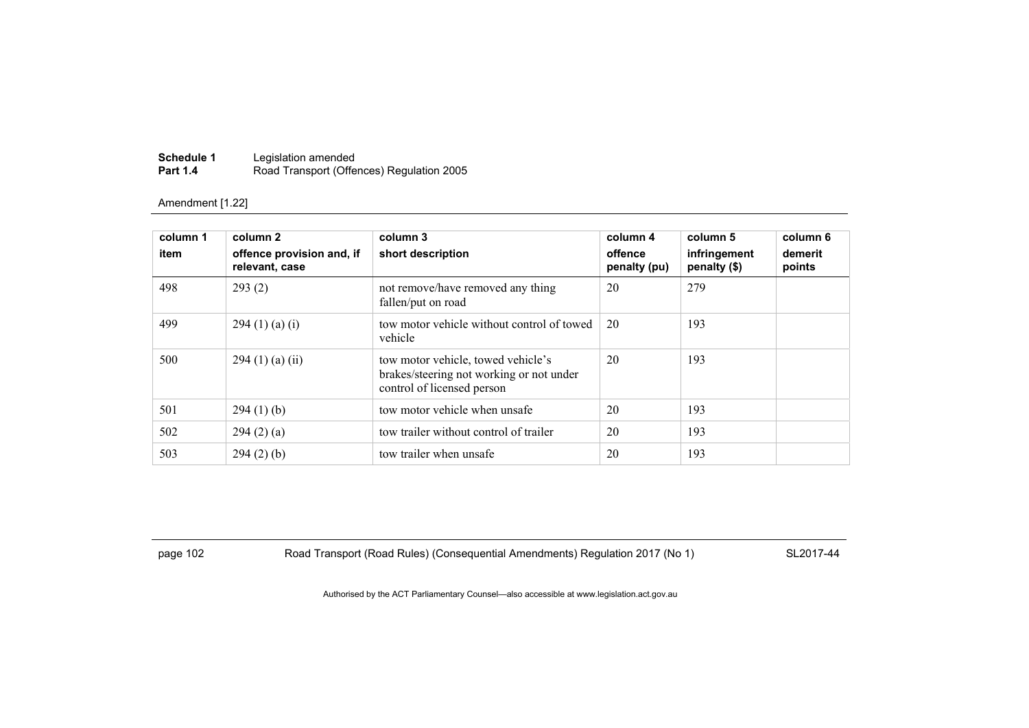Amendment [1.22]

| column 1 item | column 2 offence provision and, if relevant, case | column 3 short description | column 4 offence penalty (pu) | column 5 infringement penalty ($) | column 6 demerit points |
|---|---|---|---|---|---|
| 498 | 293 (2) | not remove/have removed any thing fallen/put on road | 20 | 279 | |
| 499 | 294 (1) (a) (i) | tow motor vehicle without control of towed vehicle | 20 | 193 | |
| 500 | 294 (1) (a) (ii) | tow motor vehicle, towed vehicle's brakes/steering not working or not under control of licensed person | 20 | 193 | |
| 501 | 294 (1) (b) | tow motor vehicle when unsafe | 20 | 193 | |
| 502 | 294 (2) (a) | tow trailer without control of trailer | 20 | 193 | |
| 503 | 294 (2) (b) | tow trailer when unsafe | 20 | 193 | |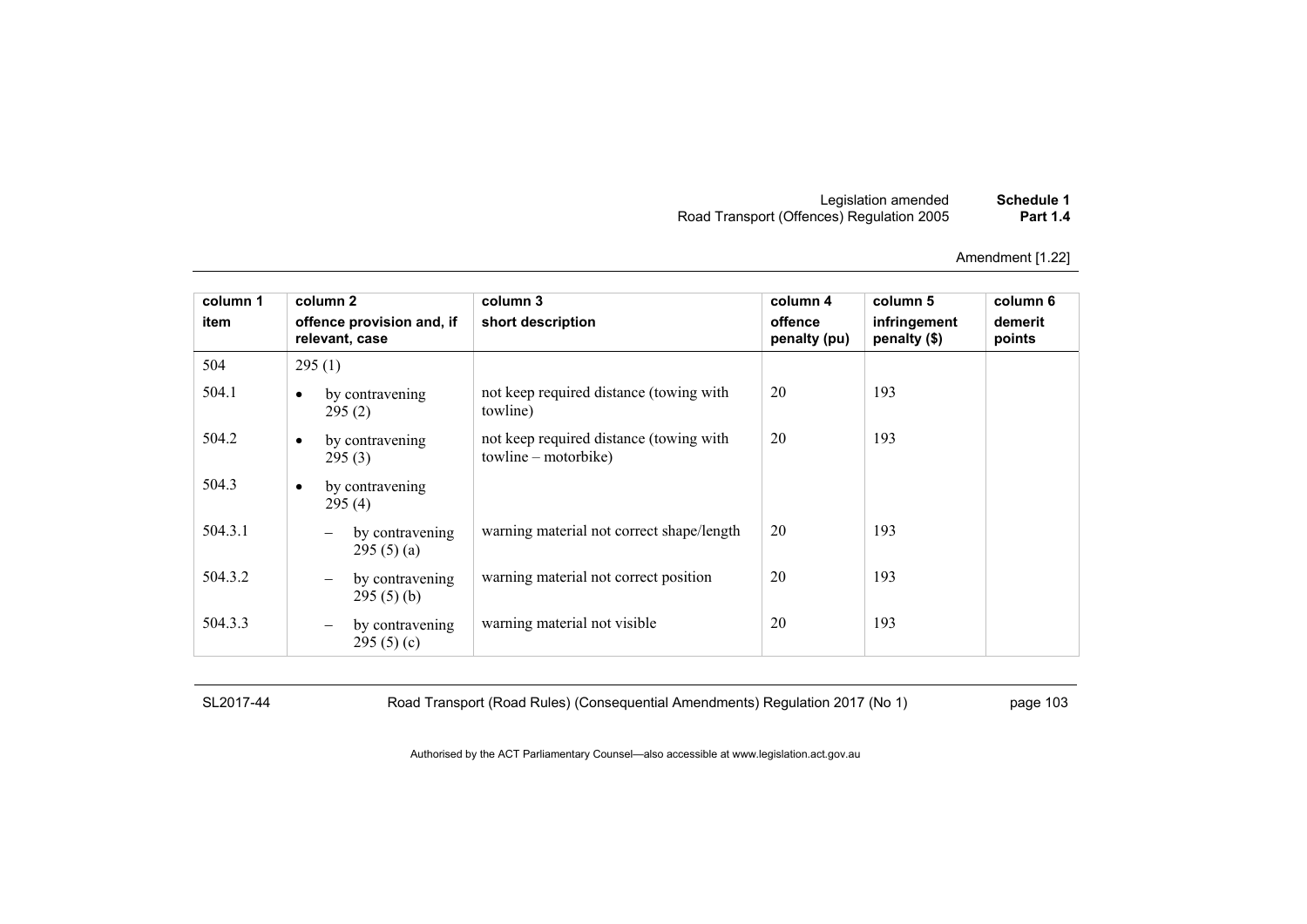| column 1 item | column 2 offence provision and, if relevant, case | column 3 short description | column 4 offence penalty (pu) | column 5 infringement penalty ($) | column 6 demerit points |
|---|---|---|---|---|---|
| 504 | 295 (1) | | | | |
| 504.1 | • by contravening 295 (2) | not keep required distance (towing with towline) | 20 | 193 | |
| 504.2 | • by contravening 295 (3) | not keep required distance (towing with towline – motorbike) | 20 | 193 | |
| 504.3 | • by contravening 295 (4) | | | | |
| 504.3.1 | – by contravening 295 (5) (a) | warning material not correct shape/length | 20 | 193 | |
| 504.3.2 | – by contravening 295 (5) (b) | warning material not correct position | 20 | 193 | |
| 504.3.3 | – by contravening 295 (5) (c) | warning material not visible | 20 | 193 | |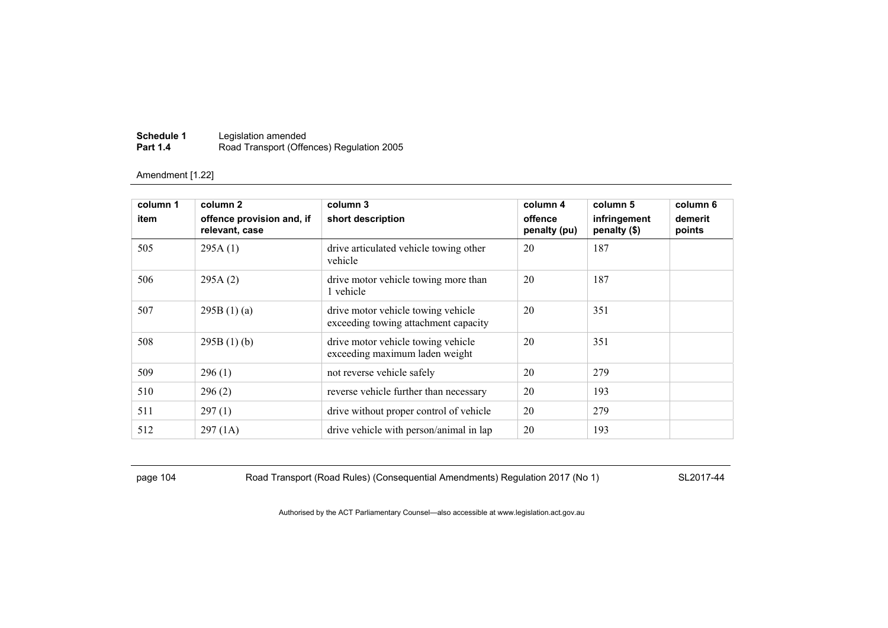Amendment [1.22]

| column 1<br>item | column 2<br>offence provision and, if relevant, case | column 3<br>short description | column 4<br>offence penalty (pu) | column 5<br>infringement penalty ($) | column 6<br>demerit points |
|---|---|---|---|---|---|
| 505 | 295A (1) | drive articulated vehicle towing other vehicle | 20 | 187 | |
| 506 | 295A (2) | drive motor vehicle towing more than 1 vehicle | 20 | 187 | |
| 507 | 295B (1) (a) | drive motor vehicle towing vehicle exceeding towing attachment capacity | 20 | 351 | |
| 508 | 295B (1) (b) | drive motor vehicle towing vehicle exceeding maximum laden weight | 20 | 351 | |
| 509 | 296 (1) | not reverse vehicle safely | 20 | 279 | |
| 510 | 296 (2) | reverse vehicle further than necessary | 20 | 193 | |
| 511 | 297 (1) | drive without proper control of vehicle | 20 | 279 | |
| 512 | 297 (1A) | drive vehicle with person/animal in lap | 20 | 193 | |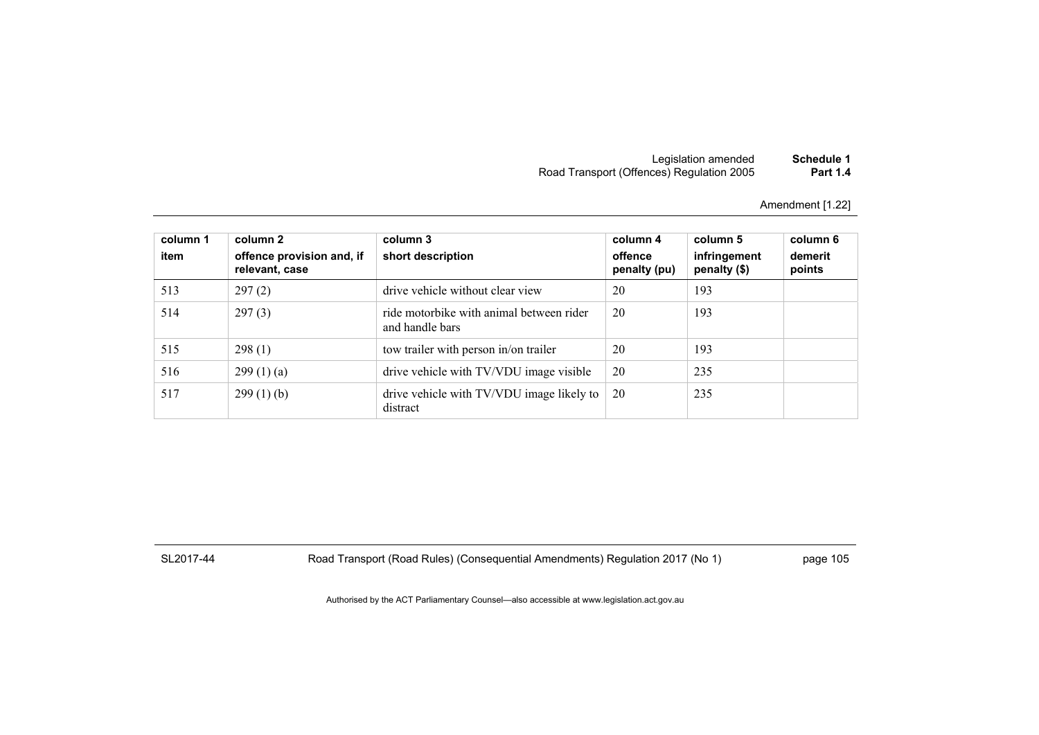| column 1<br>item | column 2<br>offence provision and, if relevant, case | column 3<br>short description | column 4<br>offence penalty (pu) | column 5<br>infringement penalty ($) | column 6<br>demerit points |
|---|---|---|---|---|---|
| 513 | 297 (2) | drive vehicle without clear view | 20 | 193 | |
| 514 | 297 (3) | ride motorbike with animal between rider and handle bars | 20 | 193 | |
| 515 | 298 (1) | tow trailer with person in/on trailer | 20 | 193 | |
| 516 | 299 (1) (a) | drive vehicle with TV/VDU image visible | 20 | 235 | |
| 517 | 299 (1) (b) | drive vehicle with TV/VDU image likely to distract | 20 | 235 | |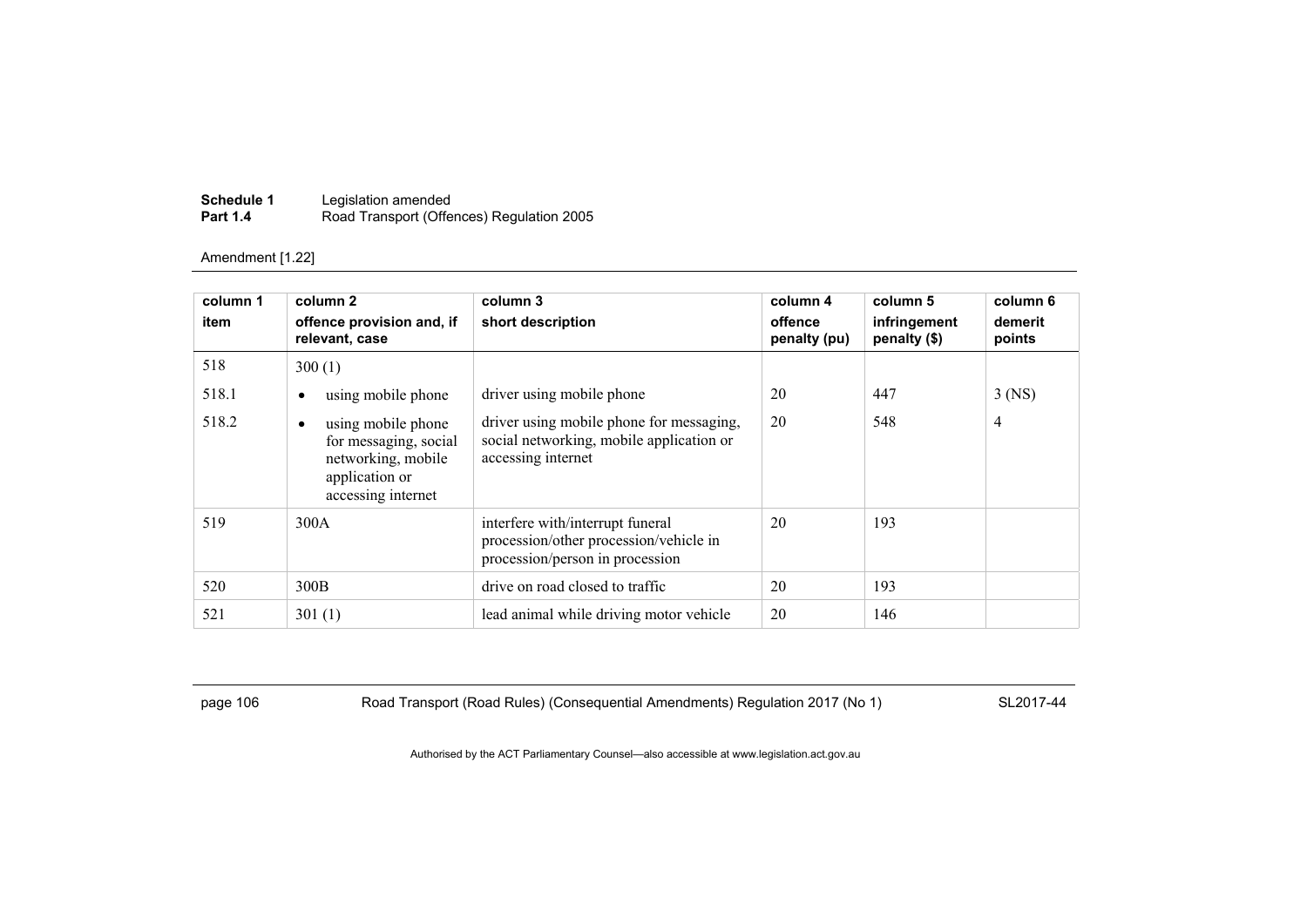Amendment [1.22]

| column 1<br>item | column 2<br>offence provision and, if relevant, case | column 3<br>short description | column 4<br>offence penalty (pu) | column 5<br>infringement penalty ($) | column 6<br>demerit points |
|---|---|---|---|---|---|
| 518 | 300 (1) | | | | |
| 518.1 | • using mobile phone | driver using mobile phone | 20 | 447 | 3 (NS) |
| 518.2 | • using mobile phone for messaging, social networking, mobile application or accessing internet | driver using mobile phone for messaging, social networking, mobile application or accessing internet | 20 | 548 | 4 |
| 519 | 300A | interfere with/interrupt funeral procession/other procession/vehicle in procession/person in procession | 20 | 193 | |
| 520 | 300B | drive on road closed to traffic | 20 | 193 | |
| 521 | 301 (1) | lead animal while driving motor vehicle | 20 | 146 | |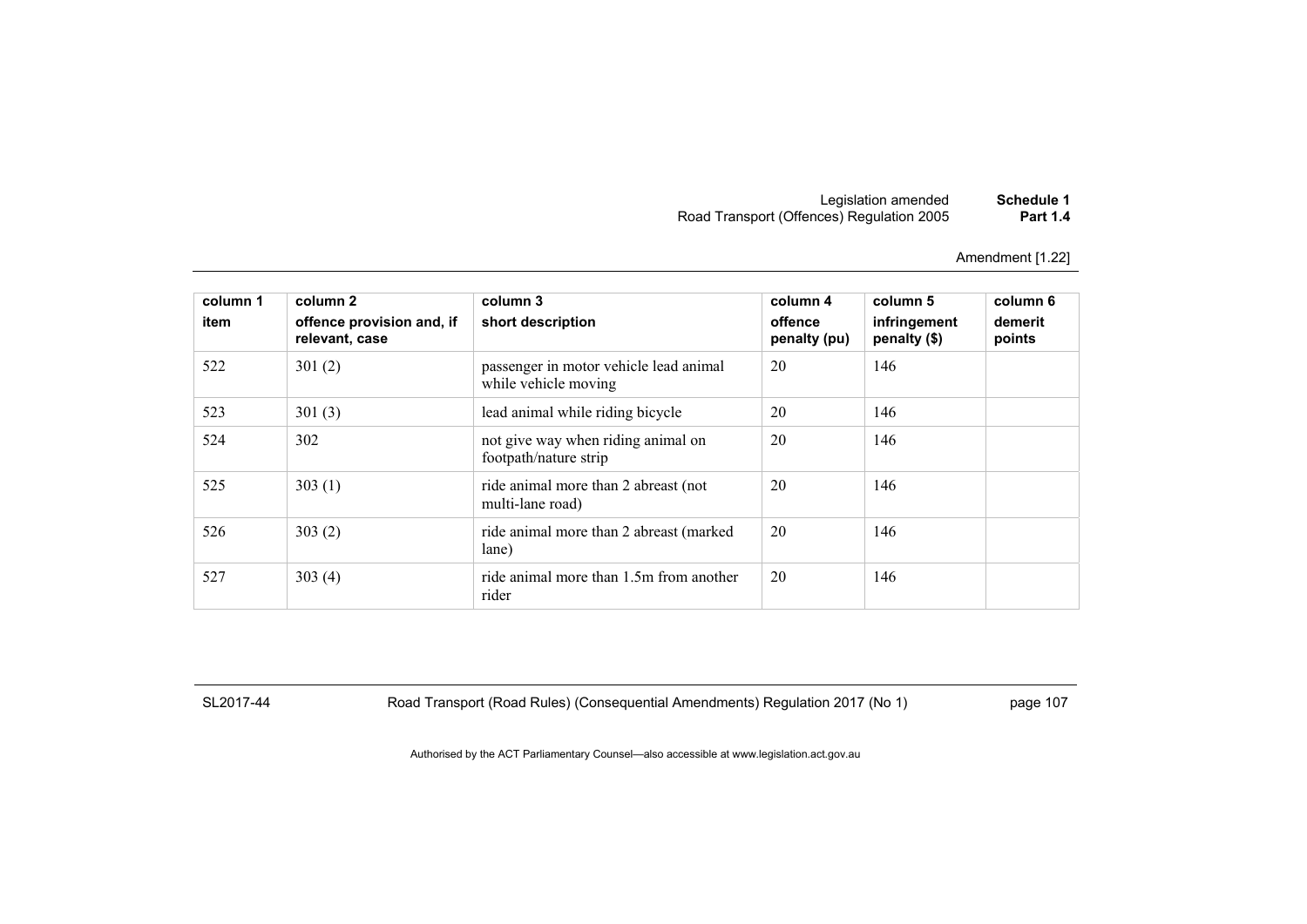Amendment [1.22]

| column 1<br>item | column 2<br>offence provision and, if relevant, case | column 3<br>short description | column 4<br>offence penalty (pu) | column 5<br>infringement penalty ($) | column 6<br>demerit points |
|---|---|---|---|---|---|
| 522 | 301 (2) | passenger in motor vehicle lead animal while vehicle moving | 20 | 146 | |
| 523 | 301 (3) | lead animal while riding bicycle | 20 | 146 | |
| 524 | 302 | not give way when riding animal on footpath/nature strip | 20 | 146 | |
| 525 | 303 (1) | ride animal more than 2 abreast (not multi-lane road) | 20 | 146 | |
| 526 | 303 (2) | ride animal more than 2 abreast (marked lane) | 20 | 146 | |
| 527 | 303 (4) | ride animal more than 1.5m from another rider | 20 | 146 | |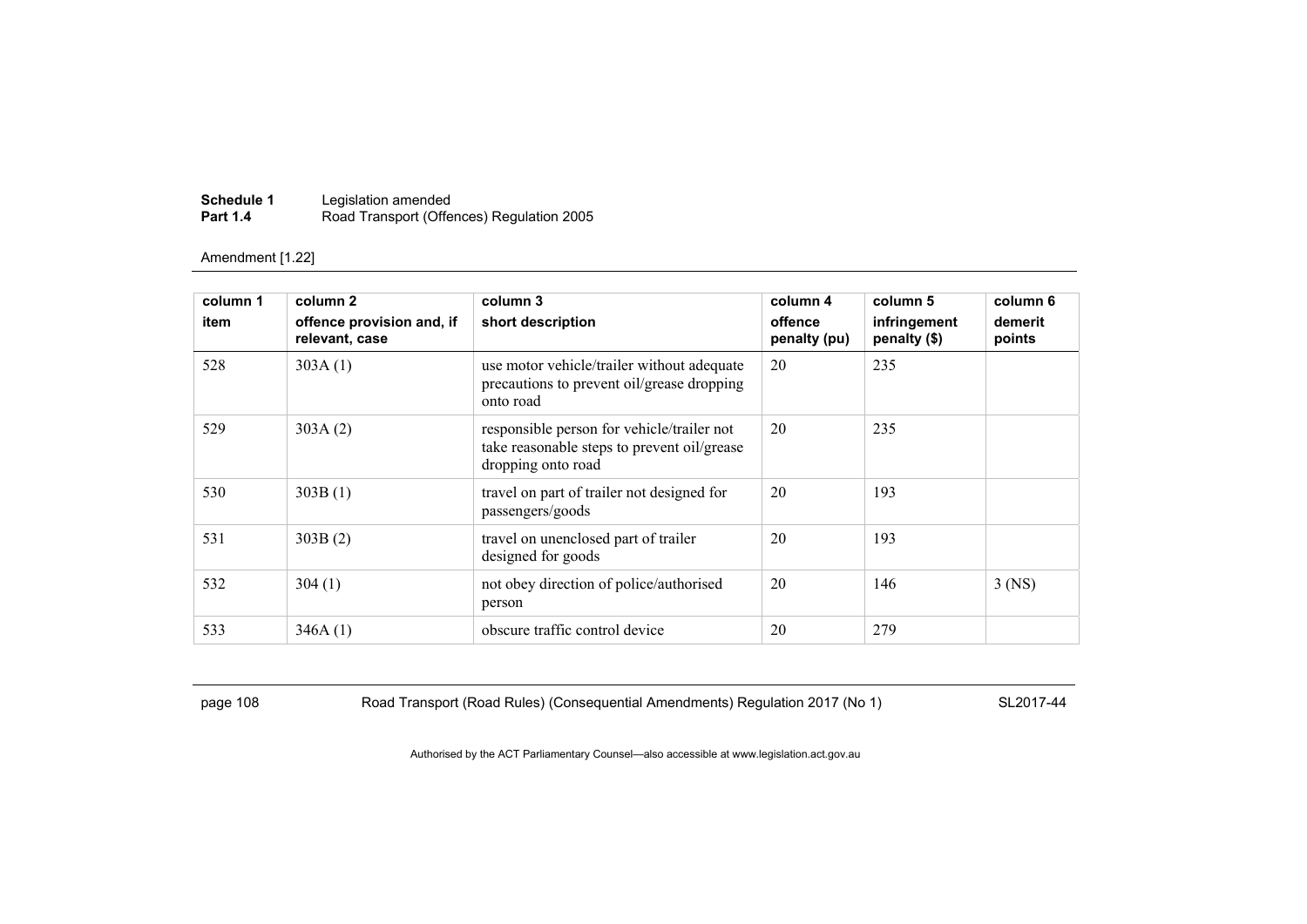Amendment [1.22]

| column 1<br>item | column 2<br>offence provision and, if relevant, case | column 3<br>short description | column 4<br>offence penalty (pu) | column 5<br>infringement penalty ($) | column 6<br>demerit points |
|---|---|---|---|---|---|
| 528 | 303A (1) | use motor vehicle/trailer without adequate precautions to prevent oil/grease dropping onto road | 20 | 235 | |
| 529 | 303A (2) | responsible person for vehicle/trailer not take reasonable steps to prevent oil/grease dropping onto road | 20 | 235 | |
| 530 | 303B (1) | travel on part of trailer not designed for passengers/goods | 20 | 193 | |
| 531 | 303B (2) | travel on unenclosed part of trailer designed for goods | 20 | 193 | |
| 532 | 304 (1) | not obey direction of police/authorised person | 20 | 146 | 3 (NS) |
| 533 | 346A (1) | obscure traffic control device | 20 | 279 | |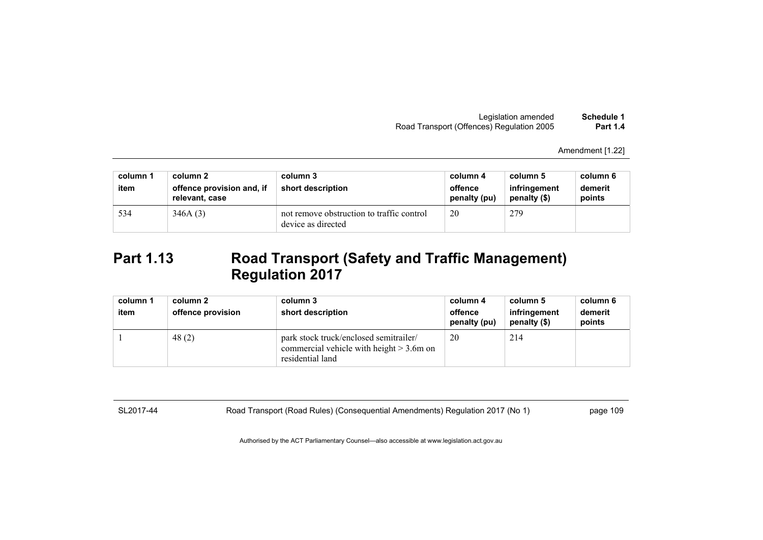| column 1 item | column 2 offence provision and, if relevant, case | column 3 short description | column 4 offence penalty (pu) | column 5 infringement penalty ($) | column 6 demerit points |
|---|---|---|---|---|---|
| 534 | 346A (3) | not remove obstruction to traffic control device as directed | 20 | 279 | |

## Part 1.13 Road Transport (Safety and Traffic Management) Regulation 2017

| column 1 item | column 2 offence provision | column 3 short description | column 4 offence penalty (pu) | column 5 infringement penalty ($) | column 6 demerit points |
|---|---|---|---|---|---|
| 1 | 48 (2) | park stock truck/enclosed semitrailer/ commercial vehicle with height > 3.6m on residential land | 20 | 214 | |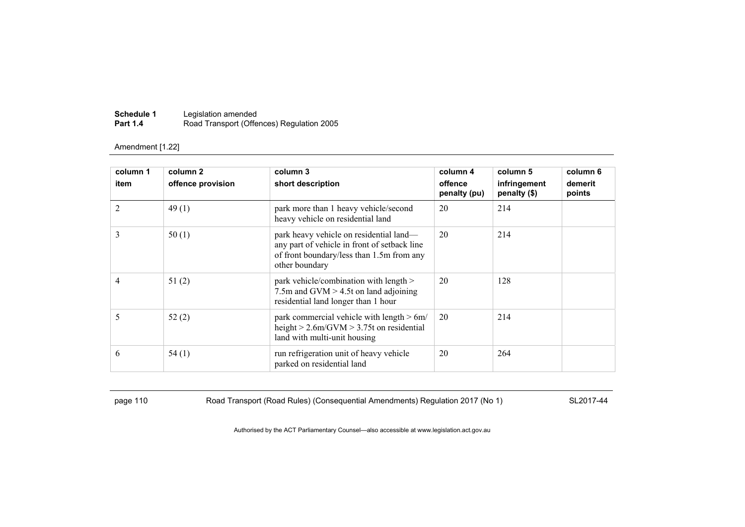Amendment [1.22]

| column 1<br>item | column 2<br>offence provision | column 3<br>short description | column 4<br>offence penalty (pu) | column 5<br>infringement penalty ($) | column 6<br>demerit points |
|---|---|---|---|---|---|
| 2 | 49 (1) | park more than 1 heavy vehicle/second heavy vehicle on residential land | 20 | 214 | |
| 3 | 50 (1) | park heavy vehicle on residential land—any part of vehicle in front of setback line of front boundary/less than 1.5m from any other boundary | 20 | 214 | |
| 4 | 51 (2) | park vehicle/combination with length > 7.5m and GVM > 4.5t on land adjoining residential land longer than 1 hour | 20 | 128 | |
| 5 | 52 (2) | park commercial vehicle with length > 6m/ height > 2.6m/GVM > 3.75t on residential land with multi-unit housing | 20 | 214 | |
| 6 | 54 (1) | run refrigeration unit of heavy vehicle parked on residential land | 20 | 264 | |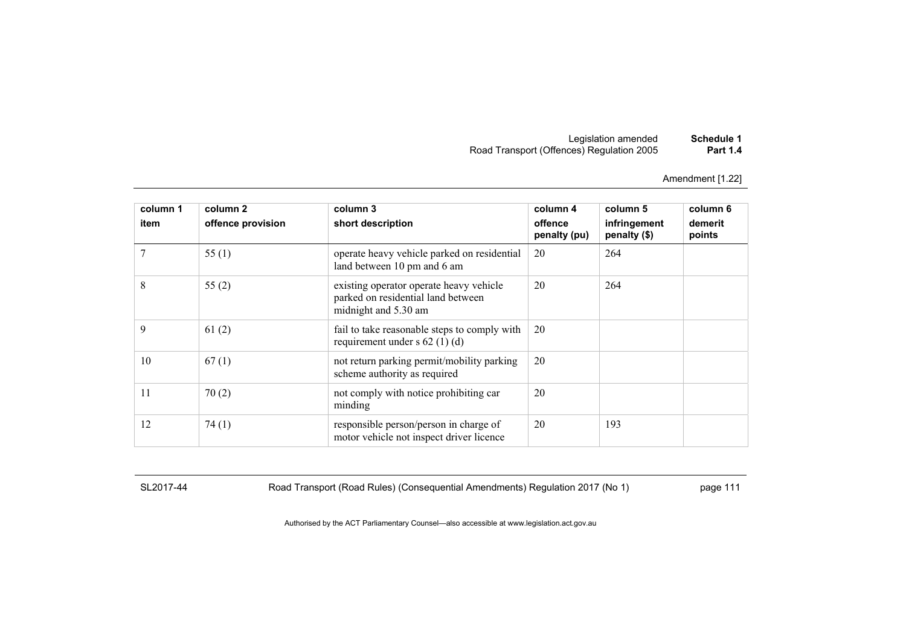Amendment [1.22]

| column 1 item | column 2 offence provision | column 3 short description | column 4 offence penalty (pu) | column 5 infringement penalty ($) | column 6 demerit points |
|---|---|---|---|---|---|
| 7 | 55 (1) | operate heavy vehicle parked on residential land between 10 pm and 6 am | 20 | 264 | |
| 8 | 55 (2) | existing operator operate heavy vehicle parked on residential land between midnight and 5.30 am | 20 | 264 | |
| 9 | 61 (2) | fail to take reasonable steps to comply with requirement under s 62 (1) (d) | 20 | | |
| 10 | 67 (1) | not return parking permit/mobility parking scheme authority as required | 20 | | |
| 11 | 70 (2) | not comply with notice prohibiting car minding | 20 | | |
| 12 | 74 (1) | responsible person/person in charge of motor vehicle not inspect driver licence | 20 | 193 | |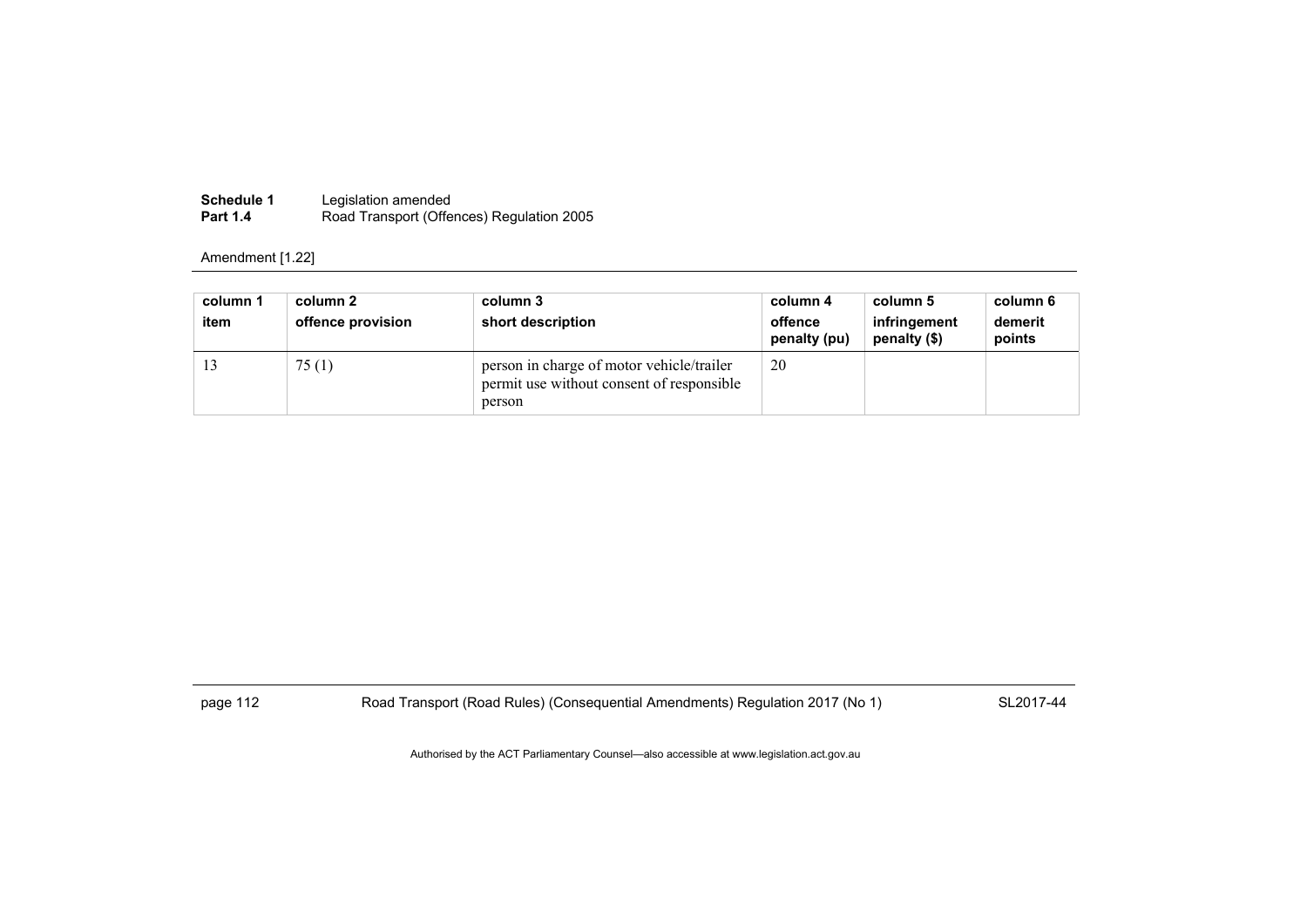Amendment [1.22]

| column 1<br>item | column 2<br>offence provision | column 3<br>short description | column 4<br>offence penalty (pu) | column 5<br>infringement penalty ($) | column 6<br>demerit points |
|---|---|---|---|---|---|
| 13 | 75 (1) | person in charge of motor vehicle/trailer permit use without consent of responsible person | 20 | | |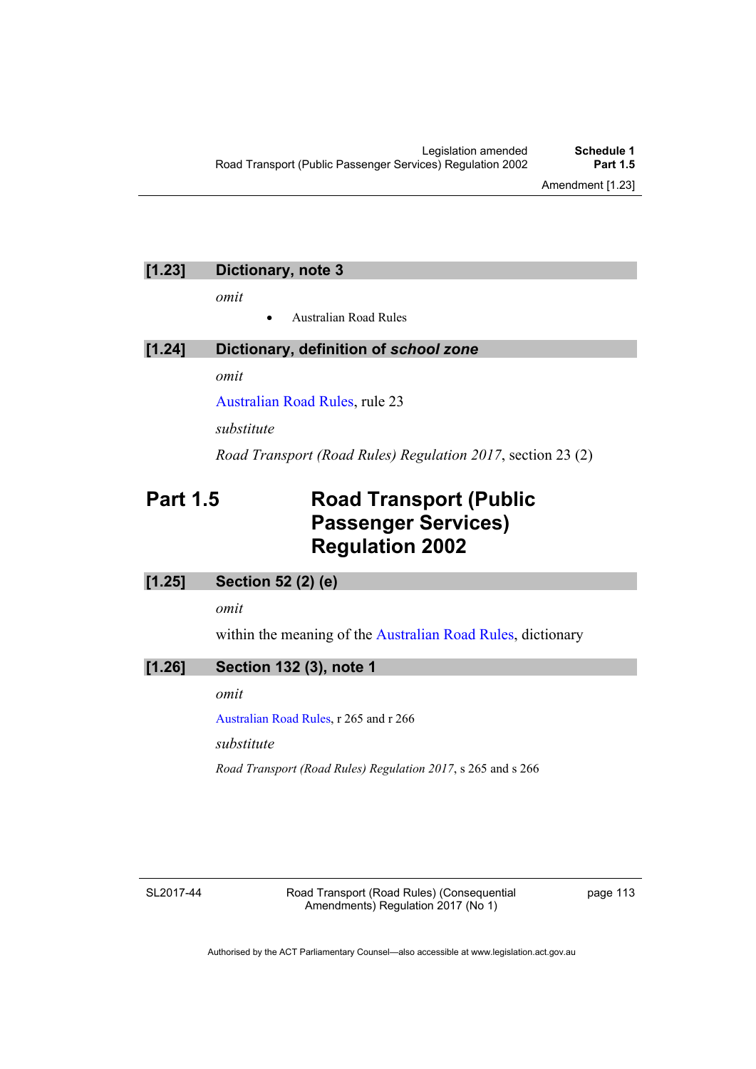### [1.23] Dictionary, note 3

*omit*

- Australian Road Rules

### [1.24] Dictionary, definition of *school zone*

*omit*

Australian Road Rules, rule 23

*substitute*

*Road Transport (Road Rules) Regulation 2017*, section 23 (2)

## Part 1.5 Road Transport (Public Passenger Services) Regulation 2002

### [1.25] Section 52 (2) (e)

*omit*

within the meaning of the Australian Road Rules, dictionary

### [1.26] Section 132 (3), note 1

*omit*

Australian Road Rules, r 265 and r 266

*substitute*

*Road Transport (Road Rules) Regulation 2017*, s 265 and s 266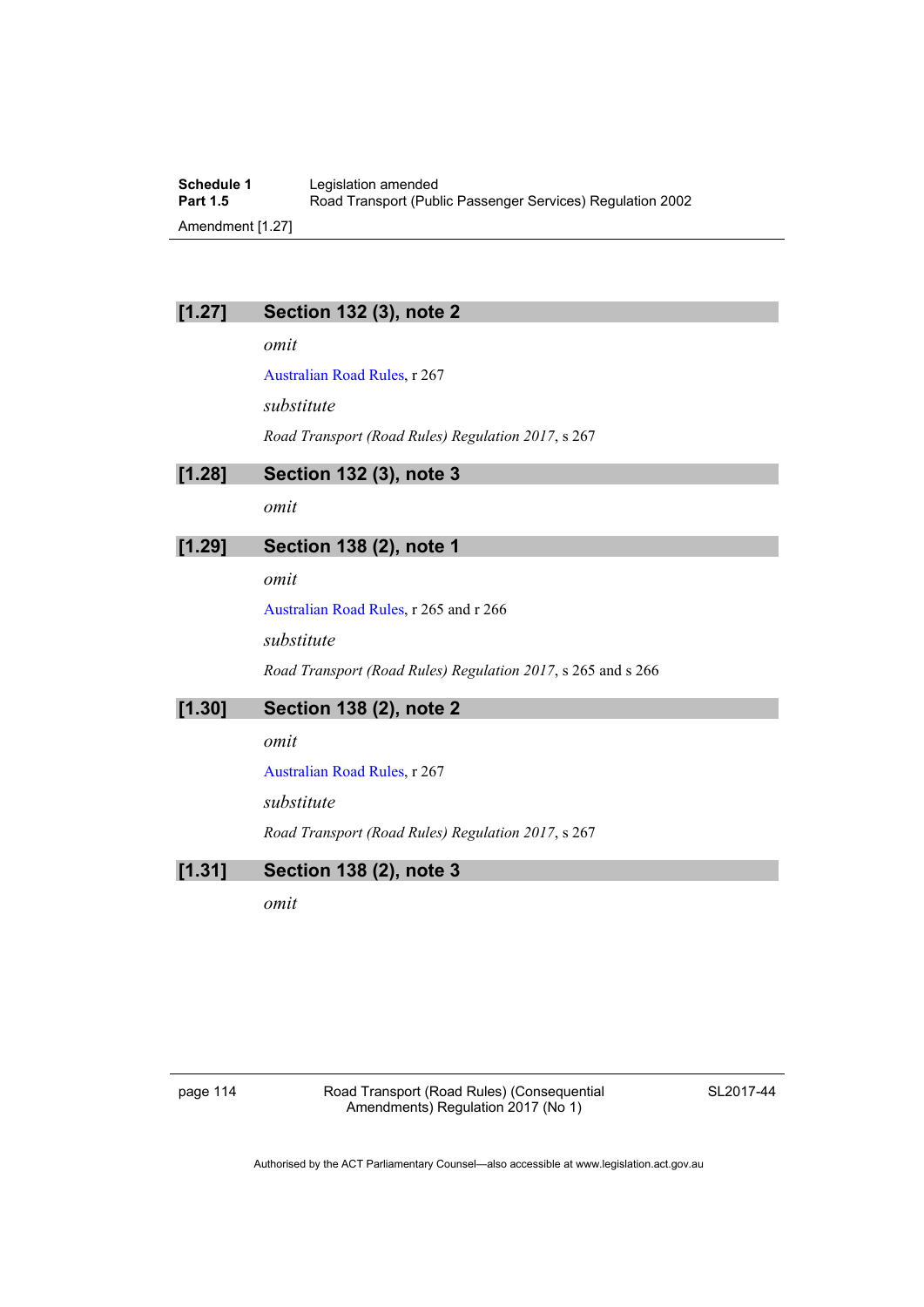## [1.27] Section 132 (3), note 2

*omit*

Australian Road Rules, r 267

*substitute*

*Road Transport (Road Rules) Regulation 2017*, s 267

## [1.28] Section 132 (3), note 3

*omit*

## [1.29] Section 138 (2), note 1

*omit*

Australian Road Rules, r 265 and r 266

*substitute*

*Road Transport (Road Rules) Regulation 2017*, s 265 and s 266

## [1.30] Section 138 (2), note 2

*omit*

Australian Road Rules, r 267

*substitute*

*Road Transport (Road Rules) Regulation 2017*, s 267

## [1.31] Section 138 (2), note 3

*omit*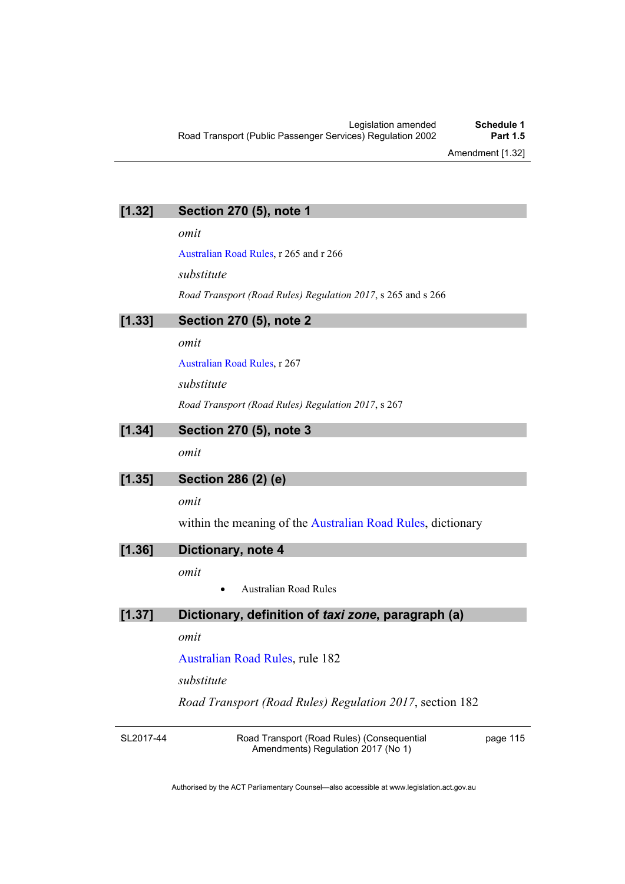## [1.32] Section 270 (5), note 1

*omit*

Australian Road Rules, r 265 and r 266

*substitute*

*Road Transport (Road Rules) Regulation 2017*, s 265 and s 266

## [1.33] Section 270 (5), note 2

*omit*

Australian Road Rules, r 267

*substitute*

*Road Transport (Road Rules) Regulation 2017*, s 267

## [1.34] Section 270 (5), note 3

*omit*

## [1.35] Section 286 (2) (e)

*omit*

within the meaning of the Australian Road Rules, dictionary

## [1.36] Dictionary, note 4

*omit*

- Australian Road Rules

## [1.37] Dictionary, definition of *taxi zone*, paragraph (a)

*omit*

Australian Road Rules, rule 182

*substitute*

*Road Transport (Road Rules) Regulation 2017*, section 182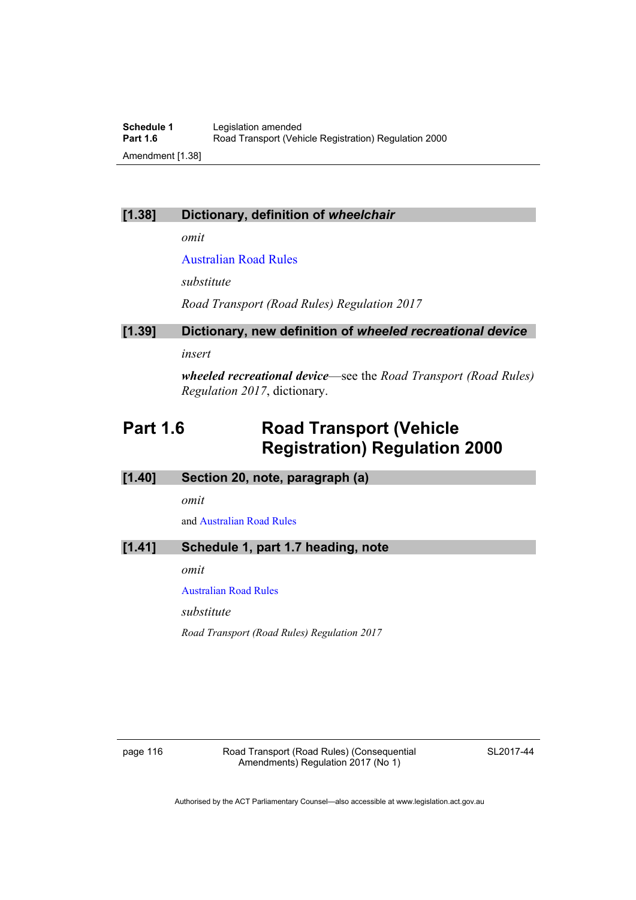### [1.38] Dictionary, definition of *wheelchair*

*omit*

Australian Road Rules

*substitute*

*Road Transport (Road Rules) Regulation 2017*

### [1.39] Dictionary, new definition of *wheeled recreational device*

*insert*

***wheeled recreational device***—see the *Road Transport (Road Rules) Regulation 2017*, dictionary.

## Part 1.6 Road Transport (Vehicle Registration) Regulation 2000

### [1.40] Section 20, note, paragraph (a)

*omit*

and Australian Road Rules

### [1.41] Schedule 1, part 1.7 heading, note

*omit*

Australian Road Rules

*substitute*

*Road Transport (Road Rules) Regulation 2017*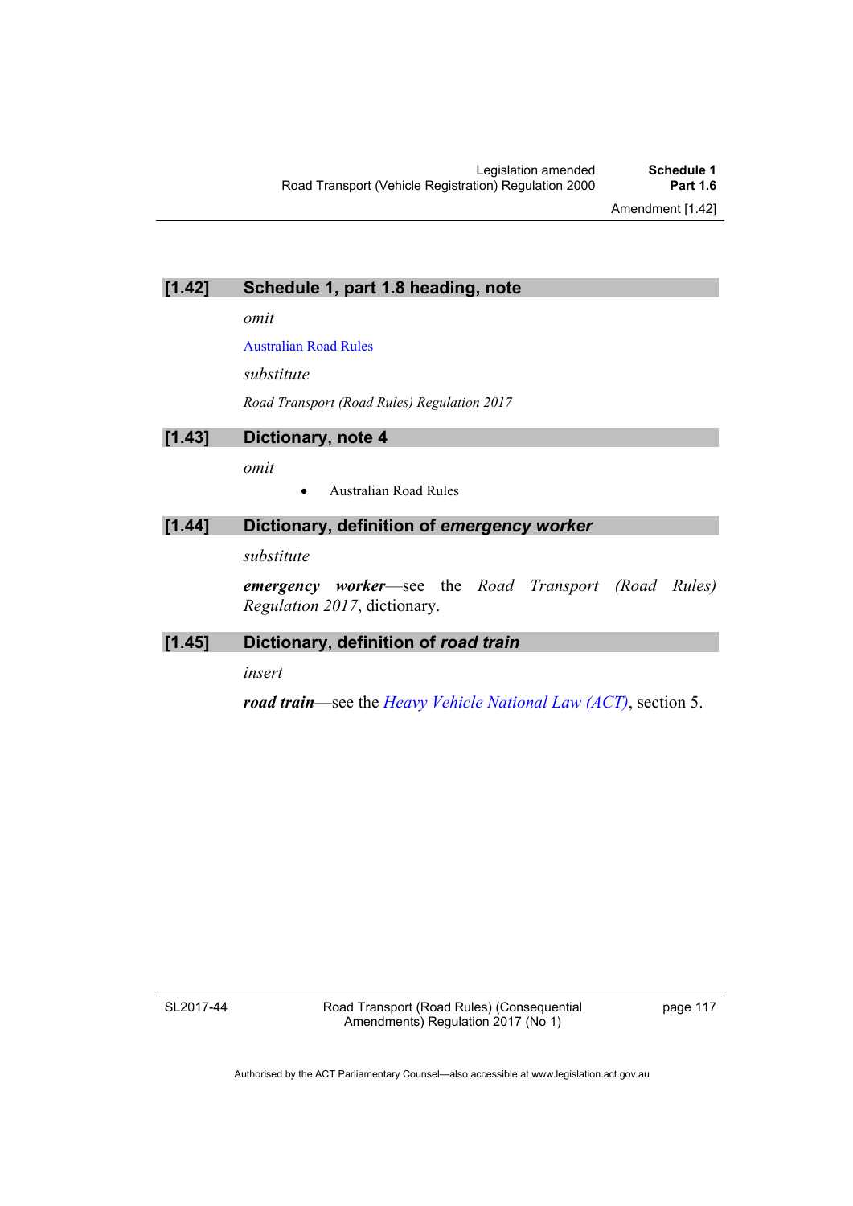## [1.42] Schedule 1, part 1.8 heading, note

*omit*

Australian Road Rules

*substitute*

*Road Transport (Road Rules) Regulation 2017*

## [1.43] Dictionary, note 4

*omit*

- Australian Road Rules

## [1.44] Dictionary, definition of *emergency worker*

*substitute*

***emergency worker***—see the *Road Transport (Road Rules) Regulation 2017*, dictionary.

## [1.45] Dictionary, definition of *road train*

*insert*

***road train***—see the *Heavy Vehicle National Law (ACT)*, section 5.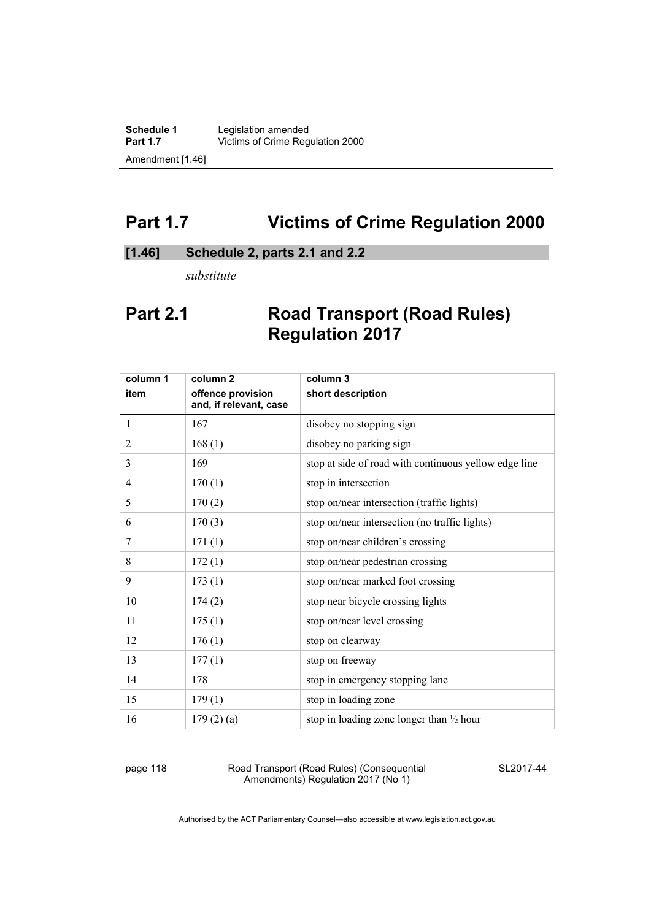# Part 1.7 Victims of Crime Regulation 2000

**[1.46] Schedule 2, parts 2.1 and 2.2**

*substitute*

# Part 2.1 Road Transport (Road Rules) Regulation 2017

| column 1<br>item | column 2<br>offence provision and, if relevant, case | column 3<br>short description |
|---|---|---|
| 1 | 167 | disobey no stopping sign |
| 2 | 168 (1) | disobey no parking sign |
| 3 | 169 | stop at side of road with continuous yellow edge line |
| 4 | 170 (1) | stop in intersection |
| 5 | 170 (2) | stop on/near intersection (traffic lights) |
| 6 | 170 (3) | stop on/near intersection (no traffic lights) |
| 7 | 171 (1) | stop on/near children's crossing |
| 8 | 172 (1) | stop on/near pedestrian crossing |
| 9 | 173 (1) | stop on/near marked foot crossing |
| 10 | 174 (2) | stop near bicycle crossing lights |
| 11 | 175 (1) | stop on/near level crossing |
| 12 | 176 (1) | stop on clearway |
| 13 | 177 (1) | stop on freeway |
| 14 | 178 | stop in emergency stopping lane |
| 15 | 179 (1) | stop in loading zone |
| 16 | 179 (2) (a) | stop in loading zone longer than ½ hour |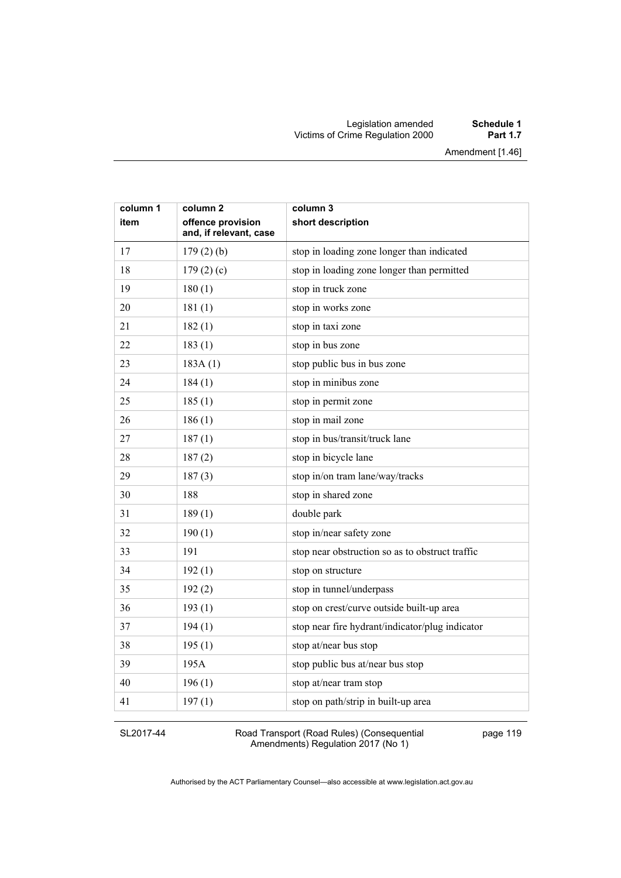| column 1<br>item | column 2<br>offence provision and, if relevant, case | column 3<br>short description |
|---|---|---|
| 17 | 179 (2) (b) | stop in loading zone longer than indicated |
| 18 | 179 (2) (c) | stop in loading zone longer than permitted |
| 19 | 180 (1) | stop in truck zone |
| 20 | 181 (1) | stop in works zone |
| 21 | 182 (1) | stop in taxi zone |
| 22 | 183 (1) | stop in bus zone |
| 23 | 183A (1) | stop public bus in bus zone |
| 24 | 184 (1) | stop in minibus zone |
| 25 | 185 (1) | stop in permit zone |
| 26 | 186 (1) | stop in mail zone |
| 27 | 187 (1) | stop in bus/transit/truck lane |
| 28 | 187 (2) | stop in bicycle lane |
| 29 | 187 (3) | stop in/on tram lane/way/tracks |
| 30 | 188 | stop in shared zone |
| 31 | 189 (1) | double park |
| 32 | 190 (1) | stop in/near safety zone |
| 33 | 191 | stop near obstruction so as to obstruct traffic |
| 34 | 192 (1) | stop on structure |
| 35 | 192 (2) | stop in tunnel/underpass |
| 36 | 193 (1) | stop on crest/curve outside built-up area |
| 37 | 194 (1) | stop near fire hydrant/indicator/plug indicator |
| 38 | 195 (1) | stop at/near bus stop |
| 39 | 195A | stop public bus at/near bus stop |
| 40 | 196 (1) | stop at/near tram stop |
| 41 | 197 (1) | stop on path/strip in built-up area |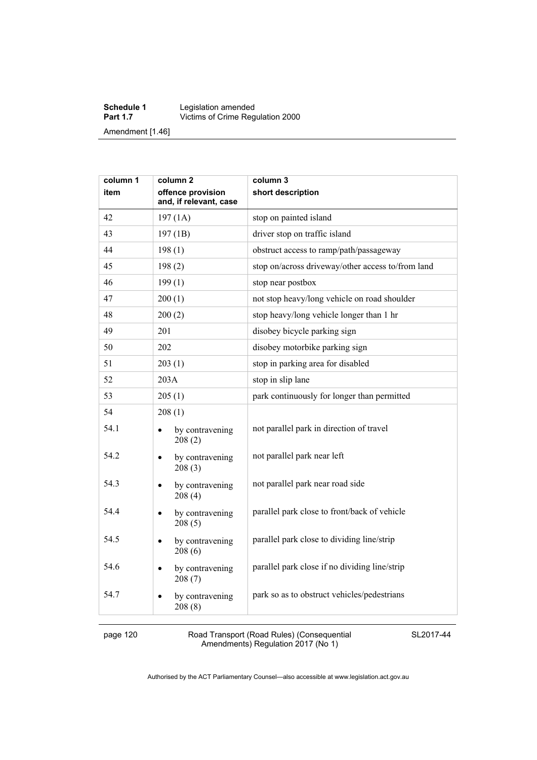| column 1 item | column 2 offence provision and, if relevant, case | column 3 short description |
|---|---|---|
| 42 | 197 (1A) | stop on painted island |
| 43 | 197 (1B) | driver stop on traffic island |
| 44 | 198 (1) | obstruct access to ramp/path/passageway |
| 45 | 198 (2) | stop on/across driveway/other access to/from land |
| 46 | 199 (1) | stop near postbox |
| 47 | 200 (1) | not stop heavy/long vehicle on road shoulder |
| 48 | 200 (2) | stop heavy/long vehicle longer than 1 hr |
| 49 | 201 | disobey bicycle parking sign |
| 50 | 202 | disobey motorbike parking sign |
| 51 | 203 (1) | stop in parking area for disabled |
| 52 | 203A | stop in slip lane |
| 53 | 205 (1) | park continuously for longer than permitted |
| 54 | 208 (1) | |
| 54.1 | • by contravening 208 (2) | not parallel park in direction of travel |
| 54.2 | • by contravening 208 (3) | not parallel park near left |
| 54.3 | • by contravening 208 (4) | not parallel park near road side |
| 54.4 | • by contravening 208 (5) | parallel park close to front/back of vehicle |
| 54.5 | • by contravening 208 (6) | parallel park close to dividing line/strip |
| 54.6 | • by contravening 208 (7) | parallel park close if no dividing line/strip |
| 54.7 | • by contravening 208 (8) | park so as to obstruct vehicles/pedestrians |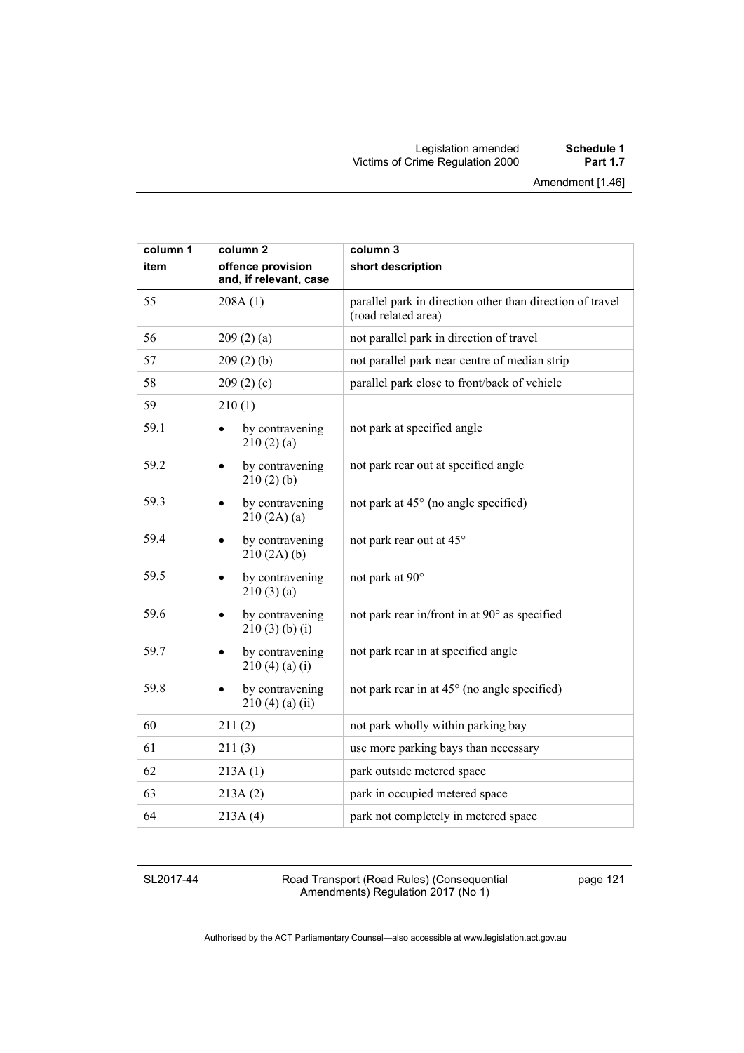| column 1<br>item | column 2<br>offence provision and, if relevant, case | column 3<br>short description |
|---|---|---|
| 55 | 208A (1) | parallel park in direction other than direction of travel (road related area) |
| 56 | 209 (2) (a) | not parallel park in direction of travel |
| 57 | 209 (2) (b) | not parallel park near centre of median strip |
| 58 | 209 (2) (c) | parallel park close to front/back of vehicle |
| 59 | 210 (1) | |
| 59.1 | • by contravening 210 (2) (a) | not park at specified angle |
| 59.2 | • by contravening 210 (2) (b) | not park rear out at specified angle |
| 59.3 | • by contravening 210 (2A) (a) | not park at 45° (no angle specified) |
| 59.4 | • by contravening 210 (2A) (b) | not park rear out at 45° |
| 59.5 | • by contravening 210 (3) (a) | not park at 90° |
| 59.6 | • by contravening 210 (3) (b) (i) | not park rear in/front in at 90° as specified |
| 59.7 | • by contravening 210 (4) (a) (i) | not park rear in at specified angle |
| 59.8 | • by contravening 210 (4) (a) (ii) | not park rear in at 45° (no angle specified) |
| 60 | 211 (2) | not park wholly within parking bay |
| 61 | 211 (3) | use more parking bays than necessary |
| 62 | 213A (1) | park outside metered space |
| 63 | 213A (2) | park in occupied metered space |
| 64 | 213A (4) | park not completely in metered space |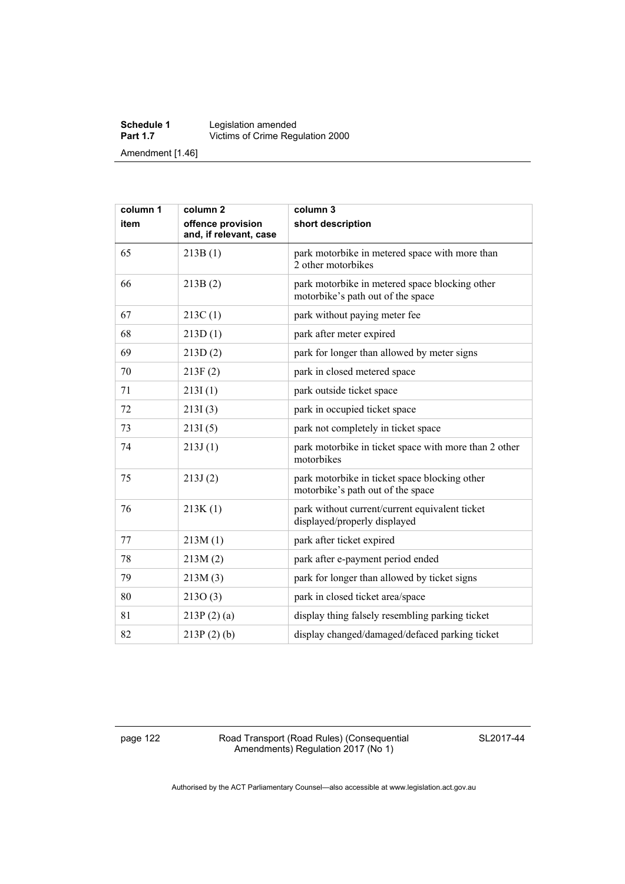| column 1<br>item | column 2<br>offence provision and, if relevant, case | column 3<br>short description |
|---|---|---|
| 65 | 213B (1) | park motorbike in metered space with more than 2 other motorbikes |
| 66 | 213B (2) | park motorbike in metered space blocking other motorbike's path out of the space |
| 67 | 213C (1) | park without paying meter fee |
| 68 | 213D (1) | park after meter expired |
| 69 | 213D (2) | park for longer than allowed by meter signs |
| 70 | 213F (2) | park in closed metered space |
| 71 | 213I (1) | park outside ticket space |
| 72 | 213I (3) | park in occupied ticket space |
| 73 | 213I (5) | park not completely in ticket space |
| 74 | 213J (1) | park motorbike in ticket space with more than 2 other motorbikes |
| 75 | 213J (2) | park motorbike in ticket space blocking other motorbike's path out of the space |
| 76 | 213K (1) | park without current/current equivalent ticket displayed/properly displayed |
| 77 | 213M (1) | park after ticket expired |
| 78 | 213M (2) | park after e-payment period ended |
| 79 | 213M (3) | park for longer than allowed by ticket signs |
| 80 | 213O (3) | park in closed ticket area/space |
| 81 | 213P (2) (a) | display thing falsely resembling parking ticket |
| 82 | 213P (2) (b) | display changed/damaged/defaced parking ticket |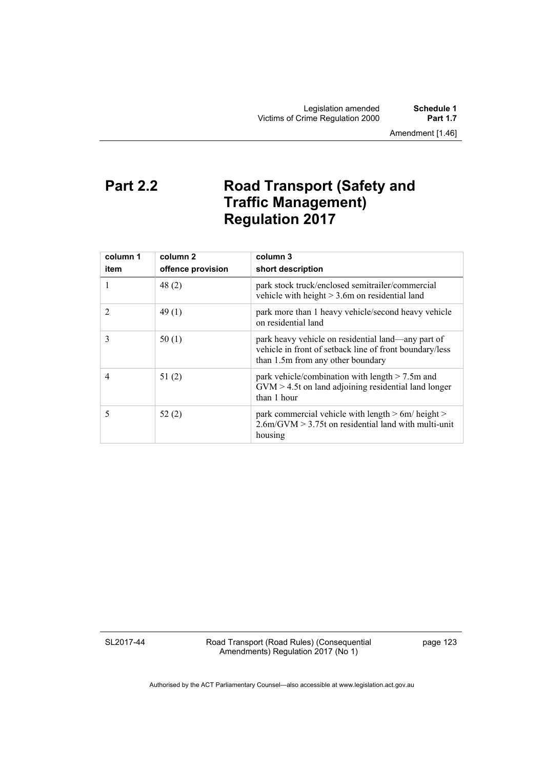## Part 2.2 Road Transport (Safety and Traffic Management) Regulation 2017

| column 1<br>item | column 2<br>offence provision | column 3<br>short description |
|---|---|---|
| 1 | 48 (2) | park stock truck/enclosed semitrailer/commercial vehicle with height > 3.6m on residential land |
| 2 | 49 (1) | park more than 1 heavy vehicle/second heavy vehicle on residential land |
| 3 | 50 (1) | park heavy vehicle on residential land—any part of vehicle in front of setback line of front boundary/less than 1.5m from any other boundary |
| 4 | 51 (2) | park vehicle/combination with length > 7.5m and GVM > 4.5t on land adjoining residential land longer than 1 hour |
| 5 | 52 (2) | park commercial vehicle with length > 6m/ height > 2.6m/GVM > 3.75t on residential land with multi-unit housing |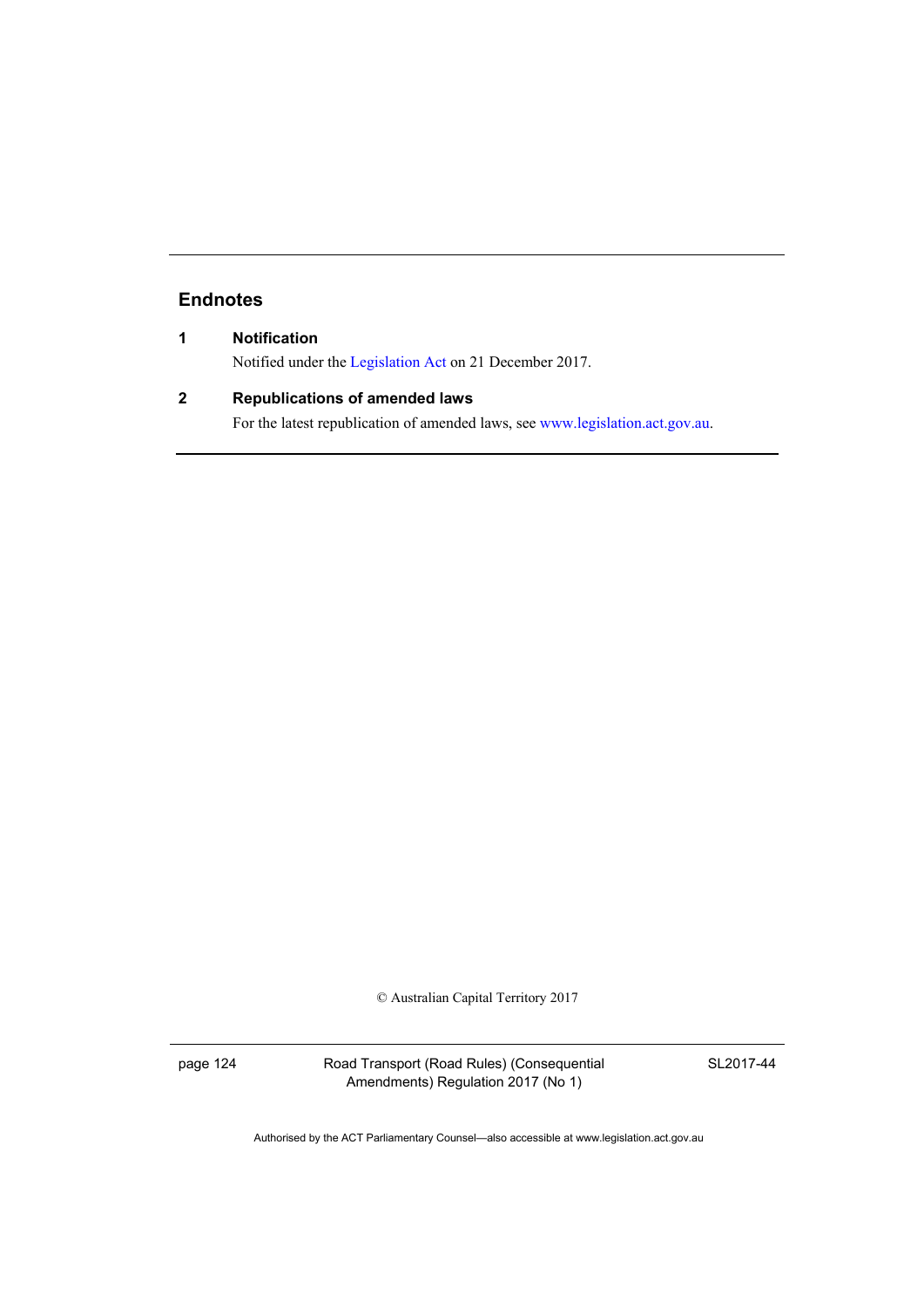## Endnotes

### 1 Notification

Notified under the Legislation Act on 21 December 2017.

### 2 Republications of amended laws

For the latest republication of amended laws, see www.legislation.act.gov.au.

© Australian Capital Territory 2017